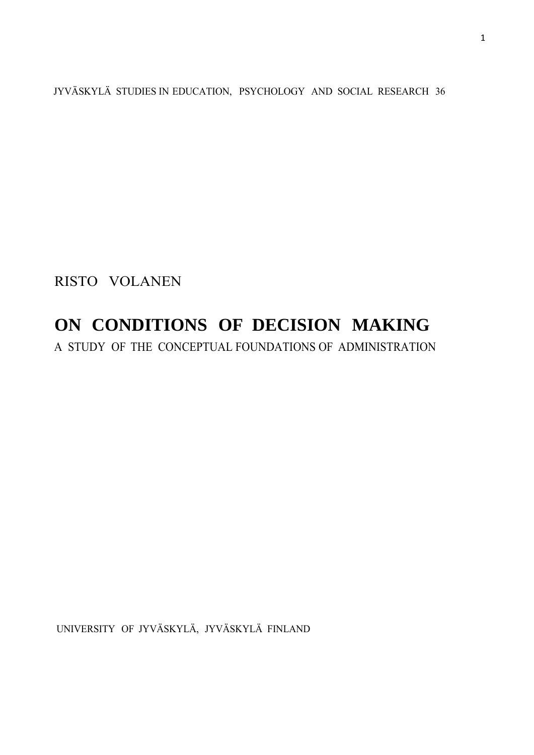JYVÄSKYLÄ STUDIES IN EDUCATION, PSYCHOLOGY AND SOCIAL RESEARCH 36

RISTO VOLANEN

# ON CONDITIONS OF DECISION MAKING

A STUDY OF THE CONCEPTUAL FOUNDATIONS OF ADMINISTRATION

UNIVERSITY OF JYVÄSKYLÄ, JYVÄSKYLÄ FINLAND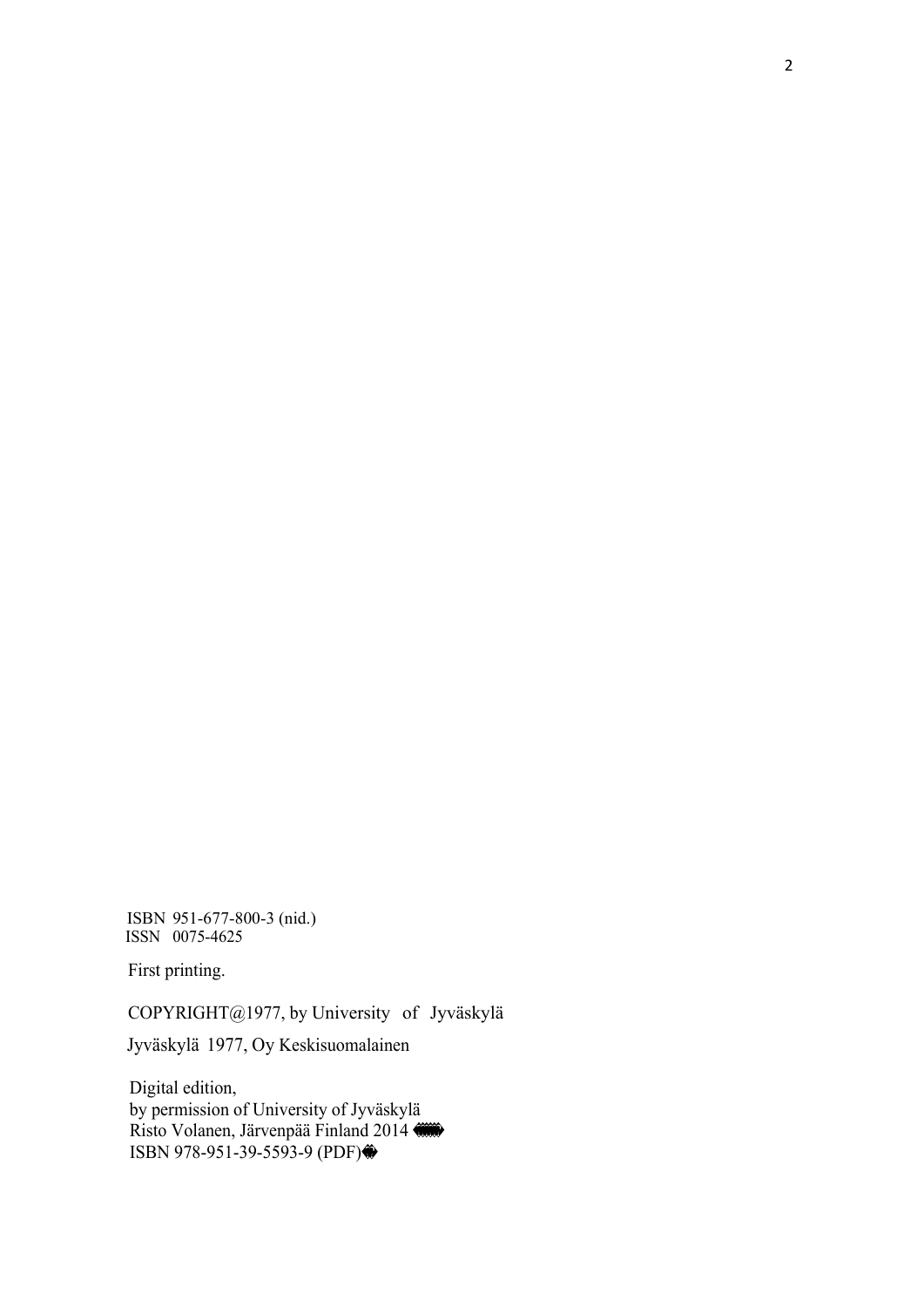ISBN 951-677-800-3 (nid.)
ISSN 0075-4625

First printing.

COPYRIGHT@1977, by University of Jyväskylä

Jyväskylä 1977, Oy Keskisuomalainen

Digital edition,
by permission of University of Jyväskylä
Risto Volanen, Järvenpää Finland 2014
ISBN 978-951-39-5593-9 (PDF)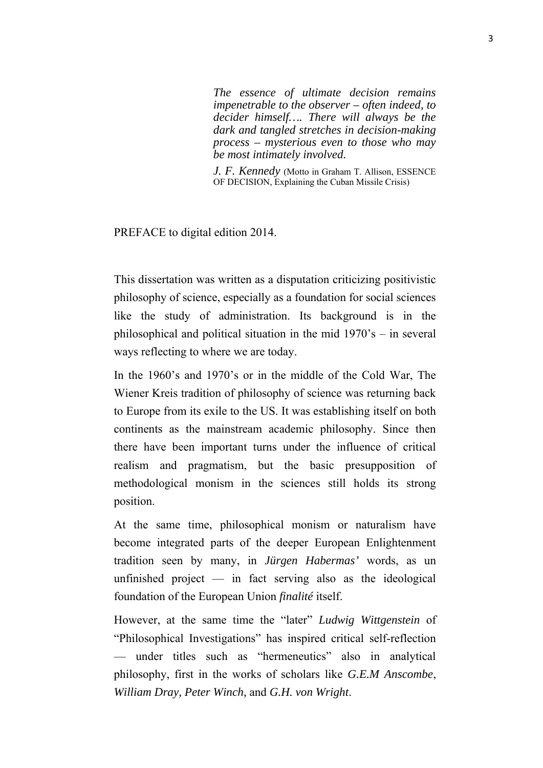*The essence of ultimate decision remains impenetrable to the observer – often indeed, to decider himself…. There will always be the dark and tangled stretches in decision-making process – mysterious even to those who may be most intimately involved.*

*J. F. Kennedy* (Motto in Graham T. Allison, ESSENCE OF DECISION, Explaining the Cuban Missile Crisis)

PREFACE to digital edition 2014.

This dissertation was written as a disputation criticizing positivistic philosophy of science, especially as a foundation for social sciences like the study of administration. Its background is in the philosophical and political situation in the mid 1970's – in several ways reflecting to where we are today.

In the 1960's and 1970's or in the middle of the Cold War, The Wiener Kreis tradition of philosophy of science was returning back to Europe from its exile to the US. It was establishing itself on both continents as the mainstream academic philosophy. Since then there have been important turns under the influence of critical realism and pragmatism, but the basic presupposition of methodological monism in the sciences still holds its strong position.

At the same time, philosophical monism or naturalism have become integrated parts of the deeper European Enlightenment tradition seen by many, in *Jürgen Habermas'* words, as un unfinished project — in fact serving also as the ideological foundation of the European Union *finalité* itself.

However, at the same time the "later" *Ludwig Wittgenstein* of "Philosophical Investigations" has inspired critical self-reflection — under titles such as "hermeneutics" also in analytical philosophy, first in the works of scholars like *G.E.M Anscombe*, *William Dray, Peter Winch,* and *G.H. von Wright*.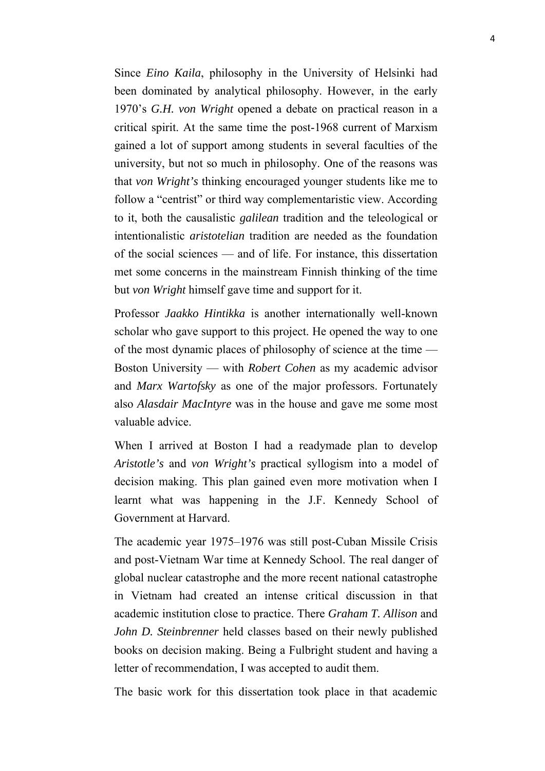Since *Eino Kaila*, philosophy in the University of Helsinki had been dominated by analytical philosophy. However, in the early 1970's *G.H. von Wright* opened a debate on practical reason in a critical spirit. At the same time the post-1968 current of Marxism gained a lot of support among students in several faculties of the university, but not so much in philosophy. One of the reasons was that *von Wright's* thinking encouraged younger students like me to follow a "centrist" or third way complementaristic view. According to it, both the causalistic *galilean* tradition and the teleological or intentionalistic *aristotelian* tradition are needed as the foundation of the social sciences — and of life. For instance, this dissertation met some concerns in the mainstream Finnish thinking of the time but *von Wright* himself gave time and support for it.

Professor *Jaakko Hintikka* is another internationally well-known scholar who gave support to this project. He opened the way to one of the most dynamic places of philosophy of science at the time — Boston University — with *Robert Cohen* as my academic advisor and *Marx Wartofsky* as one of the major professors. Fortunately also *Alasdair MacIntyre* was in the house and gave me some most valuable advice.

When I arrived at Boston I had a readymade plan to develop *Aristotle's* and *von Wright's* practical syllogism into a model of decision making. This plan gained even more motivation when I learnt what was happening in the J.F. Kennedy School of Government at Harvard.

The academic year 1975–1976 was still post-Cuban Missile Crisis and post-Vietnam War time at Kennedy School. The real danger of global nuclear catastrophe and the more recent national catastrophe in Vietnam had created an intense critical discussion in that academic institution close to practice. There *Graham T. Allison* and *John D. Steinbrenner* held classes based on their newly published books on decision making. Being a Fulbright student and having a letter of recommendation, I was accepted to audit them.

The basic work for this dissertation took place in that academic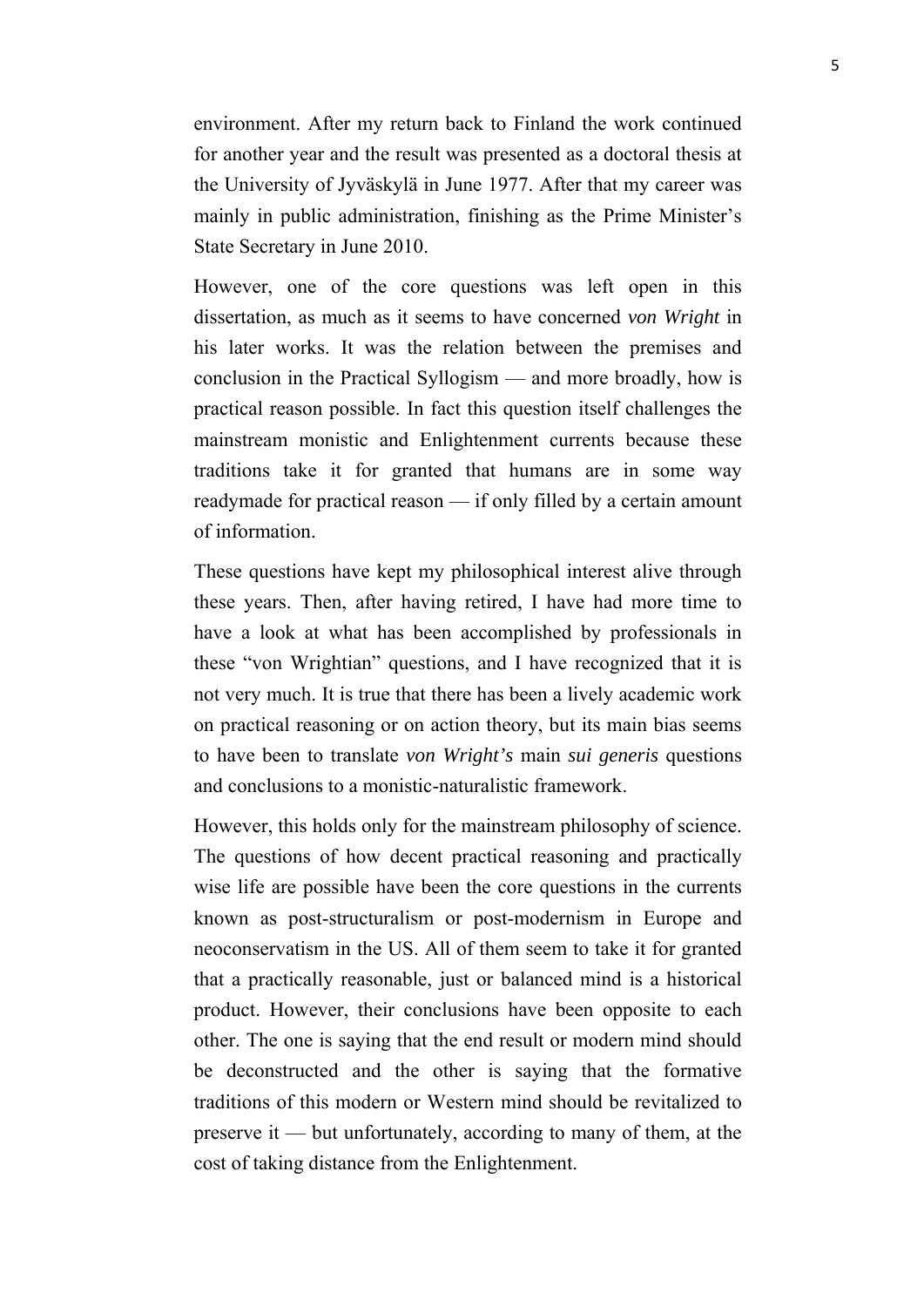environment. After my return back to Finland the work continued for another year and the result was presented as a doctoral thesis at the University of Jyväskylä in June 1977. After that my career was mainly in public administration, finishing as the Prime Minister's State Secretary in June 2010.

However, one of the core questions was left open in this dissertation, as much as it seems to have concerned *von Wright* in his later works. It was the relation between the premises and conclusion in the Practical Syllogism — and more broadly, how is practical reason possible. In fact this question itself challenges the mainstream monistic and Enlightenment currents because these traditions take it for granted that humans are in some way readymade for practical reason — if only filled by a certain amount of information.

These questions have kept my philosophical interest alive through these years. Then, after having retired, I have had more time to have a look at what has been accomplished by professionals in these "von Wrightian" questions, and I have recognized that it is not very much. It is true that there has been a lively academic work on practical reasoning or on action theory, but its main bias seems to have been to translate *von Wright's* main *sui generis* questions and conclusions to a monistic-naturalistic framework.

However, this holds only for the mainstream philosophy of science. The questions of how decent practical reasoning and practically wise life are possible have been the core questions in the currents known as post-structuralism or post-modernism in Europe and neoconservatism in the US. All of them seem to take it for granted that a practically reasonable, just or balanced mind is a historical product. However, their conclusions have been opposite to each other. The one is saying that the end result or modern mind should be deconstructed and the other is saying that the formative traditions of this modern or Western mind should be revitalized to preserve it — but unfortunately, according to many of them, at the cost of taking distance from the Enlightenment.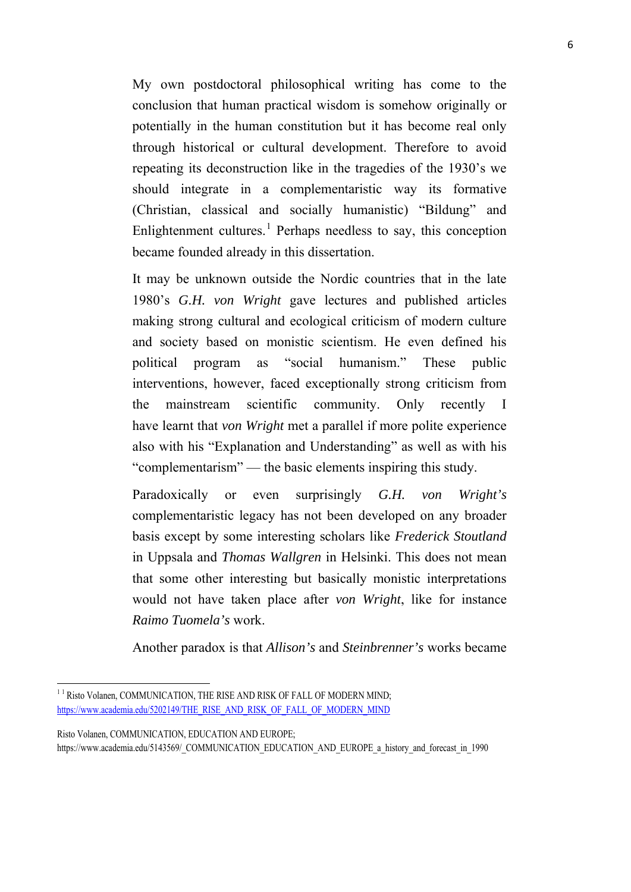My own postdoctoral philosophical writing has come to the conclusion that human practical wisdom is somehow originally or potentially in the human constitution but it has become real only through historical or cultural development. Therefore to avoid repeating its deconstruction like in the tragedies of the 1930's we should integrate in a complementaristic way its formative (Christian, classical and socially humanistic) "Bildung" and Enlightenment cultures.[1] Perhaps needless to say, this conception became founded already in this dissertation.

It may be unknown outside the Nordic countries that in the late 1980's *G.H. von Wright* gave lectures and published articles making strong cultural and ecological criticism of modern culture and society based on monistic scientism. He even defined his political program as "social humanism." These public interventions, however, faced exceptionally strong criticism from the mainstream scientific community. Only recently I have learnt that *von Wright* met a parallel if more polite experience also with his "Explanation and Understanding" as well as with his "complementarism" — the basic elements inspiring this study.

Paradoxically or even surprisingly *G.H. von Wright's* complementaristic legacy has not been developed on any broader basis except by some interesting scholars like *Frederick Stoutland* in Uppsala and *Thomas Wallgren* in Helsinki. This does not mean that some other interesting but basically monistic interpretations would not have taken place after *von Wright*, like for instance *Raimo Tuomela's* work.

Another paradox is that *Allison's* and *Steinbrenner's* works became

---

[1] Risto Volanen, COMMUNICATION, THE RISE AND RISK OF FALL OF MODERN MIND; https://www.academia.edu/5202149/THE_RISE_AND_RISK_OF_FALL_OF_MODERN_MIND

Risto Volanen, COMMUNICATION, EDUCATION AND EUROPE; https://www.academia.edu/5143569/_COMMUNICATION_EDUCATION_AND_EUROPE_a_history_and_forecast_in_1990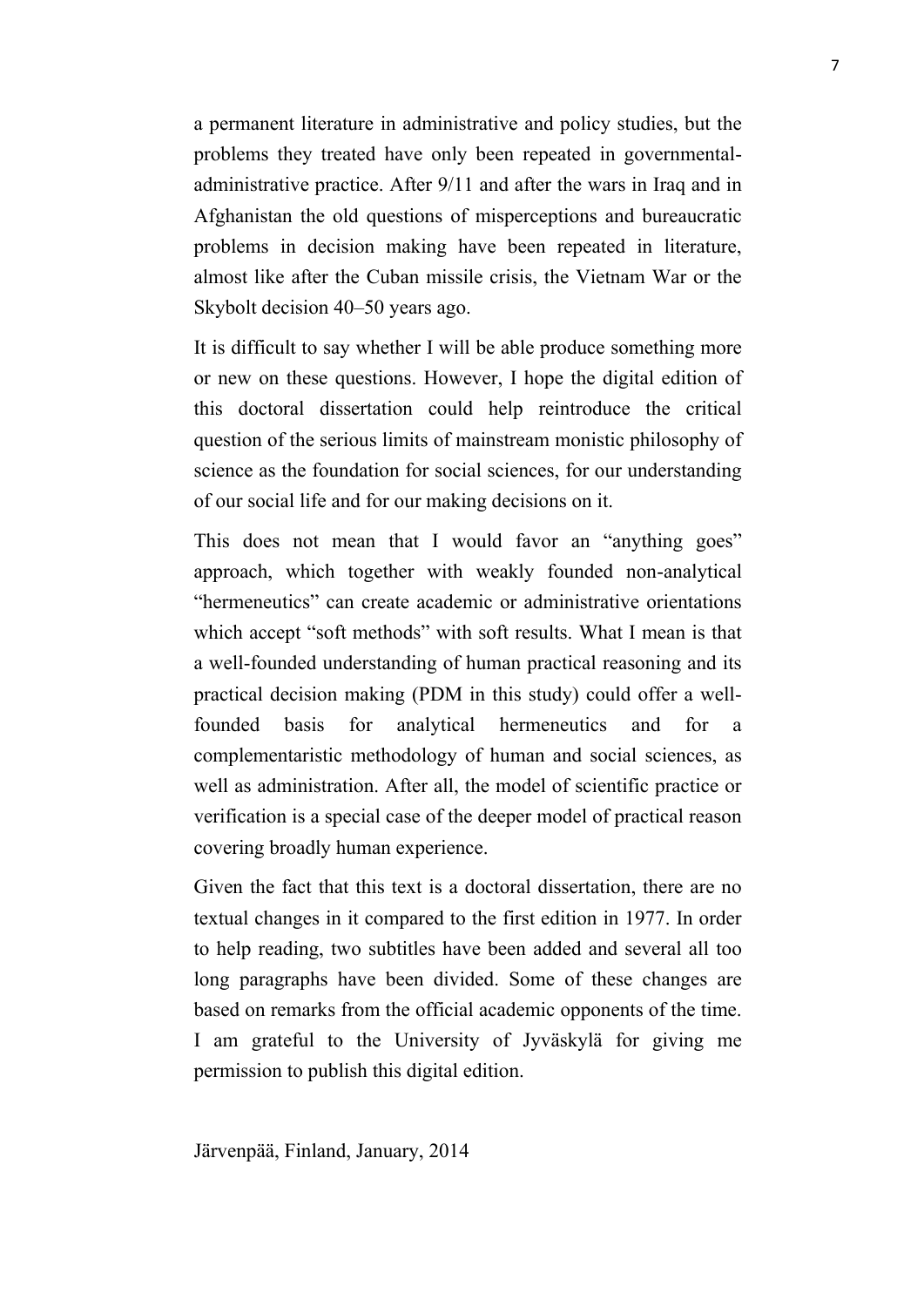a permanent literature in administrative and policy studies, but the problems they treated have only been repeated in governmental-administrative practice. After 9/11 and after the wars in Iraq and in Afghanistan the old questions of misperceptions and bureaucratic problems in decision making have been repeated in literature, almost like after the Cuban missile crisis, the Vietnam War or the Skybolt decision 40–50 years ago.

It is difficult to say whether I will be able produce something more or new on these questions. However, I hope the digital edition of this doctoral dissertation could help reintroduce the critical question of the serious limits of mainstream monistic philosophy of science as the foundation for social sciences, for our understanding of our social life and for our making decisions on it.

This does not mean that I would favor an "anything goes" approach, which together with weakly founded non-analytical "hermeneutics" can create academic or administrative orientations which accept "soft methods" with soft results. What I mean is that a well-founded understanding of human practical reasoning and its practical decision making (PDM in this study) could offer a well-founded basis for analytical hermeneutics and for a complementaristic methodology of human and social sciences, as well as administration. After all, the model of scientific practice or verification is a special case of the deeper model of practical reason covering broadly human experience.

Given the fact that this text is a doctoral dissertation, there are no textual changes in it compared to the first edition in 1977. In order to help reading, two subtitles have been added and several all too long paragraphs have been divided. Some of these changes are based on remarks from the official academic opponents of the time. I am grateful to the University of Jyväskylä for giving me permission to publish this digital edition.

Järvenpää, Finland, January, 2014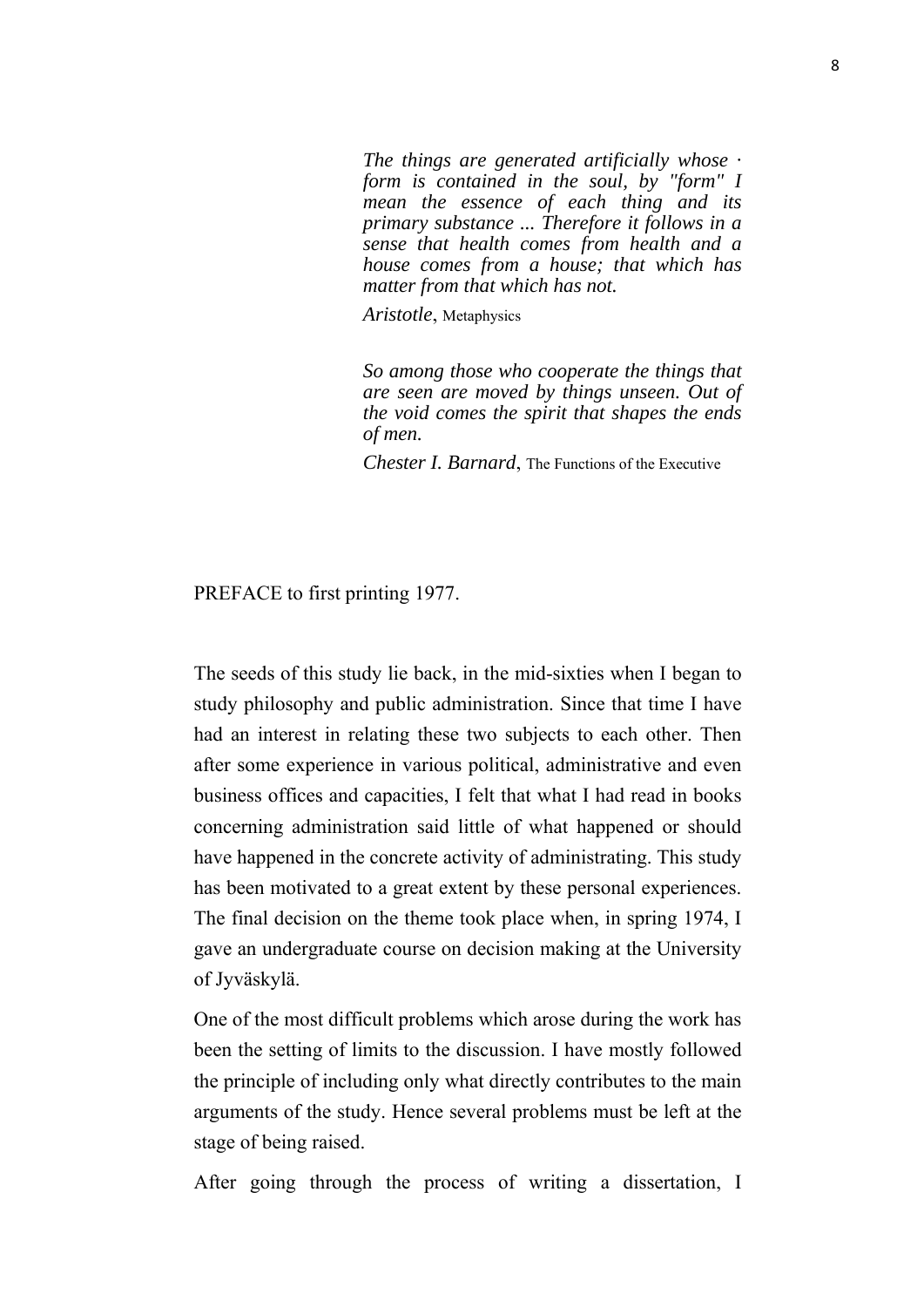*The things are generated artificially whose · form is contained in the soul, by "form" I mean the essence of each thing and its primary substance ... Therefore it follows in a sense that health comes from health and a house comes from a house; that which has matter from that which has not.*

*Aristotle*, Metaphysics

*So among those who cooperate the things that are seen are moved by things unseen. Out of the void comes the spirit that shapes the ends of men.*

*Chester I. Barnard*, The Functions of the Executive

PREFACE to first printing 1977.

The seeds of this study lie back, in the mid-sixties when I began to study philosophy and public administration. Since that time I have had an interest in relating these two subjects to each other. Then after some experience in various political, administrative and even business offices and capacities, I felt that what I had read in books concerning administration said little of what happened or should have happened in the concrete activity of administrating. This study has been motivated to a great extent by these personal experiences. The final decision on the theme took place when, in spring 1974, I gave an undergraduate course on decision making at the University of Jyväskylä.

One of the most difficult problems which arose during the work has been the setting of limits to the discussion. I have mostly followed the principle of including only what directly contributes to the main arguments of the study. Hence several problems must be left at the stage of being raised.

After going through the process of writing a dissertation, I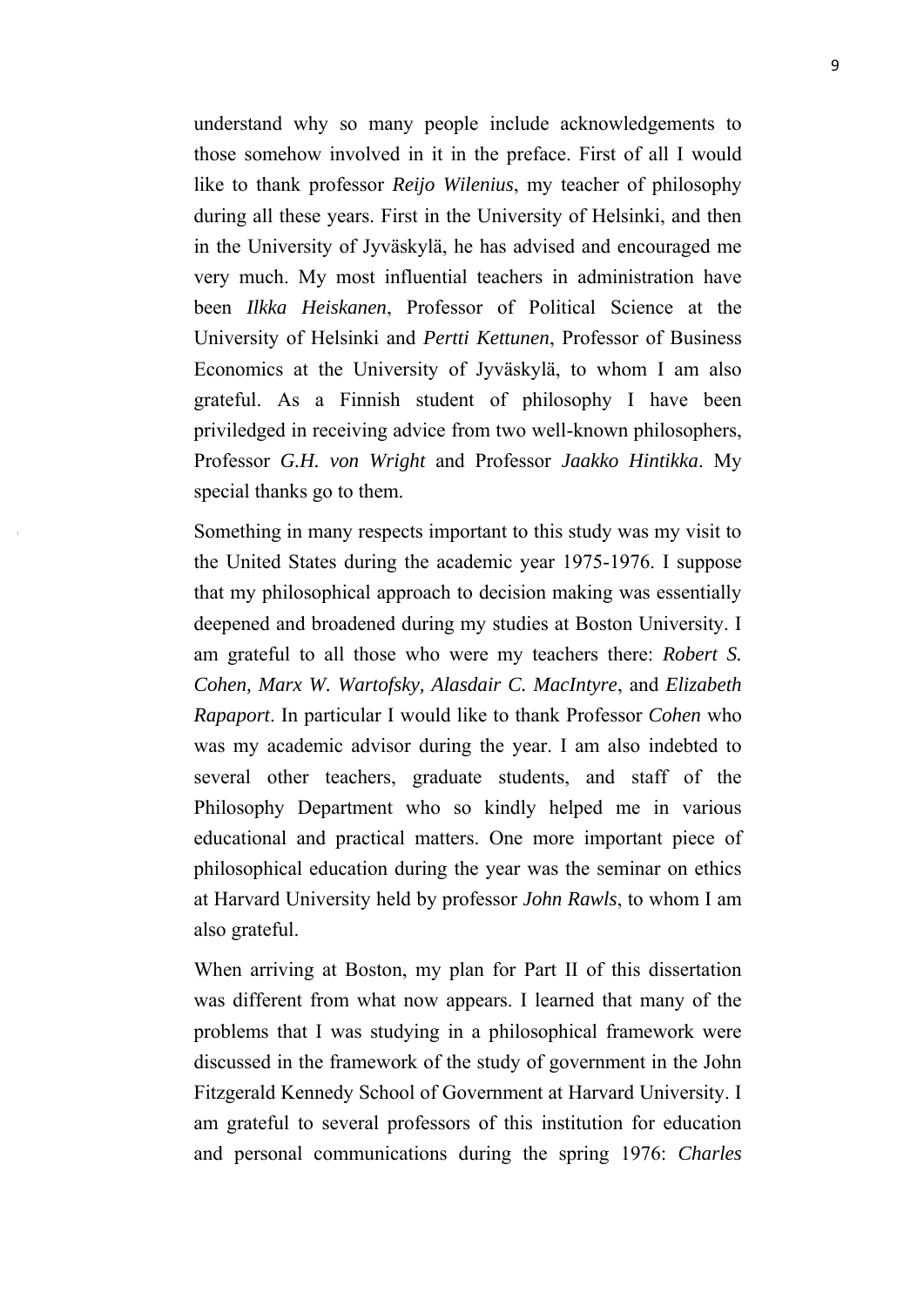understand why so many people include acknowledgements to those somehow involved in it in the preface. First of all I would like to thank professor *Reijo Wilenius*, my teacher of philosophy during all these years. First in the University of Helsinki, and then in the University of Jyväskylä, he has advised and encouraged me very much. My most influential teachers in administration have been *Ilkka Heiskanen*, Professor of Political Science at the University of Helsinki and *Pertti Kettunen*, Professor of Business Economics at the University of Jyväskylä, to whom I am also grateful. As a Finnish student of philosophy I have been priviledged in receiving advice from two well-known philosophers, Professor *G.H. von Wright* and Professor *Jaakko Hintikka*. My special thanks go to them.

Something in many respects important to this study was my visit to the United States during the academic year 1975-1976. I suppose that my philosophical approach to decision making was essentially deepened and broadened during my studies at Boston University. I am grateful to all those who were my teachers there: *Robert S. Cohen, Marx W. Wartofsky, Alasdair C. MacIntyre*, and *Elizabeth Rapaport*. In particular I would like to thank Professor *Cohen* who was my academic advisor during the year. I am also indebted to several other teachers, graduate students, and staff of the Philosophy Department who so kindly helped me in various educational and practical matters. One more important piece of philosophical education during the year was the seminar on ethics at Harvard University held by professor *John Rawls*, to whom I am also grateful.

When arriving at Boston, my plan for Part II of this dissertation was different from what now appears. I learned that many of the problems that I was studying in a philosophical framework were discussed in the framework of the study of government in the John Fitzgerald Kennedy School of Government at Harvard University. I am grateful to several professors of this institution for education and personal communications during the spring 1976: *Charles*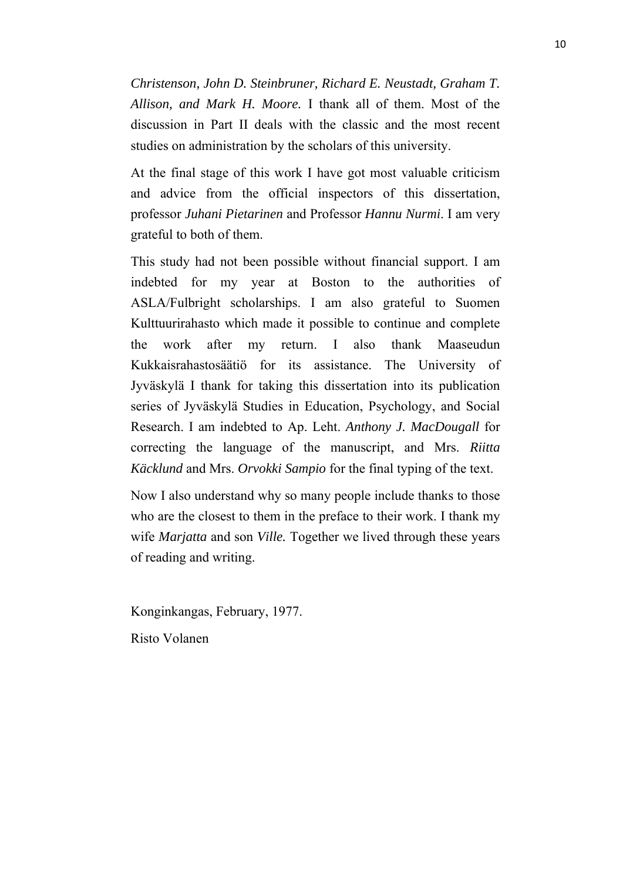*Christenson, John D. Steinbruner, Richard E. Neustadt, Graham T. Allison, and Mark H. Moore.* I thank all of them. Most of the discussion in Part II deals with the classic and the most recent studies on administration by the scholars of this university.

At the final stage of this work I have got most valuable criticism and advice from the official inspectors of this dissertation, professor *Juhani Pietarinen* and Professor *Hannu Nurmi*. I am very grateful to both of them.

This study had not been possible without financial support. I am indebted for my year at Boston to the authorities of ASLA/Fulbright scholarships. I am also grateful to Suomen Kulttuurirahasto which made it possible to continue and complete the work after my return. I also thank Maaseudun Kukkaisrahastosäätiö for its assistance. The University of Jyväskylä I thank for taking this dissertation into its publication series of Jyväskylä Studies in Education, Psychology, and Social Research. I am indebted to Ap. Leht. *Anthony J. MacDougall* for correcting the language of the manuscript, and Mrs. *Riitta Käcklund* and Mrs. *Orvokki Sampio* for the final typing of the text.

Now I also understand why so many people include thanks to those who are the closest to them in the preface to their work. I thank my wife *Marjatta* and son *Ville.* Together we lived through these years of reading and writing.

Konginkangas, February, 1977.

Risto Volanen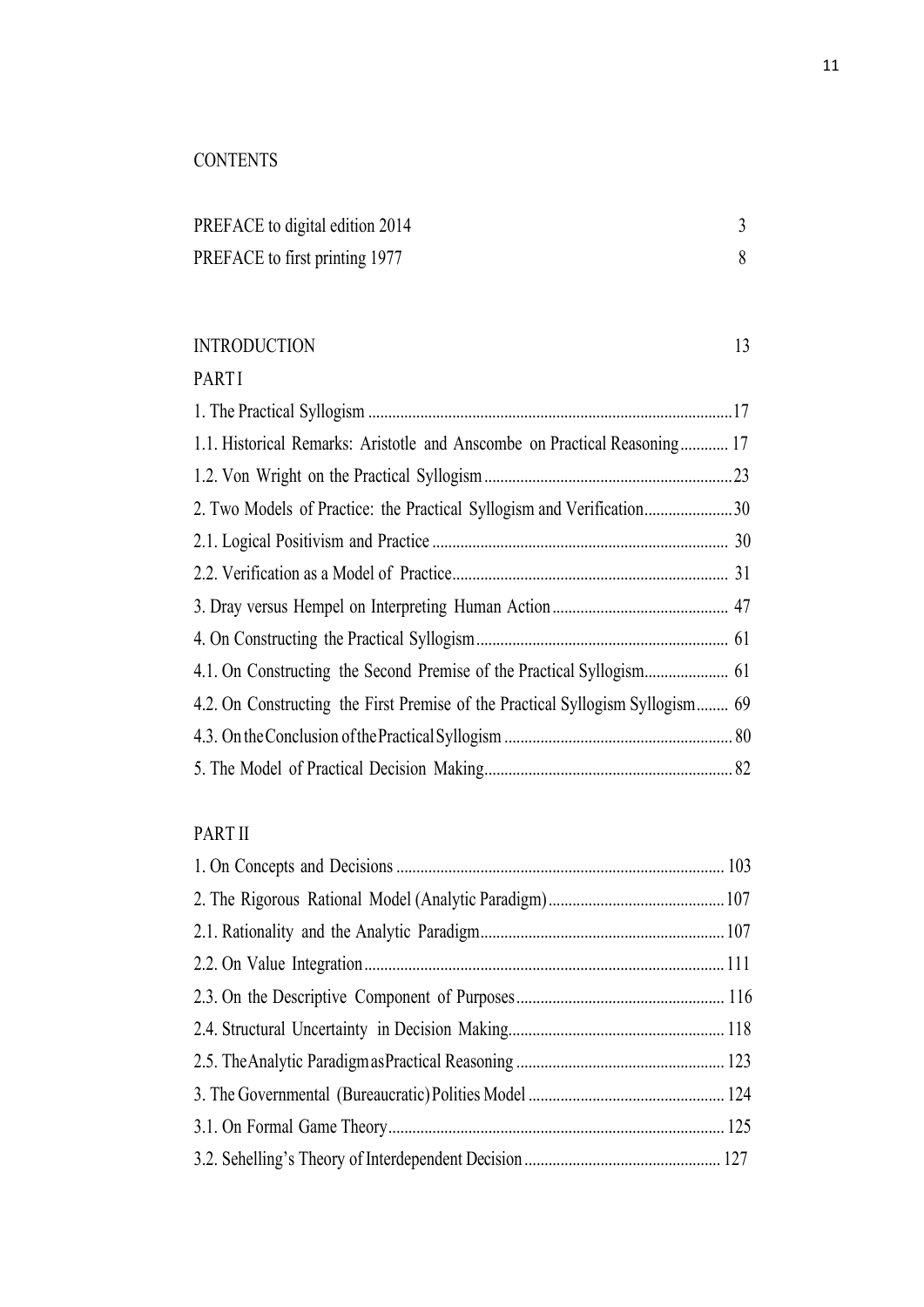# CONTENTS

PREFACE to digital edition 2014 3

PREFACE to first printing 1977 8

INTRODUCTION 13

## PART I

1. The Practical Syllogism .......................................................................................17

1.1. Historical Remarks: Aristotle and Anscombe on Practical Reasoning............ 17

1.2. Von Wright on the Practical Syllogism..............................................................23

2. Two Models of Practice: the Practical Syllogism and Verification......................30

2.1. Logical Positivism and Practice ......................................................................... 30

2.2. Verification as a Model of Practice.................................................................... 31

3. Dray versus Hempel on Interpreting Human Action............................................ 47

4. On Constructing the Practical Syllogism............................................................... 61

4.1. On Constructing the Second Premise of the Practical Syllogism..................... 61

4.2. On Constructing the First Premise of the Practical Syllogism Syllogism........ 69

4.3. On the Conclusion of the Practical Syllogism ......................................................... 80

5. The Model of Practical Decision Making............................................................. 82

## PART II

1. On Concepts and Decisions ................................................................................. 103

2. The Rigorous Rational Model (Analytic Paradigm)............................................107

2.1. Rationality and the Analytic Paradigm............................................................107

2.2. On Value Integration......................................................................................... 111

2.3. On the Descriptive Component of Purposes.................................................... 116

2.4. Structural Uncertainty in Decision Making...................................................... 118

2.5. The Analytic Paradigm as Practical Reasoning .................................................... 123

3. The Governmental (Bureaucratic) Polities Model ................................................. 124

3.1. On Formal Game Theory................................................................................... 125

3.2. Sehelling's Theory of Interdependent Decision ................................................ 127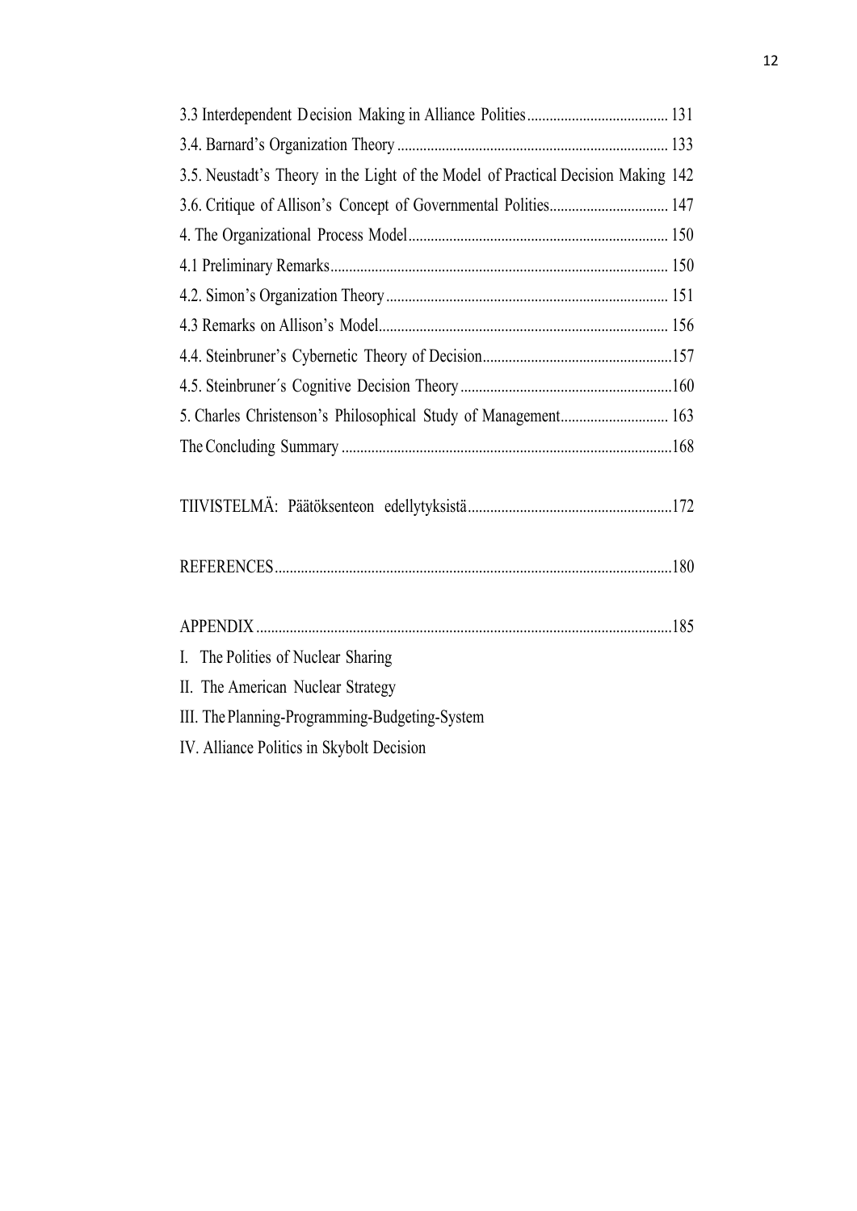3.3 Interdependent Decision Making in Alliance Polities ...................................... 131

3.4. Barnard's Organization Theory ........................................................................ 133

3.5. Neustadt's Theory in the Light of the Model of Practical Decision Making 142

3.6. Critique of Allison's Concept of Governmental Polities................................ 147

4. The Organizational Process Model..................................................................... 150

4.1 Preliminary Remarks.......................................................................................... 150

4.2. Simon's Organization Theory........................................................................... 151

4.3 Remarks on Allison's Model............................................................................. 156

4.4. Steinbruner's Cybernetic Theory of Decision...................................................157

4.5. Steinbruner´s Cognitive Decision Theory.........................................................160

5. Charles Christenson's Philosophical Study of Management............................. 163

The Concluding Summary ........................................................................................168

TIIVISTELMÄ: Päätöksenteon edellytyksistä.......................................................172

REFERENCES..........................................................................................................180

APPENDIX...............................................................................................................185

I. The Polities of Nuclear Sharing

II. The American Nuclear Strategy

III. The Planning-Programming-Budgeting-System

IV. Alliance Politics in Skybolt Decision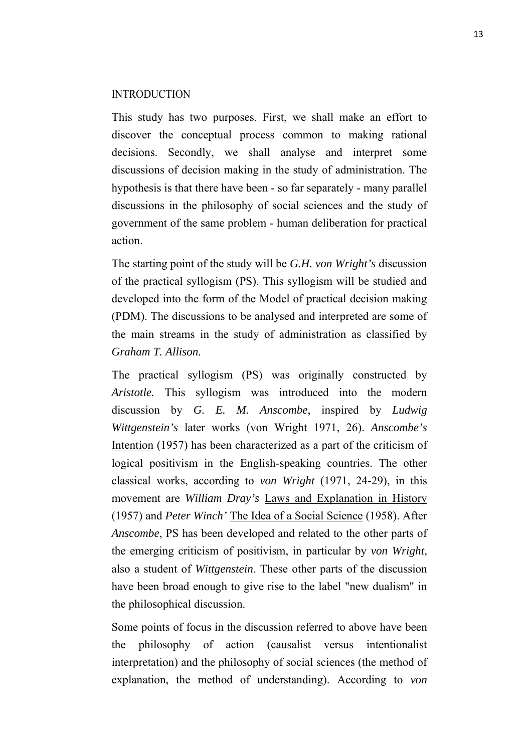# INTRODUCTION

This study has two purposes. First, we shall make an effort to discover the conceptual process common to making rational decisions. Secondly, we shall analyse and interpret some discussions of decision making in the study of administration. The hypothesis is that there have been - so far separately - many parallel discussions in the philosophy of social sciences and the study of government of the same problem - human deliberation for practical action.

The starting point of the study will be *G.H. von Wright's* discussion of the practical syllogism (PS). This syllogism will be studied and developed into the form of the Model of practical decision making (PDM). The discussions to be analysed and interpreted are some of the main streams in the study of administration as classified by *Graham T. Allison.*

The practical syllogism (PS) was originally constructed by *Aristotle.* This syllogism was introduced into the modern discussion by *G. E. M. Anscombe*, inspired by *Ludwig Wittgenstein's* later works (von Wright 1971, 26). *Anscombe's* Intention (1957) has been characterized as a part of the criticism of logical positivism in the English-speaking countries. The other classical works, according to *von Wright* (1971, 24-29), in this movement are *William Dray's* Laws and Explanation in History (1957) and *Peter Winch'* The Idea of a Social Science (1958). After *Anscombe*, PS has been developed and related to the other parts of the emerging criticism of positivism, in particular by *von Wright*, also a student of *Wittgenstein*. These other parts of the discussion have been broad enough to give rise to the label "new dualism" in the philosophical discussion.

Some points of focus in the discussion referred to above have been the philosophy of action (causalist versus intentionalist interpretation) and the philosophy of social sciences (the method of explanation, the method of understanding). According to *von*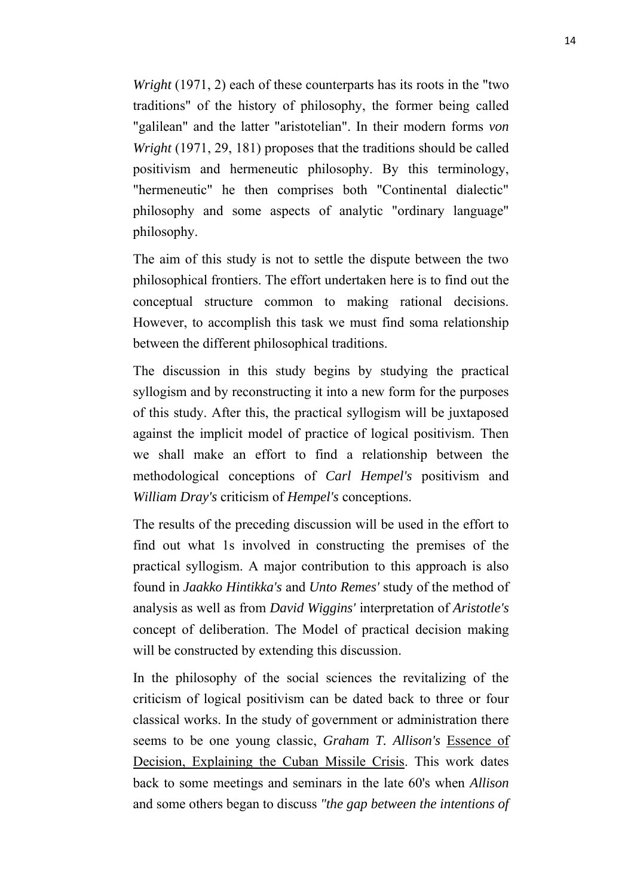*Wright* (1971, 2) each of these counterparts has its roots in the "two traditions" of the history of philosophy, the former being called "galilean" and the latter "aristotelian". In their modern forms *von Wright* (1971, 29, 181) proposes that the traditions should be called positivism and hermeneutic philosophy. By this terminology, "hermeneutic" he then comprises both "Continental dialectic" philosophy and some aspects of analytic "ordinary language" philosophy.

The aim of this study is not to settle the dispute between the two philosophical frontiers. The effort undertaken here is to find out the conceptual structure common to making rational decisions. However, to accomplish this task we must find soma relationship between the different philosophical traditions.

The discussion in this study begins by studying the practical syllogism and by reconstructing it into a new form for the purposes of this study. After this, the practical syllogism will be juxtaposed against the implicit model of practice of logical positivism. Then we shall make an effort to find a relationship between the methodological conceptions of *Carl Hempel's* positivism and *William Dray's* criticism of *Hempel's* conceptions.

The results of the preceding discussion will be used in the effort to find out what 1s involved in constructing the premises of the practical syllogism. A major contribution to this approach is also found in *Jaakko Hintikka's* and *Unto Remes'* study of the method of analysis as well as from *David Wiggins'* interpretation of *Aristotle's* concept of deliberation. The Model of practical decision making will be constructed by extending this discussion.

In the philosophy of the social sciences the revitalizing of the criticism of logical positivism can be dated back to three or four classical works. In the study of government or administration there seems to be one young classic, *Graham T. Allison's* Essence of Decision, Explaining the Cuban Missile Crisis. This work dates back to some meetings and seminars in the late 60's when *Allison* and some others began to discuss *"the gap between the intentions of*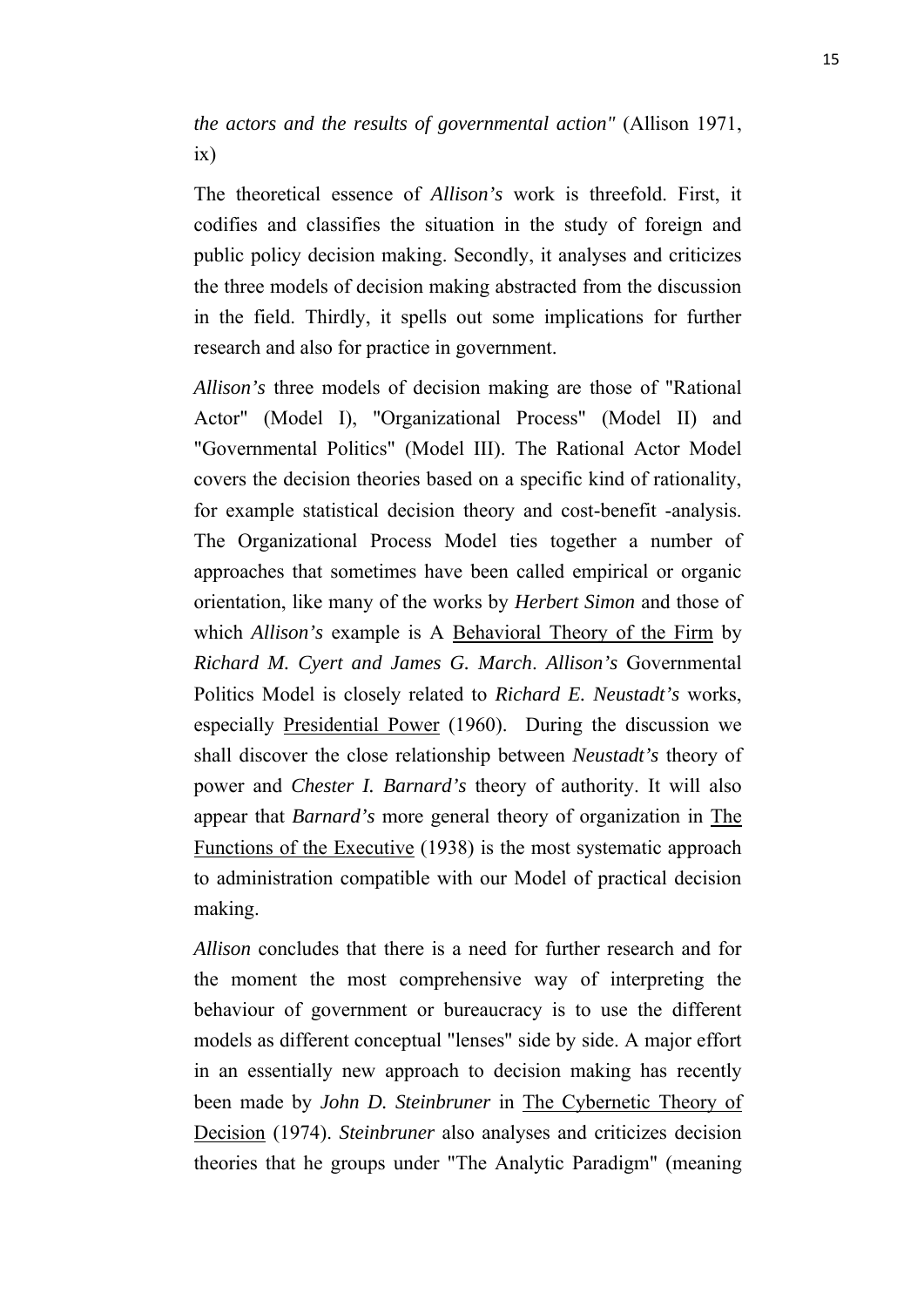*the actors and the results of governmental action"* (Allison 1971, ix)

The theoretical essence of *Allison's* work is threefold. First, it codifies and classifies the situation in the study of foreign and public policy decision making. Secondly, it analyses and criticizes the three models of decision making abstracted from the discussion in the field. Thirdly, it spells out some implications for further research and also for practice in government.

*Allison's* three models of decision making are those of "Rational Actor" (Model I), "Organizational Process" (Model II) and "Governmental Politics" (Model III). The Rational Actor Model covers the decision theories based on a specific kind of rationality, for example statistical decision theory and cost-benefit -analysis. The Organizational Process Model ties together a number of approaches that sometimes have been called empirical or organic orientation, like many of the works by *Herbert Simon* and those of which *Allison's* example is A Behavioral Theory of the Firm by *Richard M. Cyert and James G. March*. *Allison's* Governmental Politics Model is closely related to *Richard E. Neustadt's* works, especially Presidential Power (1960). During the discussion we shall discover the close relationship between *Neustadt's* theory of power and *Chester I. Barnard's* theory of authority. It will also appear that *Barnard's* more general theory of organization in The Functions of the Executive (1938) is the most systematic approach to administration compatible with our Model of practical decision making.

*Allison* concludes that there is a need for further research and for the moment the most comprehensive way of interpreting the behaviour of government or bureaucracy is to use the different models as different conceptual "lenses" side by side. A major effort in an essentially new approach to decision making has recently been made by *John D. Steinbruner* in The Cybernetic Theory of Decision (1974). *Steinbruner* also analyses and criticizes decision theories that he groups under "The Analytic Paradigm" (meaning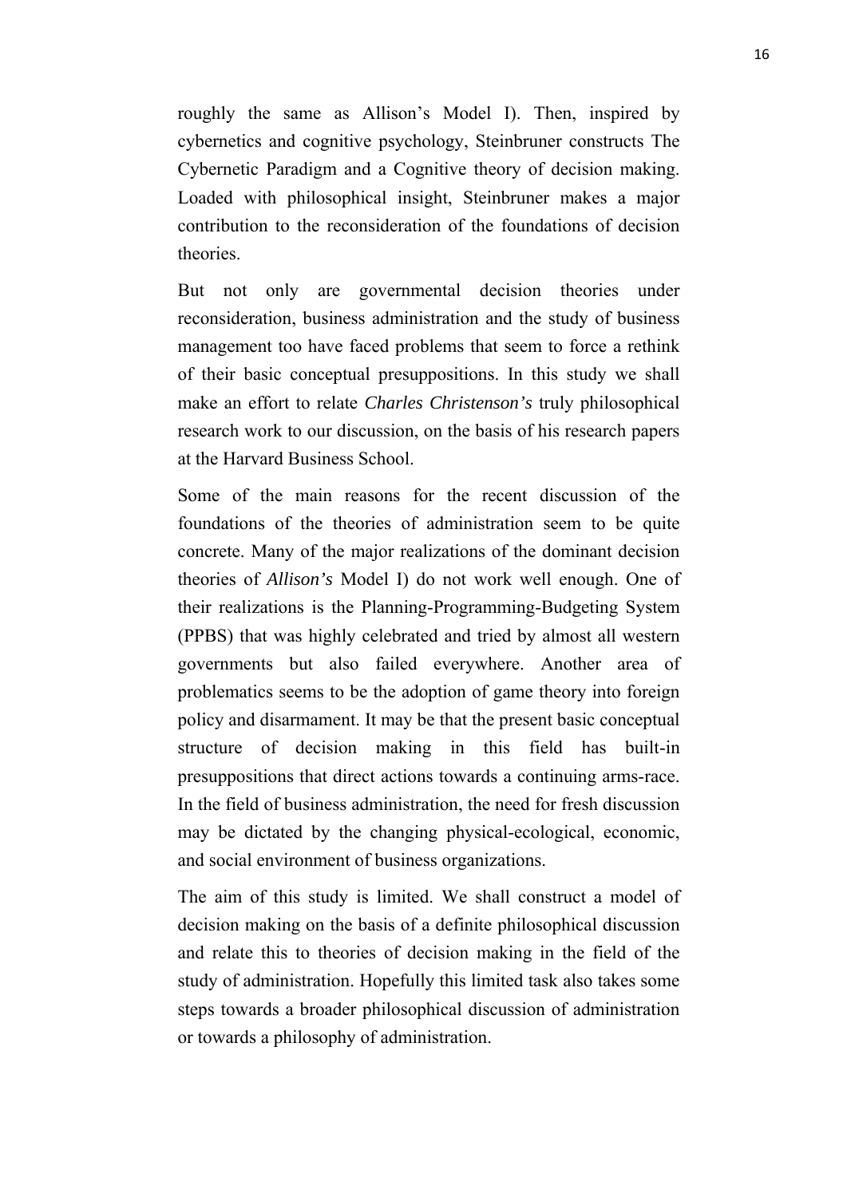roughly the same as Allison’s Model I). Then, inspired by cybernetics and cognitive psychology, Steinbruner constructs The Cybernetic Paradigm and a Cognitive theory of decision making. Loaded with philosophical insight, Steinbruner makes a major contribution to the reconsideration of the foundations of decision theories.

But not only are governmental decision theories under reconsideration, business administration and the study of business management too have faced problems that seem to force a rethink of their basic conceptual presuppositions. In this study we shall make an effort to relate *Charles Christenson’s* truly philosophical research work to our discussion, on the basis of his research papers at the Harvard Business School.

Some of the main reasons for the recent discussion of the foundations of the theories of administration seem to be quite concrete. Many of the major realizations of the dominant decision theories of *Allison’s* Model I) do not work well enough. One of their realizations is the Planning-Programming-Budgeting System (PPBS) that was highly celebrated and tried by almost all western governments but also failed everywhere. Another area of problematics seems to be the adoption of game theory into foreign policy and disarmament. It may be that the present basic conceptual structure of decision making in this field has built-in presuppositions that direct actions towards a continuing arms-race. In the field of business administration, the need for fresh discussion may be dictated by the changing physical-ecological, economic, and social environment of business organizations.

The aim of this study is limited. We shall construct a model of decision making on the basis of a definite philosophical discussion and relate this to theories of decision making in the field of the study of administration. Hopefully this limited task also takes some steps towards a broader philosophical discussion of administration or towards a philosophy of administration.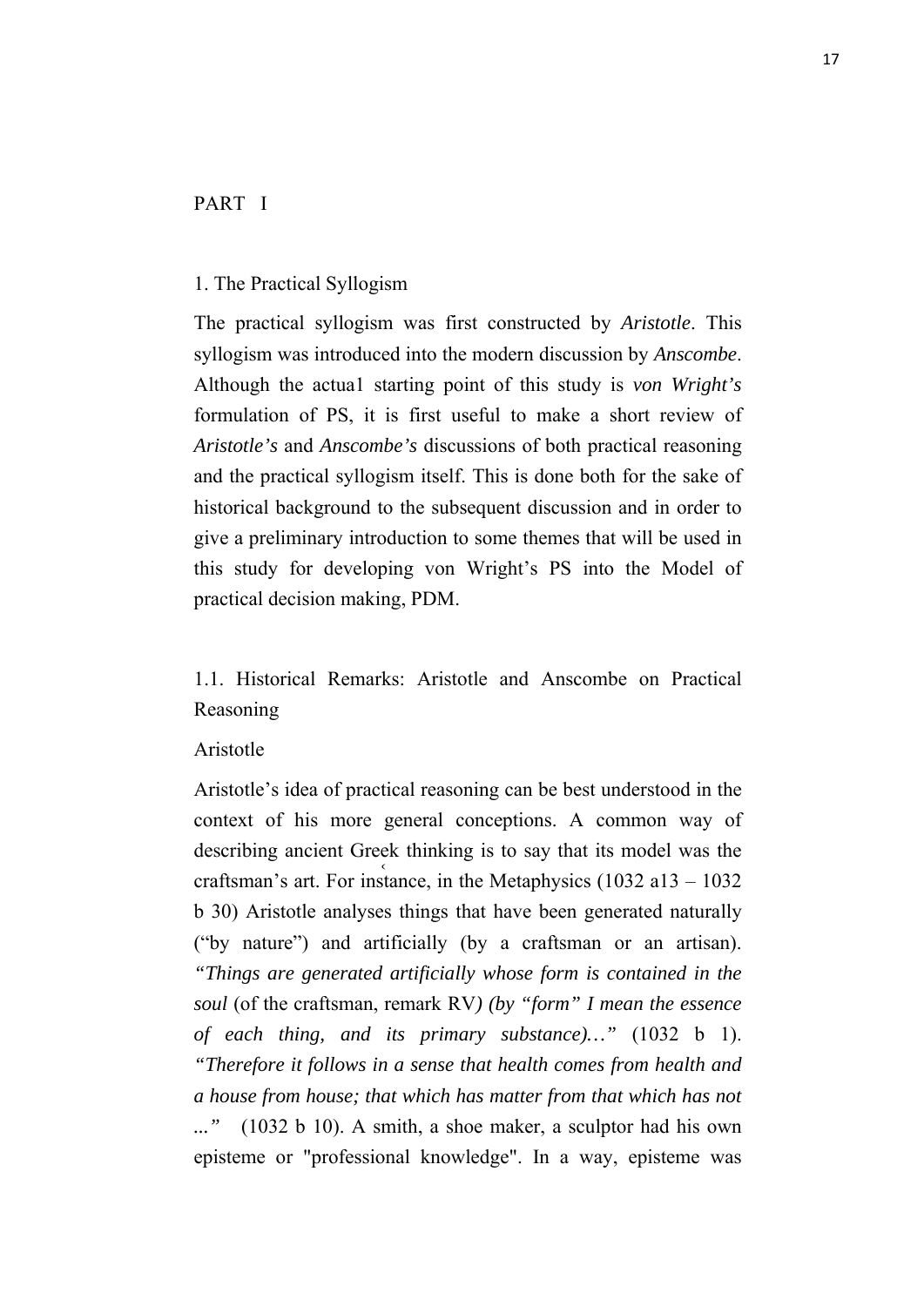# PART I

## 1. The Practical Syllogism

The practical syllogism was first constructed by *Aristotle*. This syllogism was introduced into the modern discussion by *Anscombe*. Although the actua1 starting point of this study is *von Wright's* formulation of PS, it is first useful to make a short review of *Aristotle's* and *Anscombe's* discussions of both practical reasoning and the practical syllogism itself. This is done both for the sake of historical background to the subsequent discussion and in order to give a preliminary introduction to some themes that will be used in this study for developing von Wright's PS into the Model of practical decision making, PDM.

### 1.1. Historical Remarks: Aristotle and Anscombe on Practical Reasoning

Aristotle

Aristotle's idea of practical reasoning can be best understood in the context of his more general conceptions. A common way of describing ancient Greek thinking is to say that its model was the craftsman's art. For instance, in the Metaphysics (1032 a13 – 1032 b 30) Aristotle analyses things that have been generated naturally ("by nature") and artificially (by a craftsman or an artisan). *"Things are generated artificially whose form is contained in the soul* (of the craftsman, remark RV*) (by "form" I mean the essence of each thing, and its primary substance)…"* (1032 b 1). *"Therefore it follows in a sense that health comes from health and a house from house; that which has matter from that which has not ..."* (1032 b 10). A smith, a shoe maker, a sculptor had his own episteme or "professional knowledge". In a way, episteme was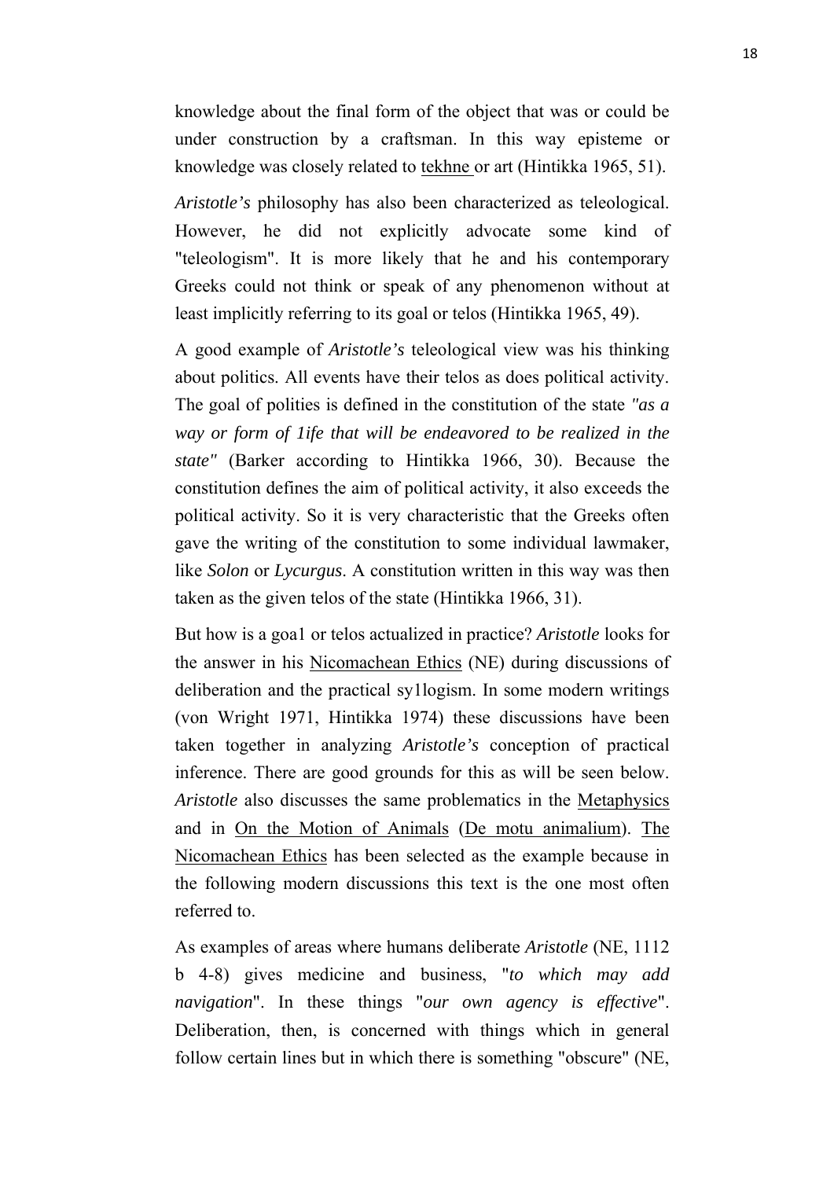knowledge about the final form of the object that was or could be under construction by a craftsman. In this way episteme or knowledge was closely related to tekhne or art (Hintikka 1965, 51).

*Aristotle's* philosophy has also been characterized as teleological. However, he did not explicitly advocate some kind of "teleologism". It is more likely that he and his contemporary Greeks could not think or speak of any phenomenon without at least implicitly referring to its goal or telos (Hintikka 1965, 49).

A good example of *Aristotle's* teleological view was his thinking about politics. All events have their telos as does political activity. The goal of polities is defined in the constitution of the state *"as a way or form of 1ife that will be endeavored to be realized in the state"* (Barker according to Hintikka 1966, 30). Because the constitution defines the aim of political activity, it also exceeds the political activity. So it is very characteristic that the Greeks often gave the writing of the constitution to some individual lawmaker, like *Solon* or *Lycurgus*. A constitution written in this way was then taken as the given telos of the state (Hintikka 1966, 31).

But how is a goa1 or telos actualized in practice? *Aristotle* looks for the answer in his Nicomachean Ethics (NE) during discussions of deliberation and the practical sy1logism. In some modern writings (von Wright 1971, Hintikka 1974) these discussions have been taken together in analyzing *Aristotle's* conception of practical inference. There are good grounds for this as will be seen below. *Aristotle* also discusses the same problematics in the Metaphysics and in On the Motion of Animals (De motu animalium). The Nicomachean Ethics has been selected as the example because in the following modern discussions this text is the one most often referred to.

As examples of areas where humans deliberate *Aristotle* (NE, 1112 b 4-8) gives medicine and business, "*to which may add navigation*". In these things "*our own agency is effective*". Deliberation, then, is concerned with things which in general follow certain lines but in which there is something "obscure" (NE,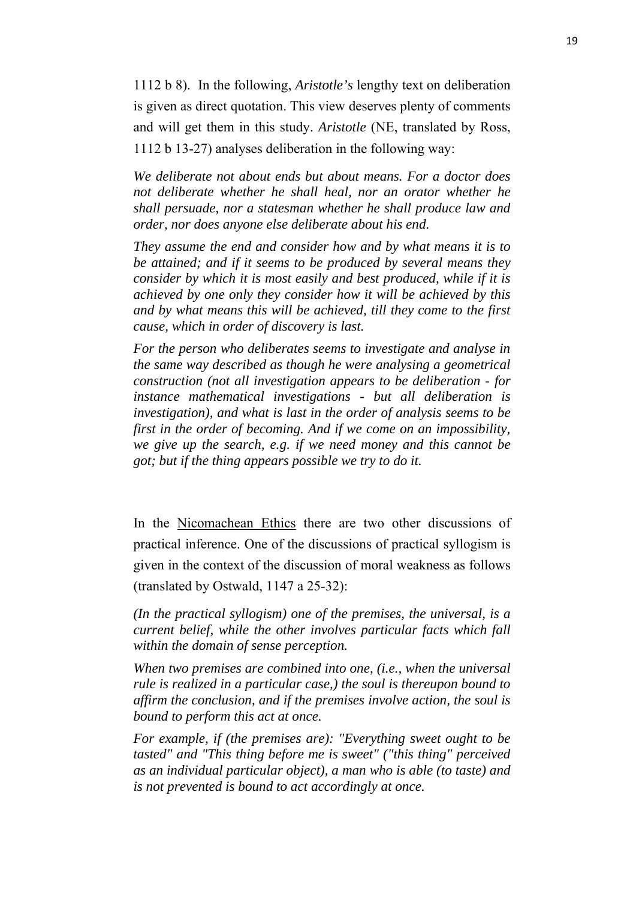1112 b 8). In the following, *Aristotle's* lengthy text on deliberation is given as direct quotation. This view deserves plenty of comments and will get them in this study. *Aristotle* (NE, translated by Ross, 1112 b 13-27) analyses deliberation in the following way:

*We deliberate not about ends but about means. For a doctor does not deliberate whether he shall heal, nor an orator whether he shall persuade, nor a statesman whether he shall produce law and order, nor does anyone else deliberate about his end.*

*They assume the end and consider how and by what means it is to be attained; and if it seems to be produced by several means they consider by which it is most easily and best produced, while if it is achieved by one only they consider how it will be achieved by this and by what means this will be achieved, till they come to the first cause, which in order of discovery is last.*

*For the person who deliberates seems to investigate and analyse in the same way described as though he were analysing a geometrical construction (not all investigation appears to be deliberation - for instance mathematical investigations - but all deliberation is investigation), and what is last in the order of analysis seems to be first in the order of becoming. And if we come on an impossibility, we give up the search, e.g. if we need money and this cannot be got; but if the thing appears possible we try to do it.*

In the <u>Nicomachean Ethics</u> there are two other discussions of practical inference. One of the discussions of practical syllogism is given in the context of the discussion of moral weakness as follows (translated by Ostwald, 1147 a 25-32):

*(In the practical syllogism) one of the premises, the universal, is a current belief, while the other involves particular facts which fall within the domain of sense perception.*

*When two premises are combined into one, (i.e., when the universal rule is realized in a particular case,) the soul is thereupon bound to affirm the conclusion, and if the premises involve action, the soul is bound to perform this act at once.*

*For example, if (the premises are): "Everything sweet ought to be tasted" and "This thing before me is sweet" ("this thing" perceived as an individual particular object), a man who is able (to taste) and is not prevented is bound to act accordingly at once.*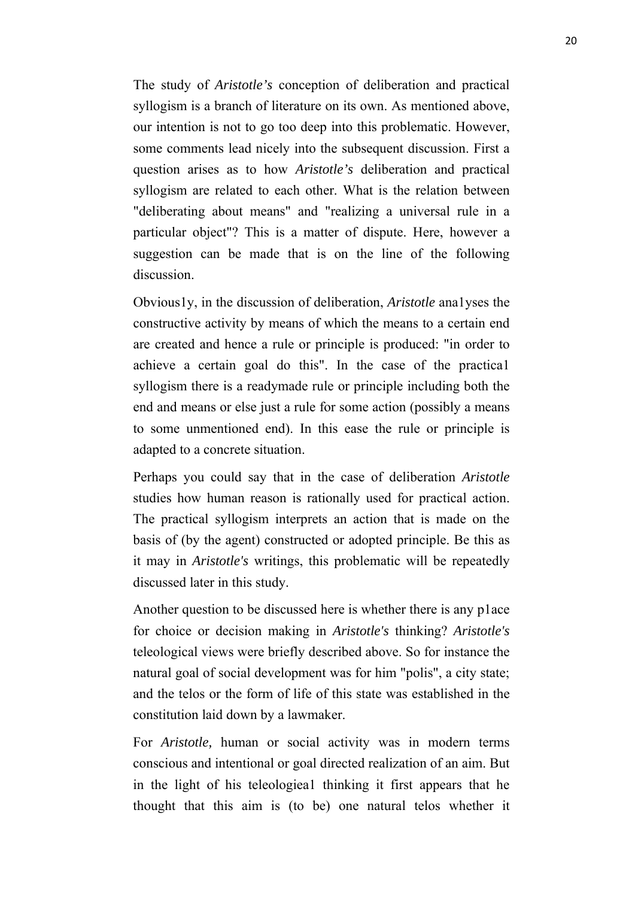The study of *Aristotle's* conception of deliberation and practical syllogism is a branch of literature on its own. As mentioned above, our intention is not to go too deep into this problematic. However, some comments lead nicely into the subsequent discussion. First a question arises as to how *Aristotle's* deliberation and practical syllogism are related to each other. What is the relation between "deliberating about means" and "realizing a universal rule in a particular object"? This is a matter of dispute. Here, however a suggestion can be made that is on the line of the following discussion.

Obvious1y, in the discussion of deliberation, *Aristotle* ana1yses the constructive activity by means of which the means to a certain end are created and hence a rule or principle is produced: "in order to achieve a certain goal do this". In the case of the practica1 syllogism there is a readymade rule or principle including both the end and means or else just a rule for some action (possibly a means to some unmentioned end). In this ease the rule or principle is adapted to a concrete situation.

Perhaps you could say that in the case of deliberation *Aristotle* studies how human reason is rationally used for practical action. The practical syllogism interprets an action that is made on the basis of (by the agent) constructed or adopted principle. Be this as it may in *Aristotle's* writings, this problematic will be repeatedly discussed later in this study.

Another question to be discussed here is whether there is any p1ace for choice or decision making in *Aristotle's* thinking? *Aristotle's* teleological views were briefly described above. So for instance the natural goal of social development was for him "polis", a city state; and the telos or the form of life of this state was established in the constitution laid down by a lawmaker.

For *Aristotle,* human or social activity was in modern terms conscious and intentional or goal directed realization of an aim. But in the light of his teleologiea1 thinking it first appears that he thought that this aim is (to be) one natural telos whether it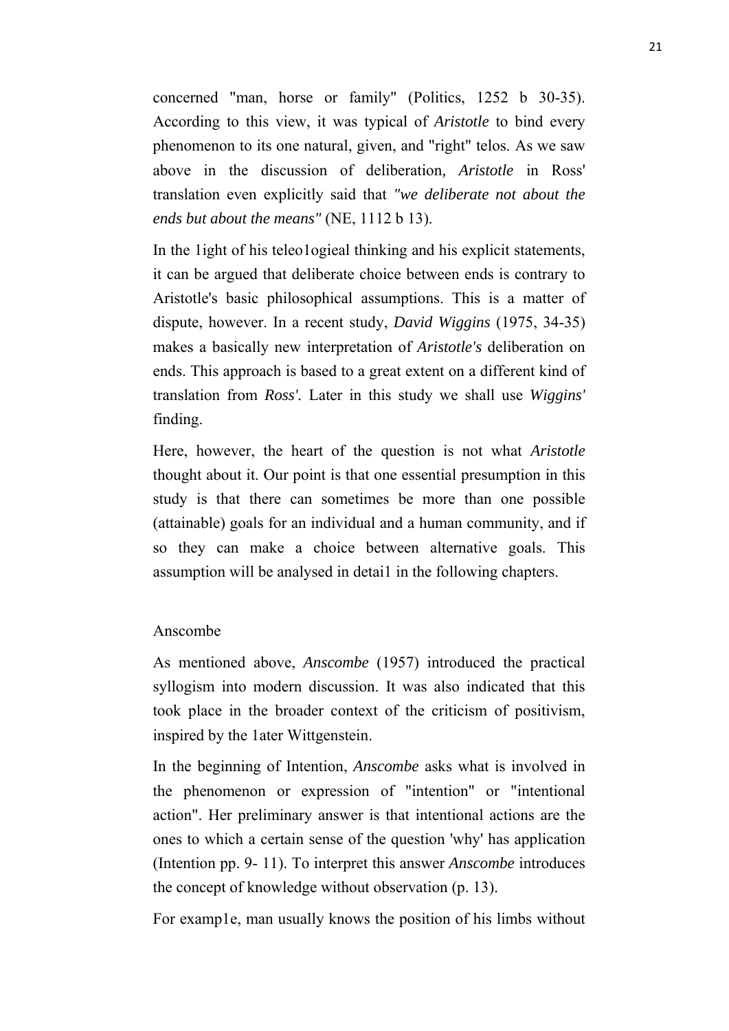concerned "man, horse or family" (Politics, 1252 b 30-35). According to this view, it was typical of *Aristotle* to bind every phenomenon to its one natural, given, and "right" telos. As we saw above in the discussion of deliberation, *Aristotle* in Ross' translation even explicitly said that *"we deliberate not about the ends but about the means"* (NE, 1112 b 13).

In the 1ight of his teleo1ogieal thinking and his explicit statements, it can be argued that deliberate choice between ends is contrary to Aristotle's basic philosophical assumptions. This is a matter of dispute, however. In a recent study, *David Wiggins* (1975, 34-35) makes a basically new interpretation of *Aristotle's* deliberation on ends. This approach is based to a great extent on a different kind of translation from *Ross'.* Later in this study we shall use *Wiggins'* finding.

Here, however, the heart of the question is not what *Aristotle* thought about it. Our point is that one essential presumption in this study is that there can sometimes be more than one possible (attainable) goals for an individual and a human community, and if so they can make a choice between alternative goals. This assumption will be analysed in detai1 in the following chapters.

### Anscombe

As mentioned above, *Anscombe* (1957) introduced the practical syllogism into modern discussion. It was also indicated that this took place in the broader context of the criticism of positivism, inspired by the 1ater Wittgenstein.

In the beginning of Intention, *Anscombe* asks what is involved in the phenomenon or expression of "intention" or "intentional action". Her preliminary answer is that intentional actions are the ones to which a certain sense of the question 'why' has application (Intention pp. 9- 11). To interpret this answer *Anscombe* introduces the concept of knowledge without observation (p. 13).

For examp1e, man usually knows the position of his limbs without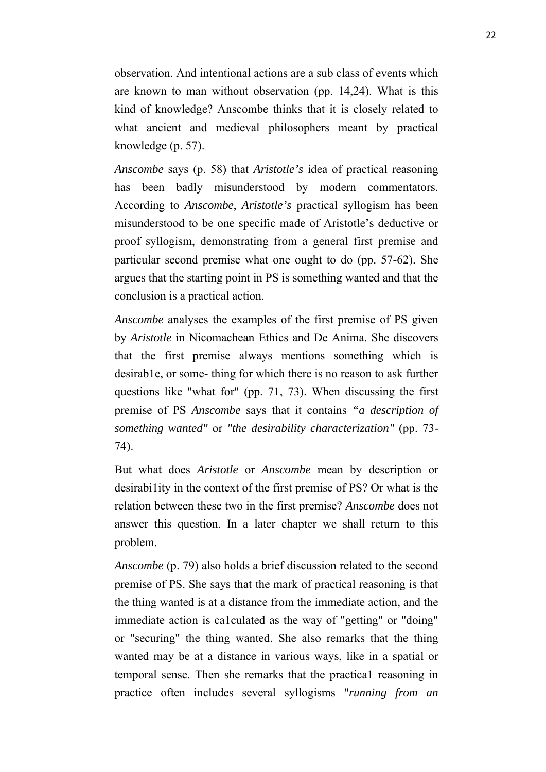observation. And intentional actions are a sub class of events which are known to man without observation (pp. 14,24). What is this kind of knowledge? Anscombe thinks that it is closely related to what ancient and medieval philosophers meant by practical knowledge (p. 57).

*Anscombe* says (p. 58) that *Aristotle's* idea of practical reasoning has been badly misunderstood by modern commentators. According to *Anscombe*, *Aristotle's* practical syllogism has been misunderstood to be one specific made of Aristotle's deductive or proof syllogism, demonstrating from a general first premise and particular second premise what one ought to do (pp. 57-62). She argues that the starting point in PS is something wanted and that the conclusion is a practical action.

*Anscombe* analyses the examples of the first premise of PS given by *Aristotle* in Nicomachean Ethics and De Anima. She discovers that the first premise always mentions something which is desirab1e, or some- thing for which there is no reason to ask further questions like "what for" (pp. 71, 73). When discussing the first premise of PS *Anscombe* says that it contains *"a description of something wanted"* or *"the desirability characterization"* (pp. 73-74).

But what does *Aristotle* or *Anscombe* mean by description or desirabi1ity in the context of the first premise of PS? Or what is the relation between these two in the first premise? *Anscombe* does not answer this question. In a later chapter we shall return to this problem.

*Anscombe* (p. 79) also holds a brief discussion related to the second premise of PS. She says that the mark of practical reasoning is that the thing wanted is at a distance from the immediate action, and the immediate action is ca1culated as the way of "getting" or "doing" or "securing" the thing wanted. She also remarks that the thing wanted may be at a distance in various ways, like in a spatial or temporal sense. Then she remarks that the practica1 reasoning in practice often includes several syllogisms "*running from an*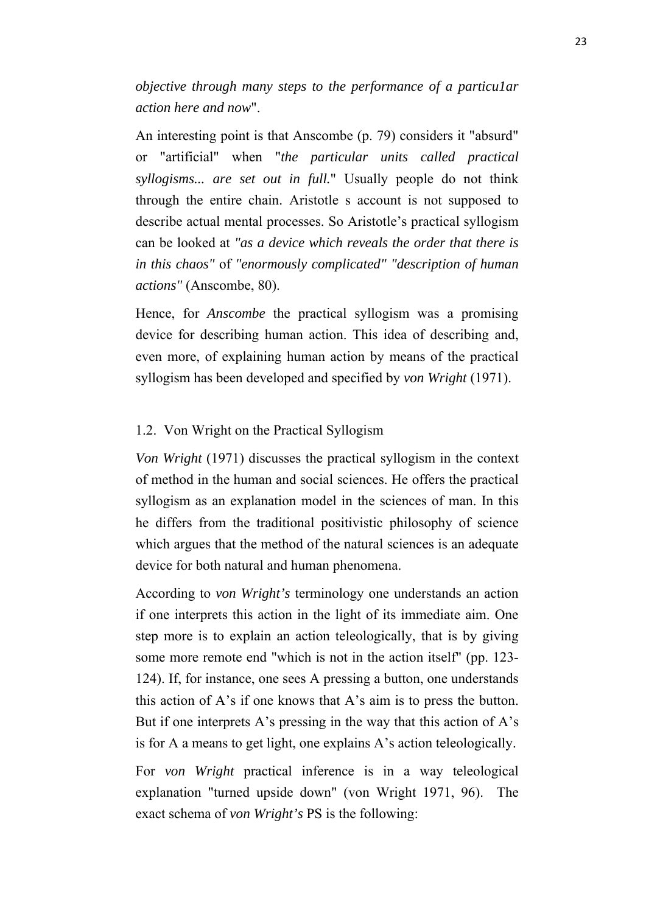*objective through many steps to the performance of a particu1ar action here and now*".

An interesting point is that Anscombe (p. 79) considers it "absurd" or "artificial" when "*the particular units called practical syllogisms... are set out in full.*" Usually people do not think through the entire chain. Aristotle s account is not supposed to describe actual mental processes. So Aristotle's practical syllogism can be looked at *"as a device which reveals the order that there is in this chaos"* of *"enormously complicated" "description of human actions"* (Anscombe, 80).

Hence, for *Anscombe* the practical syllogism was a promising device for describing human action. This idea of describing and, even more, of explaining human action by means of the practical syllogism has been developed and specified by *von Wright* (1971).

## 1.2. Von Wright on the Practical Syllogism

*Von Wright* (1971) discusses the practical syllogism in the context of method in the human and social sciences. He offers the practical syllogism as an explanation model in the sciences of man. In this he differs from the traditional positivistic philosophy of science which argues that the method of the natural sciences is an adequate device for both natural and human phenomena.

According to *von Wright's* terminology one understands an action if one interprets this action in the light of its immediate aim. One step more is to explain an action teleologically, that is by giving some more remote end "which is not in the action itself" (pp. 123-124). If, for instance, one sees A pressing a button, one understands this action of A's if one knows that A's aim is to press the button. But if one interprets A's pressing in the way that this action of A's is for A a means to get light, one explains A's action teleologically.

For *von Wright* practical inference is in a way teleological explanation "turned upside down" (von Wright 1971, 96). The exact schema of *von Wright's* PS is the following: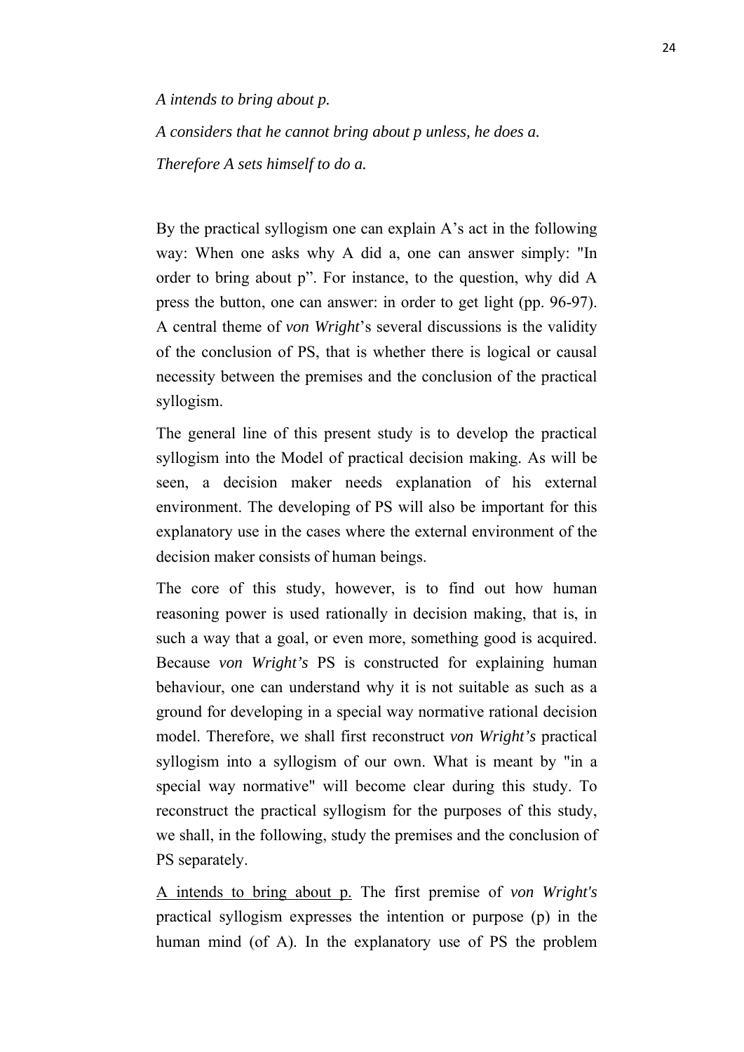*A intends to bring about p.*

*A considers that he cannot bring about p unless, he does a.*

*Therefore A sets himself to do a.*

By the practical syllogism one can explain A's act in the following way: When one asks why A did a, one can answer simply: "In order to bring about p". For instance, to the question, why did A press the button, one can answer: in order to get light (pp. 96-97). A central theme of *von Wright*'s several discussions is the validity of the conclusion of PS, that is whether there is logical or causal necessity between the premises and the conclusion of the practical syllogism.

The general line of this present study is to develop the practical syllogism into the Model of practical decision making. As will be seen, a decision maker needs explanation of his external environment. The developing of PS will also be important for this explanatory use in the cases where the external environment of the decision maker consists of human beings.

The core of this study, however, is to find out how human reasoning power is used rationally in decision making, that is, in such a way that a goal, or even more, something good is acquired. Because *von Wright's* PS is constructed for explaining human behaviour, one can understand why it is not suitable as such as a ground for developing in a special way normative rational decision model. Therefore, we shall first reconstruct *von Wright's* practical syllogism into a syllogism of our own. What is meant by "in a special way normative" will become clear during this study. To reconstruct the practical syllogism for the purposes of this study, we shall, in the following, study the premises and the conclusion of PS separately.

<u>A intends to bring about p.</u> The first premise of *von Wright's* practical syllogism expresses the intention or purpose (p) in the human mind (of A). In the explanatory use of PS the problem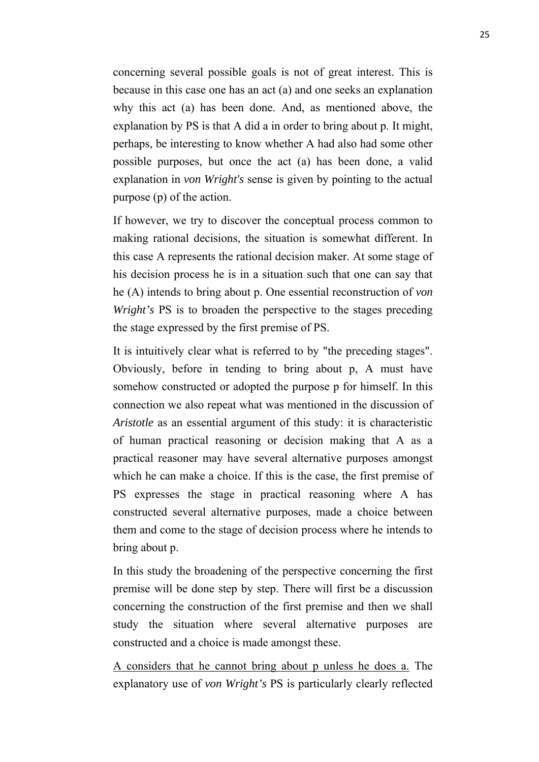concerning several possible goals is not of great interest. This is because in this case one has an act (a) and one seeks an explanation why this act (a) has been done. And, as mentioned above, the explanation by PS is that A did a in order to bring about p. It might, perhaps, be interesting to know whether A had also had some other possible purposes, but once the act (a) has been done, a valid explanation in *von Wright's* sense is given by pointing to the actual purpose (p) of the action.

If however, we try to discover the conceptual process common to making rational decisions, the situation is somewhat different. In this case A represents the rational decision maker. At some stage of his decision process he is in a situation such that one can say that he (A) intends to bring about p. One essential reconstruction of *von Wright's* PS is to broaden the perspective to the stages preceding the stage expressed by the first premise of PS.

It is intuitively clear what is referred to by "the preceding stages". Obviously, before in tending to bring about p, A must have somehow constructed or adopted the purpose p for himself. In this connection we also repeat what was mentioned in the discussion of *Aristotle* as an essential argument of this study: it is characteristic of human practical reasoning or decision making that A as a practical reasoner may have several alternative purposes amongst which he can make a choice. If this is the case, the first premise of PS expresses the stage in practical reasoning where A has constructed several alternative purposes, made a choice between them and come to the stage of decision process where he intends to bring about p.

In this study the broadening of the perspective concerning the first premise will be done step by step. There will first be a discussion concerning the construction of the first premise and then we shall study the situation where several alternative purposes are constructed and a choice is made amongst these.

<u>A considers that he cannot bring about p unless he does a.</u> The explanatory use of *von Wright's* PS is particularly clearly reflected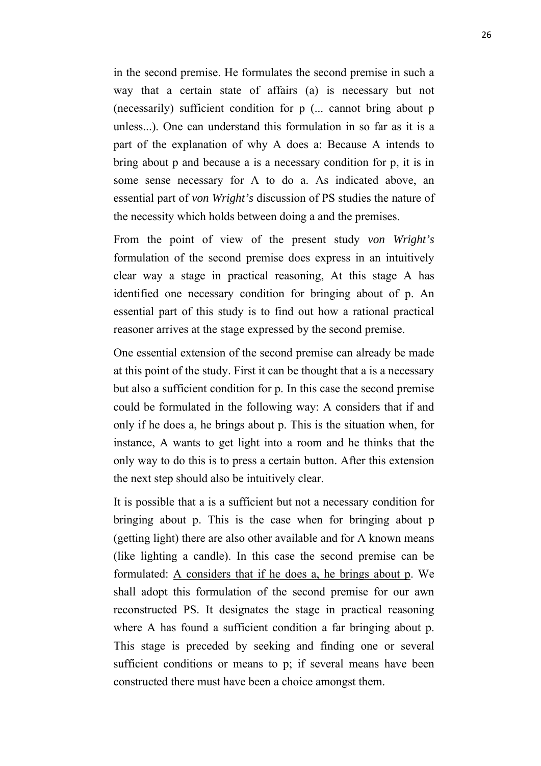in the second premise. He formulates the second premise in such a way that a certain state of affairs (a) is necessary but not (necessarily) sufficient condition for p (... cannot bring about p unless...). One can understand this formulation in so far as it is a part of the explanation of why A does a: Because A intends to bring about p and because a is a necessary condition for p, it is in some sense necessary for A to do a. As indicated above, an essential part of *von Wright's* discussion of PS studies the nature of the necessity which holds between doing a and the premises.

From the point of view of the present study *von Wright's* formulation of the second premise does express in an intuitively clear way a stage in practical reasoning, At this stage A has identified one necessary condition for bringing about of p. An essential part of this study is to find out how a rational practical reasoner arrives at the stage expressed by the second premise.

One essential extension of the second premise can already be made at this point of the study. First it can be thought that a is a necessary but also a sufficient condition for p. In this case the second premise could be formulated in the following way: A considers that if and only if he does a, he brings about p. This is the situation when, for instance, A wants to get light into a room and he thinks that the only way to do this is to press a certain button. After this extension the next step should also be intuitively clear.

It is possible that a is a sufficient but not a necessary condition for bringing about p. This is the case when for bringing about p (getting light) there are also other available and for A known means (like lighting a candle). In this case the second premise can be formulated: <u>A considers that if he does a, he brings about p</u>. We shall adopt this formulation of the second premise for our awn reconstructed PS. It designates the stage in practical reasoning where A has found a sufficient condition a far bringing about p. This stage is preceded by seeking and finding one or several sufficient conditions or means to p; if several means have been constructed there must have been a choice amongst them.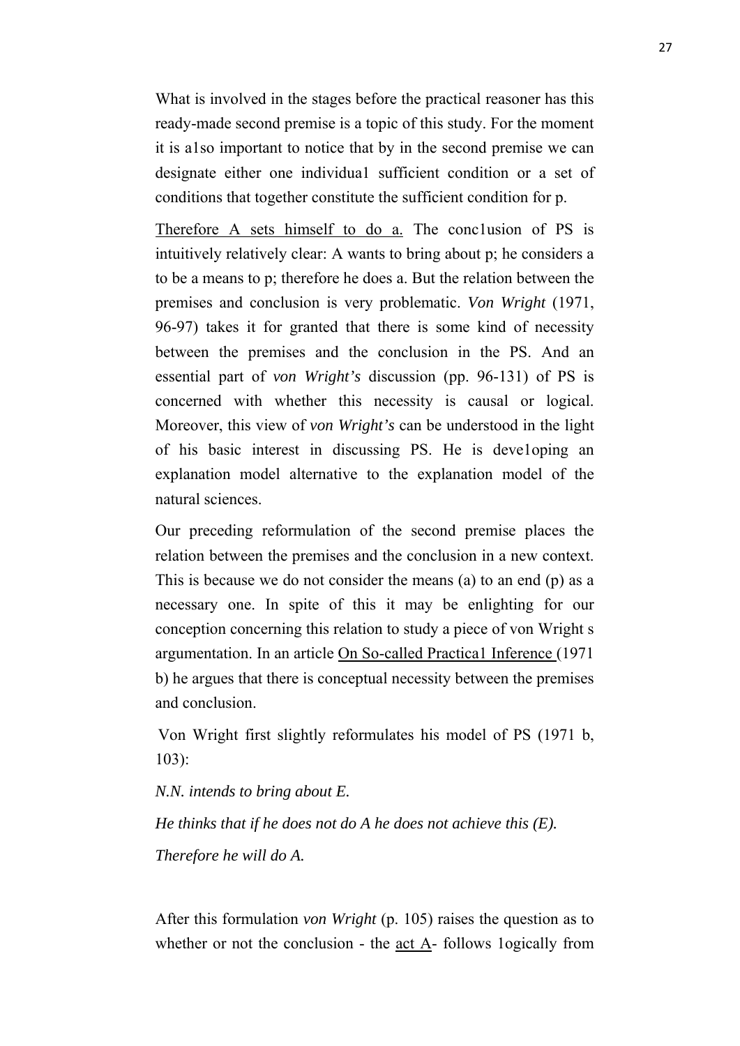What is involved in the stages before the practical reasoner has this ready-made second premise is a topic of this study. For the moment it is a1so important to notice that by in the second premise we can designate either one individua1 sufficient condition or a set of conditions that together constitute the sufficient condition for p.

<u>Therefore A sets himself to do a.</u> The conc1usion of PS is intuitively relatively clear: A wants to bring about p; he considers a to be a means to p; therefore he does a. But the relation between the premises and conclusion is very problematic. *Von Wright* (1971, 96-97) takes it for granted that there is some kind of necessity between the premises and the conclusion in the PS. And an essential part of *von Wright's* discussion (pp. 96-131) of PS is concerned with whether this necessity is causal or logical. Moreover, this view of *von Wright's* can be understood in the light of his basic interest in discussing PS. He is deve1oping an explanation model alternative to the explanation model of the natural sciences.

Our preceding reformulation of the second premise places the relation between the premises and the conclusion in a new context. This is because we do not consider the means (a) to an end (p) as a necessary one. In spite of this it may be enlighting for our conception concerning this relation to study a piece of von Wright s argumentation. In an article <u>On So-called Practica1 Inference</u> (1971 b) he argues that there is conceptual necessity between the premises and conclusion.

Von Wright first slightly reformulates his model of PS (1971 b, 103):

*N.N. intends to bring about E.*

*He thinks that if he does not do A he does not achieve this (E).*

*Therefore he will do A.*

After this formulation *von Wright* (p. 105) raises the question as to whether or not the conclusion - the <u>act A</u>- follows 1ogically from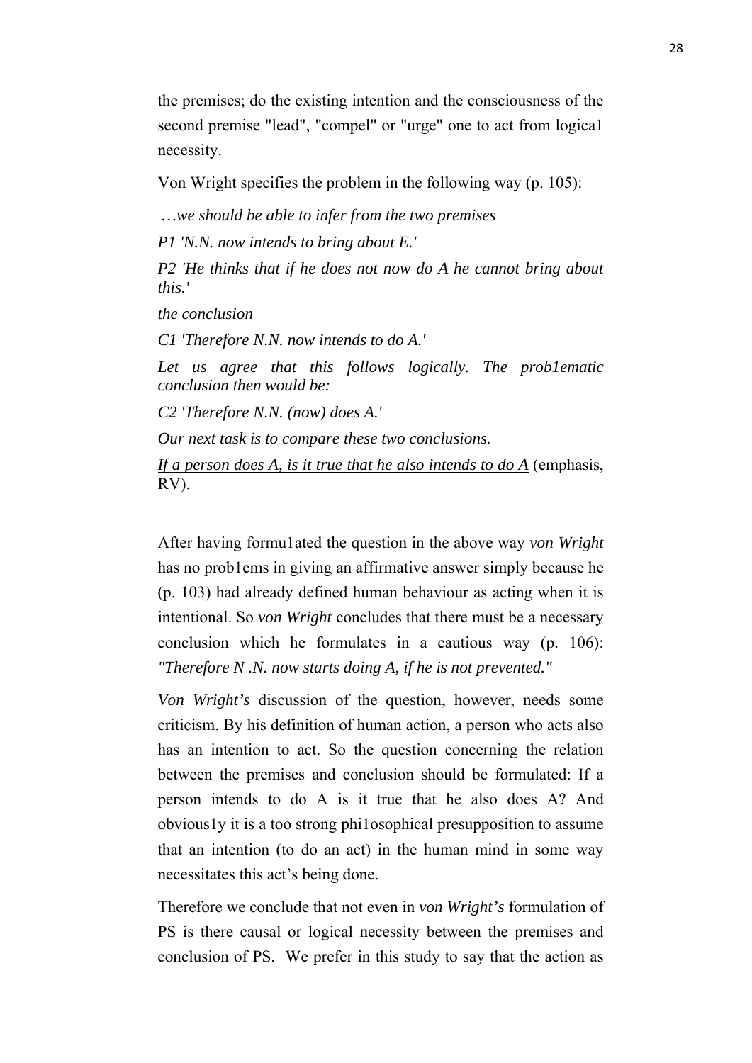the premises; do the existing intention and the consciousness of the second premise "lead", "compel" or "urge" one to act from logica1 necessity.

Von Wright specifies the problem in the following way (p. 105):

*…we should be able to infer from the two premises*

*P1 'N.N. now intends to bring about E.'*

*P2 'He thinks that if he does not now do A he cannot bring about this.'*

*the conclusion*

*C1 'Therefore N.N. now intends to do A.'*

*Let us agree that this follows logically. The prob1ematic conclusion then would be:*

*C2 'Therefore N.N. (now) does A.'*

*Our next task is to compare these two conclusions.*

<u>*If a person does A, is it true that he also intends to do A*</u> (emphasis, RV).

After having formu1ated the question in the above way *von Wright* has no prob1ems in giving an affirmative answer simply because he (p. 103) had already defined human behaviour as acting when it is intentional. So *von Wright* concludes that there must be a necessary conclusion which he formulates in a cautious way (p. 106): *"Therefore N .N. now starts doing A, if he is not prevented."*

*Von Wright's* discussion of the question, however, needs some criticism. By his definition of human action, a person who acts also has an intention to act. So the question concerning the relation between the premises and conclusion should be formulated: If a person intends to do A is it true that he also does A? And obvious1y it is a too strong phi1osophical presupposition to assume that an intention (to do an act) in the human mind in some way necessitates this act's being done.

Therefore we conclude that not even in *von Wright's* formulation of PS is there causal or logical necessity between the premises and conclusion of PS. We prefer in this study to say that the action as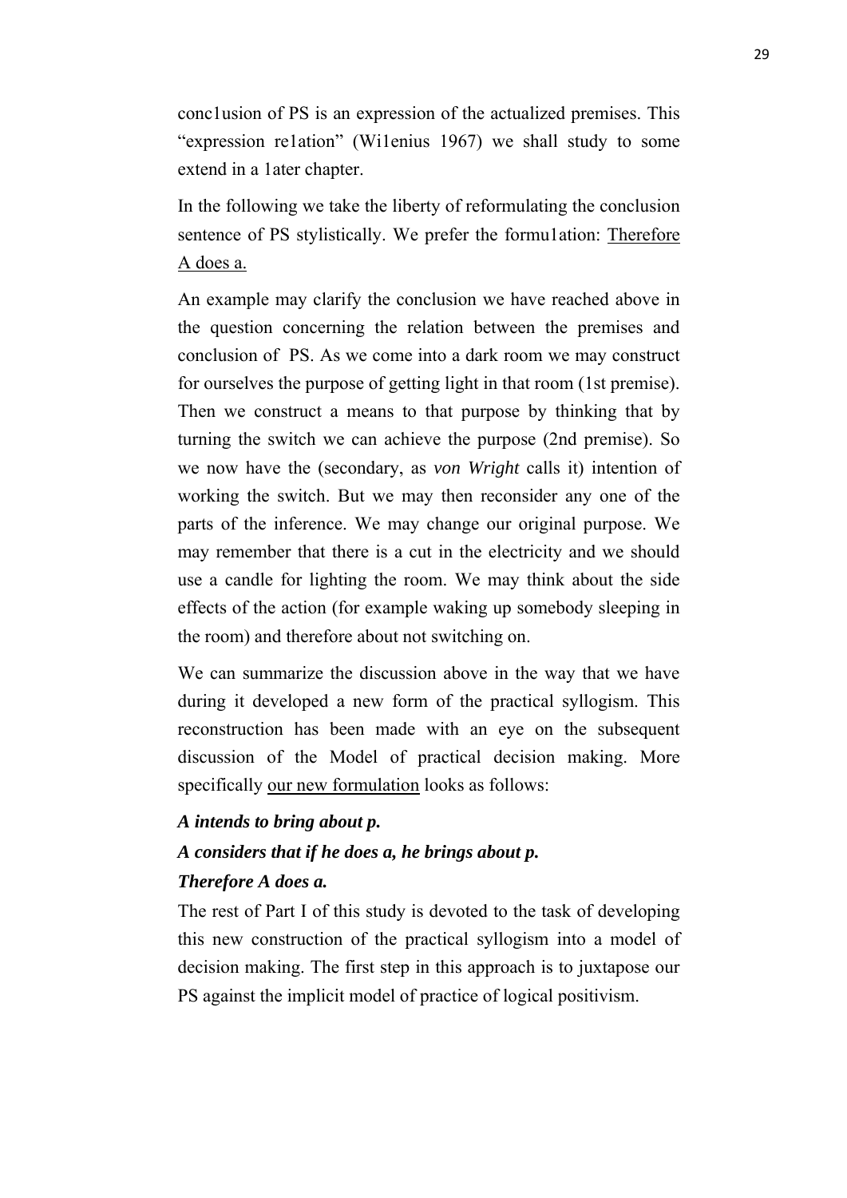conc1usion of PS is an expression of the actualized premises. This "expression re1ation" (Wi1enius 1967) we shall study to some extend in a 1ater chapter.

In the following we take the liberty of reformulating the conclusion sentence of PS stylistically. We prefer the formu1ation: <u>Therefore A does a.</u>

An example may clarify the conclusion we have reached above in the question concerning the relation between the premises and conclusion of PS. As we come into a dark room we may construct for ourselves the purpose of getting light in that room (1st premise). Then we construct a means to that purpose by thinking that by turning the switch we can achieve the purpose (2nd premise). So we now have the (secondary, as *von Wright* calls it) intention of working the switch. But we may then reconsider any one of the parts of the inference. We may change our original purpose. We may remember that there is a cut in the electricity and we should use a candle for lighting the room. We may think about the side effects of the action (for example waking up somebody sleeping in the room) and therefore about not switching on.

We can summarize the discussion above in the way that we have during it developed a new form of the practical syllogism. This reconstruction has been made with an eye on the subsequent discussion of the Model of practical decision making. More specifically <u>our new formulation</u> looks as follows:

***A intends to bring about p.***

***A considers that if he does a, he brings about p.***

***Therefore A does a.***

The rest of Part I of this study is devoted to the task of developing this new construction of the practical syllogism into a model of decision making. The first step in this approach is to juxtapose our PS against the implicit model of practice of logical positivism.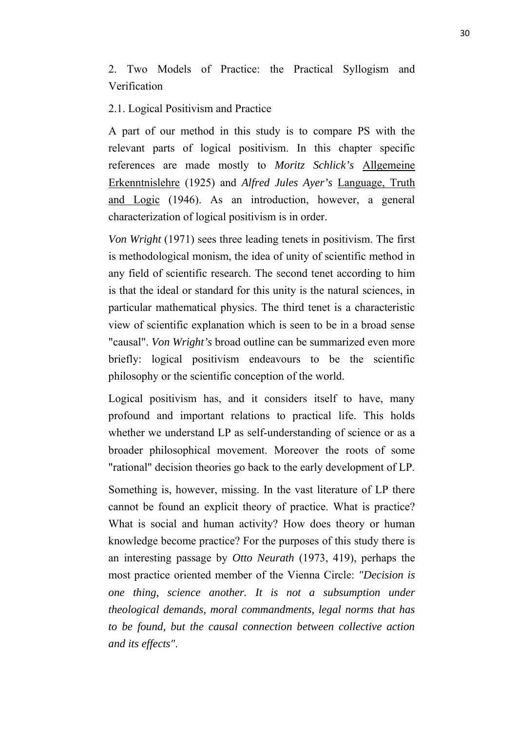## 2. Two Models of Practice: the Practical Syllogism and Verification

### 2.1. Logical Positivism and Practice

A part of our method in this study is to compare PS with the relevant parts of logical positivism. In this chapter specific references are made mostly to *Moritz Schlick's* Allgemeine Erkenntnislehre (1925) and *Alfred Jules Ayer's* Language, Truth and Logic (1946). As an introduction, however, a general characterization of logical positivism is in order.

*Von Wright* (1971) sees three leading tenets in positivism. The first is methodological monism, the idea of unity of scientific method in any field of scientific research. The second tenet according to him is that the ideal or standard for this unity is the natural sciences, in particular mathematical physics. The third tenet is a characteristic view of scientific explanation which is seen to be in a broad sense "causal". *Von Wright's* broad outline can be summarized even more briefly: logical positivism endeavours to be the scientific philosophy or the scientific conception of the world.

Logical positivism has, and it considers itself to have, many profound and important relations to practical life. This holds whether we understand LP as self-understanding of science or as a broader philosophical movement. Moreover the roots of some "rational" decision theories go back to the early development of LP.

Something is, however, missing. In the vast literature of LP there cannot be found an explicit theory of practice. What is practice? What is social and human activity? How does theory or human knowledge become practice? For the purposes of this study there is an interesting passage by *Otto Neurath* (1973, 419), perhaps the most practice oriented member of the Vienna Circle: *"Decision is one thing, science another. It is not a subsumption under theological demands, moral commandments, legal norms that has to be found, but the causal connection between collective action and its effects"*.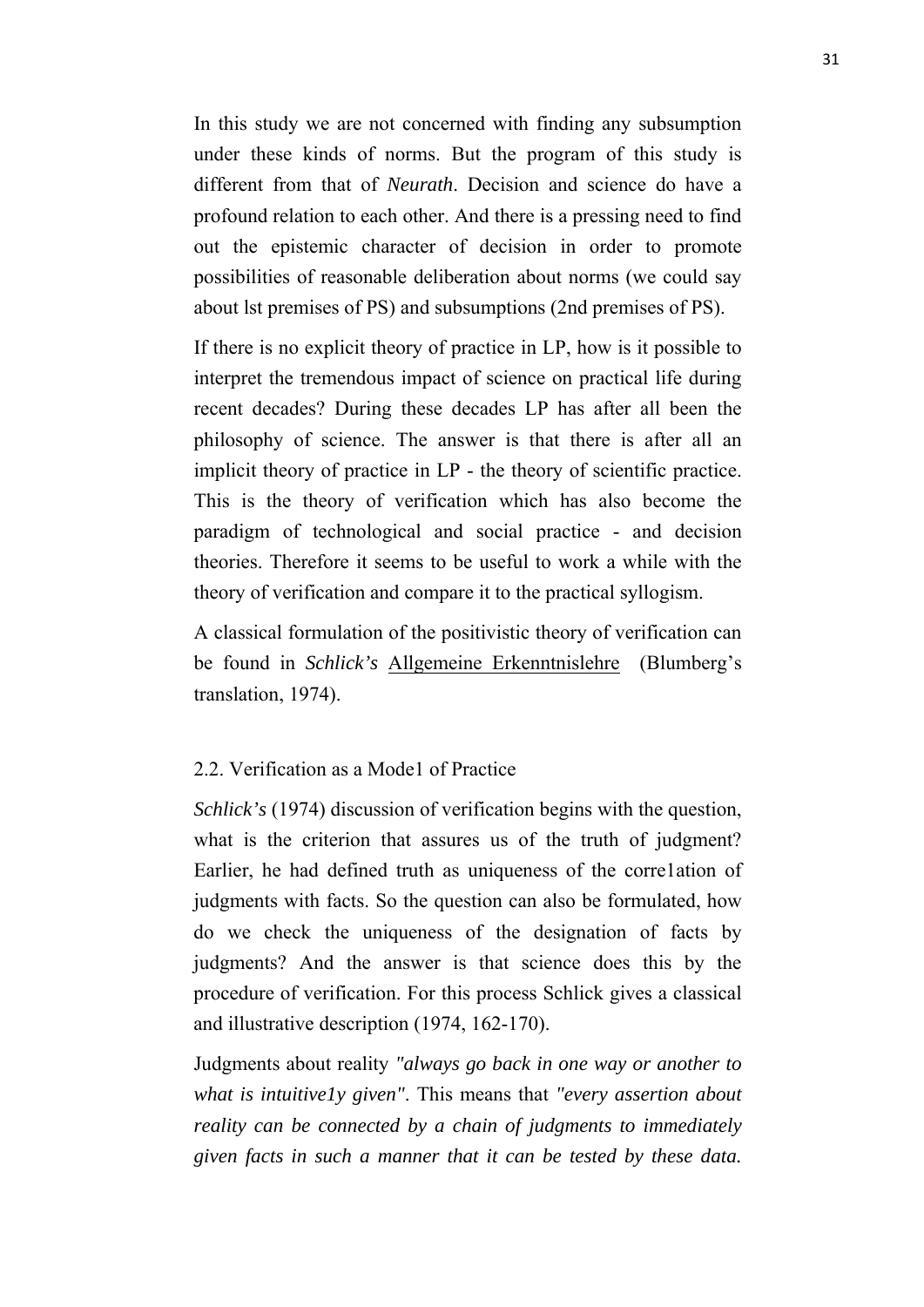In this study we are not concerned with finding any subsumption under these kinds of norms. But the program of this study is different from that of *Neurath*. Decision and science do have a profound relation to each other. And there is a pressing need to find out the epistemic character of decision in order to promote possibilities of reasonable deliberation about norms (we could say about lst premises of PS) and subsumptions (2nd premises of PS).

If there is no explicit theory of practice in LP, how is it possible to interpret the tremendous impact of science on practical life during recent decades? During these decades LP has after all been the philosophy of science. The answer is that there is after all an implicit theory of practice in LP - the theory of scientific practice. This is the theory of verification which has also become the paradigm of technological and social practice - and decision theories. Therefore it seems to be useful to work a while with the theory of verification and compare it to the practical syllogism.

A classical formulation of the positivistic theory of verification can be found in *Schlick's* Allgemeine Erkenntnislehre (Blumberg's translation, 1974).

## 2.2. Verification as a Mode1 of Practice

*Schlick's* (1974) discussion of verification begins with the question, what is the criterion that assures us of the truth of judgment? Earlier, he had defined truth as uniqueness of the corre1ation of judgments with facts. So the question can also be formulated, how do we check the uniqueness of the designation of facts by judgments? And the answer is that science does this by the procedure of verification. For this process Schlick gives a classical and illustrative description (1974, 162-170).

Judgments about reality *"always go back in one way or another to what is intuitive1y given"*. This means that *"every assertion about reality can be connected by a chain of judgments to immediately given facts in such a manner that it can be tested by these data.*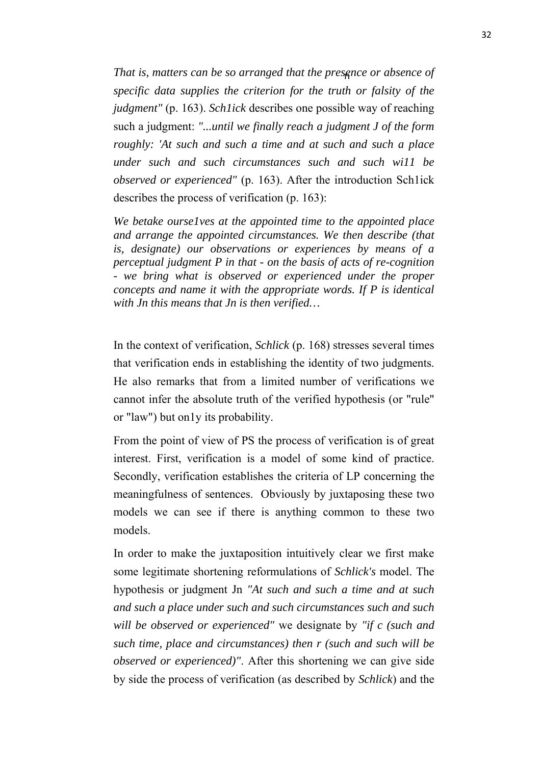*That is, matters can be so arranged that the presence or absence of specific data supplies the criterion for the truth or falsity of the judgment"* (p. 163). *Sch1ick* describes one possible way of reaching such a judgment: *"...until we finally reach a judgment J of the form roughly: 'At such and such a time and at such and such a place under such and such circumstances such and such wi11 be observed or experienced"* (p. 163). After the introduction Sch1ick describes the process of verification (p. 163):

*We betake ourse1ves at the appointed time to the appointed place and arrange the appointed circumstances. We then describe (that is, designate) our observations or experiences by means of a perceptual judgment P in that - on the basis of acts of re-cognition - we bring what is observed or experienced under the proper concepts and name it with the appropriate words. If P is identical with Jn this means that Jn is then verified…*

In the context of verification, *Schlick* (p. 168) stresses several times that verification ends in establishing the identity of two judgments. He also remarks that from a limited number of verifications we cannot infer the absolute truth of the verified hypothesis (or "rule" or "law") but on1y its probability.

From the point of view of PS the process of verification is of great interest. First, verification is a model of some kind of practice. Secondly, verification establishes the criteria of LP concerning the meaningfulness of sentences. Obviously by juxtaposing these two models we can see if there is anything common to these two models.

In order to make the juxtaposition intuitively clear we first make some legitimate shortening reformulations of *Schlick's* model. The hypothesis or judgment Jn *"At such and such a time and at such and such a place under such and such circumstances such and such will be observed or experienced"* we designate by *"if c (such and such time, place and circumstances) then r (such and such will be observed or experienced)"*. After this shortening we can give side by side the process of verification (as described by *Schlick*) and the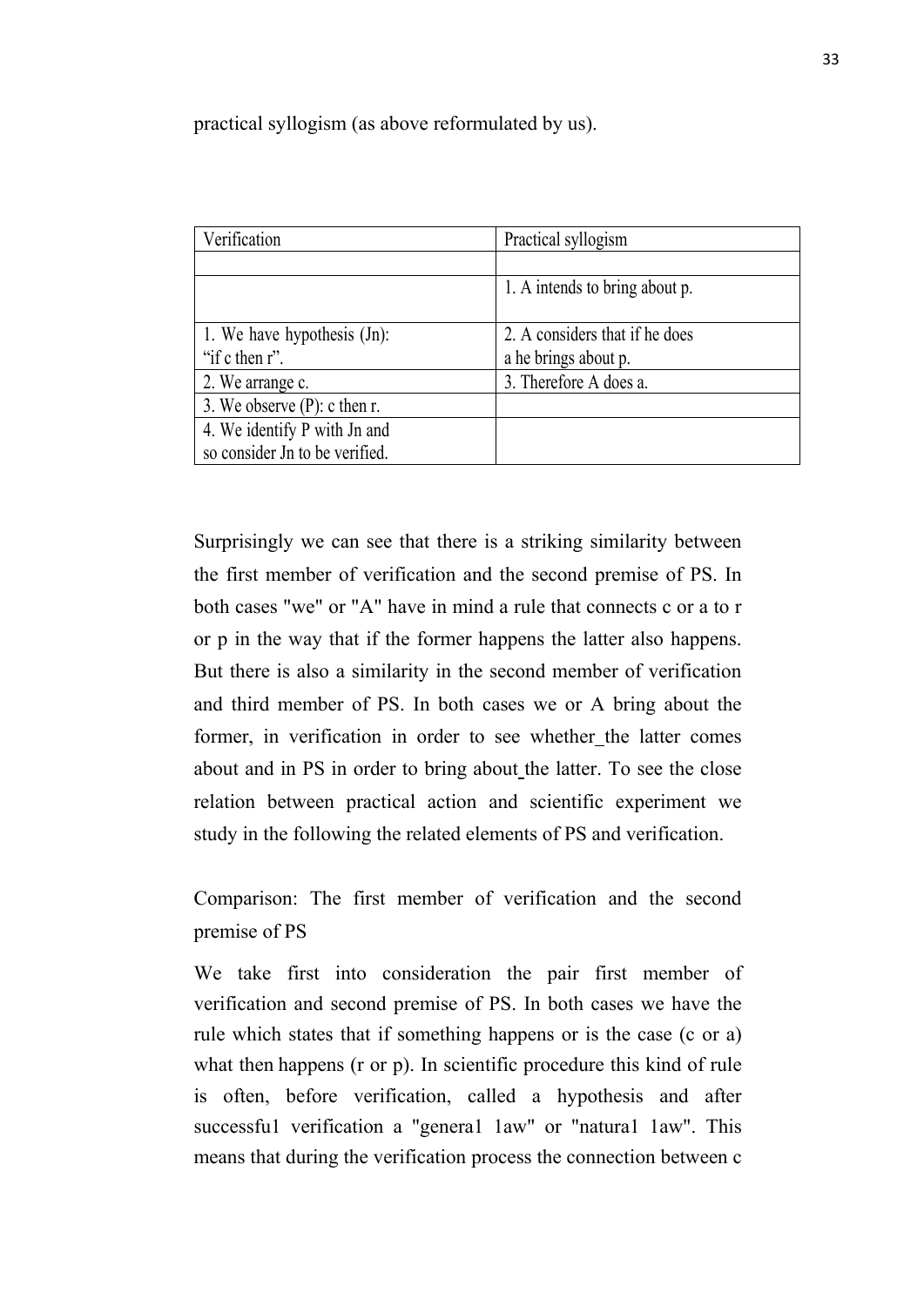practical syllogism (as above reformulated by us).

| Verification | Practical syllogism |
|---|---|
| | |
| | 1. A intends to bring about p. |
| 1. We have hypothesis (Jn): "if c then r". | 2. A considers that if he does a he brings about p. |
| 2. We arrange c. | 3. Therefore A does a. |
| 3. We observe (P): c then r. | |
| 4. We identify P with Jn and so consider Jn to be verified. | |

Surprisingly we can see that there is a striking similarity between the first member of verification and the second premise of PS. In both cases "we" or "A" have in mind a rule that connects c or a to r or p in the way that if the former happens the latter also happens. But there is also a similarity in the second member of verification and third member of PS. In both cases we or A bring about the former, in verification in order to see whether the latter comes about and in PS in order to bring about the latter. To see the close relation between practical action and scientific experiment we study in the following the related elements of PS and verification.

Comparison: The first member of verification and the second premise of PS

We take first into consideration the pair first member of verification and second premise of PS. In both cases we have the rule which states that if something happens or is the case (c or a) what then happens (r or p). In scientific procedure this kind of rule is often, before verification, called a hypothesis and after successfu1 verification a "genera1 1aw" or "natura1 1aw". This means that during the verification process the connection between c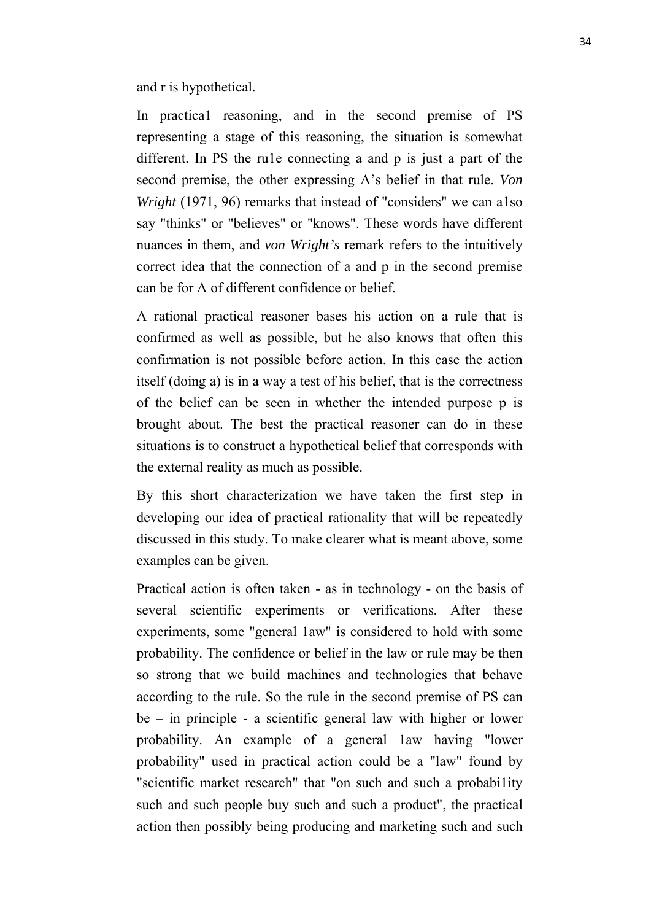and r is hypothetical.

In practica1 reasoning, and in the second premise of PS representing a stage of this reasoning, the situation is somewhat different. In PS the ru1e connecting a and p is just a part of the second premise, the other expressing A's belief in that rule. *Von Wright* (1971, 96) remarks that instead of "considers" we can a1so say "thinks" or "believes" or "knows". These words have different nuances in them, and *von Wright's* remark refers to the intuitively correct idea that the connection of a and p in the second premise can be for A of different confidence or belief.

A rational practical reasoner bases his action on a rule that is confirmed as well as possible, but he also knows that often this confirmation is not possible before action. In this case the action itself (doing a) is in a way a test of his belief, that is the correctness of the belief can be seen in whether the intended purpose p is brought about. The best the practical reasoner can do in these situations is to construct a hypothetical belief that corresponds with the external reality as much as possible.

By this short characterization we have taken the first step in developing our idea of practical rationality that will be repeatedly discussed in this study. To make clearer what is meant above, some examples can be given.

Practical action is often taken - as in technology - on the basis of several scientific experiments or verifications. After these experiments, some "general 1aw" is considered to hold with some probability. The confidence or belief in the law or rule may be then so strong that we build machines and technologies that behave according to the rule. So the rule in the second premise of PS can be – in principle - a scientific general law with higher or lower probability. An example of a general 1aw having "lower probability" used in practical action could be a "law" found by "scientific market research" that "on such and such a probabi1ity such and such people buy such and such a product", the practical action then possibly being producing and marketing such and such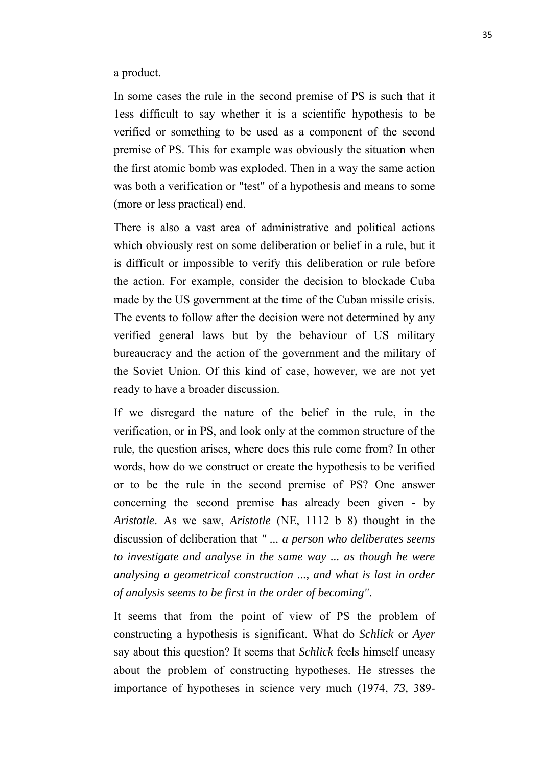a product.

In some cases the rule in the second premise of PS is such that it 1ess difficult to say whether it is a scientific hypothesis to be verified or something to be used as a component of the second premise of PS. This for example was obviously the situation when the first atomic bomb was exploded. Then in a way the same action was both a verification or "test" of a hypothesis and means to some (more or less practical) end.

There is also a vast area of administrative and political actions which obviously rest on some deliberation or belief in a rule, but it is difficult or impossible to verify this deliberation or rule before the action. For example, consider the decision to blockade Cuba made by the US government at the time of the Cuban missile crisis. The events to follow after the decision were not determined by any verified general laws but by the behaviour of US military bureaucracy and the action of the government and the military of the Soviet Union. Of this kind of case, however, we are not yet ready to have a broader discussion.

If we disregard the nature of the belief in the rule, in the verification, or in PS, and look only at the common structure of the rule, the question arises, where does this rule come from? In other words, how do we construct or create the hypothesis to be verified or to be the rule in the second premise of PS? One answer concerning the second premise has already been given - by *Aristotle*. As we saw, *Aristotle* (NE, 1112 b 8) thought in the discussion of deliberation that *" ... a person who deliberates seems to investigate and analyse in the same way ... as though he were analysing a geometrical construction ..., and what is last in order of analysis seems to be first in the order of becoming"*.

It seems that from the point of view of PS the problem of constructing a hypothesis is significant. What do *Schlick* or *Ayer* say about this question? It seems that *Schlick* feels himself uneasy about the problem of constructing hypotheses. He stresses the importance of hypotheses in science very much (1974, *73,* 389-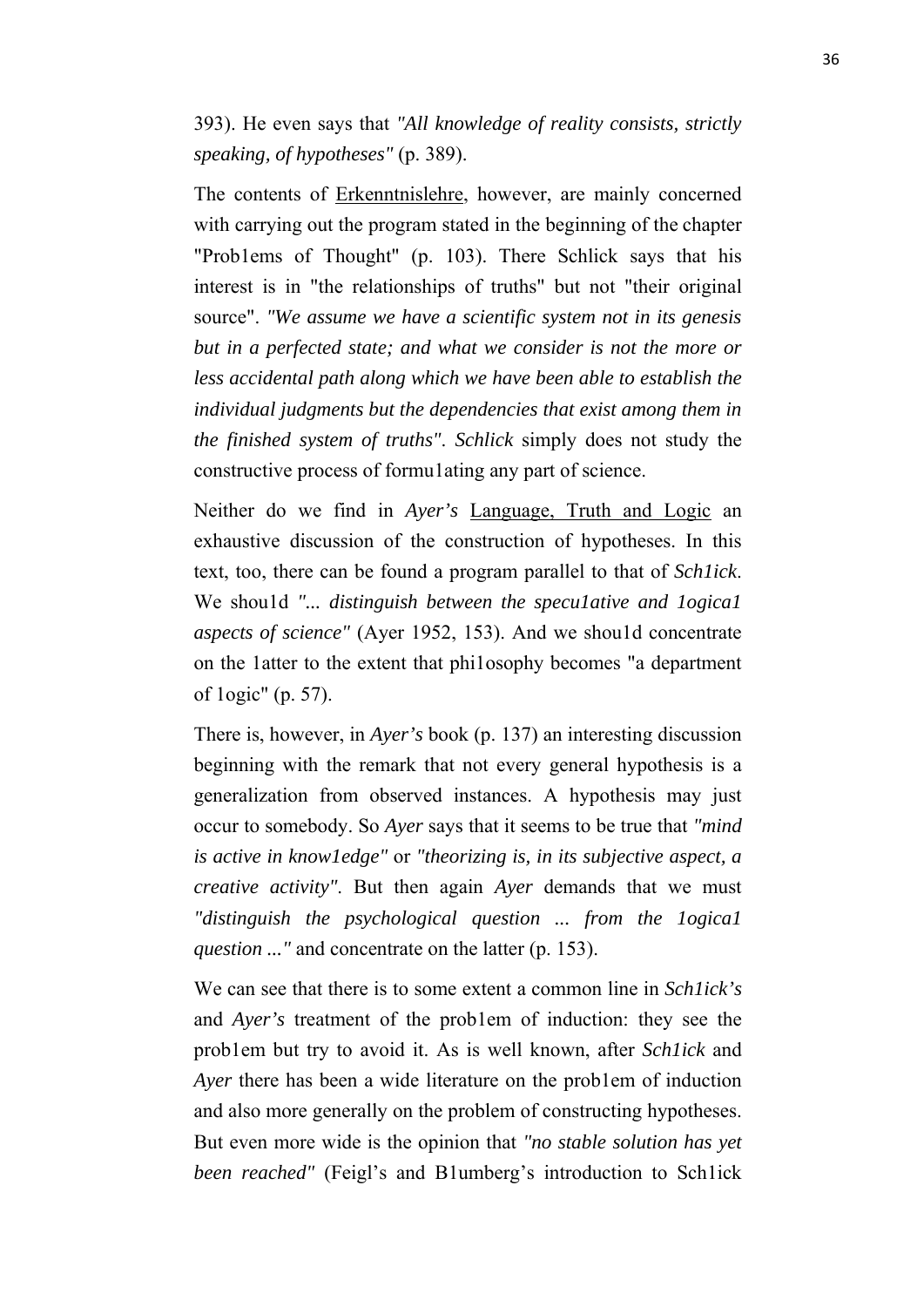393). He even says that *"All knowledge of reality consists, strictly speaking, of hypotheses"* (p. 389).

The contents of Erkenntnislehre, however, are mainly concerned with carrying out the program stated in the beginning of the chapter "Prob1ems of Thought" (p. 103). There Schlick says that his interest is in "the relationships of truths" but not "their original source". *"We assume we have a scientific system not in its genesis but in a perfected state; and what we consider is not the more or less accidental path along which we have been able to establish the individual judgments but the dependencies that exist among them in the finished system of truths"*. *Schlick* simply does not study the constructive process of formu1ating any part of science.

Neither do we find in *Ayer's* Language, Truth and Logic an exhaustive discussion of the construction of hypotheses. In this text, too, there can be found a program parallel to that of *Sch1ick*. We shou1d *"... distinguish between the specu1ative and 1ogica1 aspects of science"* (Ayer 1952, 153). And we shou1d concentrate on the 1atter to the extent that phi1osophy becomes "a department of 1ogic" (p. 57).

There is, however, in *Ayer's* book (p. 137) an interesting discussion beginning with the remark that not every general hypothesis is a generalization from observed instances. A hypothesis may just occur to somebody. So *Ayer* says that it seems to be true that *"mind is active in know1edge"* or *"theorizing is, in its subjective aspect, a creative activity"*. But then again *Ayer* demands that we must *"distinguish the psychological question ... from the 1ogica1 question ..."* and concentrate on the latter (p. 153).

We can see that there is to some extent a common line in *Sch1ick's* and *Ayer's* treatment of the prob1em of induction: they see the prob1em but try to avoid it. As is well known, after *Sch1ick* and *Ayer* there has been a wide literature on the prob1em of induction and also more generally on the problem of constructing hypotheses. But even more wide is the opinion that *"no stable solution has yet been reached"* (Feigl's and B1umberg's introduction to Sch1ick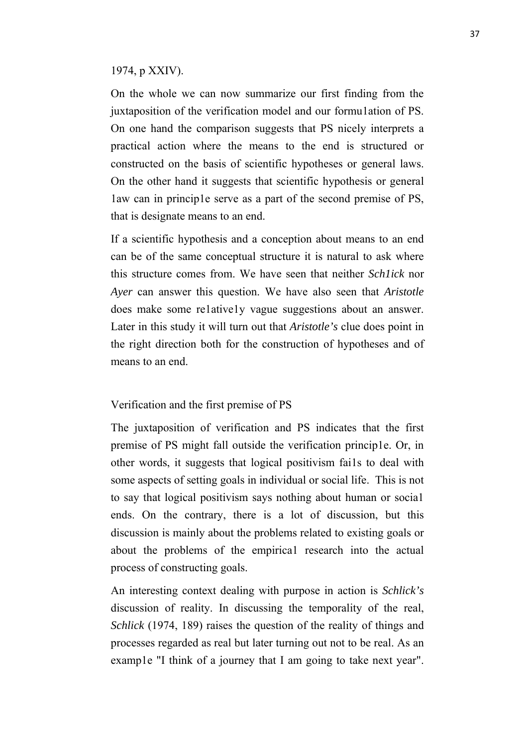1974, p XXIV).

On the whole we can now summarize our first finding from the juxtaposition of the verification model and our formu1ation of PS. On one hand the comparison suggests that PS nicely interprets a practical action where the means to the end is structured or constructed on the basis of scientific hypotheses or general laws. On the other hand it suggests that scientific hypothesis or general 1aw can in princip1e serve as a part of the second premise of PS, that is designate means to an end.

If a scientific hypothesis and a conception about means to an end can be of the same conceptual structure it is natural to ask where this structure comes from. We have seen that neither *Sch1ick* nor *Ayer* can answer this question. We have also seen that *Aristotle* does make some re1ative1y vague suggestions about an answer. Later in this study it will turn out that *Aristotle's* clue does point in the right direction both for the construction of hypotheses and of means to an end.

## Verification and the first premise of PS

The juxtaposition of verification and PS indicates that the first premise of PS might fall outside the verification princip1e. Or, in other words, it suggests that logical positivism fai1s to deal with some aspects of setting goals in individual or social life. This is not to say that logical positivism says nothing about human or socia1 ends. On the contrary, there is a lot of discussion, but this discussion is mainly about the problems related to existing goals or about the problems of the empirica1 research into the actual process of constructing goals.

An interesting context dealing with purpose in action is *Schlick's* discussion of reality. In discussing the temporality of the real, *Schlick* (1974, 189) raises the question of the reality of things and processes regarded as real but later turning out not to be real. As an examp1e "I think of a journey that I am going to take next year".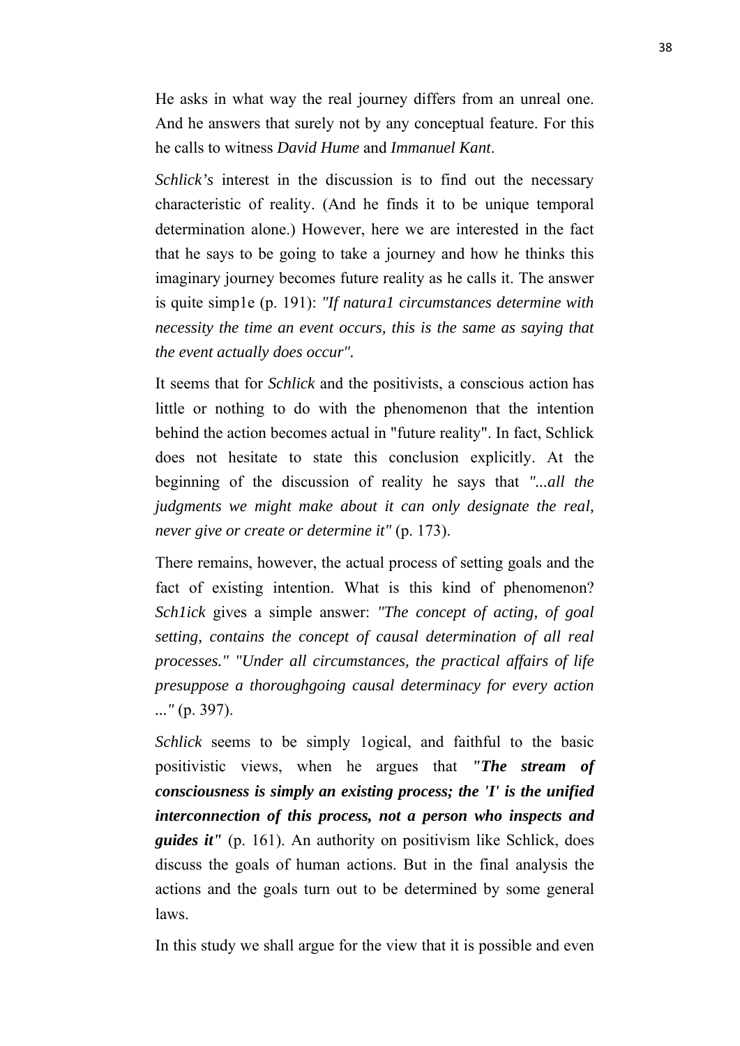He asks in what way the real journey differs from an unreal one. And he answers that surely not by any conceptual feature. For this he calls to witness *David Hume* and *Immanuel Kant*.

*Schlick's* interest in the discussion is to find out the necessary characteristic of reality. (And he finds it to be unique temporal determination alone.) However, here we are interested in the fact that he says to be going to take a journey and how he thinks this imaginary journey becomes future reality as he calls it. The answer is quite simp1e (p. 191): *"If natura1 circumstances determine with necessity the time an event occurs, this is the same as saying that the event actually does occur".*

It seems that for *Schlick* and the positivists, a conscious action has little or nothing to do with the phenomenon that the intention behind the action becomes actual in "future reality". In fact, Schlick does not hesitate to state this conclusion explicitly. At the beginning of the discussion of reality he says that *"...all the judgments we might make about it can only designate the real, never give or create or determine it"* (p. 173).

There remains, however, the actual process of setting goals and the fact of existing intention. What is this kind of phenomenon? *Sch1ick* gives a simple answer: *"The concept of acting, of goal setting, contains the concept of causal determination of all real processes." "Under all circumstances, the practical affairs of life presuppose a thoroughgoing causal determinacy for every action ..."* (p. 397).

*Schlick* seems to be simply 1ogical, and faithful to the basic positivistic views, when he argues that ***"The stream of consciousness is simply an existing process; the 'I' is the unified interconnection of this process, not a person who inspects and guides it"*** (p. 161). An authority on positivism like Schlick, does discuss the goals of human actions. But in the final analysis the actions and the goals turn out to be determined by some general laws.

In this study we shall argue for the view that it is possible and even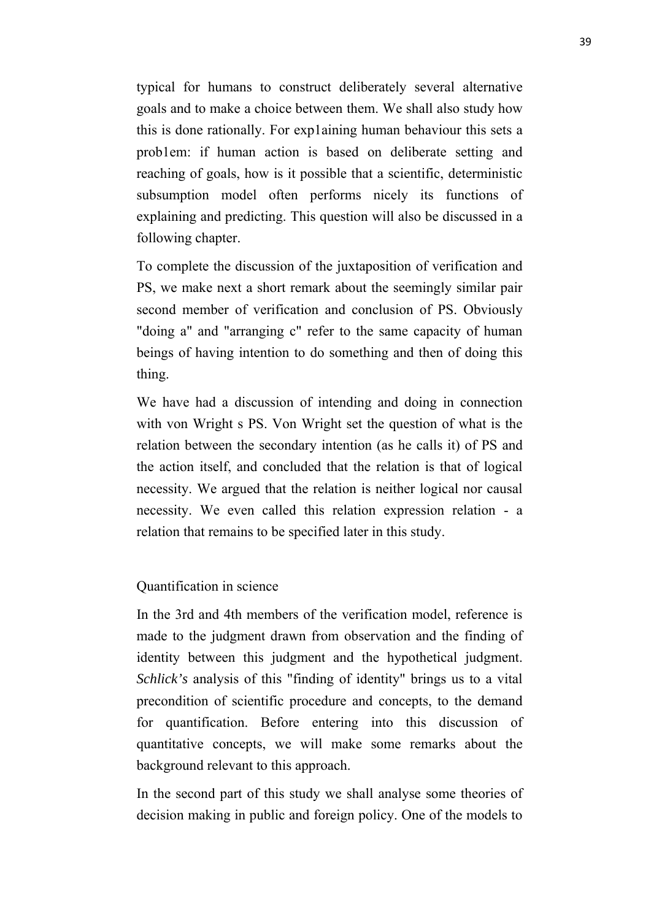typical for humans to construct deliberately several alternative goals and to make a choice between them. We shall also study how this is done rationally. For exp1aining human behaviour this sets a prob1em: if human action is based on deliberate setting and reaching of goals, how is it possible that a scientific, deterministic subsumption model often performs nicely its functions of explaining and predicting. This question will also be discussed in a following chapter.

To complete the discussion of the juxtaposition of verification and PS, we make next a short remark about the seemingly similar pair second member of verification and conclusion of PS. Obviously "doing a" and "arranging c" refer to the same capacity of human beings of having intention to do something and then of doing this thing.

We have had a discussion of intending and doing in connection with von Wright s PS. Von Wright set the question of what is the relation between the secondary intention (as he calls it) of PS and the action itself, and concluded that the relation is that of logical necessity. We argued that the relation is neither logical nor causal necessity. We even called this relation expression relation - a relation that remains to be specified later in this study.

## Quantification in science

In the 3rd and 4th members of the verification model, reference is made to the judgment drawn from observation and the finding of identity between this judgment and the hypothetical judgment. *Schlick's* analysis of this "finding of identity" brings us to a vital precondition of scientific procedure and concepts, to the demand for quantification. Before entering into this discussion of quantitative concepts, we will make some remarks about the background relevant to this approach.

In the second part of this study we shall analyse some theories of decision making in public and foreign policy. One of the models to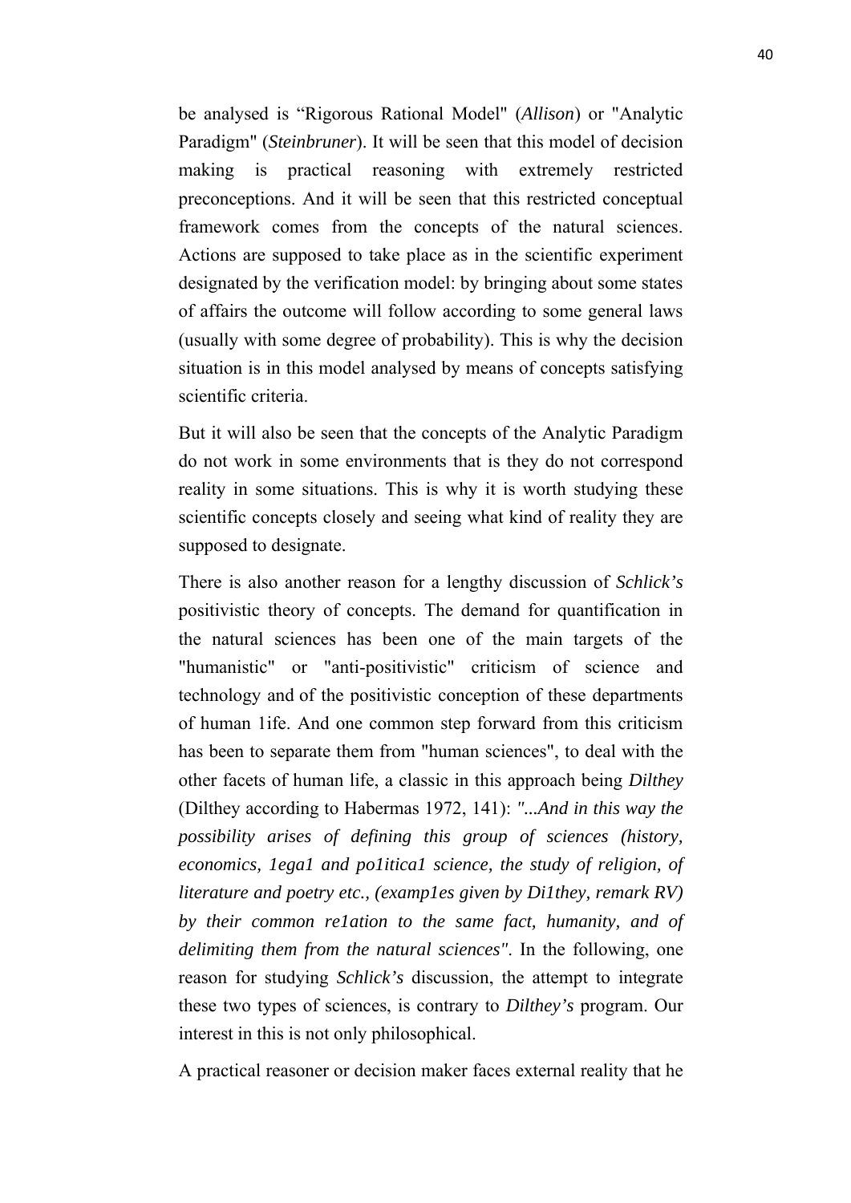be analysed is “Rigorous Rational Model" (*Allison*) or "Analytic Paradigm" (*Steinbruner*). It will be seen that this model of decision making is practical reasoning with extremely restricted preconceptions. And it will be seen that this restricted conceptual framework comes from the concepts of the natural sciences. Actions are supposed to take place as in the scientific experiment designated by the verification model: by bringing about some states of affairs the outcome will follow according to some general laws (usually with some degree of probability). This is why the decision situation is in this model analysed by means of concepts satisfying scientific criteria.

But it will also be seen that the concepts of the Analytic Paradigm do not work in some environments that is they do not correspond reality in some situations. This is why it is worth studying these scientific concepts closely and seeing what kind of reality they are supposed to designate.

There is also another reason for a lengthy discussion of *Schlick's* positivistic theory of concepts. The demand for quantification in the natural sciences has been one of the main targets of the "humanistic" or "anti-positivistic" criticism of science and technology and of the positivistic conception of these departments of human 1ife. And one common step forward from this criticism has been to separate them from "human sciences", to deal with the other facets of human life, a classic in this approach being *Dilthey* (Dilthey according to Habermas 1972, 141): *"...And in this way the possibility arises of defining this group of sciences (history, economics, 1ega1 and po1itica1 science, the study of religion, of literature and poetry etc., (examp1es given by Di1they, remark RV) by their common re1ation to the same fact, humanity, and of delimiting them from the natural sciences"*. In the following, one reason for studying *Schlick's* discussion, the attempt to integrate these two types of sciences, is contrary to *Dilthey's* program. Our interest in this is not only philosophical.

A practical reasoner or decision maker faces external reality that he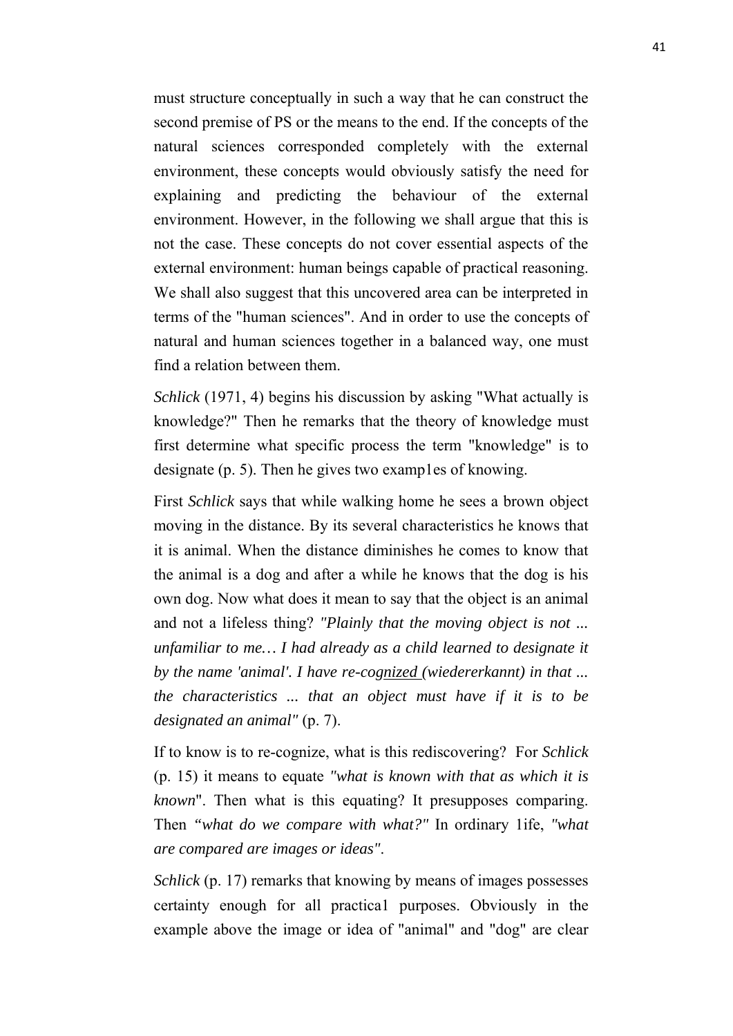must structure conceptually in such a way that he can construct the second premise of PS or the means to the end. If the concepts of the natural sciences corresponded completely with the external environment, these concepts would obviously satisfy the need for explaining and predicting the behaviour of the external environment. However, in the following we shall argue that this is not the case. These concepts do not cover essential aspects of the external environment: human beings capable of practical reasoning. We shall also suggest that this uncovered area can be interpreted in terms of the "human sciences". And in order to use the concepts of natural and human sciences together in a balanced way, one must find a relation between them.

*Schlick* (1971, 4) begins his discussion by asking "What actually is knowledge?" Then he remarks that the theory of knowledge must first determine what specific process the term "knowledge" is to designate (p. 5). Then he gives two examp1es of knowing.

First *Schlick* says that while walking home he sees a brown object moving in the distance. By its several characteristics he knows that it is animal. When the distance diminishes he comes to know that the animal is a dog and after a while he knows that the dog is his own dog. Now what does it mean to say that the object is an animal and not a lifeless thing? *"Plainly that the moving object is not ... unfamiliar to me… I had already as a child learned to designate it by the name 'animal'. I have re-cognized (wiedererkannt) in that ... the characteristics ... that an object must have if it is to be designated an animal"* (p. 7).

If to know is to re-cognize, what is this rediscovering? For *Schlick* (p. 15) it means to equate *"what is known with that as which it is known*". Then what is this equating? It presupposes comparing. Then *"what do we compare with what?"* In ordinary 1ife, *"what are compared are images or ideas"*.

*Schlick* (p. 17) remarks that knowing by means of images possesses certainty enough for all practica1 purposes. Obviously in the example above the image or idea of "animal" and "dog" are clear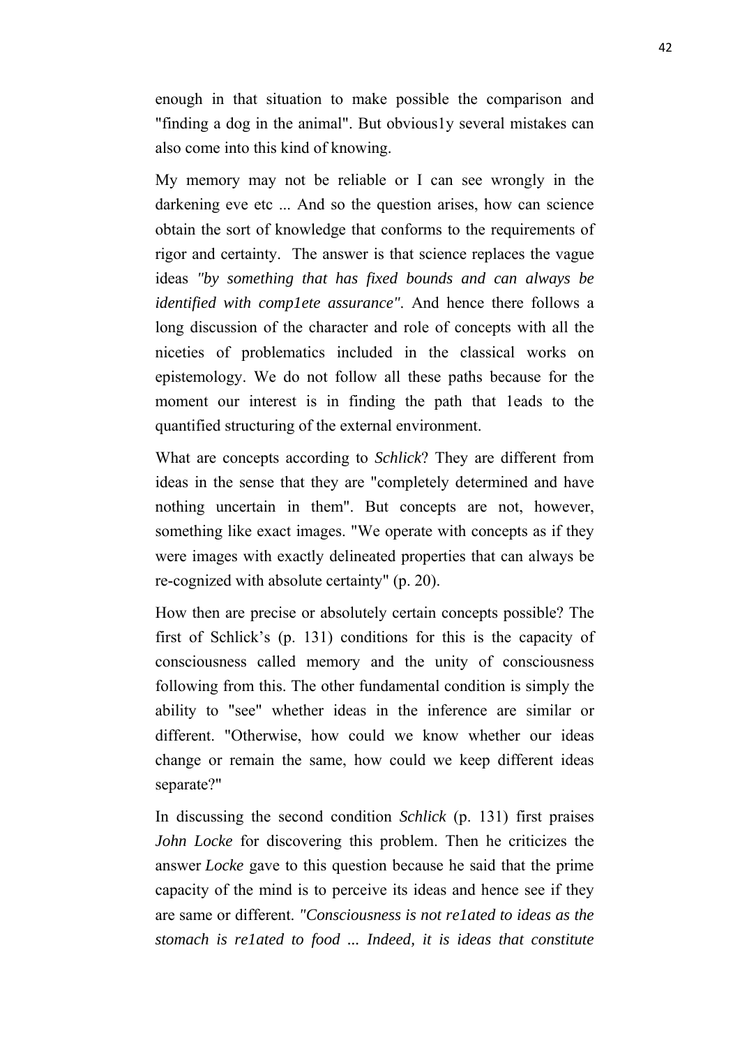enough in that situation to make possible the comparison and "finding a dog in the animal". But obvious1y several mistakes can also come into this kind of knowing.

My memory may not be reliable or I can see wrongly in the darkening eve etc ... And so the question arises, how can science obtain the sort of knowledge that conforms to the requirements of rigor and certainty. The answer is that science replaces the vague ideas *"by something that has fixed bounds and can always be identified with comp1ete assurance"*. And hence there follows a long discussion of the character and role of concepts with all the niceties of problematics included in the classical works on epistemology. We do not follow all these paths because for the moment our interest is in finding the path that 1eads to the quantified structuring of the external environment.

What are concepts according to *Schlick*? They are different from ideas in the sense that they are "completely determined and have nothing uncertain in them". But concepts are not, however, something like exact images. "We operate with concepts as if they were images with exactly delineated properties that can always be re-cognized with absolute certainty" (p. 20).

How then are precise or absolutely certain concepts possible? The first of Schlick's (p. 131) conditions for this is the capacity of consciousness called memory and the unity of consciousness following from this. The other fundamental condition is simply the ability to "see" whether ideas in the inference are similar or different. "Otherwise, how could we know whether our ideas change or remain the same, how could we keep different ideas separate?"

In discussing the second condition *Schlick* (p. 131) first praises *John Locke* for discovering this problem. Then he criticizes the answer *Locke* gave to this question because he said that the prime capacity of the mind is to perceive its ideas and hence see if they are same or different. *"Consciousness is not re1ated to ideas as the stomach is re1ated to food ... Indeed, it is ideas that constitute*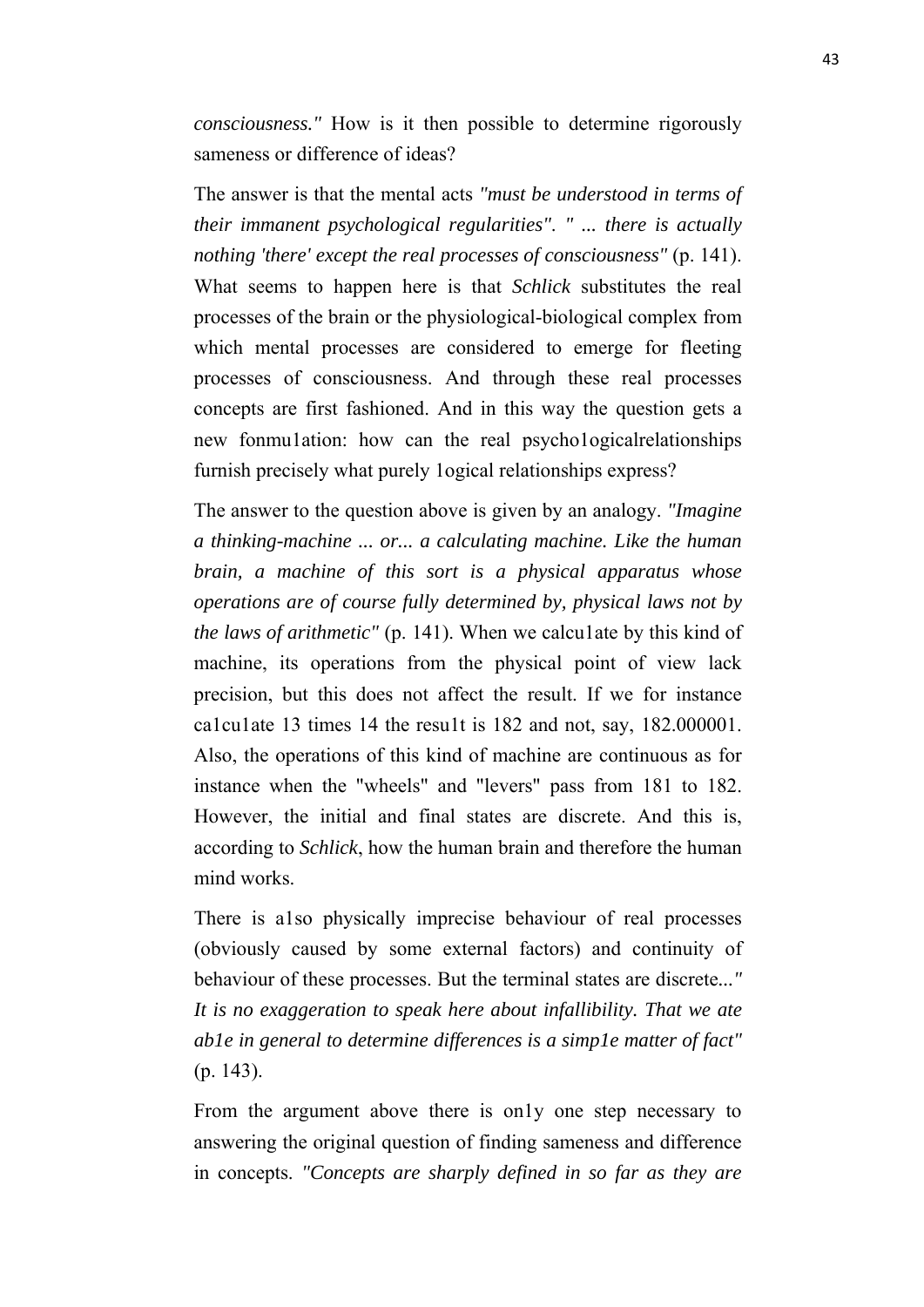*consciousness."* How is it then possible to determine rigorously sameness or difference of ideas?

The answer is that the mental acts *"must be understood in terms of their immanent psychological regularities". " ... there is actually nothing 'there' except the real processes of consciousness"* (p. 141). What seems to happen here is that *Schlick* substitutes the real processes of the brain or the physiological-biological complex from which mental processes are considered to emerge for fleeting processes of consciousness. And through these real processes concepts are first fashioned. And in this way the question gets a new fonmu1ation: how can the real psycho1ogicalrelationships furnish precisely what purely 1ogical relationships express?

The answer to the question above is given by an analogy. *"Imagine a thinking-machine ... or... a calculating machine. Like the human brain, a machine of this sort is a physical apparatus whose operations are of course fully determined by, physical laws not by the laws of arithmetic"* (p. 141). When we calcu1ate by this kind of machine, its operations from the physical point of view lack precision, but this does not affect the result. If we for instance ca1cu1ate 13 times 14 the resu1t is 182 and not, say, 182.000001. Also, the operations of this kind of machine are continuous as for instance when the "wheels" and "levers" pass from 181 to 182. However, the initial and final states are discrete. And this is, according to *Schlick*, how the human brain and therefore the human mind works.

There is a1so physically imprecise behaviour of real processes (obviously caused by some external factors) and continuity of behaviour of these processes. But the terminal states are discrete..." *It is no exaggeration to speak here about infallibility. That we ate ab1e in general to determine differences is a simp1e matter of fact"* (p. 143).

From the argument above there is on1y one step necessary to answering the original question of finding sameness and difference in concepts. *"Concepts are sharply defined in so far as they are*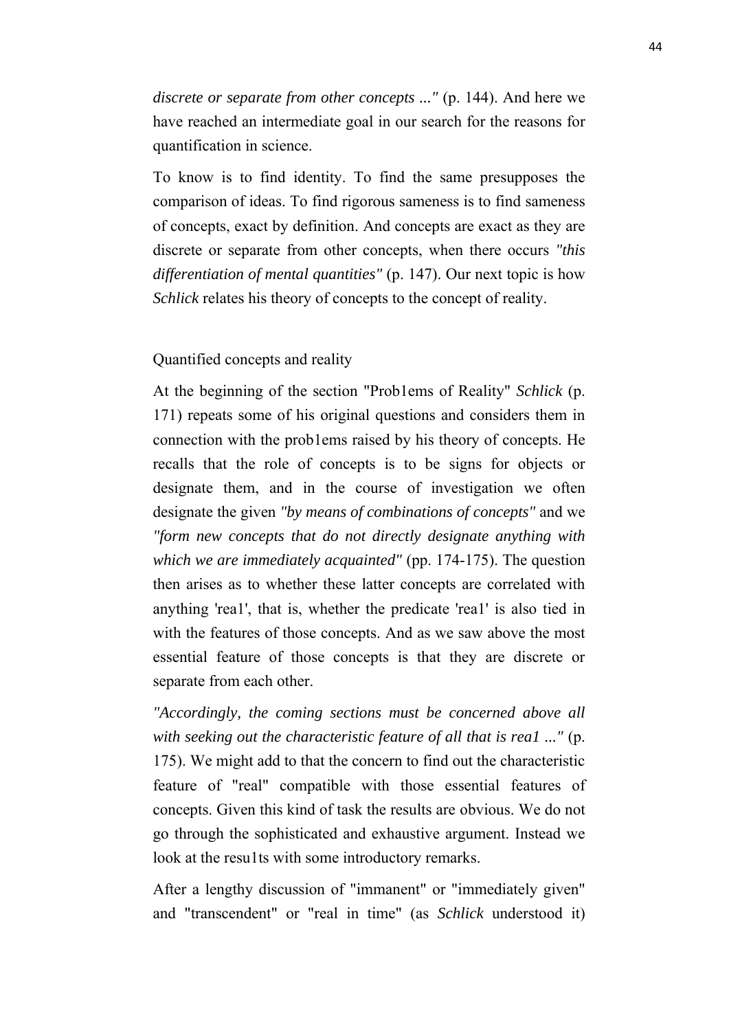*discrete or separate from other concepts ..."* (p. 144). And here we have reached an intermediate goal in our search for the reasons for quantification in science.

To know is to find identity. To find the same presupposes the comparison of ideas. To find rigorous sameness is to find sameness of concepts, exact by definition. And concepts are exact as they are discrete or separate from other concepts, when there occurs *"this differentiation of mental quantities"* (p. 147). Our next topic is how *Schlick* relates his theory of concepts to the concept of reality.

## Quantified concepts and reality

At the beginning of the section "Prob1ems of Reality" *Schlick* (p. 171) repeats some of his original questions and considers them in connection with the prob1ems raised by his theory of concepts. He recalls that the role of concepts is to be signs for objects or designate them, and in the course of investigation we often designate the given *"by means of combinations of concepts"* and we *"form new concepts that do not directly designate anything with which we are immediately acquainted"* (pp. 174-175). The question then arises as to whether these latter concepts are correlated with anything 'rea1', that is, whether the predicate 'rea1' is also tied in with the features of those concepts. And as we saw above the most essential feature of those concepts is that they are discrete or separate from each other.

*"Accordingly, the coming sections must be concerned above all with seeking out the characteristic feature of all that is rea1 ..."* (p. 175). We might add to that the concern to find out the characteristic feature of "real" compatible with those essential features of concepts. Given this kind of task the results are obvious. We do not go through the sophisticated and exhaustive argument. Instead we look at the resu1ts with some introductory remarks.

After a lengthy discussion of "immanent" or "immediately given" and "transcendent" or "real in time" (as *Schlick* understood it)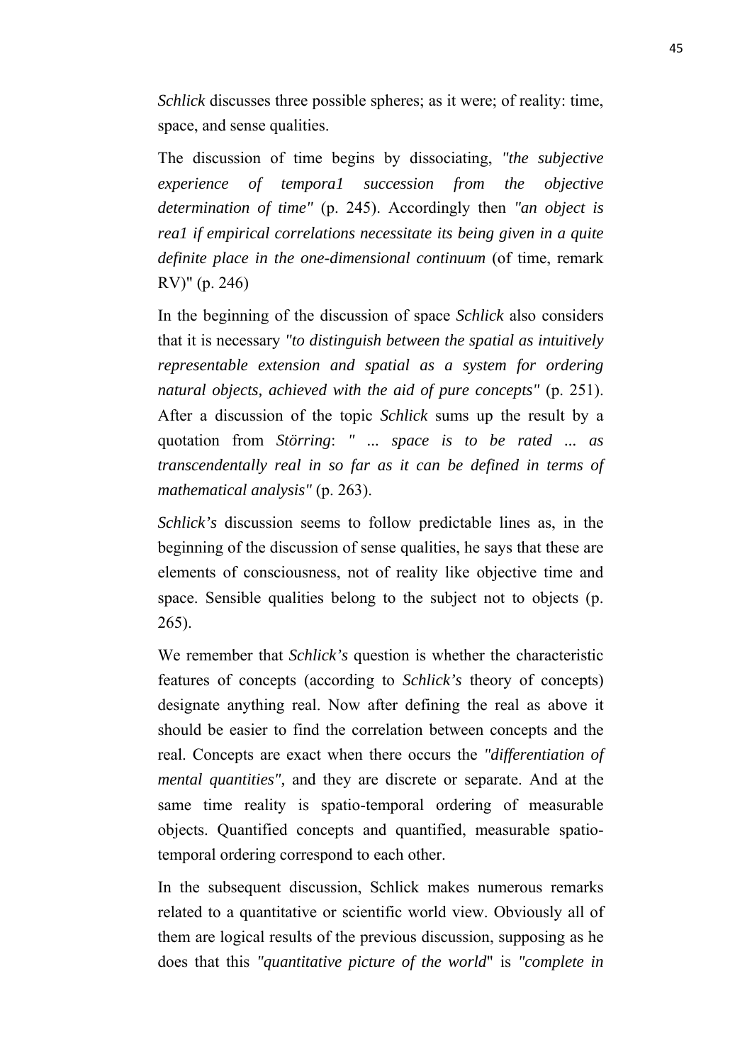*Schlick* discusses three possible spheres; as it were; of reality: time, space, and sense qualities.

The discussion of time begins by dissociating, *"the subjective experience of tempora1 succession from the objective determination of time"* (p. 245). Accordingly then *"an object is rea1 if empirical correlations necessitate its being given in a quite definite place in the one-dimensional continuum* (of time, remark RV)" (p. 246)

In the beginning of the discussion of space *Schlick* also considers that it is necessary *"to distinguish between the spatial as intuitively representable extension and spatial as a system for ordering natural objects, achieved with the aid of pure concepts"* (p. 251). After a discussion of the topic *Schlick* sums up the result by a quotation from *Störring*: *" ... space is to be rated ... as transcendentally real in so far as it can be defined in terms of mathematical analysis"* (p. 263).

*Schlick's* discussion seems to follow predictable lines as, in the beginning of the discussion of sense qualities, he says that these are elements of consciousness, not of reality like objective time and space. Sensible qualities belong to the subject not to objects (p. 265).

We remember that *Schlick's* question is whether the characteristic features of concepts (according to *Schlick's* theory of concepts) designate anything real. Now after defining the real as above it should be easier to find the correlation between concepts and the real. Concepts are exact when there occurs the *"differentiation of mental quantities",* and they are discrete or separate. And at the same time reality is spatio-temporal ordering of measurable objects. Quantified concepts and quantified, measurable spatio-temporal ordering correspond to each other.

In the subsequent discussion, Schlick makes numerous remarks related to a quantitative or scientific world view. Obviously all of them are logical results of the previous discussion, supposing as he does that this *"quantitative picture of the world*" is *"complete in*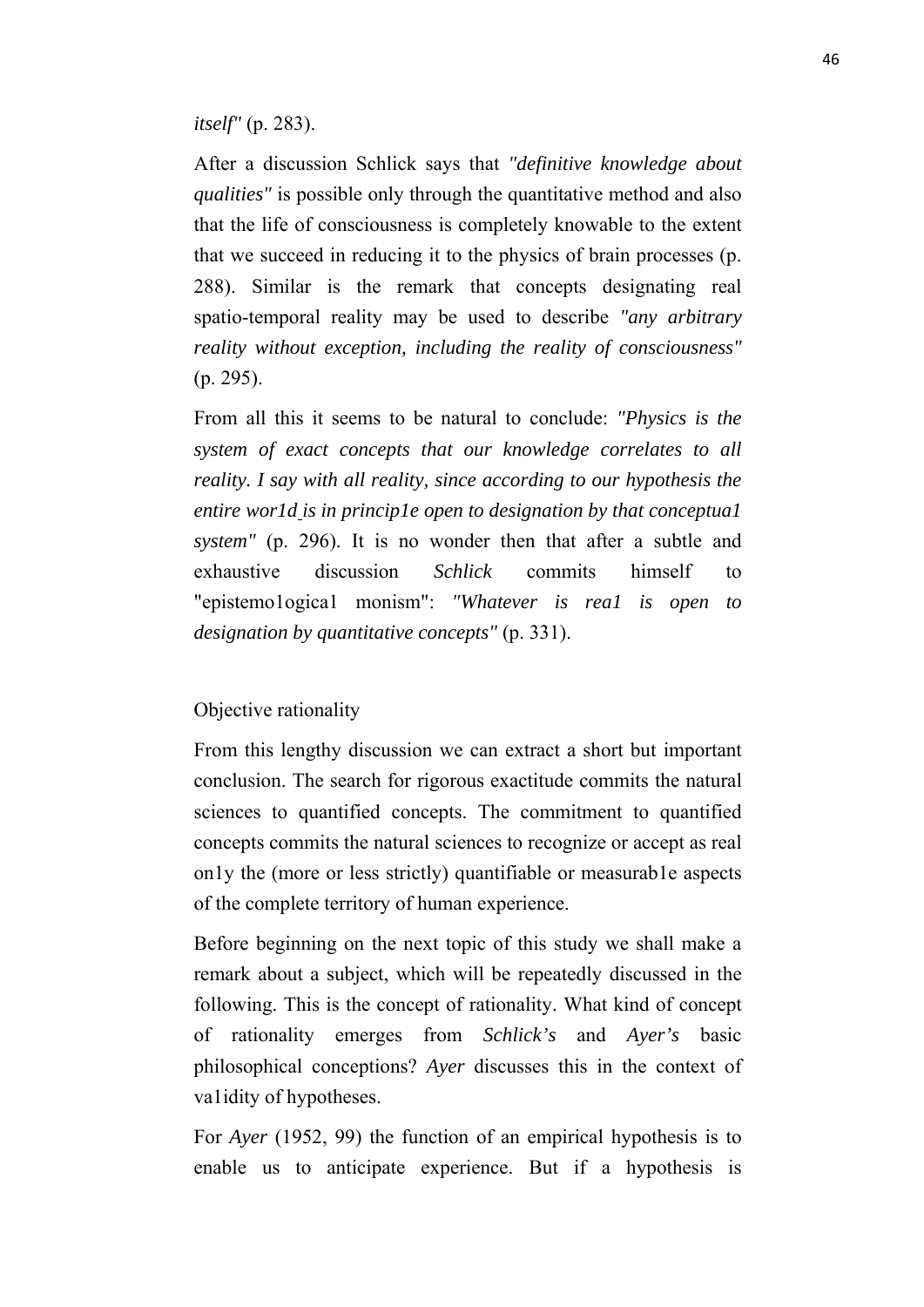*itself"* (p. 283).

After a discussion Schlick says that *"definitive knowledge about qualities"* is possible only through the quantitative method and also that the life of consciousness is completely knowable to the extent that we succeed in reducing it to the physics of brain processes (p. 288). Similar is the remark that concepts designating real spatio-temporal reality may be used to describe *"any arbitrary reality without exception, including the reality of consciousness"* (p. 295).

From all this it seems to be natural to conclude: *"Physics is the system of exact concepts that our knowledge correlates to all reality. I say with all reality, since according to our hypothesis the entire wor1d is in princip1e open to designation by that conceptua1 system"* (p. 296). It is no wonder then that after a subtle and exhaustive discussion *Schlick* commits himself to "epistemo1ogica1 monism": *"Whatever is rea1 is open to designation by quantitative concepts"* (p. 331).

## Objective rationality

From this lengthy discussion we can extract a short but important conclusion. The search for rigorous exactitude commits the natural sciences to quantified concepts. The commitment to quantified concepts commits the natural sciences to recognize or accept as real on1y the (more or less strictly) quantifiable or measurab1e aspects of the complete territory of human experience.

Before beginning on the next topic of this study we shall make a remark about a subject, which will be repeatedly discussed in the following. This is the concept of rationality. What kind of concept of rationality emerges from *Schlick's* and *Ayer's* basic philosophical conceptions? *Ayer* discusses this in the context of va1idity of hypotheses.

For *Ayer* (1952, 99) the function of an empirical hypothesis is to enable us to anticipate experience. But if a hypothesis is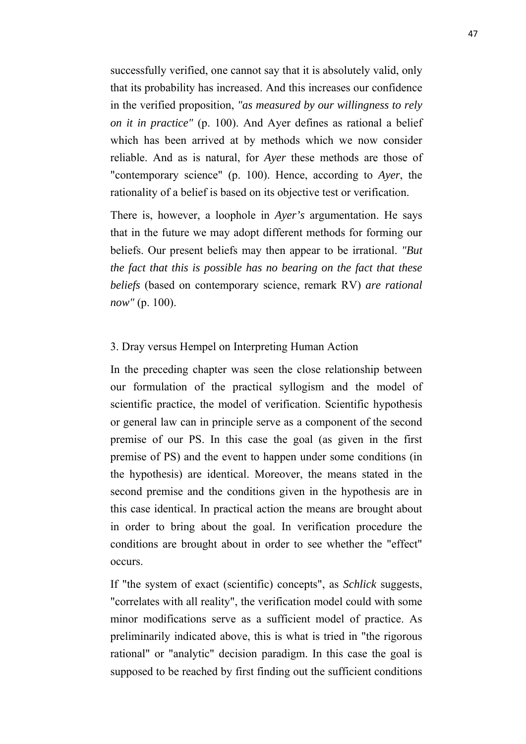successfully verified, one cannot say that it is absolutely valid, only that its probability has increased. And this increases our confidence in the verified proposition, *"as measured by our willingness to rely on it in practice"* (p. 100). And Ayer defines as rational a belief which has been arrived at by methods which we now consider reliable. And as is natural, for *Ayer* these methods are those of "contemporary science" (p. 100). Hence, according to *Ayer*, the rationality of a belief is based on its objective test or verification.

There is, however, a loophole in *Ayer's* argumentation. He says that in the future we may adopt different methods for forming our beliefs. Our present beliefs may then appear to be irrational. *"But the fact that this is possible has no bearing on the fact that these beliefs* (based on contemporary science, remark RV) *are rational now"* (p. 100).

## 3. Dray versus Hempel on Interpreting Human Action

In the preceding chapter was seen the close relationship between our formulation of the practical syllogism and the model of scientific practice, the model of verification. Scientific hypothesis or general law can in principle serve as a component of the second premise of our PS. In this case the goal (as given in the first premise of PS) and the event to happen under some conditions (in the hypothesis) are identical. Moreover, the means stated in the second premise and the conditions given in the hypothesis are in this case identical. In practical action the means are brought about in order to bring about the goal. In verification procedure the conditions are brought about in order to see whether the "effect" occurs.

If "the system of exact (scientific) concepts", as *Schlick* suggests, "correlates with all reality", the verification model could with some minor modifications serve as a sufficient model of practice. As preliminarily indicated above, this is what is tried in "the rigorous rational" or "analytic" decision paradigm. In this case the goal is supposed to be reached by first finding out the sufficient conditions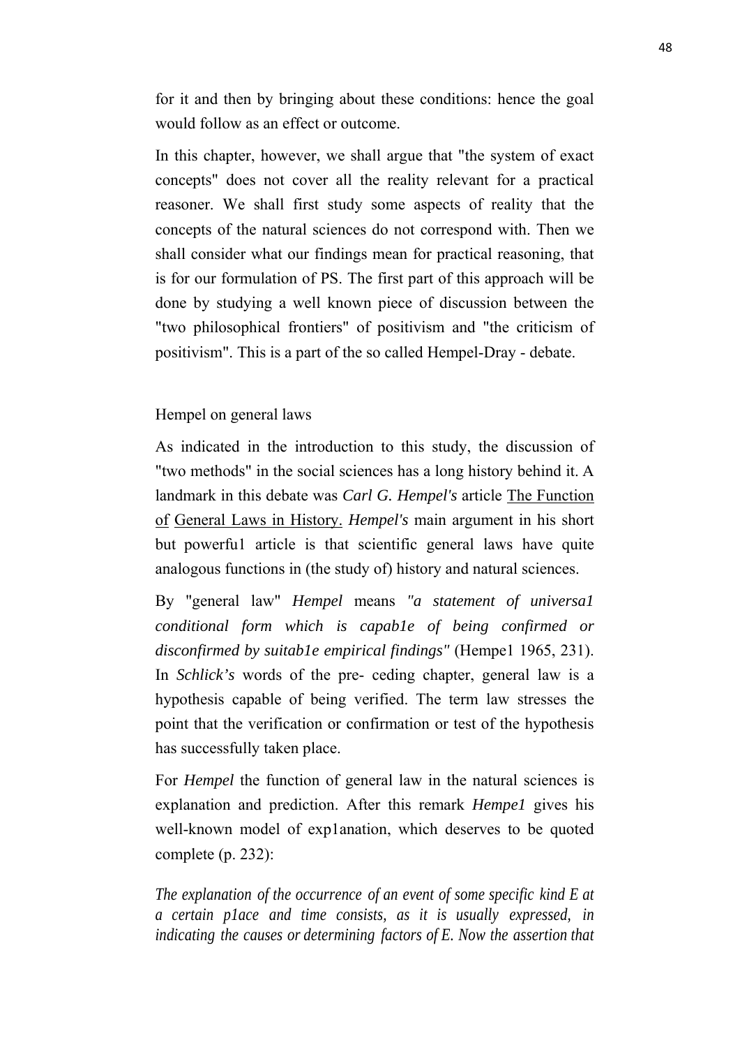for it and then by bringing about these conditions: hence the goal would follow as an effect or outcome.

In this chapter, however, we shall argue that "the system of exact concepts" does not cover all the reality relevant for a practical reasoner. We shall first study some aspects of reality that the concepts of the natural sciences do not correspond with. Then we shall consider what our findings mean for practical reasoning, that is for our formulation of PS. The first part of this approach will be done by studying a well known piece of discussion between the "two philosophical frontiers" of positivism and "the criticism of positivism". This is a part of the so called Hempel-Dray - debate.

## Hempel on general laws

As indicated in the introduction to this study, the discussion of "two methods" in the social sciences has a long history behind it. A landmark in this debate was *Carl G. Hempel's* article The Function of General Laws in History. *Hempel's* main argument in his short but powerfu1 article is that scientific general laws have quite analogous functions in (the study of) history and natural sciences.

By "general law" *Hempel* means *"a statement of universa1 conditional form which is capab1e of being confirmed or disconfirmed by suitab1e empirical findings"* (Hempe1 1965, 231). In *Schlick's* words of the pre- ceding chapter, general law is a hypothesis capable of being verified. The term law stresses the point that the verification or confirmation or test of the hypothesis has successfully taken place.

For *Hempel* the function of general law in the natural sciences is explanation and prediction. After this remark *Hempe1* gives his well-known model of exp1anation, which deserves to be quoted complete (p. 232):

*The explanation of the occurrence of an event of some specific kind E at a certain p1ace and time consists, as it is usually expressed, in indicating the causes or determining factors of E. Now the assertion that*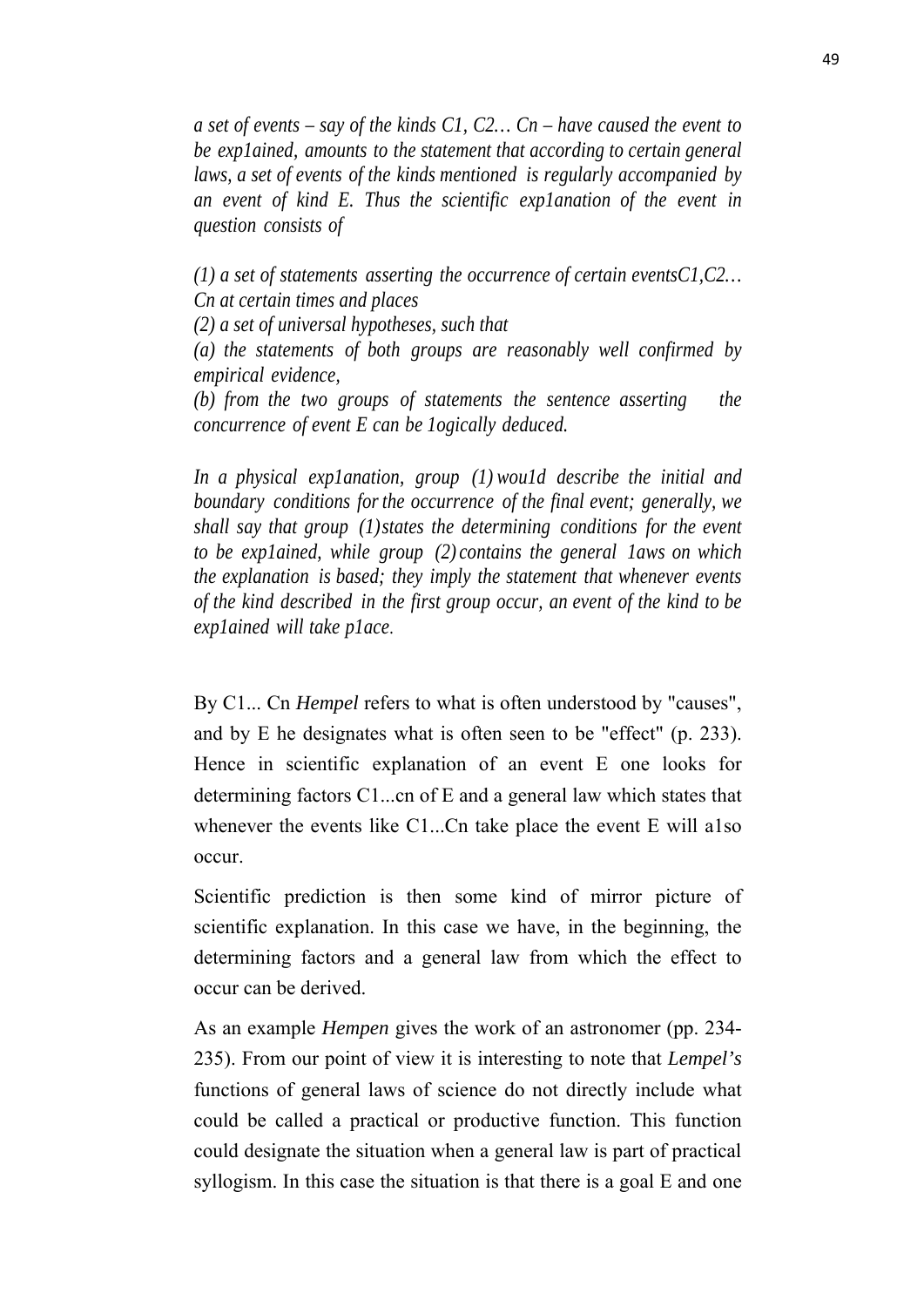*a set of events – say of the kinds C1, C2… Cn – have caused the event to be exp1ained, amounts to the statement that according to certain general laws, a set of events of the kinds mentioned is regularly accompanied by an event of kind E. Thus the scientific exp1anation of the event in question consists of*

*(1) a set of statements asserting the occurrence of certain eventsC1,C2… Cn at certain times and places*
*(2) a set of universal hypotheses, such that*
*(a) the statements of both groups are reasonably well confirmed by empirical evidence,*
*(b) from the two groups of statements the sentence asserting the concurrence of event E can be 1ogically deduced.*

*In a physical exp1anation, group (1) wou1d describe the initial and boundary conditions for the occurrence of the final event; generally, we shall say that group (1) states the determining conditions for the event to be exp1ained, while group (2) contains the general 1aws on which the explanation is based; they imply the statement that whenever events of the kind described in the first group occur, an event of the kind to be exp1ained will take p1ace.*

By C1... Cn *Hempel* refers to what is often understood by "causes", and by E he designates what is often seen to be "effect" (p. 233). Hence in scientific explanation of an event E one looks for determining factors C1...cn of E and a general law which states that whenever the events like C1...Cn take place the event E will a1so occur.

Scientific prediction is then some kind of mirror picture of scientific explanation. In this case we have, in the beginning, the determining factors and a general law from which the effect to occur can be derived.

As an example *Hempen* gives the work of an astronomer (pp. 234-235). From our point of view it is interesting to note that *Lempel's* functions of general laws of science do not directly include what could be called a practical or productive function. This function could designate the situation when a general law is part of practical syllogism. In this case the situation is that there is a goal E and one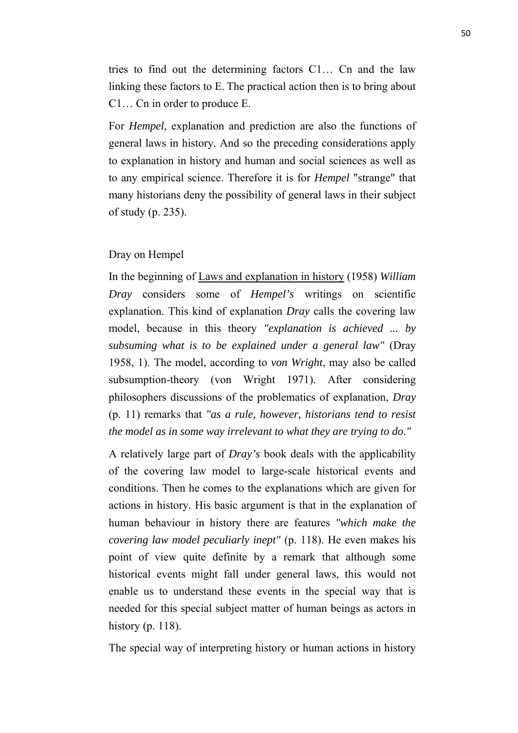tries to find out the determining factors C1… Cn and the law linking these factors to E. The practical action then is to bring about C1… Cn in order to produce E.

For *Hempel*, explanation and prediction are also the functions of general laws in history. And so the preceding considerations apply to explanation in history and human and social sciences as well as to any empirical science. Therefore it is for *Hempel* "strange" that many historians deny the possibility of general laws in their subject of study (p. 235).

## Dray on Hempel

In the beginning of Laws and explanation in history (1958) *William Dray* considers some of *Hempel's* writings on scientific explanation. This kind of explanation *Dray* calls the covering law model, because in this theory *"explanation is achieved ... by subsuming what is to be explained under a general law"* (Dray 1958, 1). The model, according to *von Wright*, may also be called subsumption-theory (von Wright 1971). After considering philosophers discussions of the problematics of explanation, *Dray* (p. 11) remarks that *"as a rule, however, historians tend to resist the model as in some way irrelevant to what they are trying to do."*

A relatively large part of *Dray's* book deals with the applicability of the covering law model to large-scale historical events and conditions. Then he comes to the explanations which are given for actions in history. His basic argument is that in the explanation of human behaviour in history there are features *"which make the covering law model peculiarly inept"* (p. 118). He even makes his point of view quite definite by a remark that although some historical events might fall under general laws, this would not enable us to understand these events in the special way that is needed for this special subject matter of human beings as actors in history (p. 118).

The special way of interpreting history or human actions in history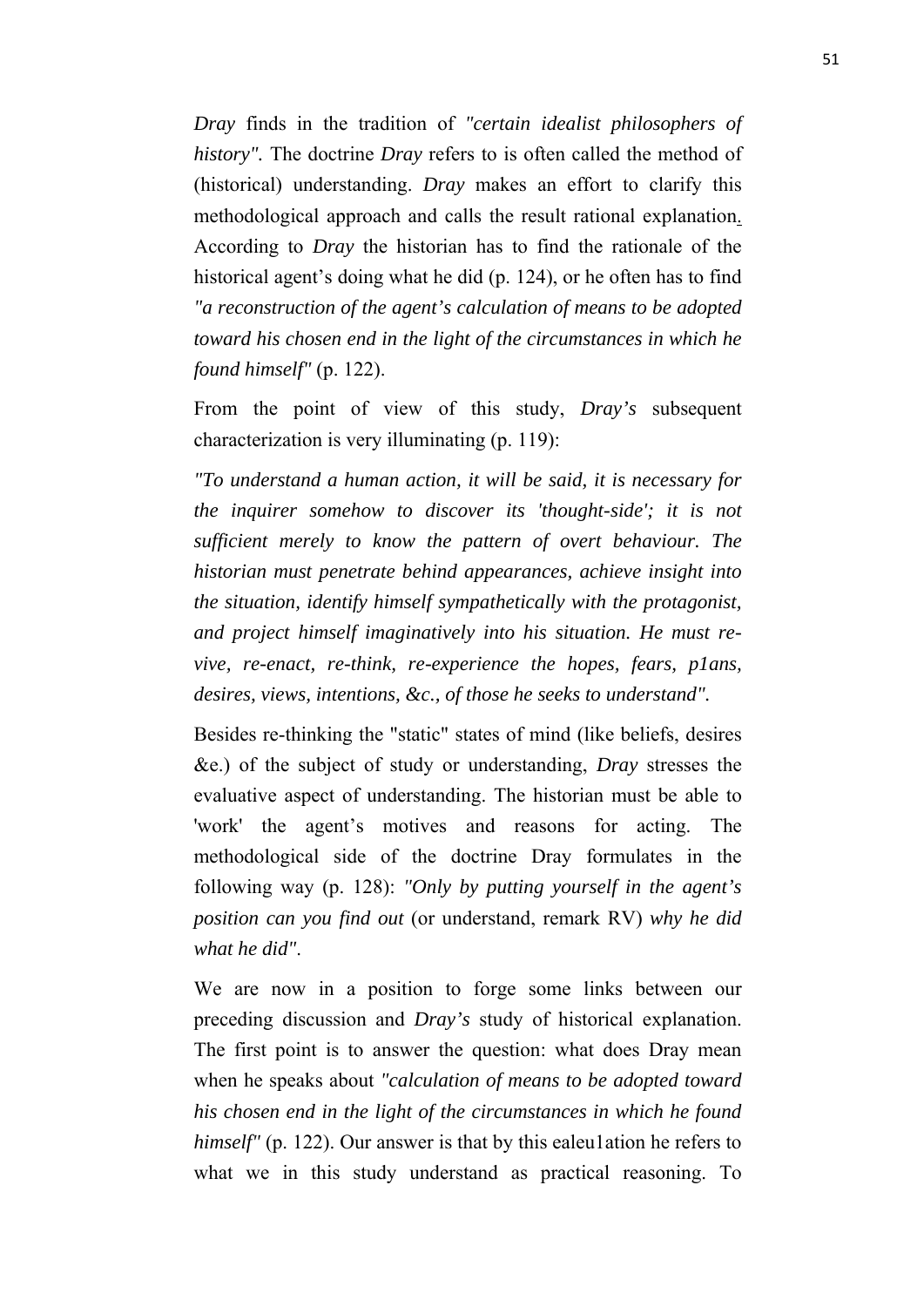*Dray* finds in the tradition of *"certain idealist philosophers of history".* The doctrine *Dray* refers to is often called the method of (historical) understanding. *Dray* makes an effort to clarify this methodological approach and calls the result rational explanation. According to *Dray* the historian has to find the rationale of the historical agent's doing what he did (p. 124), or he often has to find *"a reconstruction of the agent's calculation of means to be adopted toward his chosen end in the light of the circumstances in which he found himself"* (p. 122).

From the point of view of this study, *Dray's* subsequent characterization is very illuminating (p. 119):

*"To understand a human action, it will be said, it is necessary for the inquirer somehow to discover its 'thought-side'; it is not sufficient merely to know the pattern of overt behaviour. The historian must penetrate behind appearances, achieve insight into the situation, identify himself sympathetically with the protagonist, and project himself imaginatively into his situation. He must re-vive, re-enact, re-think, re-experience the hopes, fears, p1ans, desires, views, intentions, &c., of those he seeks to understand".*

Besides re-thinking the "static" states of mind (like beliefs, desires &e.) of the subject of study or understanding, *Dray* stresses the evaluative aspect of understanding. The historian must be able to 'work' the agent's motives and reasons for acting. The methodological side of the doctrine Dray formulates in the following way (p. 128): *"Only by putting yourself in the agent's position can you find out* (or understand, remark RV) *why he did what he did"*.

We are now in a position to forge some links between our preceding discussion and *Dray's* study of historical explanation. The first point is to answer the question: what does Dray mean when he speaks about *"calculation of means to be adopted toward his chosen end in the light of the circumstances in which he found himself"* (p. 122). Our answer is that by this ealeu1ation he refers to what we in this study understand as practical reasoning. To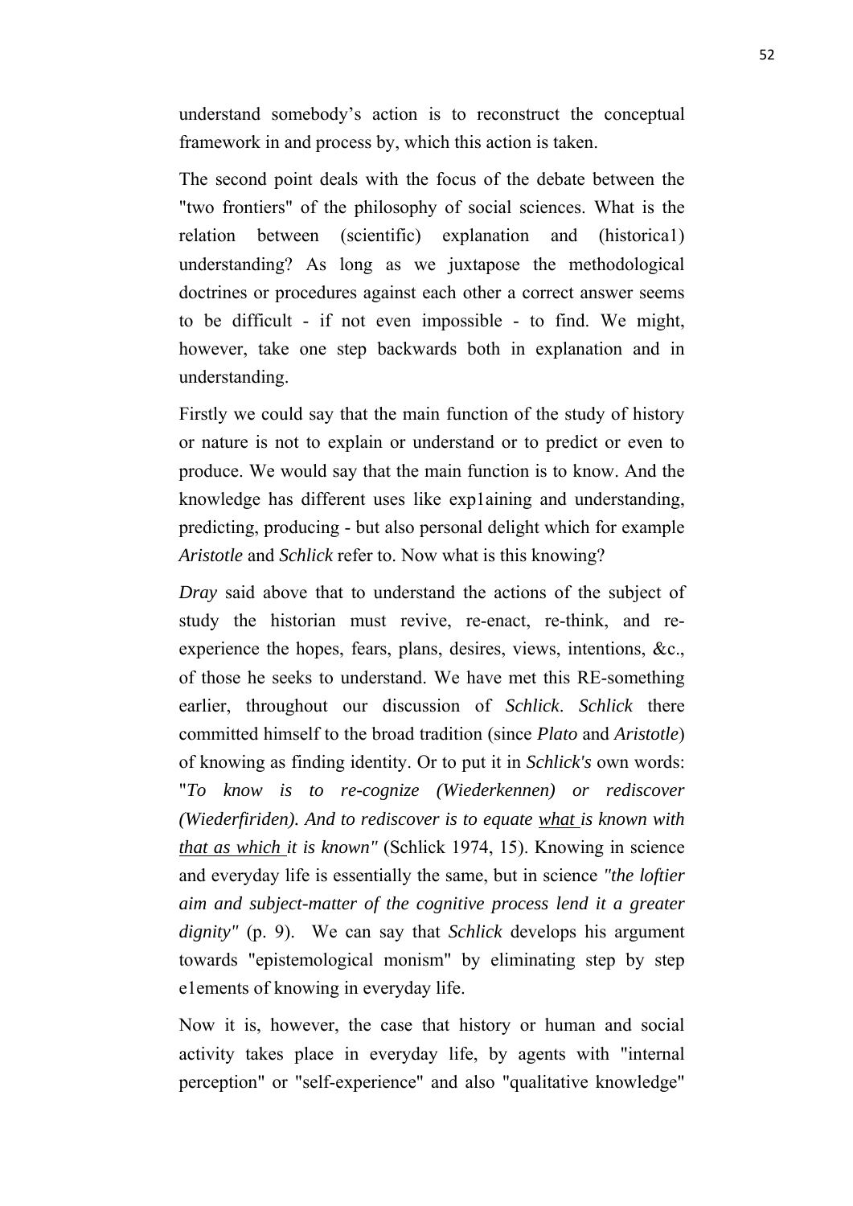understand somebody's action is to reconstruct the conceptual framework in and process by, which this action is taken.

The second point deals with the focus of the debate between the "two frontiers" of the philosophy of social sciences. What is the relation between (scientific) explanation and (historica1) understanding? As long as we juxtapose the methodological doctrines or procedures against each other a correct answer seems to be difficult - if not even impossible - to find. We might, however, take one step backwards both in explanation and in understanding.

Firstly we could say that the main function of the study of history or nature is not to explain or understand or to predict or even to produce. We would say that the main function is to know. And the knowledge has different uses like exp1aining and understanding, predicting, producing - but also personal delight which for example *Aristotle* and *Schlick* refer to. Now what is this knowing?

*Dray* said above that to understand the actions of the subject of study the historian must revive, re-enact, re-think, and re-experience the hopes, fears, plans, desires, views, intentions, &c., of those he seeks to understand. We have met this RE-something earlier, throughout our discussion of *Schlick*. *Schlick* there committed himself to the broad tradition (since *Plato* and *Aristotle*) of knowing as finding identity. Or to put it in *Schlick's* own words: "*To know is to re-cognize (Wiederkennen) or rediscover (Wiederfiriden). And to rediscover is to equate <u>what</u> is known with <u>that as which</u> it is known"* (Schlick 1974, 15). Knowing in science and everyday life is essentially the same, but in science *"the loftier aim and subject-matter of the cognitive process lend it a greater dignity"* (p. 9). We can say that *Schlick* develops his argument towards "epistemological monism" by eliminating step by step e1ements of knowing in everyday life.

Now it is, however, the case that history or human and social activity takes place in everyday life, by agents with "internal perception" or "self-experience" and also "qualitative knowledge"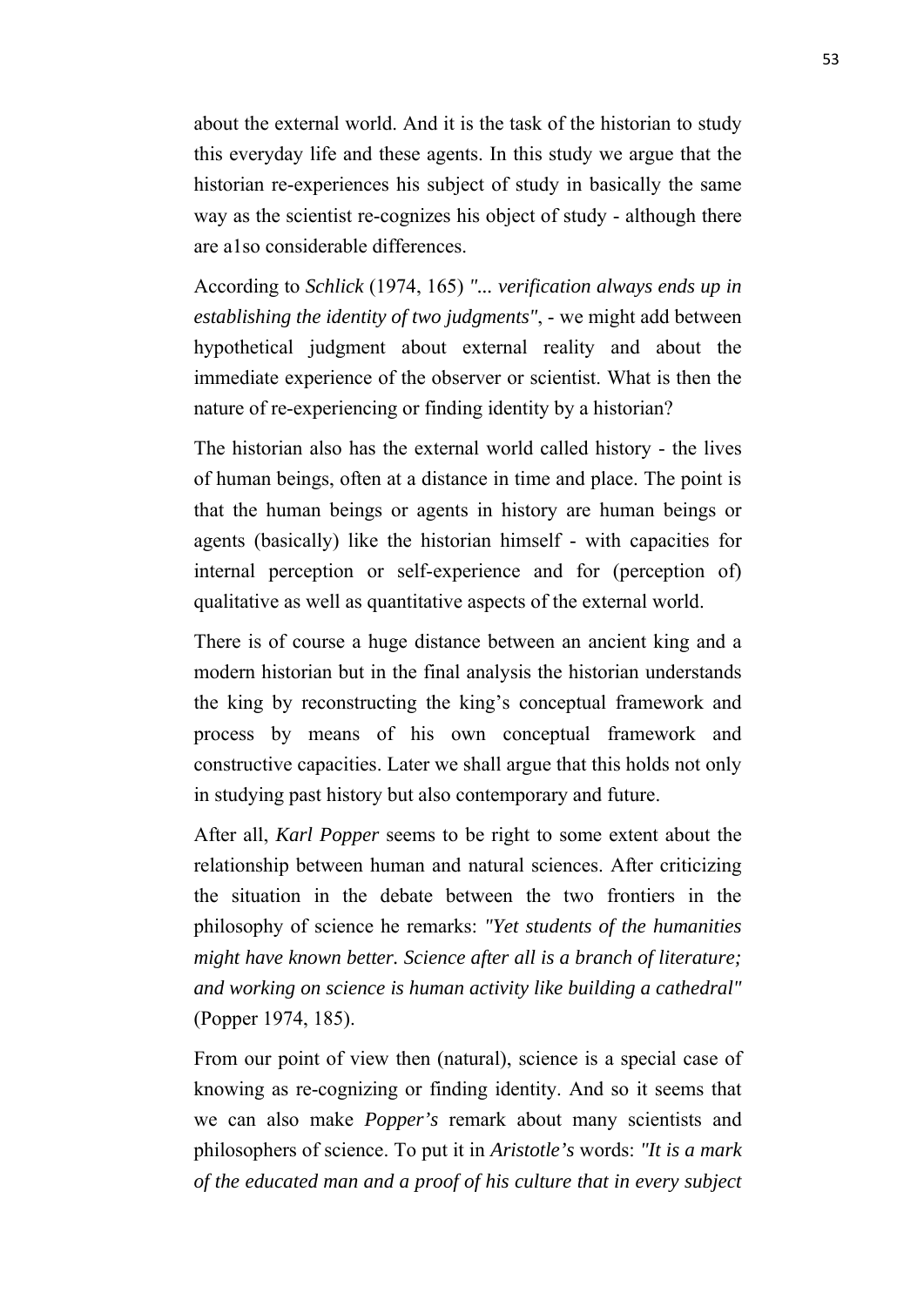about the external world. And it is the task of the historian to study this everyday life and these agents. In this study we argue that the historian re-experiences his subject of study in basically the same way as the scientist re-cognizes his object of study - although there are a1so considerable differences.

According to *Schlick* (1974, 165) *"... verification always ends up in establishing the identity of two judgments"*, - we might add between hypothetical judgment about external reality and about the immediate experience of the observer or scientist. What is then the nature of re-experiencing or finding identity by a historian?

The historian also has the external world called history - the lives of human beings, often at a distance in time and place. The point is that the human beings or agents in history are human beings or agents (basically) like the historian himself - with capacities for internal perception or self-experience and for (perception of) qualitative as well as quantitative aspects of the external world.

There is of course a huge distance between an ancient king and a modern historian but in the final analysis the historian understands the king by reconstructing the king's conceptual framework and process by means of his own conceptual framework and constructive capacities. Later we shall argue that this holds not only in studying past history but also contemporary and future.

After all, *Karl Popper* seems to be right to some extent about the relationship between human and natural sciences. After criticizing the situation in the debate between the two frontiers in the philosophy of science he remarks: *"Yet students of the humanities might have known better. Science after all is a branch of literature; and working on science is human activity like building a cathedral"* (Popper 1974, 185).

From our point of view then (natural), science is a special case of knowing as re-cognizing or finding identity. And so it seems that we can also make *Popper's* remark about many scientists and philosophers of science. To put it in *Aristotle's* words: *"It is a mark of the educated man and a proof of his culture that in every subject*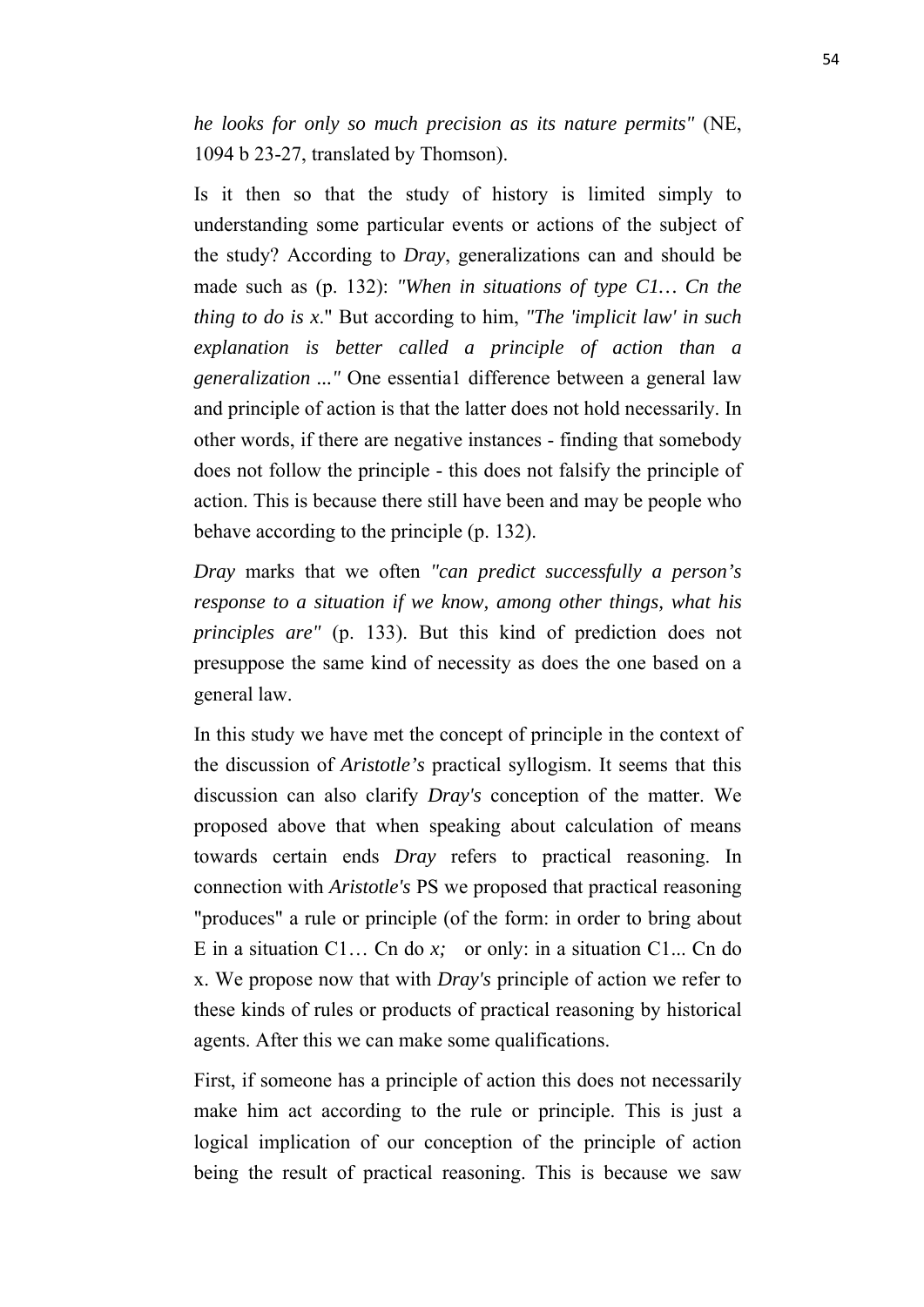*he looks for only so much precision as its nature permits"* (NE, 1094 b 23-27, translated by Thomson).

Is it then so that the study of history is limited simply to understanding some particular events or actions of the subject of the study? According to *Dray*, generalizations can and should be made such as (p. 132): *"When in situations of type C1… Cn the thing to do is x*." But according to him, *"The 'implicit law' in such explanation is better called a principle of action than a generalization ..."* One essentia1 difference between a general law and principle of action is that the latter does not hold necessarily. In other words, if there are negative instances - finding that somebody does not follow the principle - this does not falsify the principle of action. This is because there still have been and may be people who behave according to the principle (p. 132).

*Dray* marks that we often *"can predict successfully a person's response to a situation if we know, among other things, what his principles are"* (p. 133). But this kind of prediction does not presuppose the same kind of necessity as does the one based on a general law.

In this study we have met the concept of principle in the context of the discussion of *Aristotle's* practical syllogism. It seems that this discussion can also clarify *Dray's* conception of the matter. We proposed above that when speaking about calculation of means towards certain ends *Dray* refers to practical reasoning. In connection with *Aristotle's* PS we proposed that practical reasoning "produces" a rule or principle (of the form: in order to bring about E in a situation C1… Cn do *x;* or only: in a situation C1... Cn do x. We propose now that with *Dray's* principle of action we refer to these kinds of rules or products of practical reasoning by historical agents. After this we can make some qualifications.

First, if someone has a principle of action this does not necessarily make him act according to the rule or principle. This is just a logical implication of our conception of the principle of action being the result of practical reasoning. This is because we saw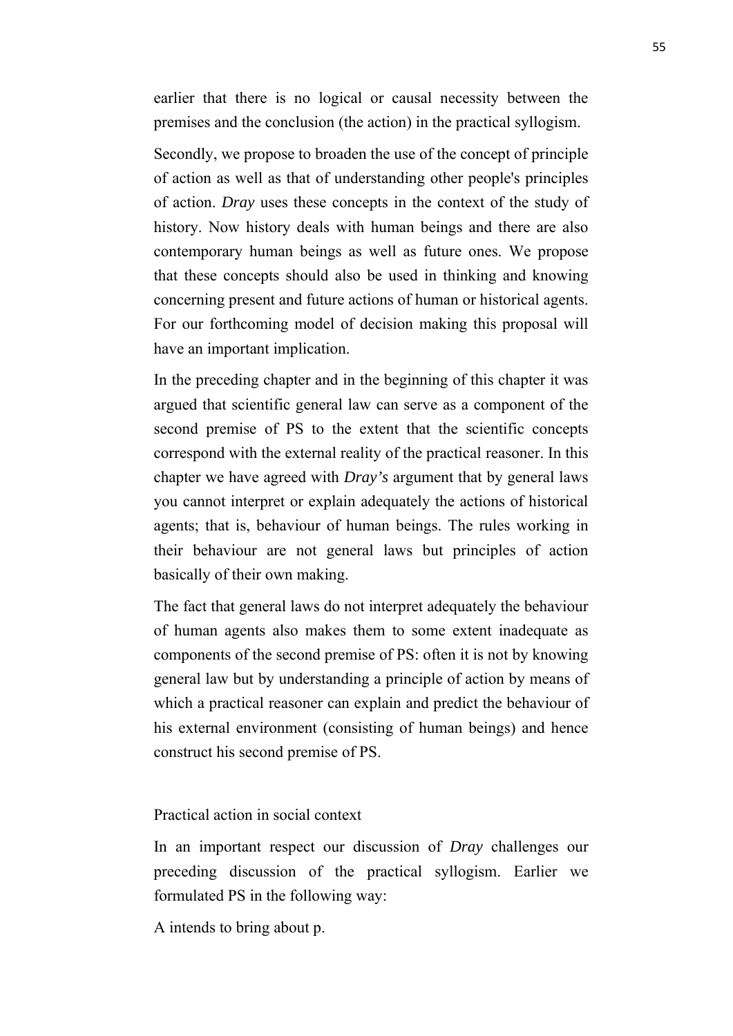earlier that there is no logical or causal necessity between the premises and the conclusion (the action) in the practical syllogism.

Secondly, we propose to broaden the use of the concept of principle of action as well as that of understanding other people's principles of action. *Dray* uses these concepts in the context of the study of history. Now history deals with human beings and there are also contemporary human beings as well as future ones. We propose that these concepts should also be used in thinking and knowing concerning present and future actions of human or historical agents. For our forthcoming model of decision making this proposal will have an important implication.

In the preceding chapter and in the beginning of this chapter it was argued that scientific general law can serve as a component of the second premise of PS to the extent that the scientific concepts correspond with the external reality of the practical reasoner. In this chapter we have agreed with *Dray's* argument that by general laws you cannot interpret or explain adequately the actions of historical agents; that is, behaviour of human beings. The rules working in their behaviour are not general laws but principles of action basically of their own making.

The fact that general laws do not interpret adequately the behaviour of human agents also makes them to some extent inadequate as components of the second premise of PS: often it is not by knowing general law but by understanding a principle of action by means of which a practical reasoner can explain and predict the behaviour of his external environment (consisting of human beings) and hence construct his second premise of PS.

## Practical action in social context

In an important respect our discussion of *Dray* challenges our preceding discussion of the practical syllogism. Earlier we formulated PS in the following way:

A intends to bring about p.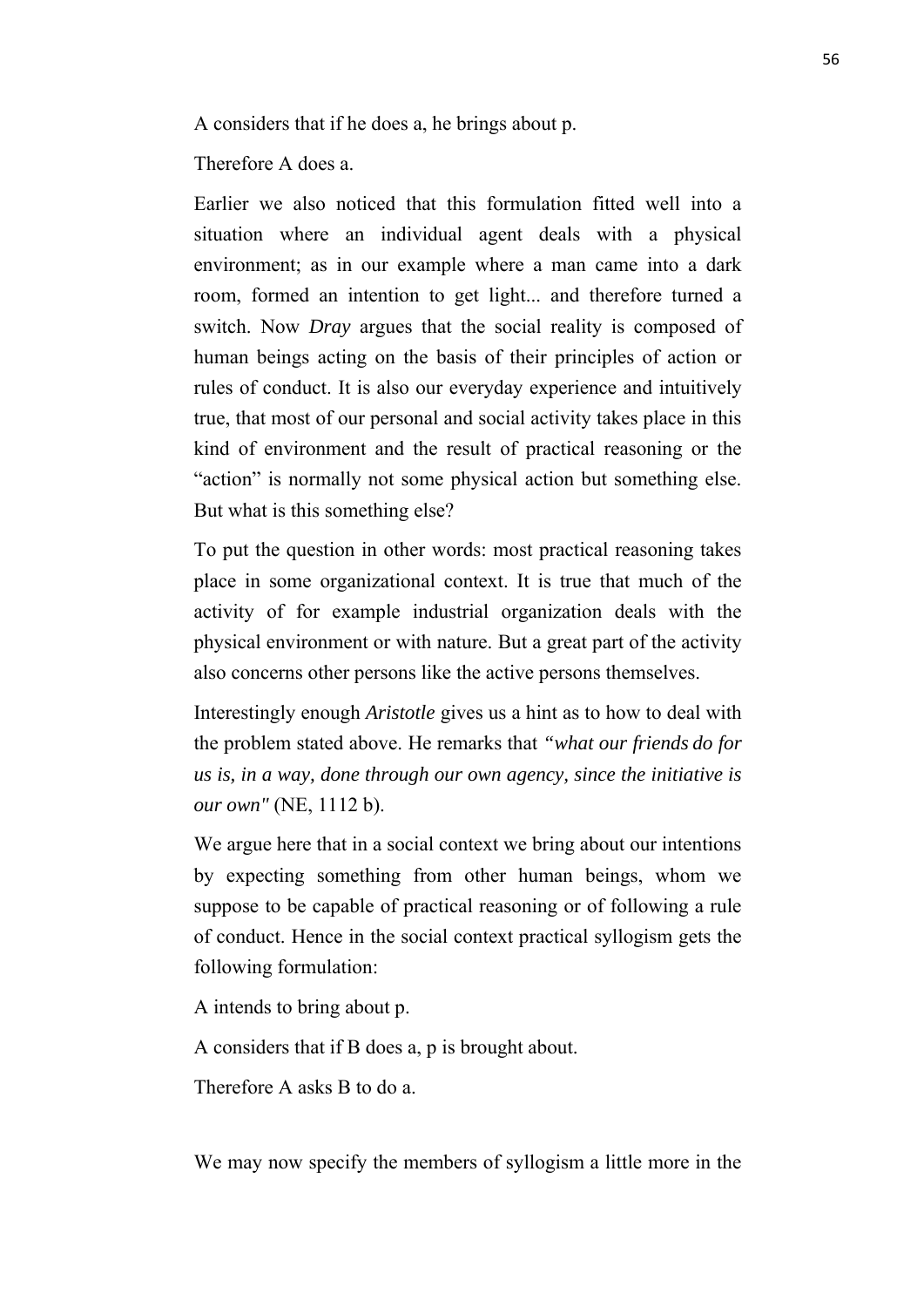A considers that if he does a, he brings about p.

Therefore A does a.

Earlier we also noticed that this formulation fitted well into a situation where an individual agent deals with a physical environment; as in our example where a man came into a dark room, formed an intention to get light... and therefore turned a switch. Now *Dray* argues that the social reality is composed of human beings acting on the basis of their principles of action or rules of conduct. It is also our everyday experience and intuitively true, that most of our personal and social activity takes place in this kind of environment and the result of practical reasoning or the "action" is normally not some physical action but something else. But what is this something else?

To put the question in other words: most practical reasoning takes place in some organizational context. It is true that much of the activity of for example industrial organization deals with the physical environment or with nature. But a great part of the activity also concerns other persons like the active persons themselves.

Interestingly enough *Aristotle* gives us a hint as to how to deal with the problem stated above. He remarks that *"what our friends do for us is, in a way, done through our own agency, since the initiative is our own"* (NE, 1112 b).

We argue here that in a social context we bring about our intentions by expecting something from other human beings, whom we suppose to be capable of practical reasoning or of following a rule of conduct. Hence in the social context practical syllogism gets the following formulation:

A intends to bring about p.

A considers that if B does a, p is brought about.

Therefore A asks B to do a.

We may now specify the members of syllogism a little more in the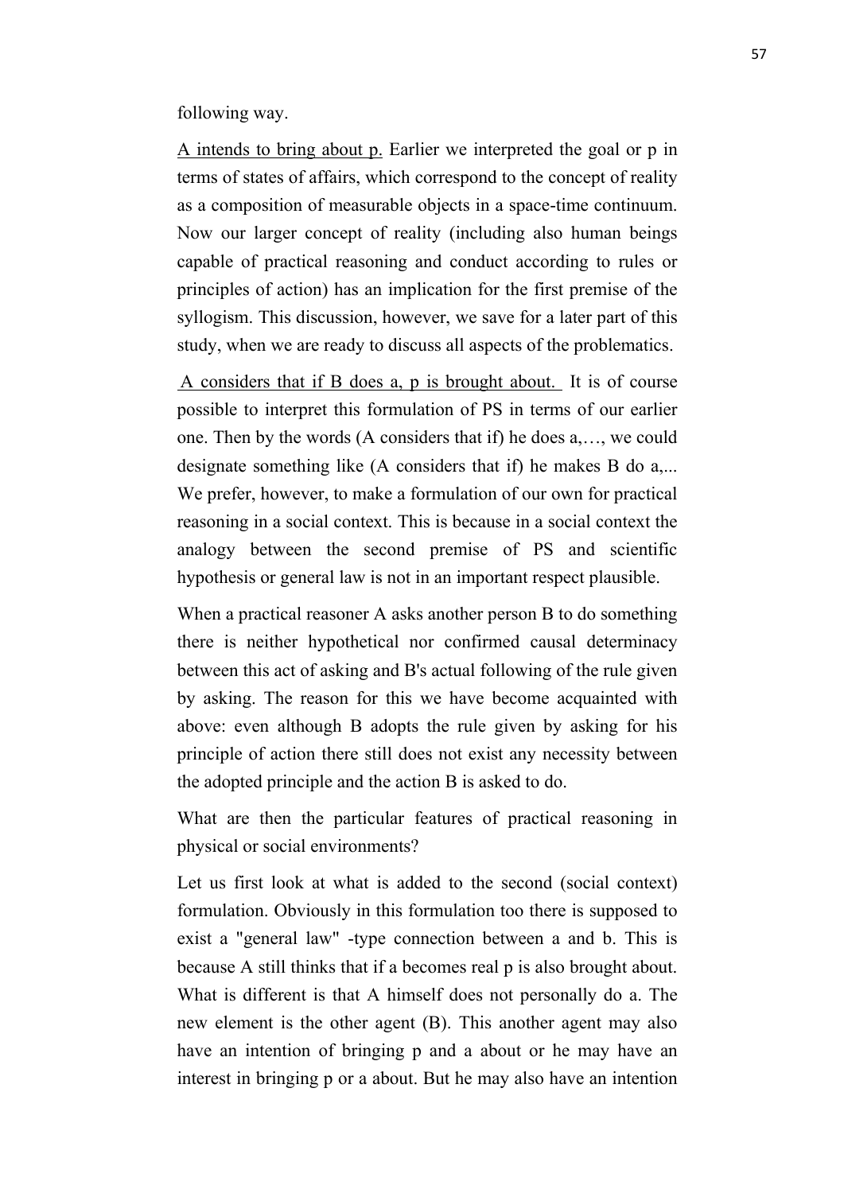following way.

A intends to bring about p. Earlier we interpreted the goal or p in terms of states of affairs, which correspond to the concept of reality as a composition of measurable objects in a space-time continuum. Now our larger concept of reality (including also human beings capable of practical reasoning and conduct according to rules or principles of action) has an implication for the first premise of the syllogism. This discussion, however, we save for a later part of this study, when we are ready to discuss all aspects of the problematics.

A considers that if B does a, p is brought about. It is of course possible to interpret this formulation of PS in terms of our earlier one. Then by the words (A considers that if) he does a,…, we could designate something like (A considers that if) he makes B do a,... We prefer, however, to make a formulation of our own for practical reasoning in a social context. This is because in a social context the analogy between the second premise of PS and scientific hypothesis or general law is not in an important respect plausible.

When a practical reasoner A asks another person B to do something there is neither hypothetical nor confirmed causal determinacy between this act of asking and B's actual following of the rule given by asking. The reason for this we have become acquainted with above: even although B adopts the rule given by asking for his principle of action there still does not exist any necessity between the adopted principle and the action B is asked to do.

What are then the particular features of practical reasoning in physical or social environments?

Let us first look at what is added to the second (social context) formulation. Obviously in this formulation too there is supposed to exist a "general law" -type connection between a and b. This is because A still thinks that if a becomes real p is also brought about. What is different is that A himself does not personally do a. The new element is the other agent (B). This another agent may also have an intention of bringing p and a about or he may have an interest in bringing p or a about. But he may also have an intention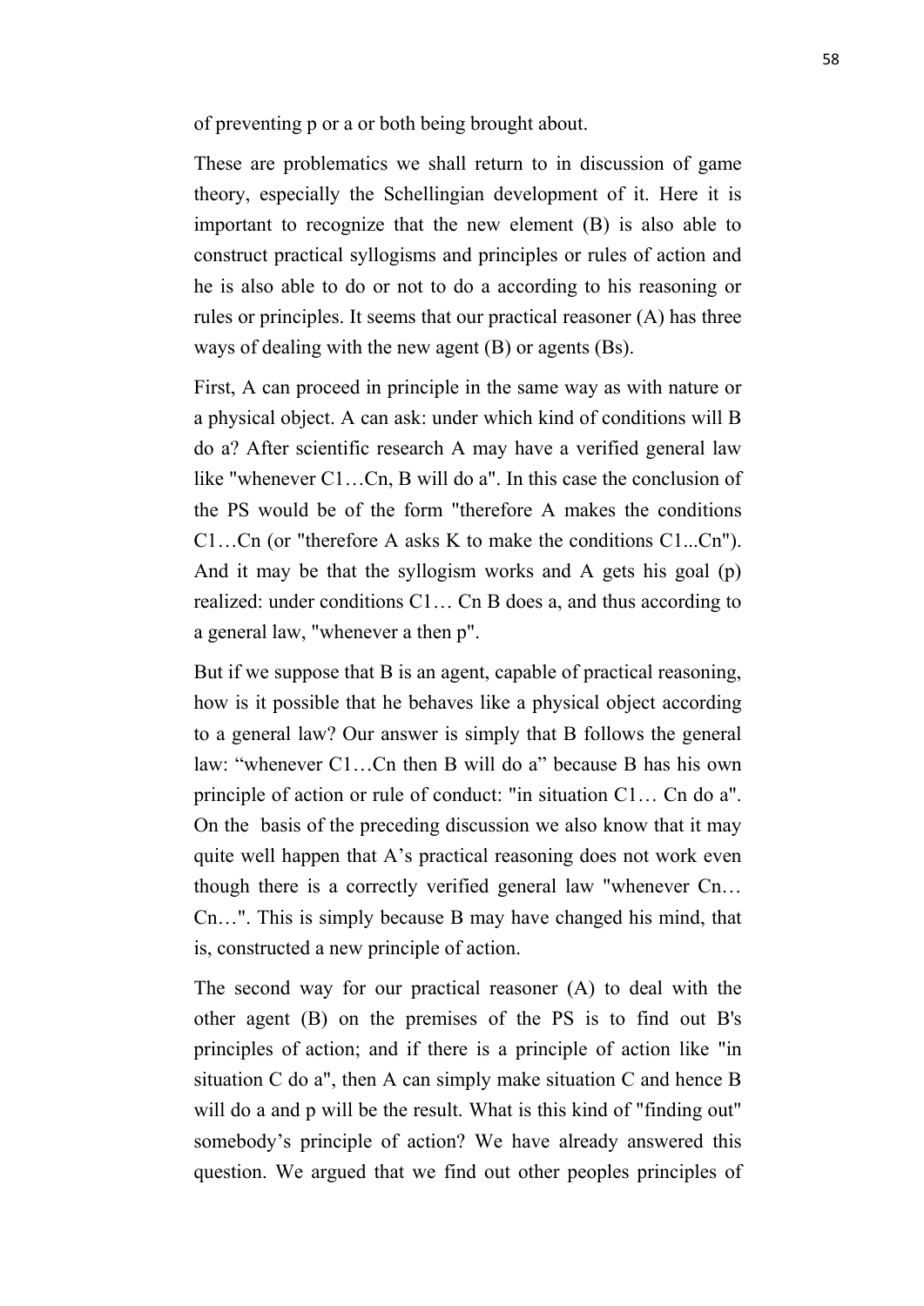of preventing p or a or both being brought about.

These are problematics we shall return to in discussion of game theory, especially the Schellingian development of it. Here it is important to recognize that the new element (B) is also able to construct practical syllogisms and principles or rules of action and he is also able to do or not to do a according to his reasoning or rules or principles. It seems that our practical reasoner (A) has three ways of dealing with the new agent (B) or agents (Bs).

First, A can proceed in principle in the same way as with nature or a physical object. A can ask: under which kind of conditions will B do a? After scientific research A may have a verified general law like "whenever C1…Cn, B will do a". In this case the conclusion of the PS would be of the form "therefore A makes the conditions C1…Cn (or "therefore A asks K to make the conditions C1...Cn"). And it may be that the syllogism works and A gets his goal (p) realized: under conditions C1… Cn B does a, and thus according to a general law, "whenever a then p".

But if we suppose that B is an agent, capable of practical reasoning, how is it possible that he behaves like a physical object according to a general law? Our answer is simply that B follows the general law: "whenever C1…Cn then B will do a" because B has his own principle of action or rule of conduct: "in situation C1… Cn do a". On the basis of the preceding discussion we also know that it may quite well happen that A's practical reasoning does not work even though there is a correctly verified general law "whenever Cn… Cn…". This is simply because B may have changed his mind, that is, constructed a new principle of action.

The second way for our practical reasoner (A) to deal with the other agent (B) on the premises of the PS is to find out B's principles of action; and if there is a principle of action like "in situation C do a", then A can simply make situation C and hence B will do a and p will be the result. What is this kind of "finding out" somebody's principle of action? We have already answered this question. We argued that we find out other peoples principles of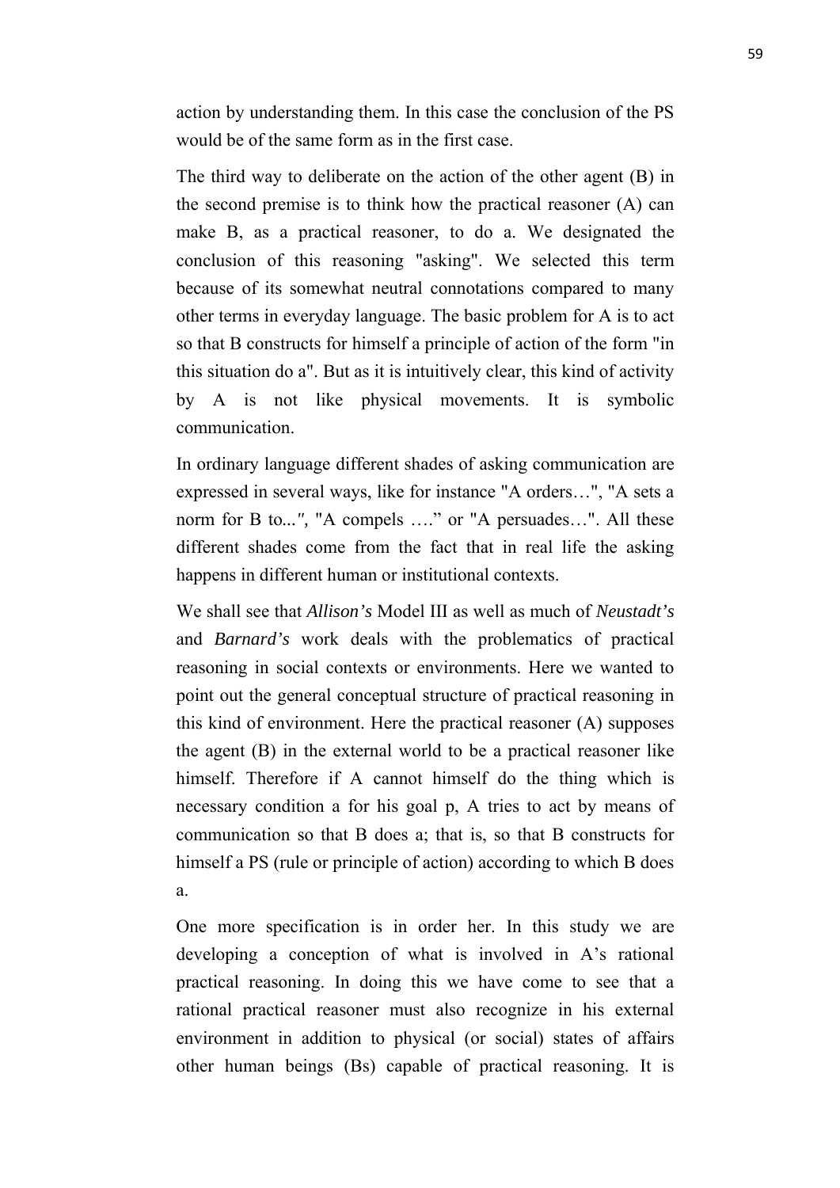action by understanding them. In this case the conclusion of the PS would be of the same form as in the first case.

The third way to deliberate on the action of the other agent (B) in the second premise is to think how the practical reasoner (A) can make B, as a practical reasoner, to do a. We designated the conclusion of this reasoning "asking". We selected this term because of its somewhat neutral connotations compared to many other terms in everyday language. The basic problem for A is to act so that B constructs for himself a principle of action of the form "in this situation do a". But as it is intuitively clear, this kind of activity by A is not like physical movements. It is symbolic communication.

In ordinary language different shades of asking communication are expressed in several ways, like for instance "A orders…", "A sets a norm for B to...", "A compels …." or "A persuades…". All these different shades come from the fact that in real life the asking happens in different human or institutional contexts.

We shall see that *Allison's* Model III as well as much of *Neustadt's* and *Barnard's* work deals with the problematics of practical reasoning in social contexts or environments. Here we wanted to point out the general conceptual structure of practical reasoning in this kind of environment. Here the practical reasoner (A) supposes the agent (B) in the external world to be a practical reasoner like himself. Therefore if A cannot himself do the thing which is necessary condition a for his goal p, A tries to act by means of communication so that B does a; that is, so that B constructs for himself a PS (rule or principle of action) according to which B does a.

One more specification is in order her. In this study we are developing a conception of what is involved in A's rational practical reasoning. In doing this we have come to see that a rational practical reasoner must also recognize in his external environment in addition to physical (or social) states of affairs other human beings (Bs) capable of practical reasoning. It is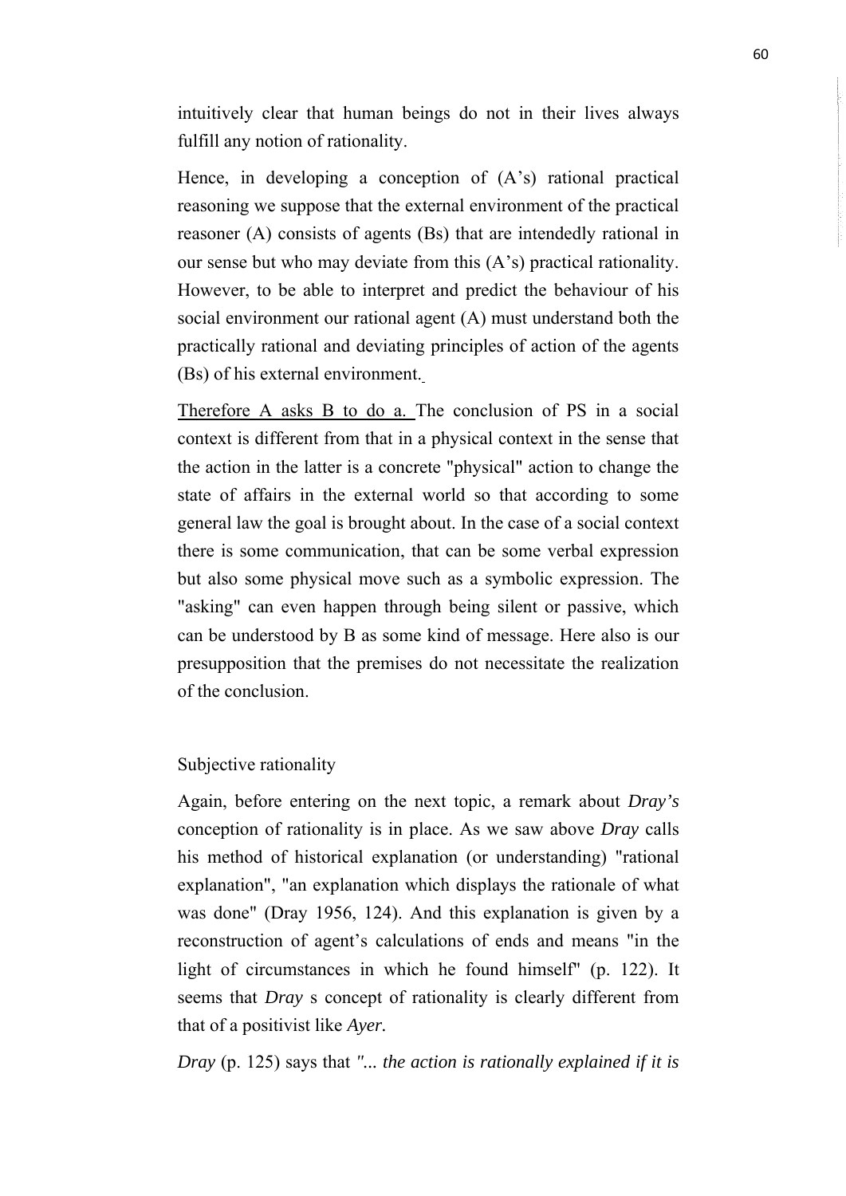intuitively clear that human beings do not in their lives always fulfill any notion of rationality.

Hence, in developing a conception of (A's) rational practical reasoning we suppose that the external environment of the practical reasoner (A) consists of agents (Bs) that are intendedly rational in our sense but who may deviate from this (A's) practical rationality. However, to be able to interpret and predict the behaviour of his social environment our rational agent (A) must understand both the practically rational and deviating principles of action of the agents (Bs) of his external environment.

<u>Therefore A asks B to do a.</u> The conclusion of PS in a social context is different from that in a physical context in the sense that the action in the latter is a concrete "physical" action to change the state of affairs in the external world so that according to some general law the goal is brought about. In the case of a social context there is some communication, that can be some verbal expression but also some physical move such as a symbolic expression. The "asking" can even happen through being silent or passive, which can be understood by B as some kind of message. Here also is our presupposition that the premises do not necessitate the realization of the conclusion.

Subjective rationality

Again, before entering on the next topic, a remark about *Dray's* conception of rationality is in place. As we saw above *Dray* calls his method of historical explanation (or understanding) "rational explanation", "an explanation which displays the rationale of what was done" (Dray 1956, 124). And this explanation is given by a reconstruction of agent's calculations of ends and means "in the light of circumstances in which he found himself" (p. 122). It seems that *Dray* s concept of rationality is clearly different from that of a positivist like *Ayer.*

*Dray* (p. 125) says that *"... the action is rationally explained if it is*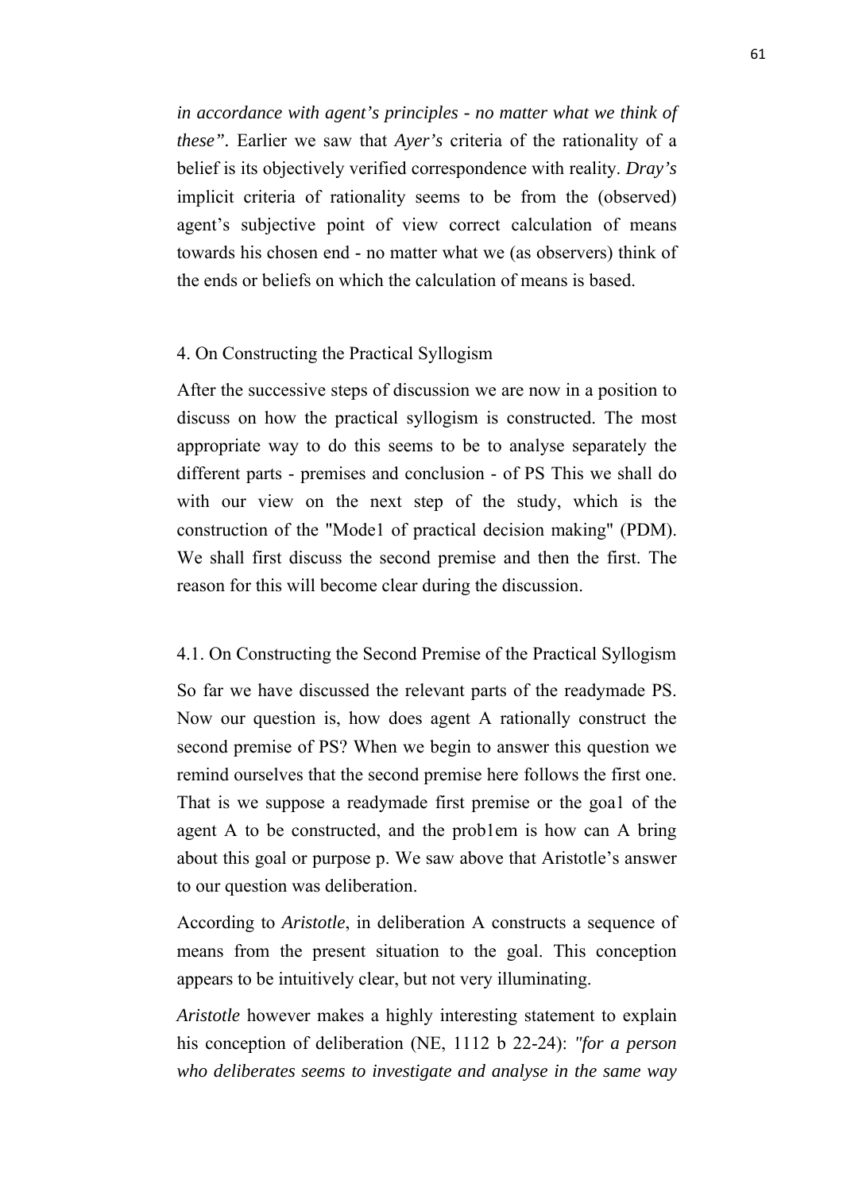*in accordance with agent's principles - no matter what we think of these".* Earlier we saw that *Ayer's* criteria of the rationality of a belief is its objectively verified correspondence with reality. *Dray's* implicit criteria of rationality seems to be from the (observed) agent's subjective point of view correct calculation of means towards his chosen end - no matter what we (as observers) think of the ends or beliefs on which the calculation of means is based.

## 4. On Constructing the Practical Syllogism

After the successive steps of discussion we are now in a position to discuss on how the practical syllogism is constructed. The most appropriate way to do this seems to be to analyse separately the different parts - premises and conclusion - of PS This we shall do with our view on the next step of the study, which is the construction of the "Mode1 of practical decision making" (PDM). We shall first discuss the second premise and then the first. The reason for this will become clear during the discussion.

### 4.1. On Constructing the Second Premise of the Practical Syllogism

So far we have discussed the relevant parts of the readymade PS. Now our question is, how does agent A rationally construct the second premise of PS? When we begin to answer this question we remind ourselves that the second premise here follows the first one. That is we suppose a readymade first premise or the goa1 of the agent A to be constructed, and the prob1em is how can A bring about this goal or purpose p. We saw above that Aristotle's answer to our question was deliberation.

According to *Aristotle*, in deliberation A constructs a sequence of means from the present situation to the goal. This conception appears to be intuitively clear, but not very illuminating.

*Aristotle* however makes a highly interesting statement to explain his conception of deliberation (NE, 1112 b 22-24): *"for a person who deliberates seems to investigate and analyse in the same way*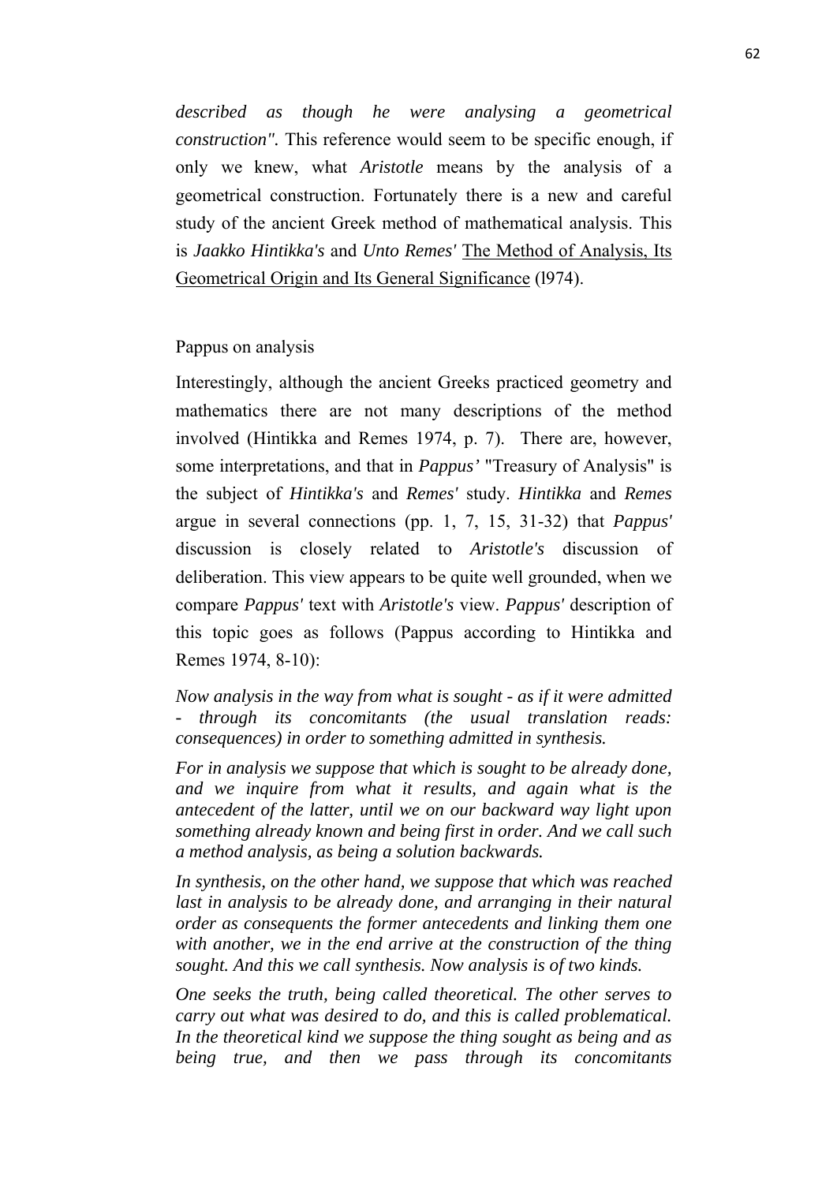*described as though he were analysing a geometrical construction".* This reference would seem to be specific enough, if only we knew, what *Aristotle* means by the analysis of a geometrical construction. Fortunately there is a new and careful study of the ancient Greek method of mathematical analysis. This is *Jaakko Hintikka's* and *Unto Remes'* The Method of Analysis, Its Geometrical Origin and Its General Significance (l974).

## Pappus on analysis

Interestingly, although the ancient Greeks practiced geometry and mathematics there are not many descriptions of the method involved (Hintikka and Remes 1974, p. 7). There are, however, some interpretations, and that in *Pappus'* "Treasury of Analysis" is the subject of *Hintikka's* and *Remes'* study. *Hintikka* and *Remes* argue in several connections (pp. 1, 7, 15, 31-32) that *Pappus'* discussion is closely related to *Aristotle's* discussion of deliberation. This view appears to be quite well grounded, when we compare *Pappus'* text with *Aristotle's* view. *Pappus'* description of this topic goes as follows (Pappus according to Hintikka and Remes 1974, 8-10):

*Now analysis in the way from what is sought - as if it were admitted - through its concomitants (the usual translation reads: consequences) in order to something admitted in synthesis.*

*For in analysis we suppose that which is sought to be already done, and we inquire from what it results, and again what is the antecedent of the latter, until we on our backward way light upon something already known and being first in order. And we call such a method analysis, as being a solution backwards.*

*In synthesis, on the other hand, we suppose that which was reached last in analysis to be already done, and arranging in their natural order as consequents the former antecedents and linking them one with another, we in the end arrive at the construction of the thing sought. And this we call synthesis. Now analysis is of two kinds.*

*One seeks the truth, being called theoretical. The other serves to carry out what was desired to do, and this is called problematical. In the theoretical kind we suppose the thing sought as being and as being true, and then we pass through its concomitants*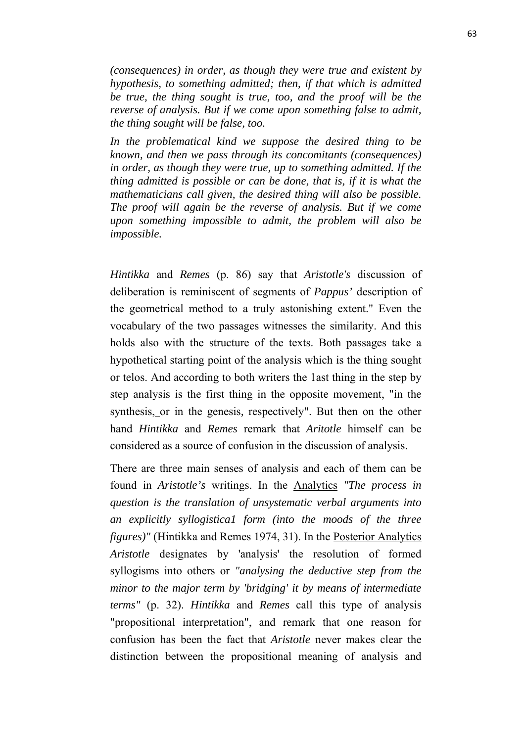*(consequences) in order, as though they were true and existent by hypothesis, to something admitted; then, if that which is admitted be true, the thing sought is true, too, and the proof will be the reverse of analysis. But if we come upon something false to admit, the thing sought will be false, too.*

*In the problematical kind we suppose the desired thing to be known, and then we pass through its concomitants (consequences) in order, as though they were true, up to something admitted. If the thing admitted is possible or can be done, that is, if it is what the mathematicians call given, the desired thing will also be possible. The proof will again be the reverse of analysis. But if we come upon something impossible to admit, the problem will also be impossible.*

*Hintikka* and *Remes* (p. 86) say that *Aristotle's* discussion of deliberation is reminiscent of segments of *Pappus'* description of the geometrical method to a truly astonishing extent." Even the vocabulary of the two passages witnesses the similarity. And this holds also with the structure of the texts. Both passages take a hypothetical starting point of the analysis which is the thing sought or telos. And according to both writers the 1ast thing in the step by step analysis is the first thing in the opposite movement, "in the synthesis, or in the genesis, respectively". But then on the other hand *Hintikka* and *Remes* remark that *Aritotle* himself can be considered as a source of confusion in the discussion of analysis.

There are three main senses of analysis and each of them can be found in *Aristotle's* writings. In the Analytics *"The process in question is the translation of unsystematic verbal arguments into an explicitly syllogistica1 form (into the moods of the three figures)"* (Hintikka and Remes 1974, 31). In the Posterior Analytics *Aristotle* designates by 'analysis' the resolution of formed syllogisms into others or *"analysing the deductive step from the minor to the major term by 'bridging' it by means of intermediate terms"* (p. 32). *Hintikka* and *Remes* call this type of analysis "propositional interpretation", and remark that one reason for confusion has been the fact that *Aristotle* never makes clear the distinction between the propositional meaning of analysis and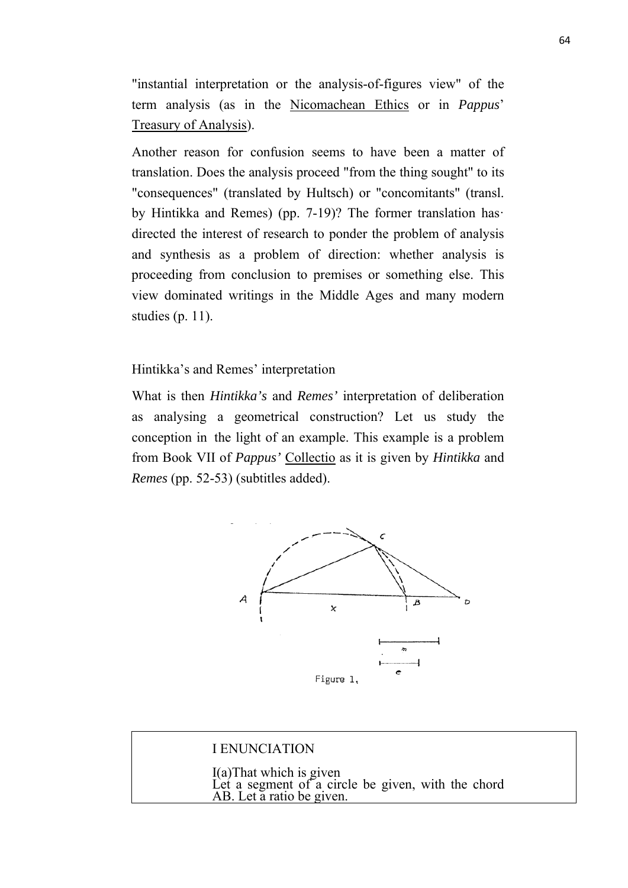"instantial interpretation or the analysis-of-figures view" of the term analysis (as in the Nicomachean Ethics or in *Pappus*' Treasury of Analysis).

Another reason for confusion seems to have been a matter of translation. Does the analysis proceed "from the thing sought" to its "consequences" (translated by Hultsch) or "concomitants" (transl. by Hintikka and Remes) (pp. 7-19)? The former translation has directed the interest of research to ponder the problem of analysis and synthesis as a problem of direction: whether analysis is proceeding from conclusion to premises or something else. This view dominated writings in the Middle Ages and many modern studies (p. 11).

## Hintikka's and Remes' interpretation

What is then *Hintikka's* and *Remes'* interpretation of deliberation as analysing a geometrical construction? Let us study the conception in the light of an example. This example is a problem from Book VII of *Pappus'* Collectio as it is given by *Hintikka* and *Remes* (pp. 52-53) (subtitles added).

Figure 1.

I ENUNCIATION

I(a)That which is given
Let a segment of a circle be given, with the chord AB. Let a ratio be given.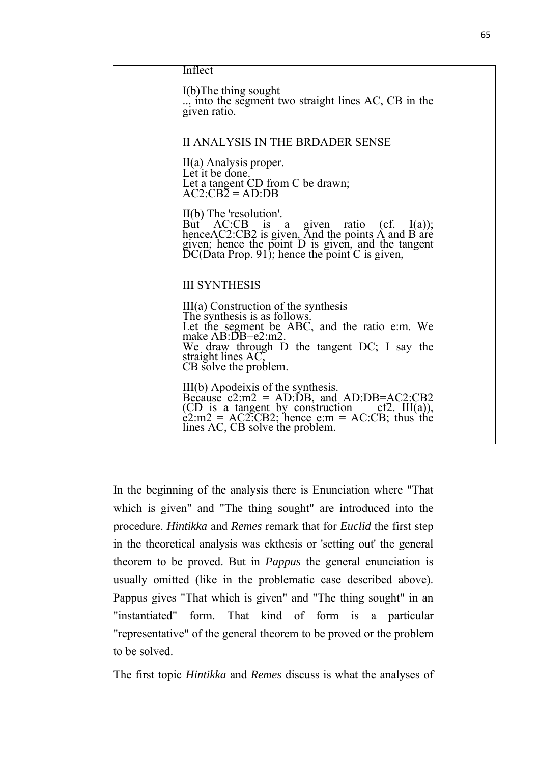| |
|---|
| Inflect<br><br>I(b)The thing sought<br>... into the segment two straight lines AC, CB in the given ratio. |
| II ANALYSIS IN THE BRDADER SENSE<br><br>II(a) Analysis proper.<br>Let it be done.<br>Let a tangent CD from C be drawn;<br>AC2:CB2 = AD:DB<br><br>II(b) The 'resolution'.<br>But AC:CB is a given ratio (cf. I(a)); henceAC2:CB2 is given. And the points A and B are given; hence the point D is given, and the tangent DC(Data Prop. 91); hence the point C is given, |
| III SYNTHESIS<br><br>III(a) Construction of the synthesis<br>The synthesis is as follows.<br>Let the segment be ABC, and the ratio e:m. We make AB:DB=e2:m2.<br>We draw through D the tangent DC; I say the straight lines AC,<br>CB solve the problem.<br><br>III(b) Apodeixis of the synthesis.<br>Because c2:m2 = AD:DB, and AD:DB=AC2:CB2 (CD is a tangent by construction – cf2. III(a)), e2:m2 = AC2:CB2; hence e:m = AC:CB; thus the lines AC, CB solve the problem. |

In the beginning of the analysis there is Enunciation where "That which is given" and "The thing sought" are introduced into the procedure. *Hintikka* and *Remes* remark that for *Euclid* the first step in the theoretical analysis was ekthesis or 'setting out' the general theorem to be proved. But in *Pappus* the general enunciation is usually omitted (like in the problematic case described above). Pappus gives "That which is given" and "The thing sought" in an "instantiated" form. That kind of form is a particular "representative" of the general theorem to be proved or the problem to be solved.

The first topic *Hintikka* and *Remes* discuss is what the analyses of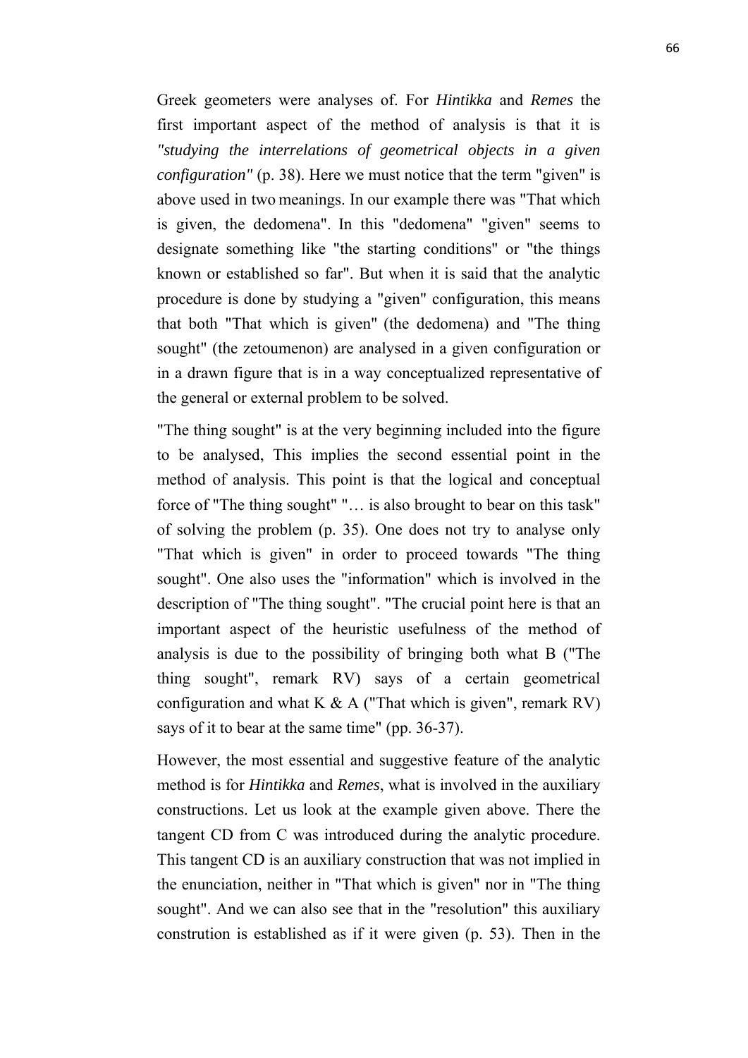Greek geometers were analyses of. For *Hintikka* and *Remes* the first important aspect of the method of analysis is that it is *"studying the interrelations of geometrical objects in a given configuration"* (p. 38). Here we must notice that the term "given" is above used in two meanings. In our example there was "That which is given, the dedomena". In this "dedomena" "given" seems to designate something like "the starting conditions" or "the things known or established so far". But when it is said that the analytic procedure is done by studying a "given" configuration, this means that both "That which is given" (the dedomena) and "The thing sought" (the zetoumenon) are analysed in a given configuration or in a drawn figure that is in a way conceptualized representative of the general or external problem to be solved.

"The thing sought" is at the very beginning included into the figure to be analysed, This implies the second essential point in the method of analysis. This point is that the logical and conceptual force of "The thing sought" "… is also brought to bear on this task" of solving the problem (p. 35). One does not try to analyse only "That which is given" in order to proceed towards "The thing sought". One also uses the "information" which is involved in the description of "The thing sought". "The crucial point here is that an important aspect of the heuristic usefulness of the method of analysis is due to the possibility of bringing both what B ("The thing sought", remark RV) says of a certain geometrical configuration and what K & A ("That which is given", remark RV) says of it to bear at the same time" (pp. 36-37).

However, the most essential and suggestive feature of the analytic method is for *Hintikka* and *Remes*, what is involved in the auxiliary constructions. Let us look at the example given above. There the tangent CD from C was introduced during the analytic procedure. This tangent CD is an auxiliary construction that was not implied in the enunciation, neither in "That which is given" nor in "The thing sought". And we can also see that in the "resolution" this auxiliary constrution is established as if it were given (p. 53). Then in the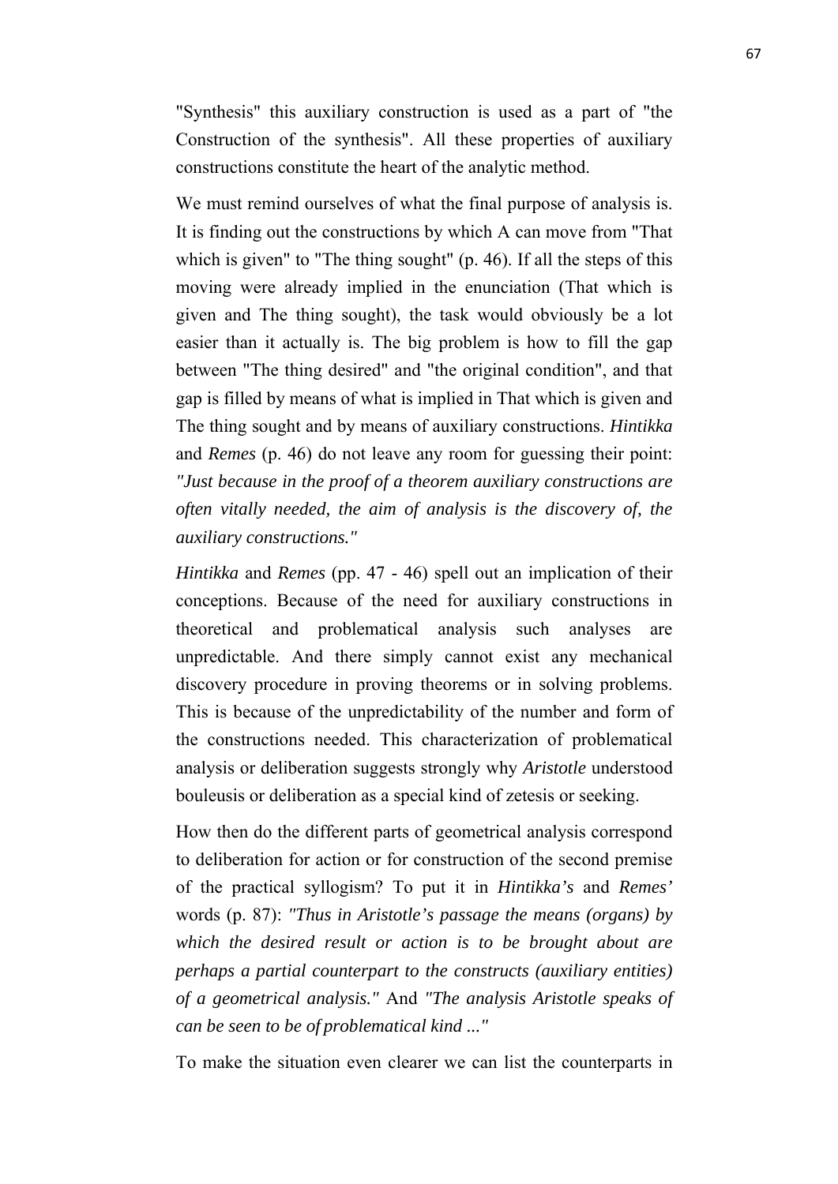"Synthesis" this auxiliary construction is used as a part of "the Construction of the synthesis". All these properties of auxiliary constructions constitute the heart of the analytic method.

We must remind ourselves of what the final purpose of analysis is. It is finding out the constructions by which A can move from "That which is given" to "The thing sought" (p. 46). If all the steps of this moving were already implied in the enunciation (That which is given and The thing sought), the task would obviously be a lot easier than it actually is. The big problem is how to fill the gap between "The thing desired" and "the original condition", and that gap is filled by means of what is implied in That which is given and The thing sought and by means of auxiliary constructions. *Hintikka* and *Remes* (p. 46) do not leave any room for guessing their point: *"Just because in the proof of a theorem auxiliary constructions are often vitally needed, the aim of analysis is the discovery of, the auxiliary constructions."*

*Hintikka* and *Remes* (pp. 47 - 46) spell out an implication of their conceptions. Because of the need for auxiliary constructions in theoretical and problematical analysis such analyses are unpredictable. And there simply cannot exist any mechanical discovery procedure in proving theorems or in solving problems. This is because of the unpredictability of the number and form of the constructions needed. This characterization of problematical analysis or deliberation suggests strongly why *Aristotle* understood bouleusis or deliberation as a special kind of zetesis or seeking.

How then do the different parts of geometrical analysis correspond to deliberation for action or for construction of the second premise of the practical syllogism? To put it in *Hintikka's* and *Remes'* words (p. 87): *"Thus in Aristotle's passage the means (organs) by which the desired result or action is to be brought about are perhaps a partial counterpart to the constructs (auxiliary entities) of a geometrical analysis."* And *"The analysis Aristotle speaks of can be seen to be of problematical kind ..."*

To make the situation even clearer we can list the counterparts in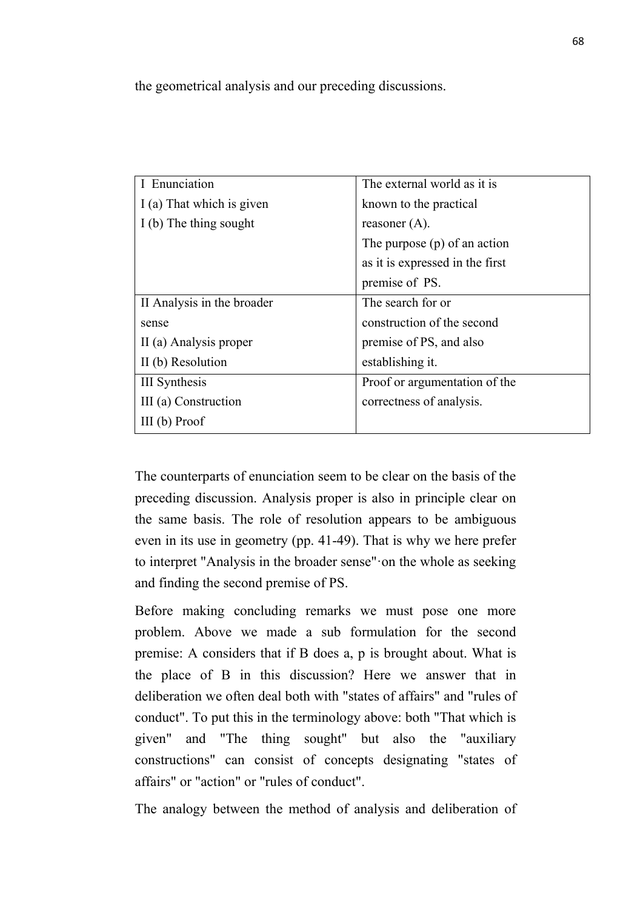the geometrical analysis and our preceding discussions.

| | |
|---|---|
| I Enunciation<br>I (a) That which is given<br>I (b) The thing sought | The external world as it is known to the practical reasoner (A).<br>The purpose (p) of an action as it is expressed in the first premise of PS. |
| II Analysis in the broader sense<br>II (a) Analysis proper<br>II (b) Resolution | The search for or construction of the second premise of PS, and also establishing it. |
| III Synthesis<br>III (a) Construction<br>III (b) Proof | Proof or argumentation of the correctness of analysis. |

The counterparts of enunciation seem to be clear on the basis of the preceding discussion. Analysis proper is also in principle clear on the same basis. The role of resolution appears to be ambiguous even in its use in geometry (pp. 41-49). That is why we here prefer to interpret "Analysis in the broader sense"·on the whole as seeking and finding the second premise of PS.

Before making concluding remarks we must pose one more problem. Above we made a sub formulation for the second premise: A considers that if B does a, p is brought about. What is the place of B in this discussion? Here we answer that in deliberation we often deal both with "states of affairs" and "rules of conduct". To put this in the terminology above: both "That which is given" and "The thing sought" but also the "auxiliary constructions" can consist of concepts designating "states of affairs" or "action" or "rules of conduct".

The analogy between the method of analysis and deliberation of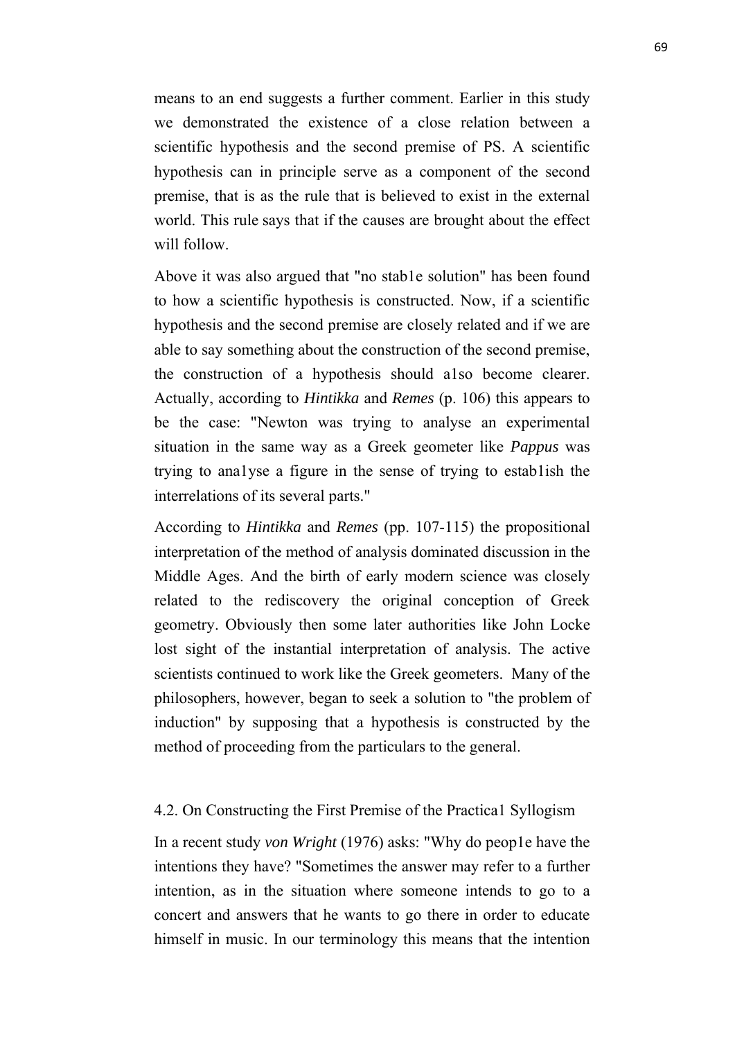means to an end suggests a further comment. Earlier in this study we demonstrated the existence of a close relation between a scientific hypothesis and the second premise of PS. A scientific hypothesis can in principle serve as a component of the second premise, that is as the rule that is believed to exist in the external world. This rule says that if the causes are brought about the effect will follow.

Above it was also argued that "no stab1e solution" has been found to how a scientific hypothesis is constructed. Now, if a scientific hypothesis and the second premise are closely related and if we are able to say something about the construction of the second premise, the construction of a hypothesis should a1so become clearer. Actually, according to *Hintikka* and *Remes* (p. 106) this appears to be the case: "Newton was trying to analyse an experimental situation in the same way as a Greek geometer like *Pappus* was trying to ana1yse a figure in the sense of trying to estab1ish the interrelations of its several parts."

According to *Hintikka* and *Remes* (pp. 107-115) the propositional interpretation of the method of analysis dominated discussion in the Middle Ages. And the birth of early modern science was closely related to the rediscovery the original conception of Greek geometry. Obviously then some later authorities like John Locke lost sight of the instantial interpretation of analysis. The active scientists continued to work like the Greek geometers. Many of the philosophers, however, began to seek a solution to "the problem of induction" by supposing that a hypothesis is constructed by the method of proceeding from the particulars to the general.

### 4.2. On Constructing the First Premise of the Practica1 Syllogism

In a recent study *von Wright* (1976) asks: "Why do peop1e have the intentions they have? "Sometimes the answer may refer to a further intention, as in the situation where someone intends to go to a concert and answers that he wants to go there in order to educate himself in music. In our terminology this means that the intention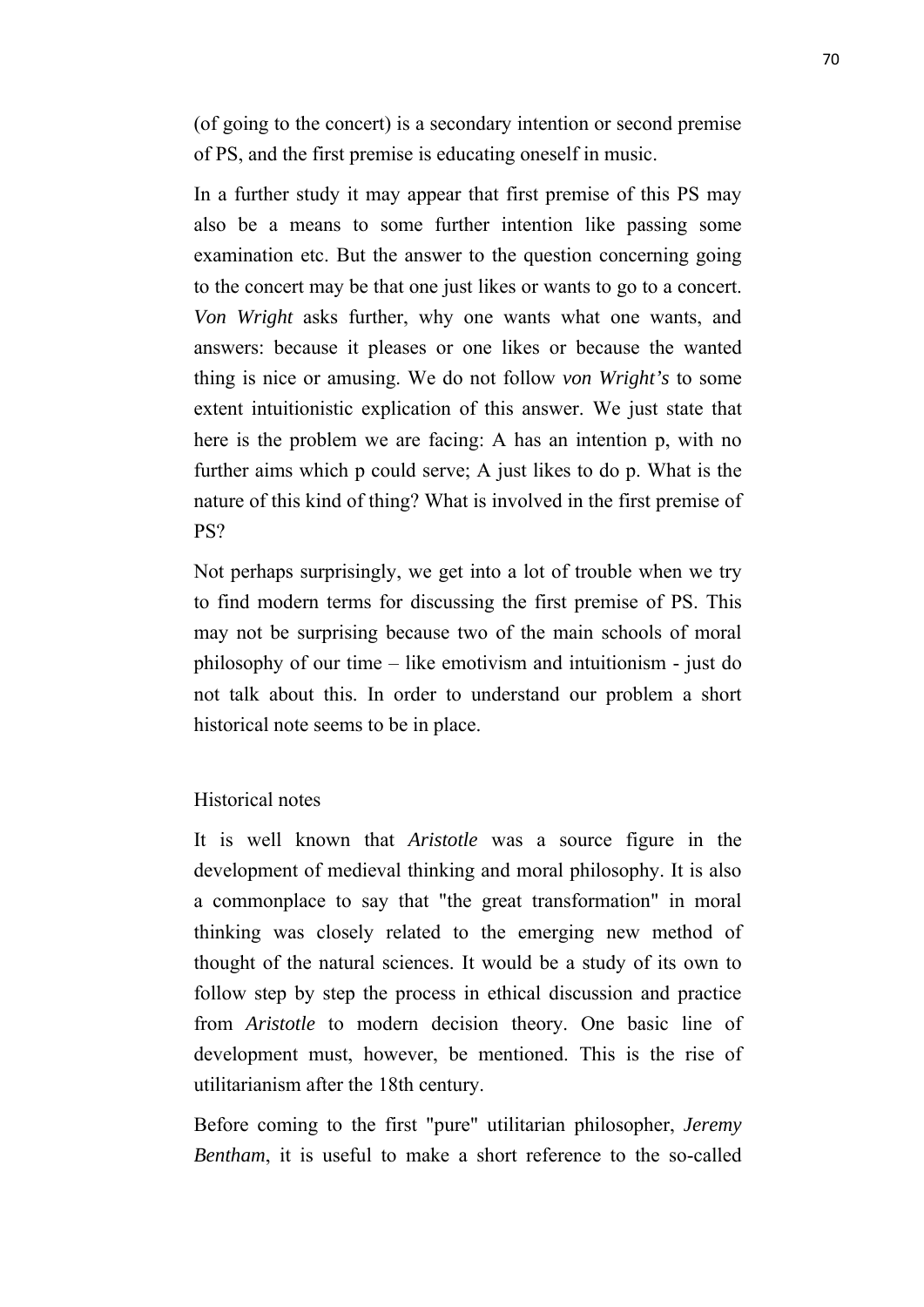(of going to the concert) is a secondary intention or second premise of PS, and the first premise is educating oneself in music.

In a further study it may appear that first premise of this PS may also be a means to some further intention like passing some examination etc. But the answer to the question concerning going to the concert may be that one just likes or wants to go to a concert. *Von Wright* asks further, why one wants what one wants, and answers: because it pleases or one likes or because the wanted thing is nice or amusing. We do not follow *von Wright's* to some extent intuitionistic explication of this answer. We just state that here is the problem we are facing: A has an intention p, with no further aims which p could serve; A just likes to do p. What is the nature of this kind of thing? What is involved in the first premise of PS?

Not perhaps surprisingly, we get into a lot of trouble when we try to find modern terms for discussing the first premise of PS. This may not be surprising because two of the main schools of moral philosophy of our time – like emotivism and intuitionism - just do not talk about this. In order to understand our problem a short historical note seems to be in place.

## Historical notes

It is well known that *Aristotle* was a source figure in the development of medieval thinking and moral philosophy. It is also a commonplace to say that "the great transformation" in moral thinking was closely related to the emerging new method of thought of the natural sciences. It would be a study of its own to follow step by step the process in ethical discussion and practice from *Aristotle* to modern decision theory. One basic line of development must, however, be mentioned. This is the rise of utilitarianism after the 18th century.

Before coming to the first "pure" utilitarian philosopher, *Jeremy Bentham*, it is useful to make a short reference to the so-called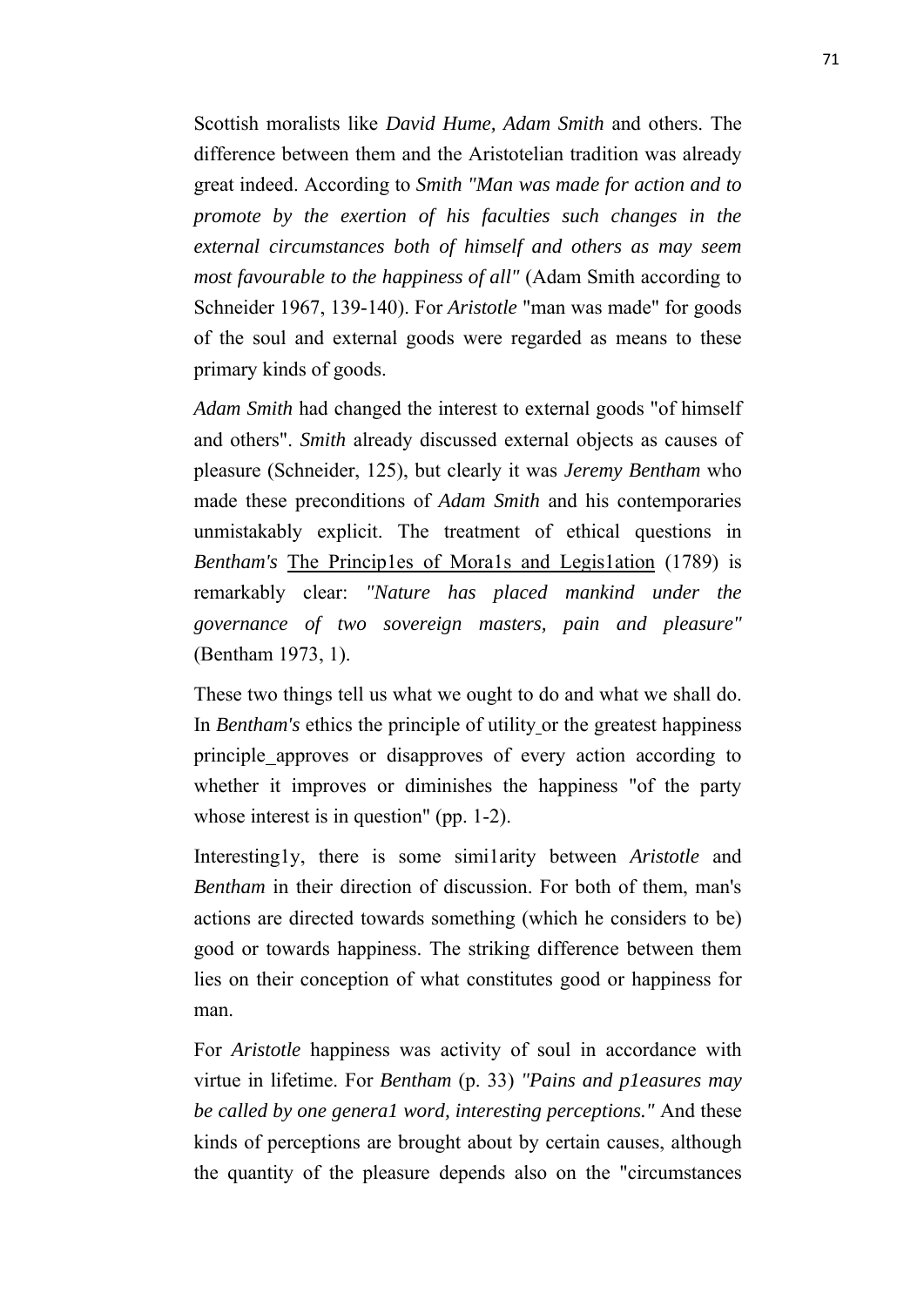Scottish moralists like *David Hume, Adam Smith* and others. The difference between them and the Aristotelian tradition was already great indeed. According to *Smith "Man was made for action and to promote by the exertion of his faculties such changes in the external circumstances both of himself and others as may seem most favourable to the happiness of all"* (Adam Smith according to Schneider 1967, 139-140). For *Aristotle* "man was made" for goods of the soul and external goods were regarded as means to these primary kinds of goods.

*Adam Smith* had changed the interest to external goods "of himself and others". *Smith* already discussed external objects as causes of pleasure (Schneider, 125), but clearly it was *Jeremy Bentham* who made these preconditions of *Adam Smith* and his contemporaries unmistakably explicit. The treatment of ethical questions in *Bentham's* <u>The Princip1es of Mora1s and Legis1ation</u> (1789) is remarkably clear: *"Nature has placed mankind under the governance of two sovereign masters, pain and pleasure"* (Bentham 1973, 1).

These two things tell us what we ought to do and what we shall do. In *Bentham's* ethics the principle of utility or the greatest happiness principle approves or disapproves of every action according to whether it improves or diminishes the happiness "of the party whose interest is in question" (pp. 1-2).

Interesting1y, there is some simi1arity between *Aristotle* and *Bentham* in their direction of discussion. For both of them, man's actions are directed towards something (which he considers to be) good or towards happiness. The striking difference between them lies on their conception of what constitutes good or happiness for man.

For *Aristotle* happiness was activity of soul in accordance with virtue in lifetime. For *Bentham* (p. 33) *"Pains and p1easures may be called by one genera1 word, interesting perceptions."* And these kinds of perceptions are brought about by certain causes, although the quantity of the pleasure depends also on the "circumstances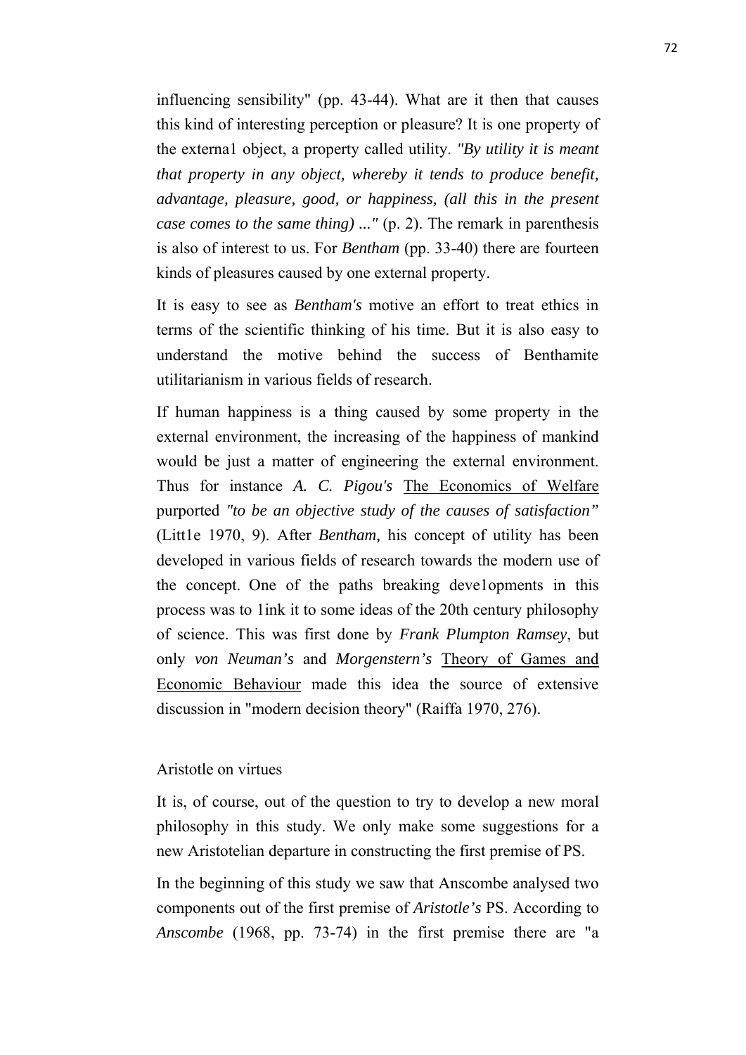influencing sensibility" (pp. 43-44). What are it then that causes this kind of interesting perception or pleasure? It is one property of the externa1 object, a property called utility. *"By utility it is meant that property in any object, whereby it tends to produce benefit, advantage, pleasure, good, or happiness, (all this in the present case comes to the same thing) ..."* (p. 2). The remark in parenthesis is also of interest to us. For *Bentham* (pp. 33-40) there are fourteen kinds of pleasures caused by one external property.

It is easy to see as *Bentham's* motive an effort to treat ethics in terms of the scientific thinking of his time. But it is also easy to understand the motive behind the success of Benthamite utilitarianism in various fields of research.

If human happiness is a thing caused by some property in the external environment, the increasing of the happiness of mankind would be just a matter of engineering the external environment. Thus for instance *A. C. Pigou's* The Economics of Welfare purported *"to be an objective study of the causes of satisfaction"* (Litt1e 1970, 9). After *Bentham*, his concept of utility has been developed in various fields of research towards the modern use of the concept. One of the paths breaking deve1opments in this process was to 1ink it to some ideas of the 20th century philosophy of science. This was first done by *Frank Plumpton Ramsey*, but only *von Neuman's* and *Morgenstern's* Theory of Games and Economic Behaviour made this idea the source of extensive discussion in "modern decision theory" (Raiffa 1970, 276).

## Aristotle on virtues

It is, of course, out of the question to try to develop a new moral philosophy in this study. We only make some suggestions for a new Aristotelian departure in constructing the first premise of PS.

In the beginning of this study we saw that Anscombe analysed two components out of the first premise of *Aristotle's* PS. According to *Anscombe* (1968, pp. 73-74) in the first premise there are "a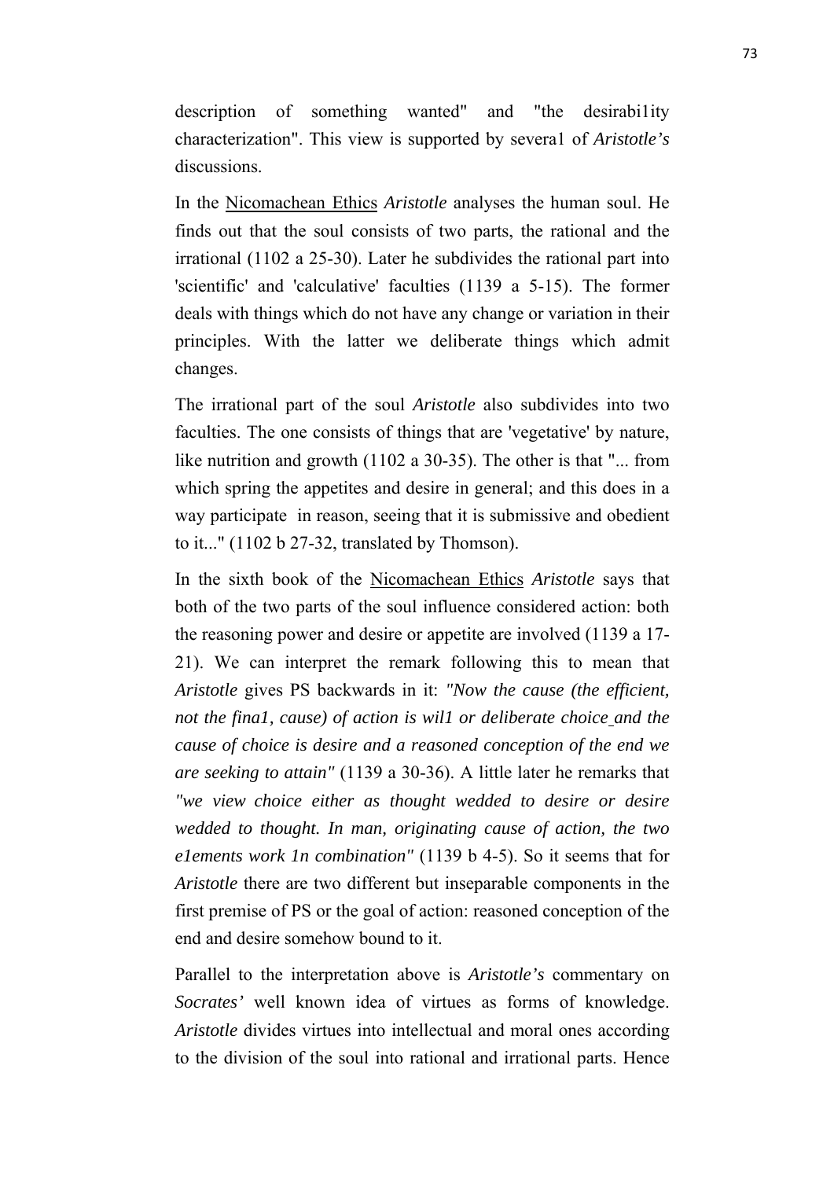description of something wanted" and "the desirabi1ity characterization". This view is supported by severa1 of *Aristotle's* discussions.

In the Nicomachean Ethics *Aristotle* analyses the human soul. He finds out that the soul consists of two parts, the rational and the irrational (1102 a 25-30). Later he subdivides the rational part into 'scientific' and 'calculative' faculties (1139 a 5-15). The former deals with things which do not have any change or variation in their principles. With the latter we deliberate things which admit changes.

The irrational part of the soul *Aristotle* also subdivides into two faculties. The one consists of things that are 'vegetative' by nature, like nutrition and growth (1102 a 30-35). The other is that "... from which spring the appetites and desire in general; and this does in a way participate in reason, seeing that it is submissive and obedient to it..." (1102 b 27-32, translated by Thomson).

In the sixth book of the Nicomachean Ethics *Aristotle* says that both of the two parts of the soul influence considered action: both the reasoning power and desire or appetite are involved (1139 a 17-21). We can interpret the remark following this to mean that *Aristotle* gives PS backwards in it: *"Now the cause (the efficient, not the fina1, cause) of action is wil1 or deliberate choice and the cause of choice is desire and a reasoned conception of the end we are seeking to attain"* (1139 a 30-36). A little later he remarks that *"we view choice either as thought wedded to desire or desire wedded to thought. In man, originating cause of action, the two e1ements work 1n combination"* (1139 b 4-5). So it seems that for *Aristotle* there are two different but inseparable components in the first premise of PS or the goal of action: reasoned conception of the end and desire somehow bound to it.

Parallel to the interpretation above is *Aristotle's* commentary on *Socrates'* well known idea of virtues as forms of knowledge. *Aristotle* divides virtues into intellectual and moral ones according to the division of the soul into rational and irrational parts. Hence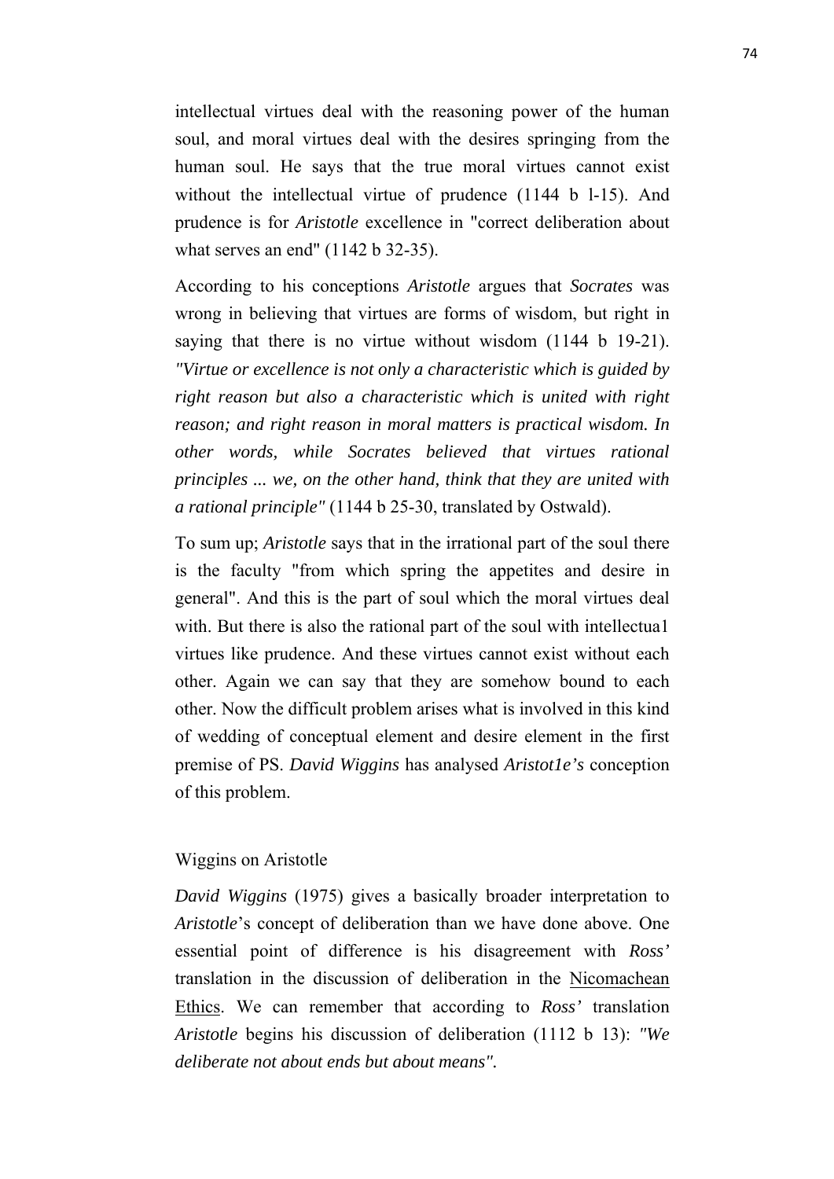intellectual virtues deal with the reasoning power of the human soul, and moral virtues deal with the desires springing from the human soul. He says that the true moral virtues cannot exist without the intellectual virtue of prudence (1144 b l-15). And prudence is for *Aristotle* excellence in "correct deliberation about what serves an end" (1142 b 32-35).

According to his conceptions *Aristotle* argues that *Socrates* was wrong in believing that virtues are forms of wisdom, but right in saying that there is no virtue without wisdom (1144 b 19-21). *"Virtue or excellence is not only a characteristic which is guided by right reason but also a characteristic which is united with right reason; and right reason in moral matters is practical wisdom. In other words, while Socrates believed that virtues rational principles ... we, on the other hand, think that they are united with a rational principle"* (1144 b 25-30, translated by Ostwald).

To sum up; *Aristotle* says that in the irrational part of the soul there is the faculty "from which spring the appetites and desire in general". And this is the part of soul which the moral virtues deal with. But there is also the rational part of the soul with intellectua1 virtues like prudence. And these virtues cannot exist without each other. Again we can say that they are somehow bound to each other. Now the difficult problem arises what is involved in this kind of wedding of conceptual element and desire element in the first premise of PS. *David Wiggins* has analysed *Aristot1e's* conception of this problem.

## Wiggins on Aristotle

*David Wiggins* (1975) gives a basically broader interpretation to *Aristotle*'s concept of deliberation than we have done above. One essential point of difference is his disagreement with *Ross'* translation in the discussion of deliberation in the Nicomachean Ethics. We can remember that according to *Ross'* translation *Aristotle* begins his discussion of deliberation (1112 b 13): *"We deliberate not about ends but about means".*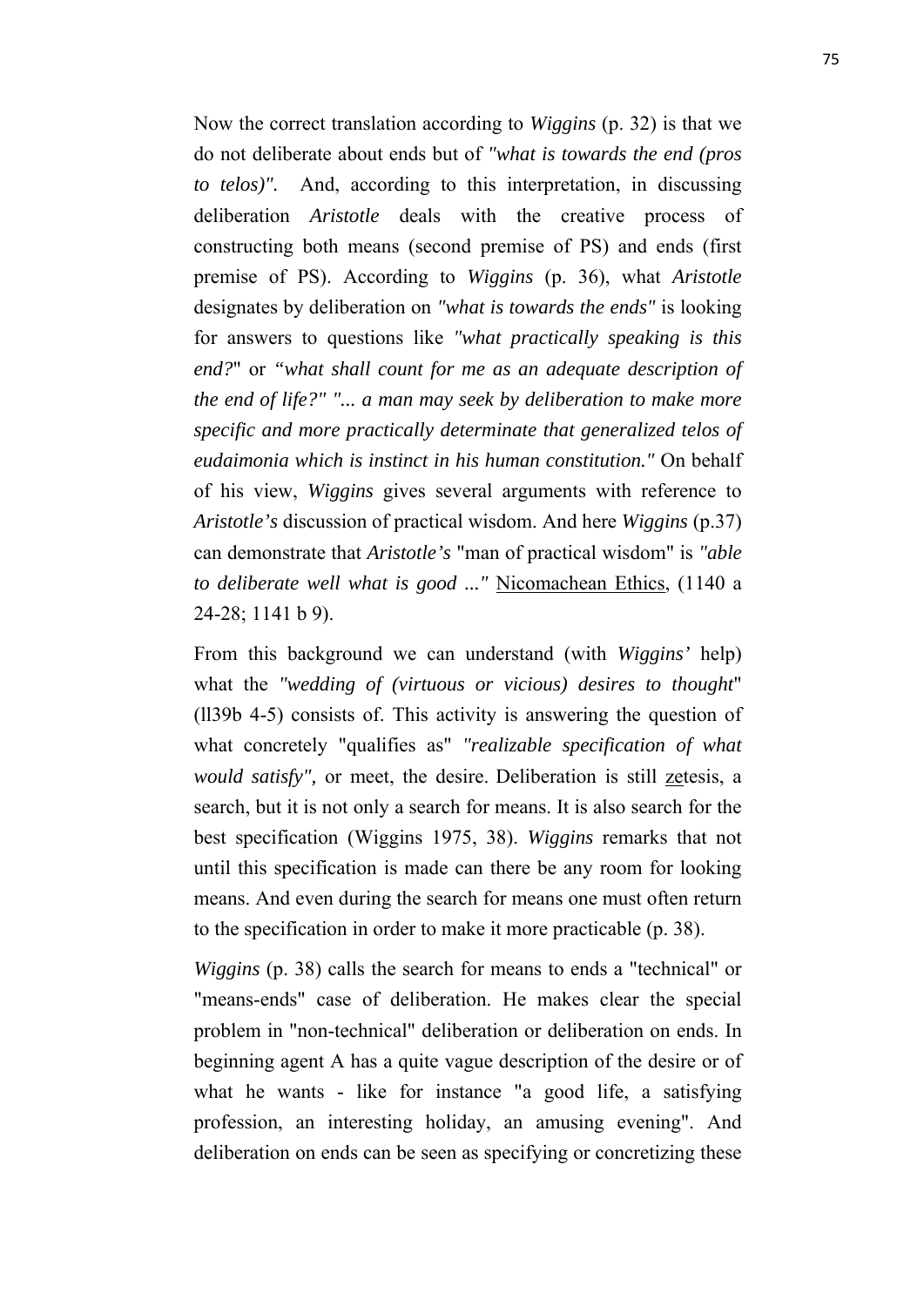Now the correct translation according to *Wiggins* (p. 32) is that we do not deliberate about ends but of *"what is towards the end (pros to telos)".* And, according to this interpretation, in discussing deliberation *Aristotle* deals with the creative process of constructing both means (second premise of PS) and ends (first premise of PS). According to *Wiggins* (p. 36), what *Aristotle* designates by deliberation on *"what is towards the ends"* is looking for answers to questions like *"what practically speaking is this end?*" or *"what shall count for me as an adequate description of the end of life?" "... a man may seek by deliberation to make more specific and more practically determinate that generalized telos of eudaimonia which is instinct in his human constitution."* On behalf of his view, *Wiggins* gives several arguments with reference to *Aristotle's* discussion of practical wisdom. And here *Wiggins* (p.37) can demonstrate that *Aristotle's* "man of practical wisdom" is *"able to deliberate well what is good ..."* Nicomachean Ethics, (1140 a 24-28; 1141 b 9).

From this background we can understand (with *Wiggins'* help) what the *"wedding of (virtuous or vicious) desires to thought*" (ll39b 4-5) consists of. This activity is answering the question of what concretely "qualifies as" *"realizable specification of what would satisfy",* or meet, the desire. Deliberation is still zetesis, a search, but it is not only a search for means. It is also search for the best specification (Wiggins 1975, 38). *Wiggins* remarks that not until this specification is made can there be any room for looking means. And even during the search for means one must often return to the specification in order to make it more practicable (p. 38).

*Wiggins* (p. 38) calls the search for means to ends a "technical" or "means-ends" case of deliberation. He makes clear the special problem in "non-technical" deliberation or deliberation on ends. In beginning agent A has a quite vague description of the desire or of what he wants - like for instance "a good life, a satisfying profession, an interesting holiday, an amusing evening". And deliberation on ends can be seen as specifying or concretizing these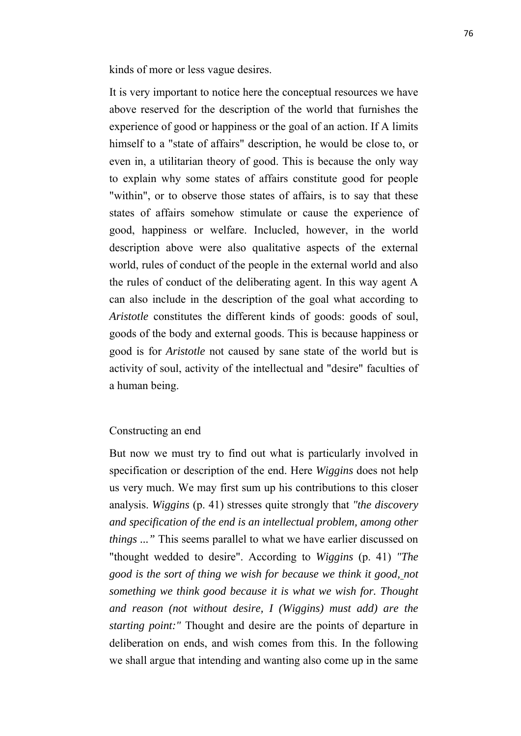kinds of more or less vague desires.

It is very important to notice here the conceptual resources we have above reserved for the description of the world that furnishes the experience of good or happiness or the goal of an action. If A limits himself to a "state of affairs" description, he would be close to, or even in, a utilitarian theory of good. This is because the only way to explain why some states of affairs constitute good for people "within", or to observe those states of affairs, is to say that these states of affairs somehow stimulate or cause the experience of good, happiness or welfare. Inclucled, however, in the world description above were also qualitative aspects of the external world, rules of conduct of the people in the external world and also the rules of conduct of the deliberating agent. In this way agent A can also include in the description of the goal what according to *Aristotle* constitutes the different kinds of goods: goods of soul, goods of the body and external goods. This is because happiness or good is for *Aristotle* not caused by sane state of the world but is activity of soul, activity of the intellectual and "desire" faculties of a human being.

## Constructing an end

But now we must try to find out what is particularly involved in specification or description of the end. Here *Wiggins* does not help us very much. We may first sum up his contributions to this closer analysis. *Wiggins* (p. 41) stresses quite strongly that *"the discovery and specification of the end is an intellectual problem, among other things ..."* This seems parallel to what we have earlier discussed on "thought wedded to desire". According to *Wiggins* (p. 41) *"The good is the sort of thing we wish for because we think it good, not something we think good because it is what we wish for. Thought and reason (not without desire, I (Wiggins) must add) are the starting point:"* Thought and desire are the points of departure in deliberation on ends, and wish comes from this. In the following we shall argue that intending and wanting also come up in the same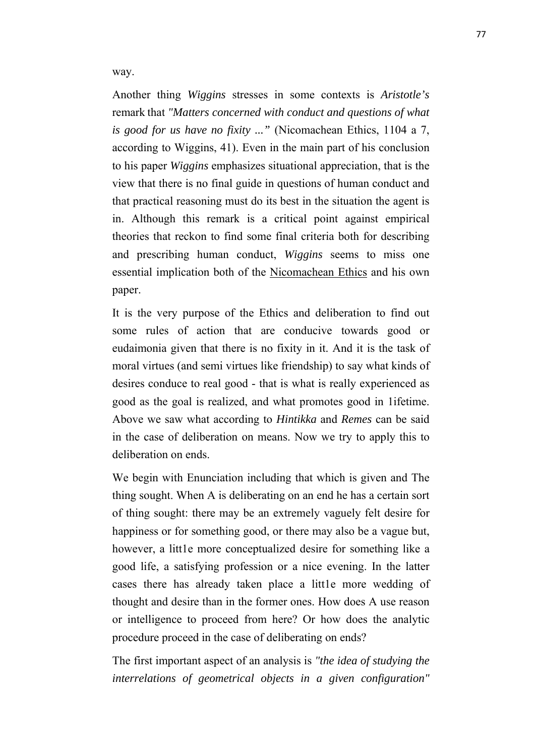way.

Another thing *Wiggins* stresses in some contexts is *Aristotle's* remark that *"Matters concerned with conduct and questions of what is good for us have no fixity ..."* (Nicomachean Ethics, 1104 a 7, according to Wiggins, 41). Even in the main part of his conclusion to his paper *Wiggins* emphasizes situational appreciation, that is the view that there is no final guide in questions of human conduct and that practical reasoning must do its best in the situation the agent is in. Although this remark is a critical point against empirical theories that reckon to find some final criteria both for describing and prescribing human conduct, *Wiggins* seems to miss one essential implication both of the <u>Nicomachean Ethics</u> and his own paper.

It is the very purpose of the Ethics and deliberation to find out some rules of action that are conducive towards good or eudaimonia given that there is no fixity in it. And it is the task of moral virtues (and semi virtues like friendship) to say what kinds of desires conduce to real good - that is what is really experienced as good as the goal is realized, and what promotes good in 1ifetime. Above we saw what according to *Hintikka* and *Remes* can be said in the case of deliberation on means. Now we try to apply this to deliberation on ends.

We begin with Enunciation including that which is given and The thing sought. When A is deliberating on an end he has a certain sort of thing sought: there may be an extremely vaguely felt desire for happiness or for something good, or there may also be a vague but, however, a litt1e more conceptualized desire for something like a good life, a satisfying profession or a nice evening. In the latter cases there has already taken place a litt1e more wedding of thought and desire than in the former ones. How does A use reason or intelligence to proceed from here? Or how does the analytic procedure proceed in the case of deliberating on ends?

The first important aspect of an analysis is *"the idea of studying the interrelations of geometrical objects in a given configuration"*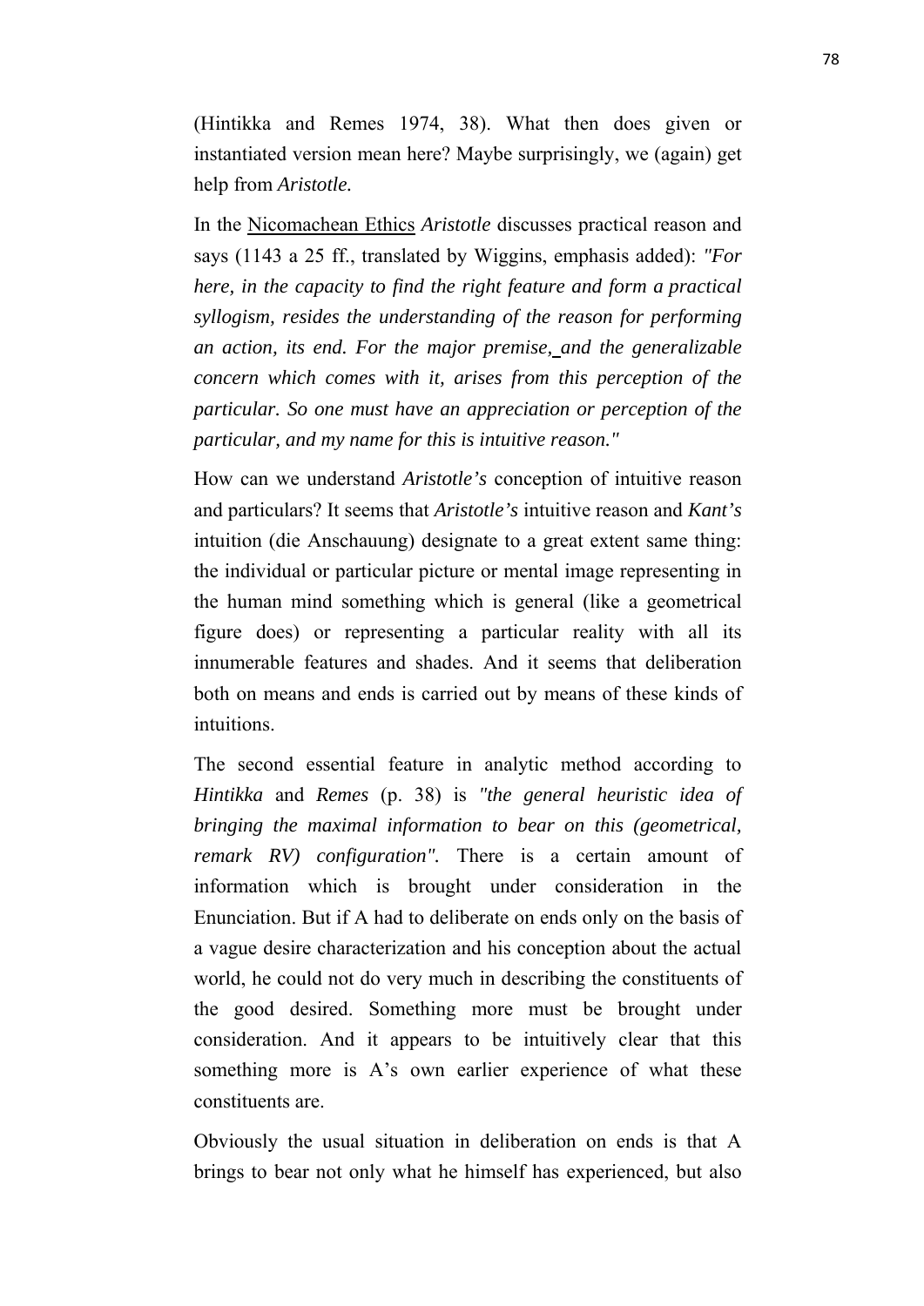(Hintikka and Remes 1974, 38). What then does given or instantiated version mean here? Maybe surprisingly, we (again) get help from *Aristotle.*

In the Nicomachean Ethics *Aristotle* discusses practical reason and says (1143 a 25 ff., translated by Wiggins, emphasis added): *"For here, in the capacity to find the right feature and form a practical syllogism, resides the understanding of the reason for performing an action, its end. For the major premise, and the generalizable concern which comes with it, arises from this perception of the particular. So one must have an appreciation or perception of the particular, and my name for this is intuitive reason."*

How can we understand *Aristotle's* conception of intuitive reason and particulars? It seems that *Aristotle's* intuitive reason and *Kant's* intuition (die Anschauung) designate to a great extent same thing: the individual or particular picture or mental image representing in the human mind something which is general (like a geometrical figure does) or representing a particular reality with all its innumerable features and shades. And it seems that deliberation both on means and ends is carried out by means of these kinds of intuitions.

The second essential feature in analytic method according to *Hintikka* and *Remes* (p. 38) is *"the general heuristic idea of bringing the maximal information to bear on this (geometrical, remark RV) configuration".* There is a certain amount of information which is brought under consideration in the Enunciation. But if A had to deliberate on ends only on the basis of a vague desire characterization and his conception about the actual world, he could not do very much in describing the constituents of the good desired. Something more must be brought under consideration. And it appears to be intuitively clear that this something more is A's own earlier experience of what these constituents are.

Obviously the usual situation in deliberation on ends is that A brings to bear not only what he himself has experienced, but also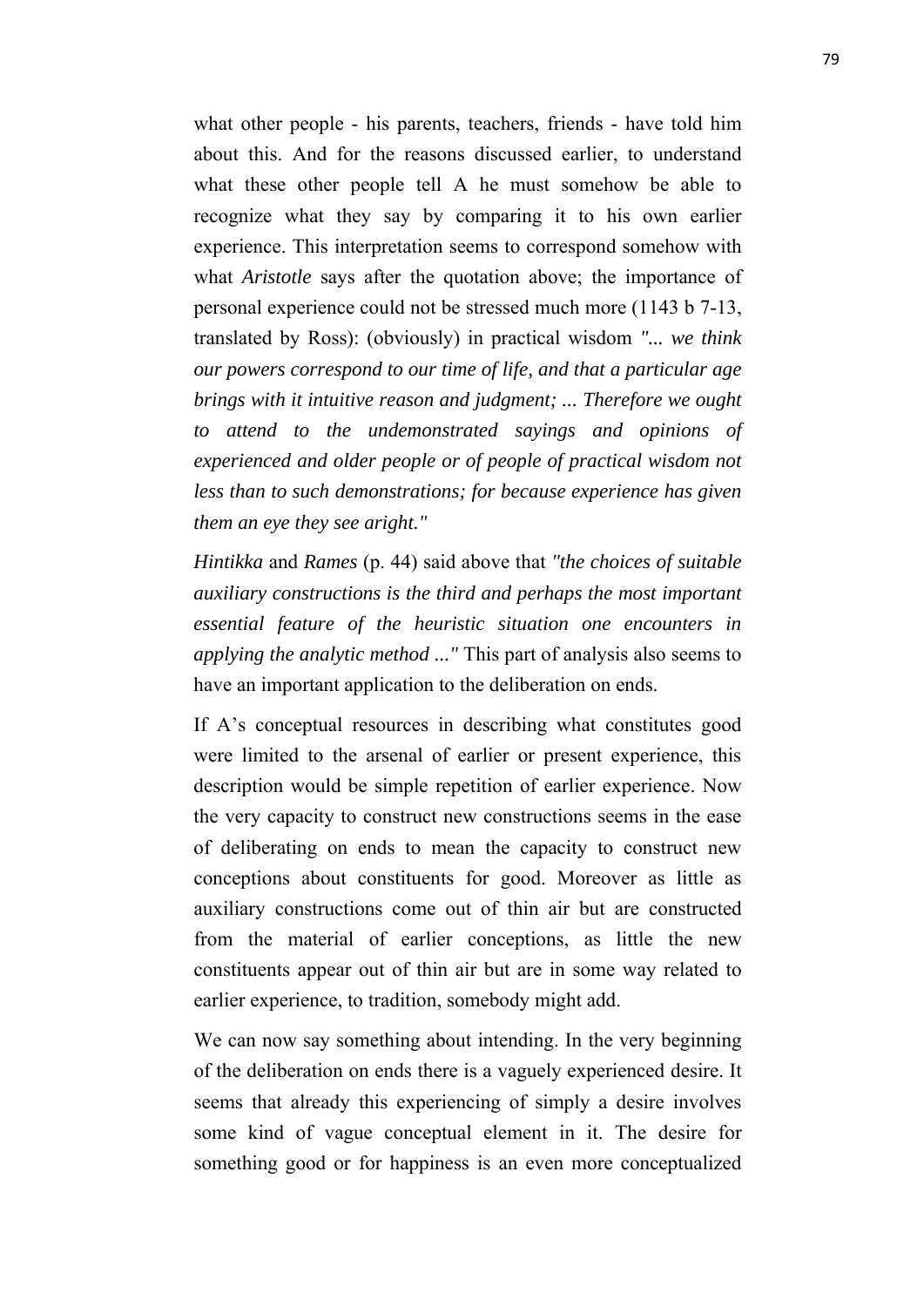what other people - his parents, teachers, friends - have told him about this. And for the reasons discussed earlier, to understand what these other people tell A he must somehow be able to recognize what they say by comparing it to his own earlier experience. This interpretation seems to correspond somehow with what *Aristotle* says after the quotation above; the importance of personal experience could not be stressed much more (1143 b 7-13, translated by Ross): (obviously) in practical wisdom *"... we think our powers correspond to our time of life, and that a particular age brings with it intuitive reason and judgment; ... Therefore we ought to attend to the undemonstrated sayings and opinions of experienced and older people or of people of practical wisdom not less than to such demonstrations; for because experience has given them an eye they see aright."*

*Hintikka* and *Rames* (p. 44) said above that *"the choices of suitable auxiliary constructions is the third and perhaps the most important essential feature of the heuristic situation one encounters in applying the analytic method ..."* This part of analysis also seems to have an important application to the deliberation on ends.

If A's conceptual resources in describing what constitutes good were limited to the arsenal of earlier or present experience, this description would be simple repetition of earlier experience. Now the very capacity to construct new constructions seems in the ease of deliberating on ends to mean the capacity to construct new conceptions about constituents for good. Moreover as little as auxiliary constructions come out of thin air but are constructed from the material of earlier conceptions, as little the new constituents appear out of thin air but are in some way related to earlier experience, to tradition, somebody might add.

We can now say something about intending. In the very beginning of the deliberation on ends there is a vaguely experienced desire. It seems that already this experiencing of simply a desire involves some kind of vague conceptual element in it. The desire for something good or for happiness is an even more conceptualized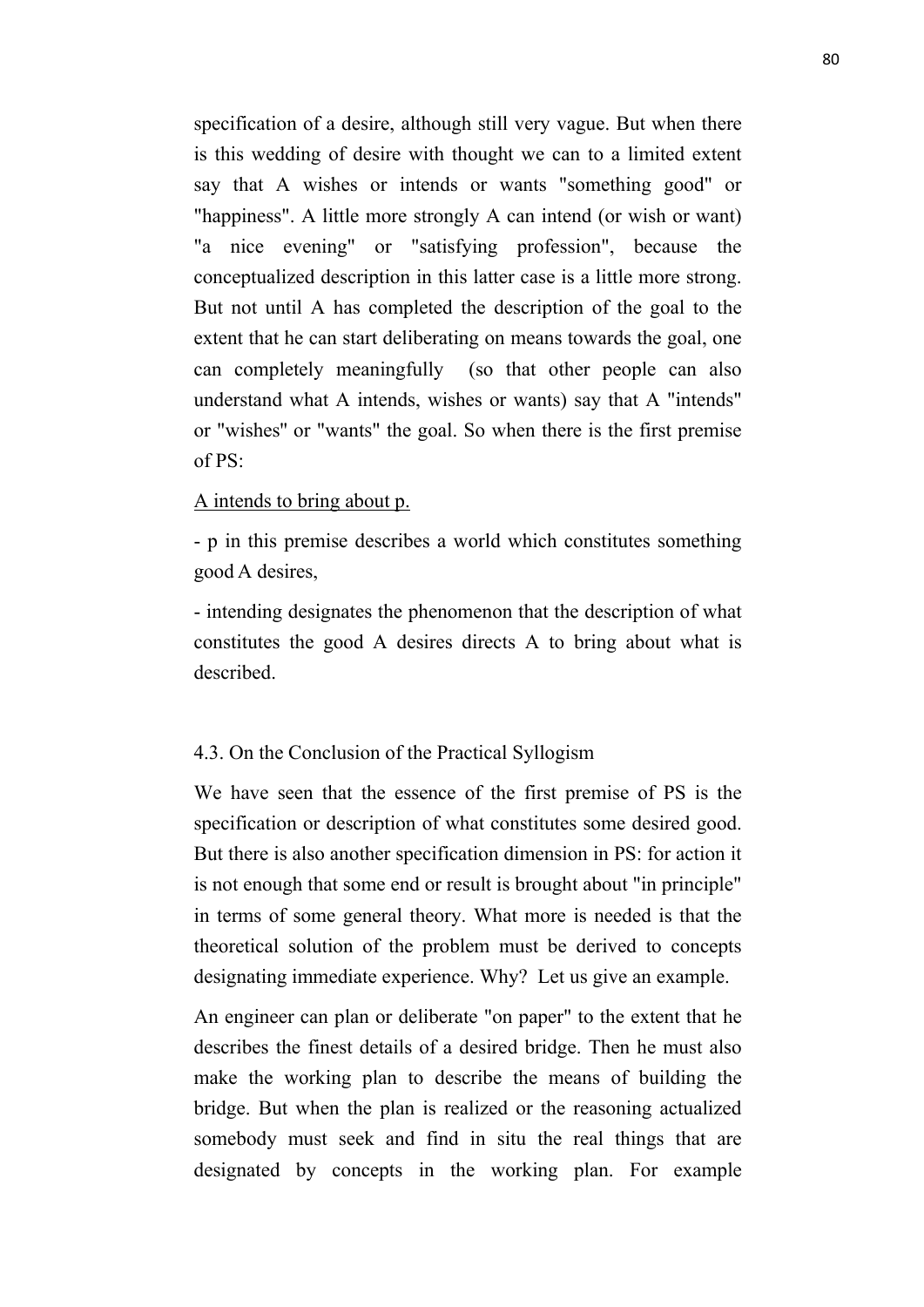specification of a desire, although still very vague. But when there is this wedding of desire with thought we can to a limited extent say that A wishes or intends or wants "something good" or "happiness". A little more strongly A can intend (or wish or want) "a nice evening" or "satisfying profession", because the conceptualized description in this latter case is a little more strong. But not until A has completed the description of the goal to the extent that he can start deliberating on means towards the goal, one can completely meaningfully (so that other people can also understand what A intends, wishes or wants) say that A "intends" or "wishes" or "wants" the goal. So when there is the first premise of PS:

<u>A intends to bring about p.</u>

- p in this premise describes a world which constitutes something good A desires,

- intending designates the phenomenon that the description of what constitutes the good A desires directs A to bring about what is described.

### 4.3. On the Conclusion of the Practical Syllogism

We have seen that the essence of the first premise of PS is the specification or description of what constitutes some desired good. But there is also another specification dimension in PS: for action it is not enough that some end or result is brought about "in principle" in terms of some general theory. What more is needed is that the theoretical solution of the problem must be derived to concepts designating immediate experience. Why? Let us give an example.

An engineer can plan or deliberate "on paper" to the extent that he describes the finest details of a desired bridge. Then he must also make the working plan to describe the means of building the bridge. But when the plan is realized or the reasoning actualized somebody must seek and find in situ the real things that are designated by concepts in the working plan. For example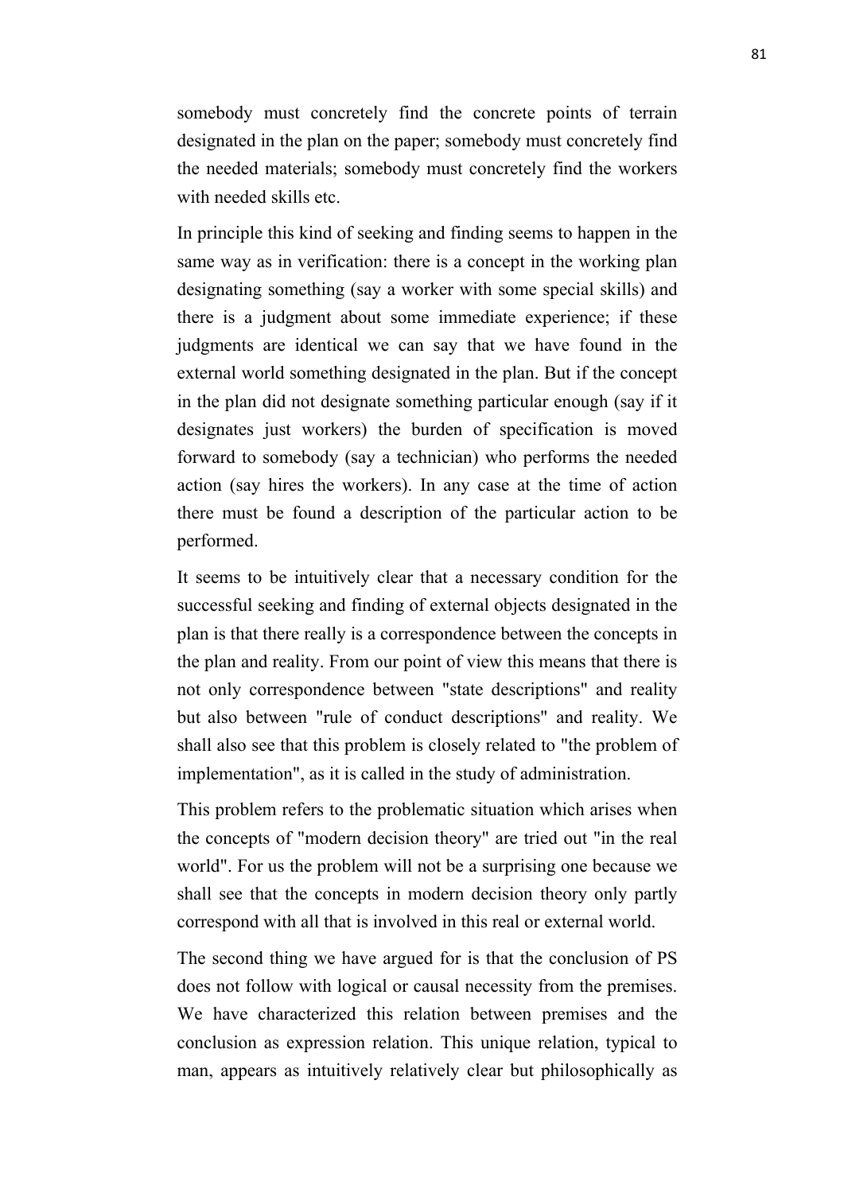somebody must concretely find the concrete points of terrain designated in the plan on the paper; somebody must concretely find the needed materials; somebody must concretely find the workers with needed skills etc.

In principle this kind of seeking and finding seems to happen in the same way as in verification: there is a concept in the working plan designating something (say a worker with some special skills) and there is a judgment about some immediate experience; if these judgments are identical we can say that we have found in the external world something designated in the plan. But if the concept in the plan did not designate something particular enough (say if it designates just workers) the burden of specification is moved forward to somebody (say a technician) who performs the needed action (say hires the workers). In any case at the time of action there must be found a description of the particular action to be performed.

It seems to be intuitively clear that a necessary condition for the successful seeking and finding of external objects designated in the plan is that there really is a correspondence between the concepts in the plan and reality. From our point of view this means that there is not only correspondence between "state descriptions" and reality but also between "rule of conduct descriptions" and reality. We shall also see that this problem is closely related to "the problem of implementation", as it is called in the study of administration.

This problem refers to the problematic situation which arises when the concepts of "modern decision theory" are tried out "in the real world". For us the problem will not be a surprising one because we shall see that the concepts in modern decision theory only partly correspond with all that is involved in this real or external world.

The second thing we have argued for is that the conclusion of PS does not follow with logical or causal necessity from the premises. We have characterized this relation between premises and the conclusion as expression relation. This unique relation, typical to man, appears as intuitively relatively clear but philosophically as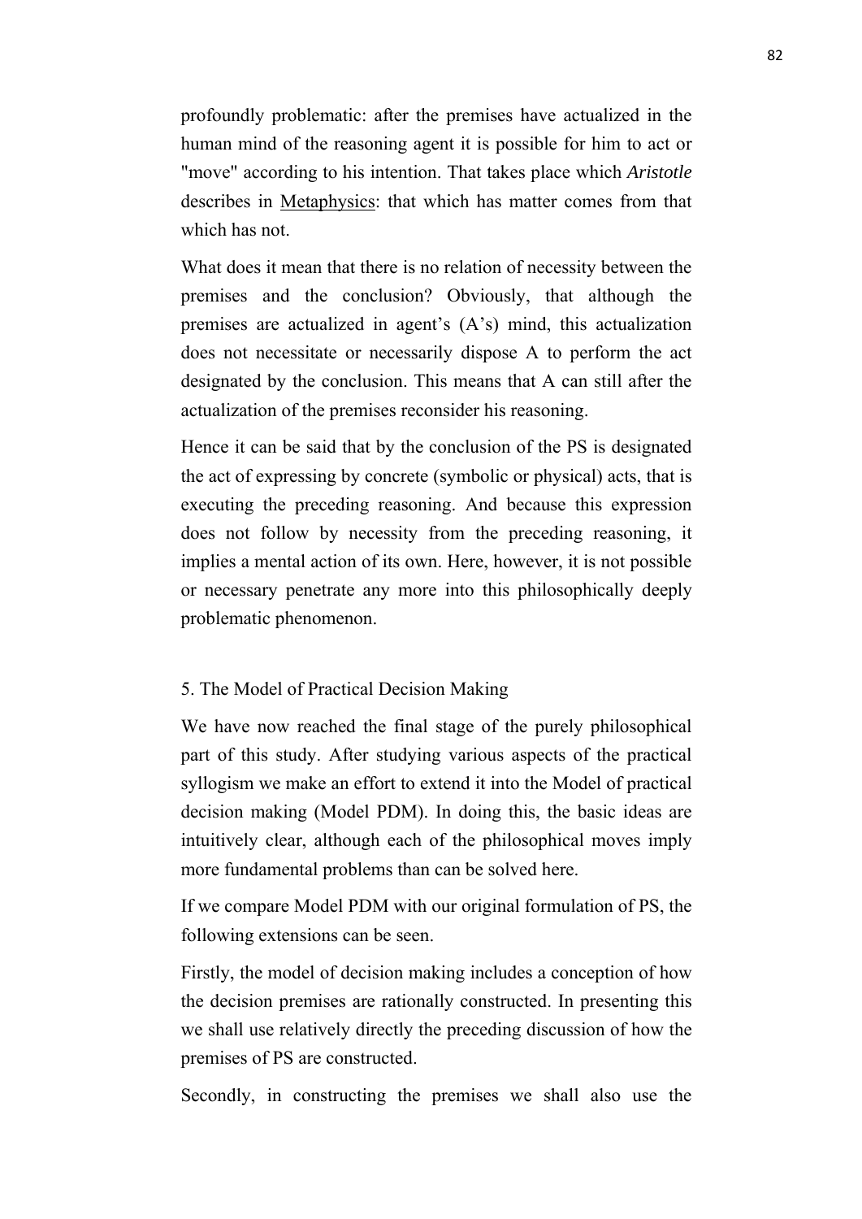profoundly problematic: after the premises have actualized in the human mind of the reasoning agent it is possible for him to act or "move" according to his intention. That takes place which *Aristotle* describes in Metaphysics: that which has matter comes from that which has not.

What does it mean that there is no relation of necessity between the premises and the conclusion? Obviously, that although the premises are actualized in agent's (A's) mind, this actualization does not necessitate or necessarily dispose A to perform the act designated by the conclusion. This means that A can still after the actualization of the premises reconsider his reasoning.

Hence it can be said that by the conclusion of the PS is designated the act of expressing by concrete (symbolic or physical) acts, that is executing the preceding reasoning. And because this expression does not follow by necessity from the preceding reasoning, it implies a mental action of its own. Here, however, it is not possible or necessary penetrate any more into this philosophically deeply problematic phenomenon.

## 5. The Model of Practical Decision Making

We have now reached the final stage of the purely philosophical part of this study. After studying various aspects of the practical syllogism we make an effort to extend it into the Model of practical decision making (Model PDM). In doing this, the basic ideas are intuitively clear, although each of the philosophical moves imply more fundamental problems than can be solved here.

If we compare Model PDM with our original formulation of PS, the following extensions can be seen.

Firstly, the model of decision making includes a conception of how the decision premises are rationally constructed. In presenting this we shall use relatively directly the preceding discussion of how the premises of PS are constructed.

Secondly, in constructing the premises we shall also use the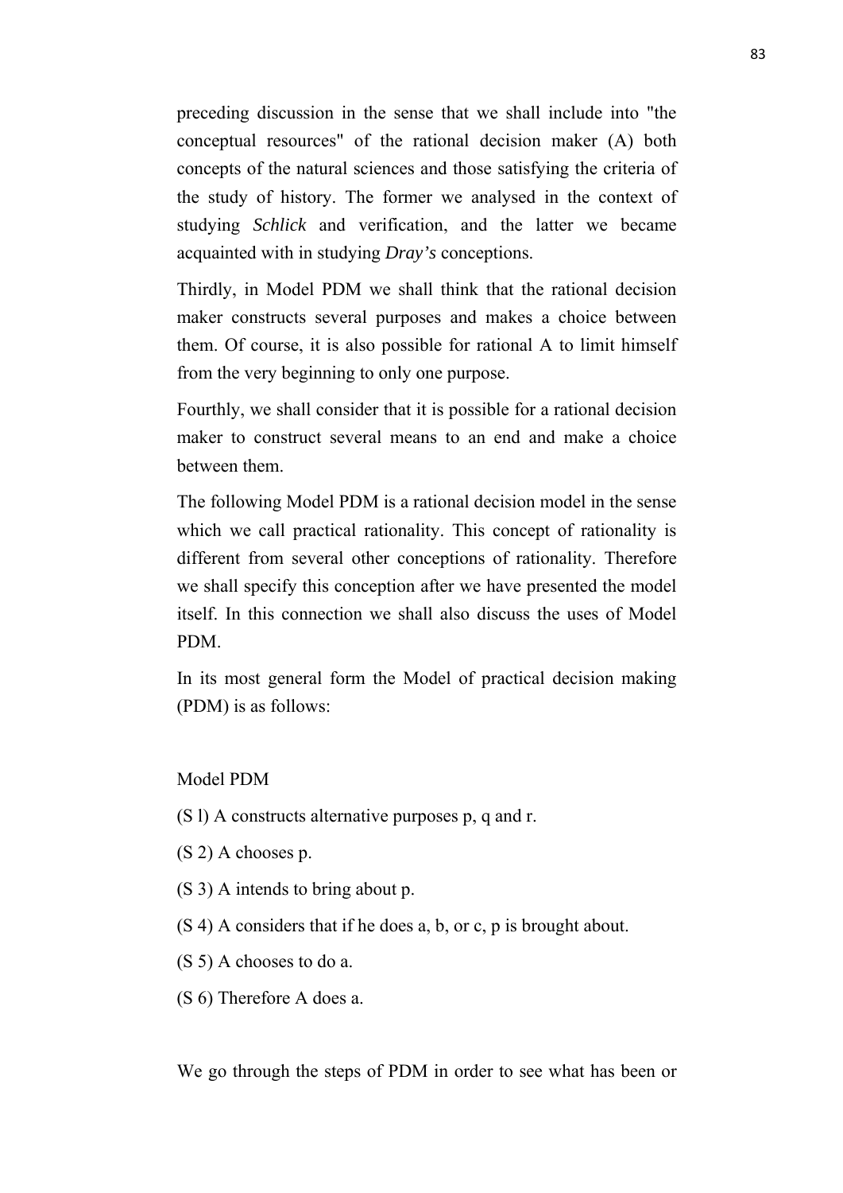preceding discussion in the sense that we shall include into "the conceptual resources" of the rational decision maker (A) both concepts of the natural sciences and those satisfying the criteria of the study of history. The former we analysed in the context of studying *Schlick* and verification, and the latter we became acquainted with in studying *Dray's* conceptions.

Thirdly, in Model PDM we shall think that the rational decision maker constructs several purposes and makes a choice between them. Of course, it is also possible for rational A to limit himself from the very beginning to only one purpose.

Fourthly, we shall consider that it is possible for a rational decision maker to construct several means to an end and make a choice between them.

The following Model PDM is a rational decision model in the sense which we call practical rationality. This concept of rationality is different from several other conceptions of rationality. Therefore we shall specify this conception after we have presented the model itself. In this connection we shall also discuss the uses of Model PDM.

In its most general form the Model of practical decision making (PDM) is as follows:

Model PDM

(S l) A constructs alternative purposes p, q and r.

(S 2) A chooses p.

(S 3) A intends to bring about p.

(S 4) A considers that if he does a, b, or c, p is brought about.

(S 5) A chooses to do a.

(S 6) Therefore A does a.

We go through the steps of PDM in order to see what has been or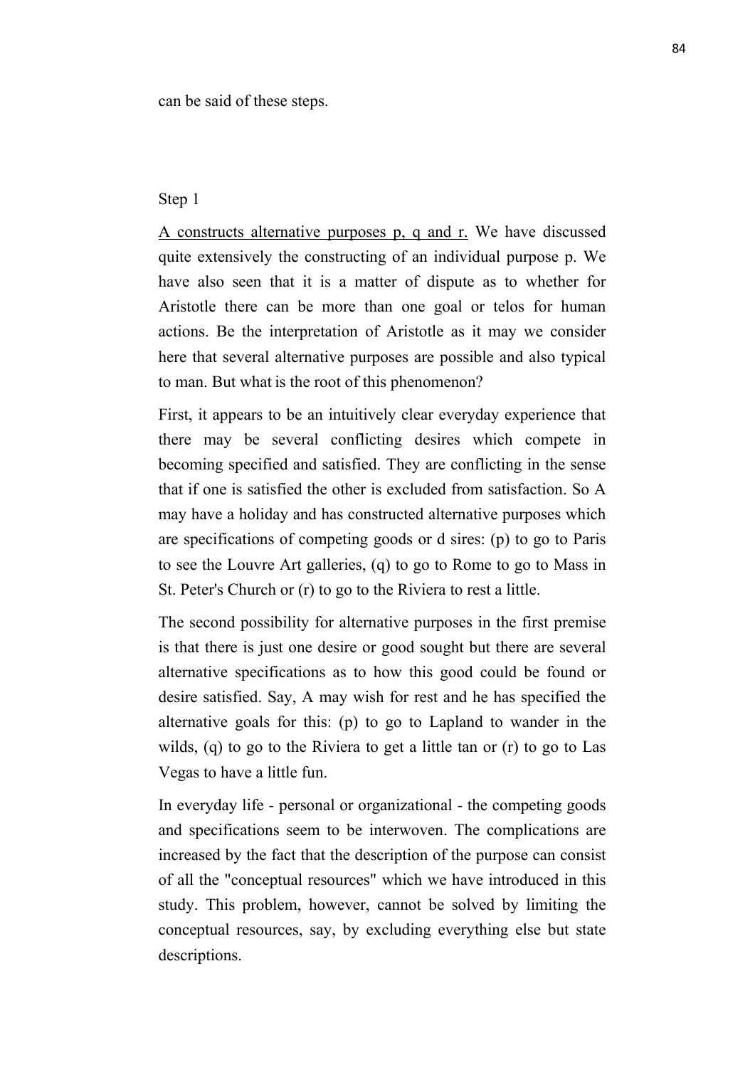can be said of these steps.

Step 1

<u>A constructs alternative purposes p, q and r.</u> We have discussed quite extensively the constructing of an individual purpose p. We have also seen that it is a matter of dispute as to whether for Aristotle there can be more than one goal or telos for human actions. Be the interpretation of Aristotle as it may we consider here that several alternative purposes are possible and also typical to man. But what is the root of this phenomenon?

First, it appears to be an intuitively clear everyday experience that there may be several conflicting desires which compete in becoming specified and satisfied. They are conflicting in the sense that if one is satisfied the other is excluded from satisfaction. So A may have a holiday and has constructed alternative purposes which are specifications of competing goods or d sires: (p) to go to Paris to see the Louvre Art galleries, (q) to go to Rome to go to Mass in St. Peter's Church or (r) to go to the Riviera to rest a little.

The second possibility for alternative purposes in the first premise is that there is just one desire or good sought but there are several alternative specifications as to how this good could be found or desire satisfied. Say, A may wish for rest and he has specified the alternative goals for this: (p) to go to Lapland to wander in the wilds, (q) to go to the Riviera to get a little tan or (r) to go to Las Vegas to have a little fun.

In everyday life - personal or organizational - the competing goods and specifications seem to be interwoven. The complications are increased by the fact that the description of the purpose can consist of all the "conceptual resources" which we have introduced in this study. This problem, however, cannot be solved by limiting the conceptual resources, say, by excluding everything else but state descriptions.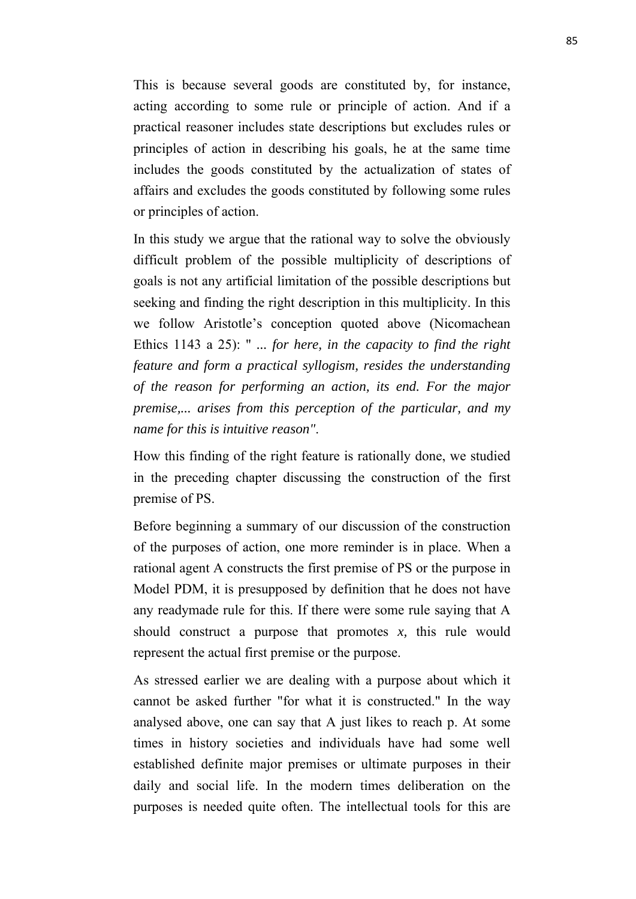This is because several goods are constituted by, for instance, acting according to some rule or principle of action. And if a practical reasoner includes state descriptions but excludes rules or principles of action in describing his goals, he at the same time includes the goods constituted by the actualization of states of affairs and excludes the goods constituted by following some rules or principles of action.

In this study we argue that the rational way to solve the obviously difficult problem of the possible multiplicity of descriptions of goals is not any artificial limitation of the possible descriptions but seeking and finding the right description in this multiplicity. In this we follow Aristotle's conception quoted above (Nicomachean Ethics 1143 a 25): " *... for here, in the capacity to find the right feature and form a practical syllogism, resides the understanding of the reason for performing an action, its end. For the major premise,... arises from this perception of the particular, and my name for this is intuitive reason"*.

How this finding of the right feature is rationally done, we studied in the preceding chapter discussing the construction of the first premise of PS.

Before beginning a summary of our discussion of the construction of the purposes of action, one more reminder is in place. When a rational agent A constructs the first premise of PS or the purpose in Model PDM, it is presupposed by definition that he does not have any readymade rule for this. If there were some rule saying that A should construct a purpose that promotes *x,* this rule would represent the actual first premise or the purpose.

As stressed earlier we are dealing with a purpose about which it cannot be asked further "for what it is constructed." In the way analysed above, one can say that A just likes to reach p. At some times in history societies and individuals have had some well established definite major premises or ultimate purposes in their daily and social life. In the modern times deliberation on the purposes is needed quite often. The intellectual tools for this are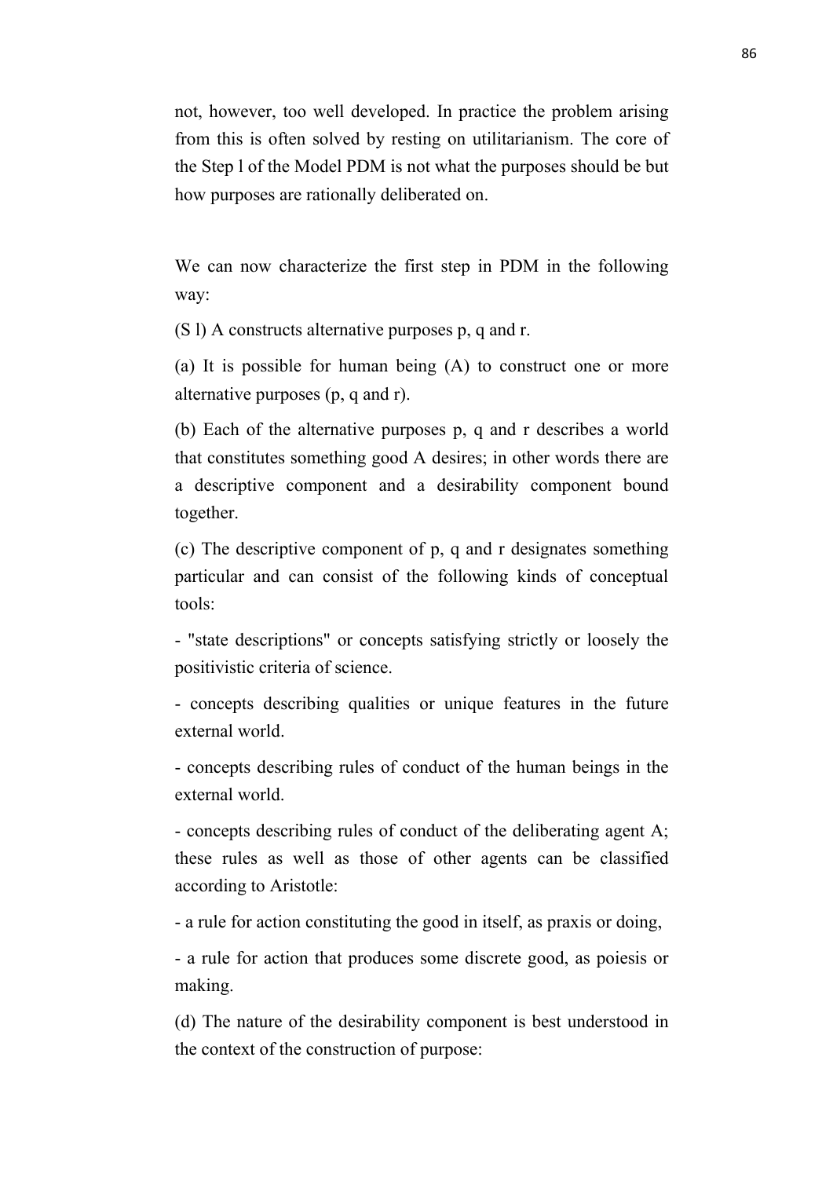not, however, too well developed. In practice the problem arising from this is often solved by resting on utilitarianism. The core of the Step l of the Model PDM is not what the purposes should be but how purposes are rationally deliberated on.

We can now characterize the first step in PDM in the following way:

(S l) A constructs alternative purposes p, q and r.

(a) It is possible for human being (A) to construct one or more alternative purposes (p, q and r).

(b) Each of the alternative purposes p, q and r describes a world that constitutes something good A desires; in other words there are a descriptive component and a desirability component bound together.

(c) The descriptive component of p, q and r designates something particular and can consist of the following kinds of conceptual tools:

- "state descriptions" or concepts satisfying strictly or loosely the positivistic criteria of science.

- concepts describing qualities or unique features in the future external world.

- concepts describing rules of conduct of the human beings in the external world.

- concepts describing rules of conduct of the deliberating agent A; these rules as well as those of other agents can be classified according to Aristotle:

- a rule for action constituting the good in itself, as praxis or doing,

- a rule for action that produces some discrete good, as poiesis or making.

(d) The nature of the desirability component is best understood in the context of the construction of purpose: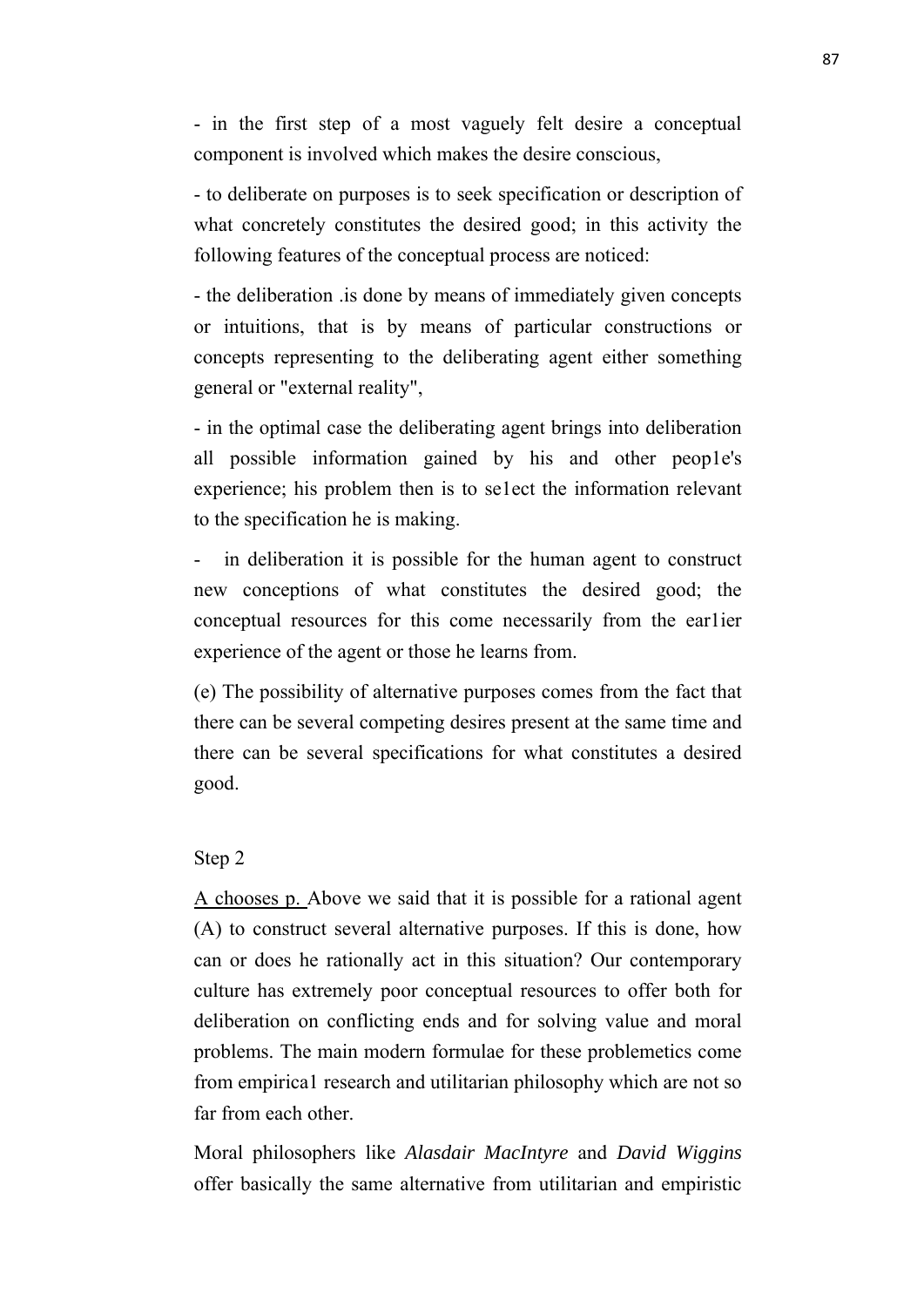- in the first step of a most vaguely felt desire a conceptual component is involved which makes the desire conscious,

- to deliberate on purposes is to seek specification or description of what concretely constitutes the desired good; in this activity the following features of the conceptual process are noticed:

- the deliberation .is done by means of immediately given concepts or intuitions, that is by means of particular constructions or concepts representing to the deliberating agent either something general or "external reality",

- in the optimal case the deliberating agent brings into deliberation all possible information gained by his and other peop1e's experience; his problem then is to se1ect the information relevant to the specification he is making.

- in deliberation it is possible for the human agent to construct new conceptions of what constitutes the desired good; the conceptual resources for this come necessarily from the ear1ier experience of the agent or those he learns from.

(e) The possibility of alternative purposes comes from the fact that there can be several competing desires present at the same time and there can be several specifications for what constitutes a desired good.

Step 2

<u>A chooses p.</u> Above we said that it is possible for a rational agent (A) to construct several alternative purposes. If this is done, how can or does he rationally act in this situation? Our contemporary culture has extremely poor conceptual resources to offer both for deliberation on conflicting ends and for solving value and moral problems. The main modern formulae for these problemetics come from empirica1 research and utilitarian philosophy which are not so far from each other.

Moral philosophers like *Alasdair MacIntyre* and *David Wiggins* offer basically the same alternative from utilitarian and empiristic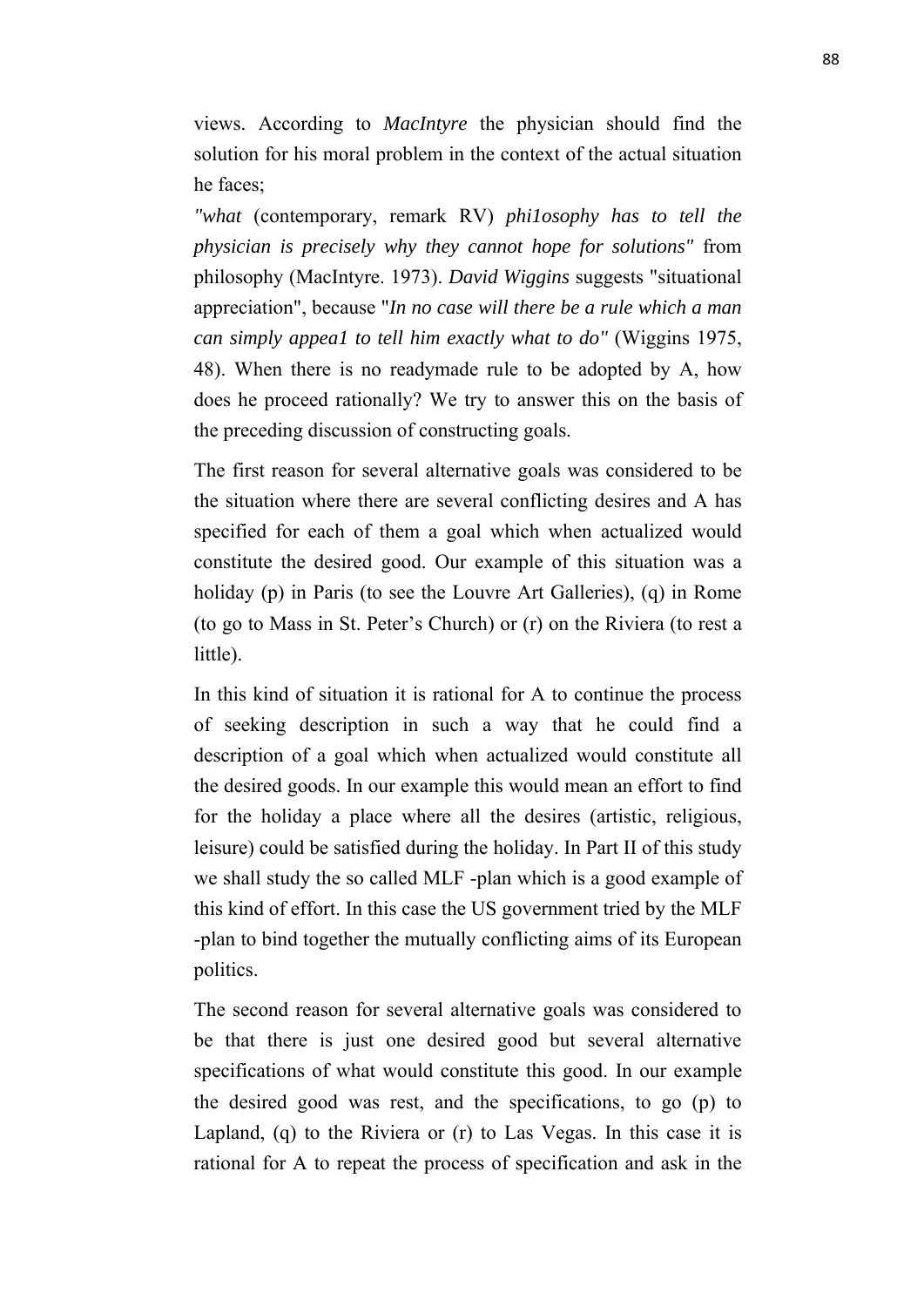views. According to *MacIntyre* the physician should find the solution for his moral problem in the context of the actual situation he faces;

*"what* (contemporary, remark RV) *phi1osophy has to tell the physician is precisely why they cannot hope for solutions"* from philosophy (MacIntyre. 1973). *David Wiggins* suggests "situational appreciation", because "*In no case will there be a rule which a man can simply appea1 to tell him exactly what to do"* (Wiggins 1975, 48). When there is no readymade rule to be adopted by A, how does he proceed rationally? We try to answer this on the basis of the preceding discussion of constructing goals.

The first reason for several alternative goals was considered to be the situation where there are several conflicting desires and A has specified for each of them a goal which when actualized would constitute the desired good. Our example of this situation was a holiday (p) in Paris (to see the Louvre Art Galleries), (q) in Rome (to go to Mass in St. Peter's Church) or (r) on the Riviera (to rest a little).

In this kind of situation it is rational for A to continue the process of seeking description in such a way that he could find a description of a goal which when actualized would constitute all the desired goods. In our example this would mean an effort to find for the holiday a place where all the desires (artistic, religious, leisure) could be satisfied during the holiday. In Part II of this study we shall study the so called MLF -plan which is a good example of this kind of effort. In this case the US government tried by the MLF -plan to bind together the mutually conflicting aims of its European politics.

The second reason for several alternative goals was considered to be that there is just one desired good but several alternative specifications of what would constitute this good. In our example the desired good was rest, and the specifications, to go (p) to Lapland, (q) to the Riviera or (r) to Las Vegas. In this case it is rational for A to repeat the process of specification and ask in the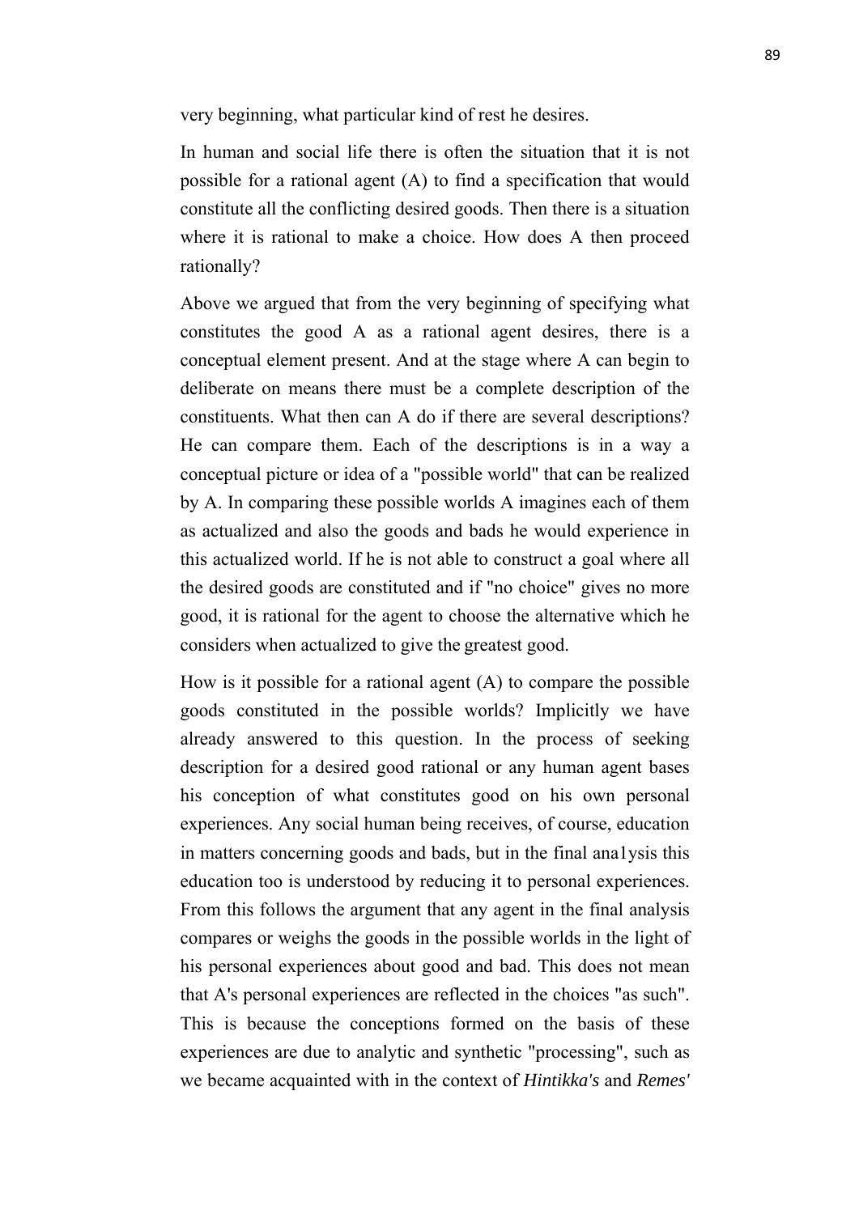very beginning, what particular kind of rest he desires.

In human and social life there is often the situation that it is not possible for a rational agent (A) to find a specification that would constitute all the conflicting desired goods. Then there is a situation where it is rational to make a choice. How does A then proceed rationally?

Above we argued that from the very beginning of specifying what constitutes the good A as a rational agent desires, there is a conceptual element present. And at the stage where A can begin to deliberate on means there must be a complete description of the constituents. What then can A do if there are several descriptions? He can compare them. Each of the descriptions is in a way a conceptual picture or idea of a "possible world" that can be realized by A. In comparing these possible worlds A imagines each of them as actualized and also the goods and bads he would experience in this actualized world. If he is not able to construct a goal where all the desired goods are constituted and if "no choice" gives no more good, it is rational for the agent to choose the alternative which he considers when actualized to give the greatest good.

How is it possible for a rational agent (A) to compare the possible goods constituted in the possible worlds? Implicitly we have already answered to this question. In the process of seeking description for a desired good rational or any human agent bases his conception of what constitutes good on his own personal experiences. Any social human being receives, of course, education in matters concerning goods and bads, but in the final ana1ysis this education too is understood by reducing it to personal experiences. From this follows the argument that any agent in the final analysis compares or weighs the goods in the possible worlds in the light of his personal experiences about good and bad. This does not mean that A's personal experiences are reflected in the choices "as such". This is because the conceptions formed on the basis of these experiences are due to analytic and synthetic "processing", such as we became acquainted with in the context of *Hintikka's* and *Remes'*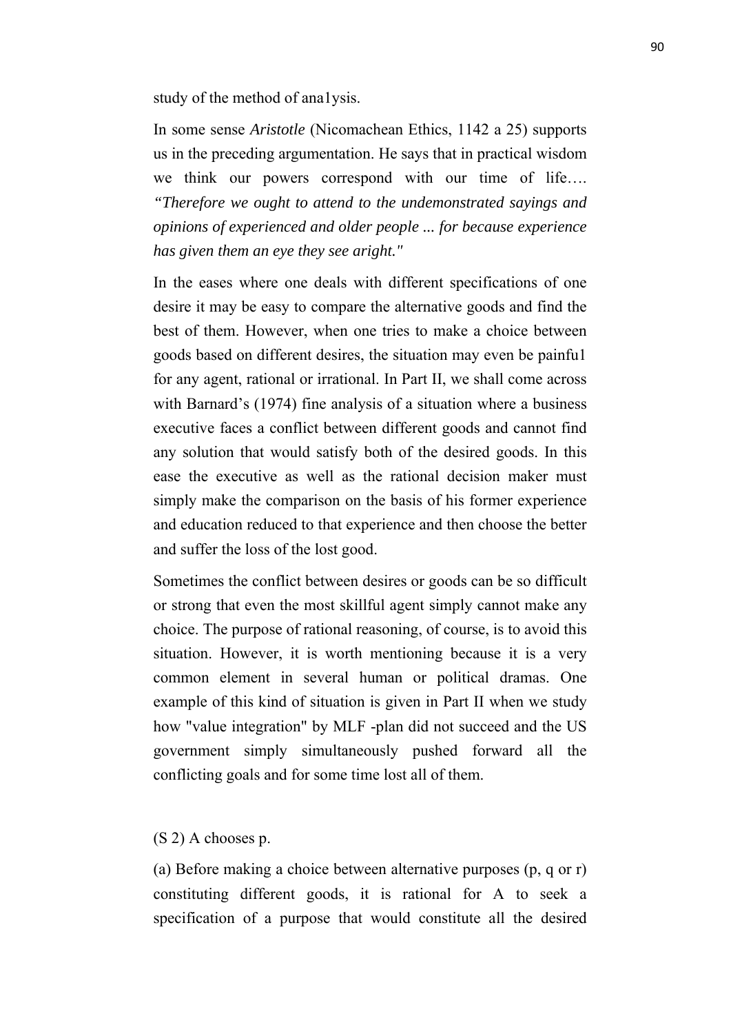study of the method of ana1ysis.

In some sense *Aristotle* (Nicomachean Ethics, 1142 a 25) supports us in the preceding argumentation. He says that in practical wisdom we think our powers correspond with our time of life…. *"Therefore we ought to attend to the undemonstrated sayings and opinions of experienced and older people ... for because experience has given them an eye they see aright."*

In the eases where one deals with different specifications of one desire it may be easy to compare the alternative goods and find the best of them. However, when one tries to make a choice between goods based on different desires, the situation may even be painfu1 for any agent, rational or irrational. In Part II, we shall come across with Barnard's (1974) fine analysis of a situation where a business executive faces a conflict between different goods and cannot find any solution that would satisfy both of the desired goods. In this ease the executive as well as the rational decision maker must simply make the comparison on the basis of his former experience and education reduced to that experience and then choose the better and suffer the loss of the lost good.

Sometimes the conflict between desires or goods can be so difficult or strong that even the most skillful agent simply cannot make any choice. The purpose of rational reasoning, of course, is to avoid this situation. However, it is worth mentioning because it is a very common element in several human or political dramas. One example of this kind of situation is given in Part II when we study how "value integration" by MLF -plan did not succeed and the US government simply simultaneously pushed forward all the conflicting goals and for some time lost all of them.

(S 2) A chooses p.

(a) Before making a choice between alternative purposes (p, q or r) constituting different goods, it is rational for A to seek a specification of a purpose that would constitute all the desired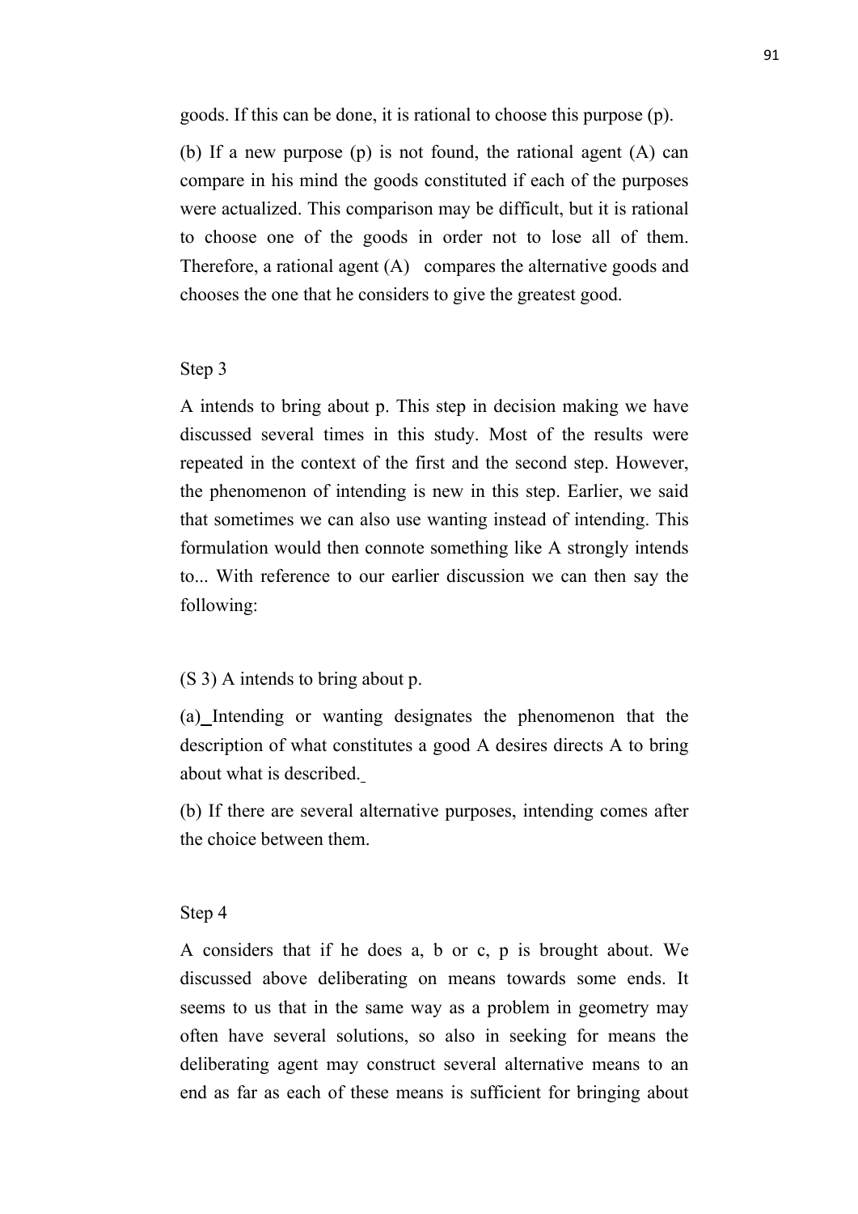goods. If this can be done, it is rational to choose this purpose (p).

(b) If a new purpose (p) is not found, the rational agent (A) can compare in his mind the goods constituted if each of the purposes were actualized. This comparison may be difficult, but it is rational to choose one of the goods in order not to lose all of them. Therefore, a rational agent (A) compares the alternative goods and chooses the one that he considers to give the greatest good.

Step 3

A intends to bring about p. This step in decision making we have discussed several times in this study. Most of the results were repeated in the context of the first and the second step. However, the phenomenon of intending is new in this step. Earlier, we said that sometimes we can also use wanting instead of intending. This formulation would then connote something like A strongly intends to... With reference to our earlier discussion we can then say the following:

(S 3) A intends to bring about p.

(a) Intending or wanting designates the phenomenon that the description of what constitutes a good A desires directs A to bring about what is described.

(b) If there are several alternative purposes, intending comes after the choice between them.

Step 4

A considers that if he does a, b or c, p is brought about. We discussed above deliberating on means towards some ends. It seems to us that in the same way as a problem in geometry may often have several solutions, so also in seeking for means the deliberating agent may construct several alternative means to an end as far as each of these means is sufficient for bringing about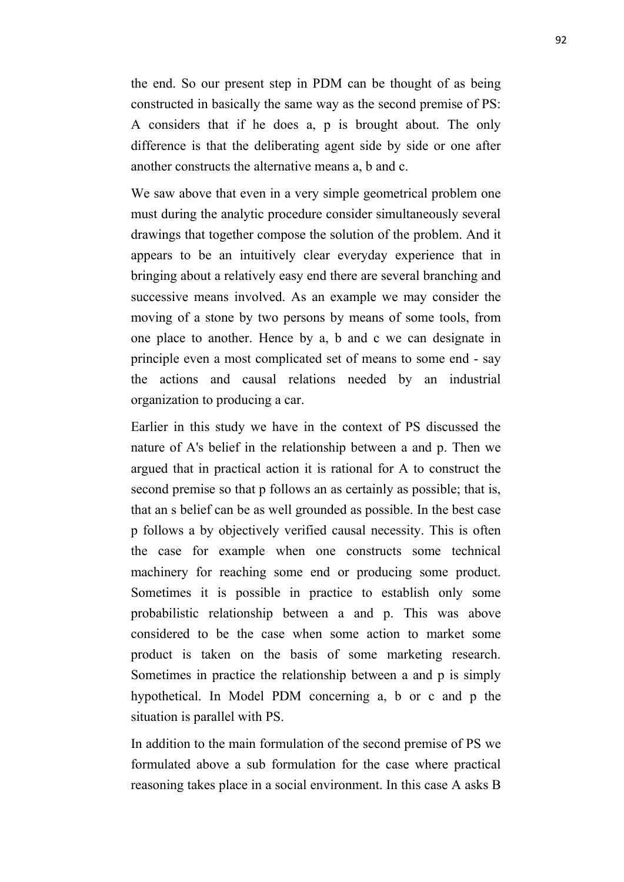the end. So our present step in PDM can be thought of as being constructed in basically the same way as the second premise of PS: A considers that if he does a, p is brought about. The only difference is that the deliberating agent side by side or one after another constructs the alternative means a, b and c.

We saw above that even in a very simple geometrical problem one must during the analytic procedure consider simultaneously several drawings that together compose the solution of the problem. And it appears to be an intuitively clear everyday experience that in bringing about a relatively easy end there are several branching and successive means involved. As an example we may consider the moving of a stone by two persons by means of some tools, from one place to another. Hence by a, b and c we can designate in principle even a most complicated set of means to some end - say the actions and causal relations needed by an industrial organization to producing a car.

Earlier in this study we have in the context of PS discussed the nature of A's belief in the relationship between a and p. Then we argued that in practical action it is rational for A to construct the second premise so that p follows an as certainly as possible; that is, that an s belief can be as well grounded as possible. In the best case p follows a by objectively verified causal necessity. This is often the case for example when one constructs some technical machinery for reaching some end or producing some product. Sometimes it is possible in practice to establish only some probabilistic relationship between a and p. This was above considered to be the case when some action to market some product is taken on the basis of some marketing research. Sometimes in practice the relationship between a and p is simply hypothetical. In Model PDM concerning a, b or c and p the situation is parallel with PS.

In addition to the main formulation of the second premise of PS we formulated above a sub formulation for the case where practical reasoning takes place in a social environment. In this case A asks B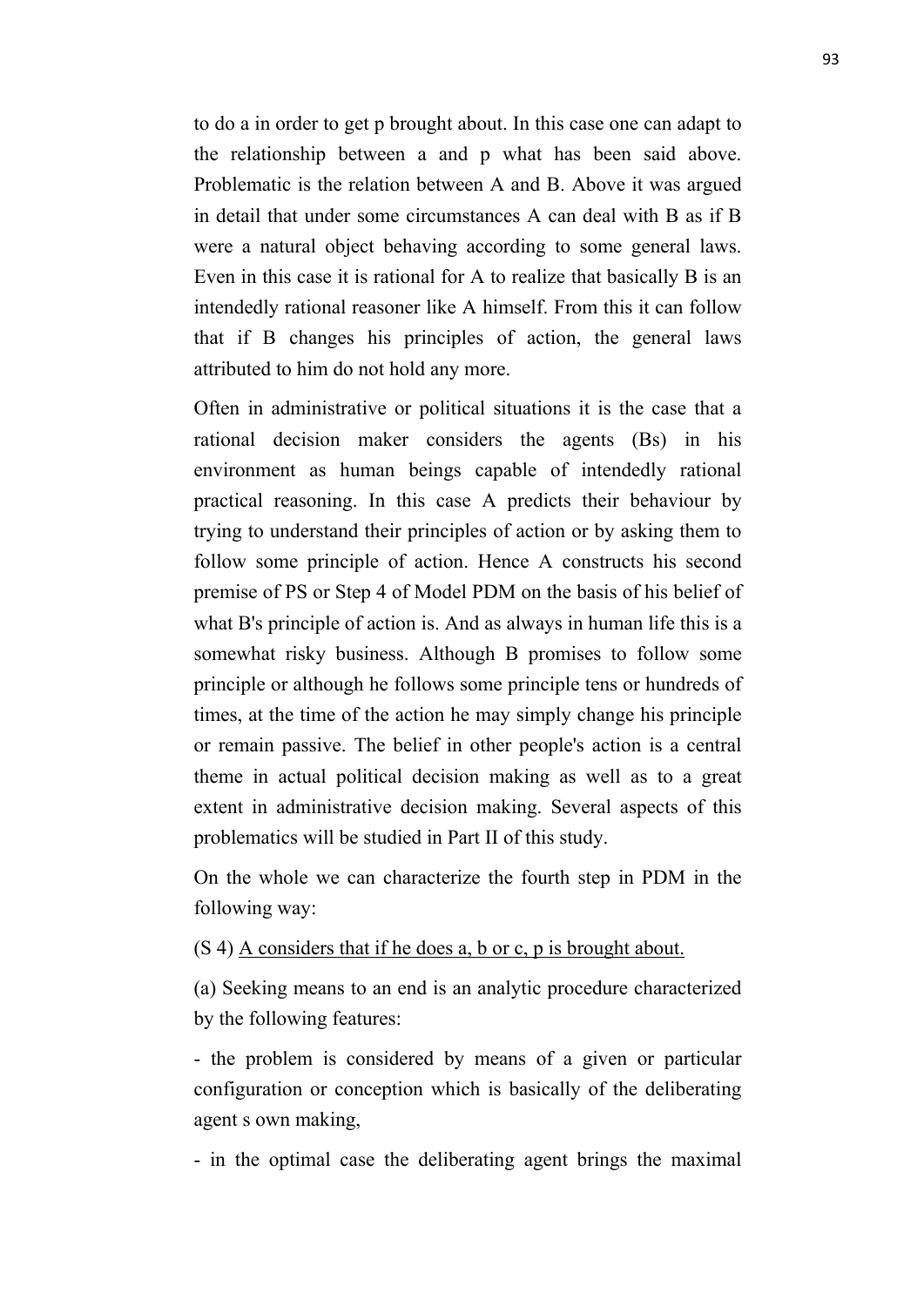to do a in order to get p brought about. In this case one can adapt to the relationship between a and p what has been said above. Problematic is the relation between A and B. Above it was argued in detail that under some circumstances A can deal with B as if B were a natural object behaving according to some general laws. Even in this case it is rational for A to realize that basically B is an intendedly rational reasoner like A himself. From this it can follow that if B changes his principles of action, the general laws attributed to him do not hold any more.

Often in administrative or political situations it is the case that a rational decision maker considers the agents (Bs) in his environment as human beings capable of intendedly rational practical reasoning. In this case A predicts their behaviour by trying to understand their principles of action or by asking them to follow some principle of action. Hence A constructs his second premise of PS or Step 4 of Model PDM on the basis of his belief of what B's principle of action is. And as always in human life this is a somewhat risky business. Although B promises to follow some principle or although he follows some principle tens or hundreds of times, at the time of the action he may simply change his principle or remain passive. The belief in other people's action is a central theme in actual political decision making as well as to a great extent in administrative decision making. Several aspects of this problematics will be studied in Part II of this study.

On the whole we can characterize the fourth step in PDM in the following way:

(S 4) <u>A considers that if he does a, b or c, p is brought about.</u>

(a) Seeking means to an end is an analytic procedure characterized by the following features:

- the problem is considered by means of a given or particular configuration or conception which is basically of the deliberating agent s own making,

- in the optimal case the deliberating agent brings the maximal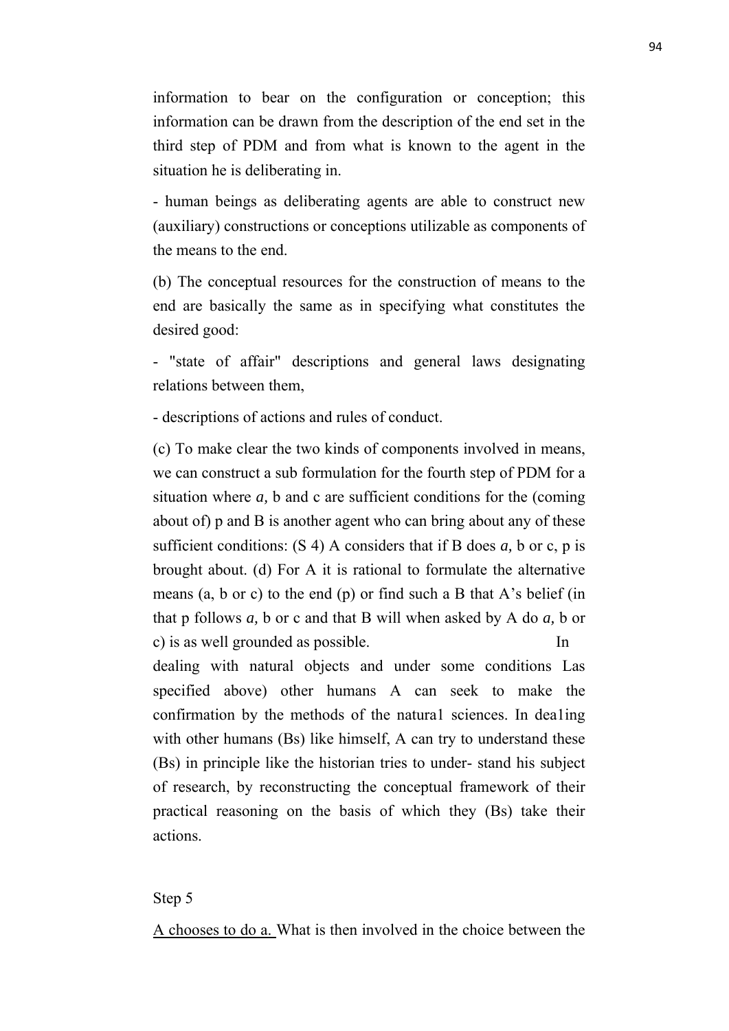information to bear on the configuration or conception; this information can be drawn from the description of the end set in the third step of PDM and from what is known to the agent in the situation he is deliberating in.

- human beings as deliberating agents are able to construct new (auxiliary) constructions or conceptions utilizable as components of the means to the end.

(b) The conceptual resources for the construction of means to the end are basically the same as in specifying what constitutes the desired good:

- "state of affair" descriptions and general laws designating relations between them,

- descriptions of actions and rules of conduct.

(c) To make clear the two kinds of components involved in means, we can construct a sub formulation for the fourth step of PDM for a situation where *a,* b and c are sufficient conditions for the (coming about of) p and B is another agent who can bring about any of these sufficient conditions: (S 4) A considers that if B does *a,* b or c, p is brought about. (d) For A it is rational to formulate the alternative means (a, b or c) to the end (p) or find such a B that A's belief (in that p follows *a,* b or c and that B will when asked by A do *a,* b or c) is as well grounded as possible. In dealing with natural objects and under some conditions Las specified above) other humans A can seek to make the confirmation by the methods of the natura1 sciences. In dea1ing with other humans (Bs) like himself, A can try to understand these (Bs) in principle like the historian tries to under- stand his subject of research, by reconstructing the conceptual framework of their practical reasoning on the basis of which they (Bs) take their actions.

Step 5

<u>A chooses to do a.</u> What is then involved in the choice between the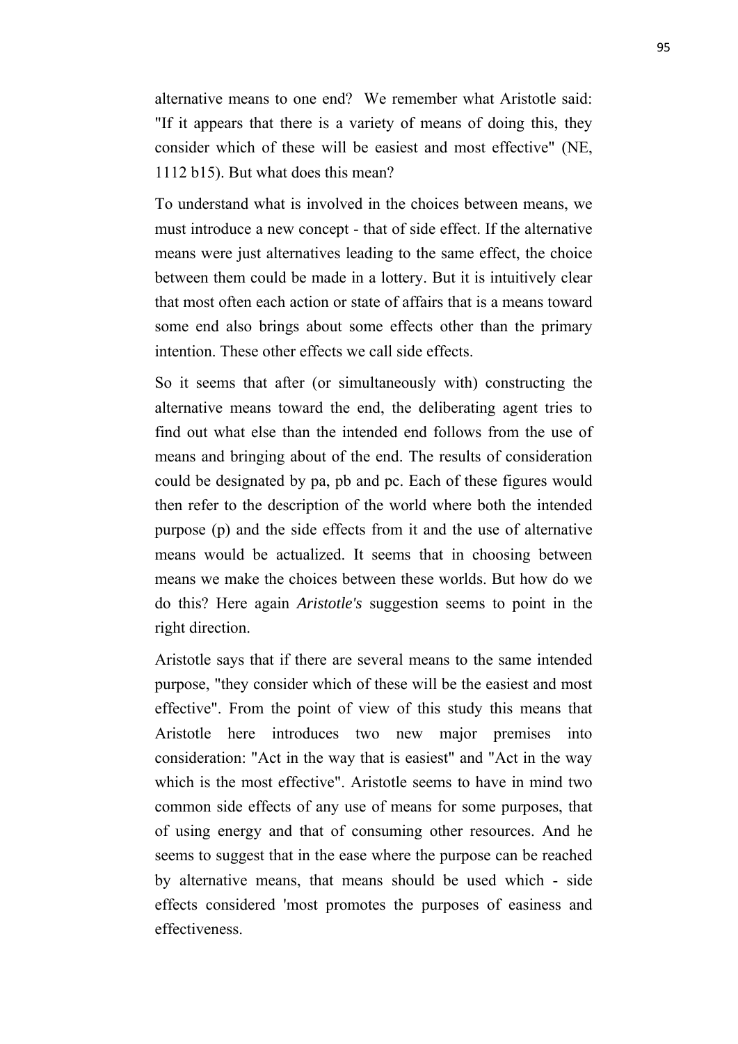alternative means to one end? We remember what Aristotle said: "If it appears that there is a variety of means of doing this, they consider which of these will be easiest and most effective" (NE, 1112 b15). But what does this mean?

To understand what is involved in the choices between means, we must introduce a new concept - that of side effect. If the alternative means were just alternatives leading to the same effect, the choice between them could be made in a lottery. But it is intuitively clear that most often each action or state of affairs that is a means toward some end also brings about some effects other than the primary intention. These other effects we call side effects.

So it seems that after (or simultaneously with) constructing the alternative means toward the end, the deliberating agent tries to find out what else than the intended end follows from the use of means and bringing about of the end. The results of consideration could be designated by pa, pb and pc. Each of these figures would then refer to the description of the world where both the intended purpose (p) and the side effects from it and the use of alternative means would be actualized. It seems that in choosing between means we make the choices between these worlds. But how do we do this? Here again *Aristotle's* suggestion seems to point in the right direction.

Aristotle says that if there are several means to the same intended purpose, "they consider which of these will be the easiest and most effective". From the point of view of this study this means that Aristotle here introduces two new major premises into consideration: "Act in the way that is easiest" and "Act in the way which is the most effective". Aristotle seems to have in mind two common side effects of any use of means for some purposes, that of using energy and that of consuming other resources. And he seems to suggest that in the ease where the purpose can be reached by alternative means, that means should be used which - side effects considered 'most promotes the purposes of easiness and effectiveness.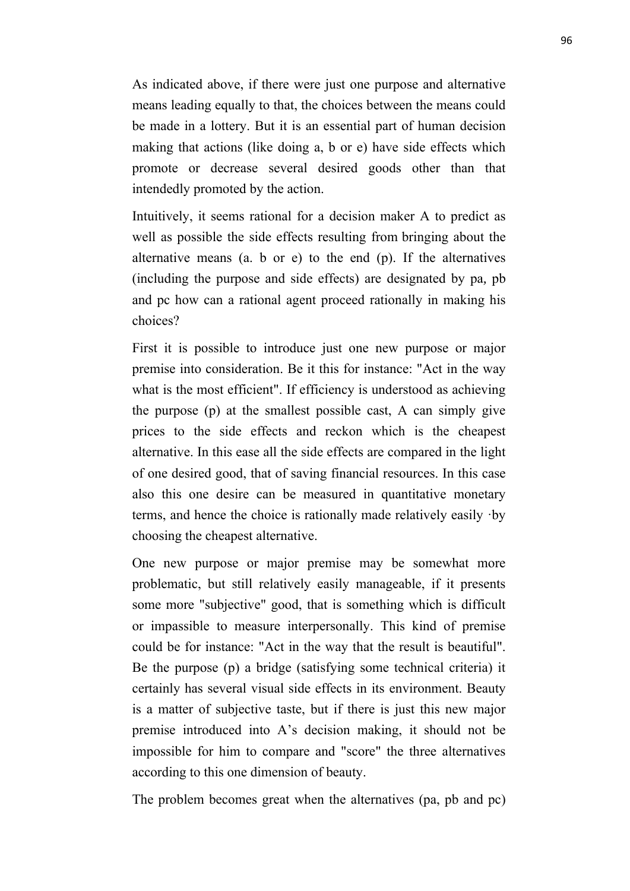As indicated above, if there were just one purpose and alternative means leading equally to that, the choices between the means could be made in a lottery. But it is an essential part of human decision making that actions (like doing a, b or e) have side effects which promote or decrease several desired goods other than that intendedly promoted by the action.

Intuitively, it seems rational for a decision maker A to predict as well as possible the side effects resulting from bringing about the alternative means (a. b or e) to the end (p). If the alternatives (including the purpose and side effects) are designated by pa, pb and pc how can a rational agent proceed rationally in making his choices?

First it is possible to introduce just one new purpose or major premise into consideration. Be it this for instance: "Act in the way what is the most efficient". If efficiency is understood as achieving the purpose (p) at the smallest possible cast, A can simply give prices to the side effects and reckon which is the cheapest alternative. In this ease all the side effects are compared in the light of one desired good, that of saving financial resources. In this case also this one desire can be measured in quantitative monetary terms, and hence the choice is rationally made relatively easily ·by choosing the cheapest alternative.

One new purpose or major premise may be somewhat more problematic, but still relatively easily manageable, if it presents some more "subjective" good, that is something which is difficult or impassible to measure interpersonally. This kind of premise could be for instance: "Act in the way that the result is beautiful". Be the purpose (p) a bridge (satisfying some technical criteria) it certainly has several visual side effects in its environment. Beauty is a matter of subjective taste, but if there is just this new major premise introduced into A's decision making, it should not be impossible for him to compare and "score" the three alternatives according to this one dimension of beauty.

The problem becomes great when the alternatives (pa, pb and pc)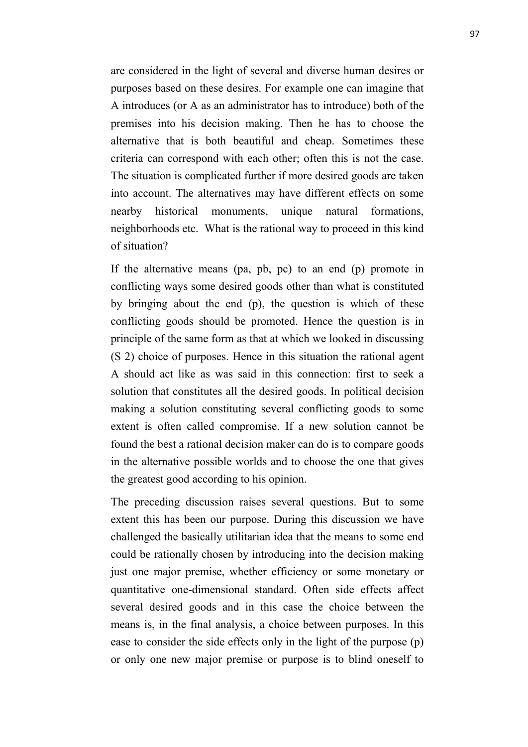are considered in the light of several and diverse human desires or purposes based on these desires. For example one can imagine that A introduces (or A as an administrator has to introduce) both of the premises into his decision making. Then he has to choose the alternative that is both beautiful and cheap. Sometimes these criteria can correspond with each other; often this is not the case. The situation is complicated further if more desired goods are taken into account. The alternatives may have different effects on some nearby historical monuments, unique natural formations, neighborhoods etc. What is the rational way to proceed in this kind of situation?

If the alternative means (pa, pb, pc) to an end (p) promote in conflicting ways some desired goods other than what is constituted by bringing about the end (p), the question is which of these conflicting goods should be promoted. Hence the question is in principle of the same form as that at which we looked in discussing (S 2) choice of purposes. Hence in this situation the rational agent A should act like as was said in this connection: first to seek a solution that constitutes all the desired goods. In political decision making a solution constituting several conflicting goods to some extent is often called compromise. If a new solution cannot be found the best a rational decision maker can do is to compare goods in the alternative possible worlds and to choose the one that gives the greatest good according to his opinion.

The preceding discussion raises several questions. But to some extent this has been our purpose. During this discussion we have challenged the basically utilitarian idea that the means to some end could be rationally chosen by introducing into the decision making just one major premise, whether efficiency or some monetary or quantitative one-dimensional standard. Often side effects affect several desired goods and in this case the choice between the means is, in the final analysis, a choice between purposes. In this ease to consider the side effects only in the light of the purpose (p) or only one new major premise or purpose is to blind oneself to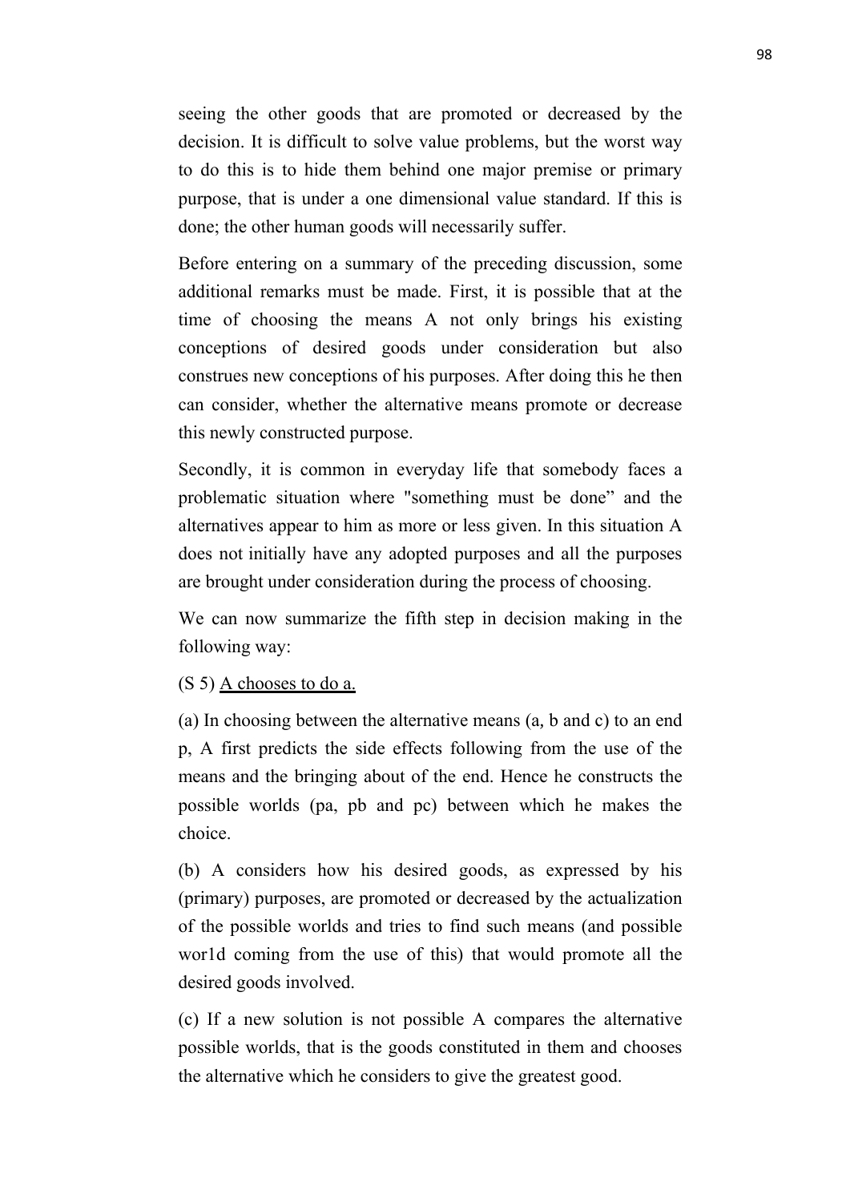seeing the other goods that are promoted or decreased by the decision. It is difficult to solve value problems, but the worst way to do this is to hide them behind one major premise or primary purpose, that is under a one dimensional value standard. If this is done; the other human goods will necessarily suffer.

Before entering on a summary of the preceding discussion, some additional remarks must be made. First, it is possible that at the time of choosing the means A not only brings his existing conceptions of desired goods under consideration but also construes new conceptions of his purposes. After doing this he then can consider, whether the alternative means promote or decrease this newly constructed purpose.

Secondly, it is common in everyday life that somebody faces a problematic situation where "something must be done" and the alternatives appear to him as more or less given. In this situation A does not initially have any adopted purposes and all the purposes are brought under consideration during the process of choosing.

We can now summarize the fifth step in decision making in the following way:

(S 5) <u>A chooses to do a.</u>

(a) In choosing between the alternative means (a, b and c) to an end p, A first predicts the side effects following from the use of the means and the bringing about of the end. Hence he constructs the possible worlds (pa, pb and pc) between which he makes the choice.

(b) A considers how his desired goods, as expressed by his (primary) purposes, are promoted or decreased by the actualization of the possible worlds and tries to find such means (and possible wor1d coming from the use of this) that would promote all the desired goods involved.

(c) If a new solution is not possible A compares the alternative possible worlds, that is the goods constituted in them and chooses the alternative which he considers to give the greatest good.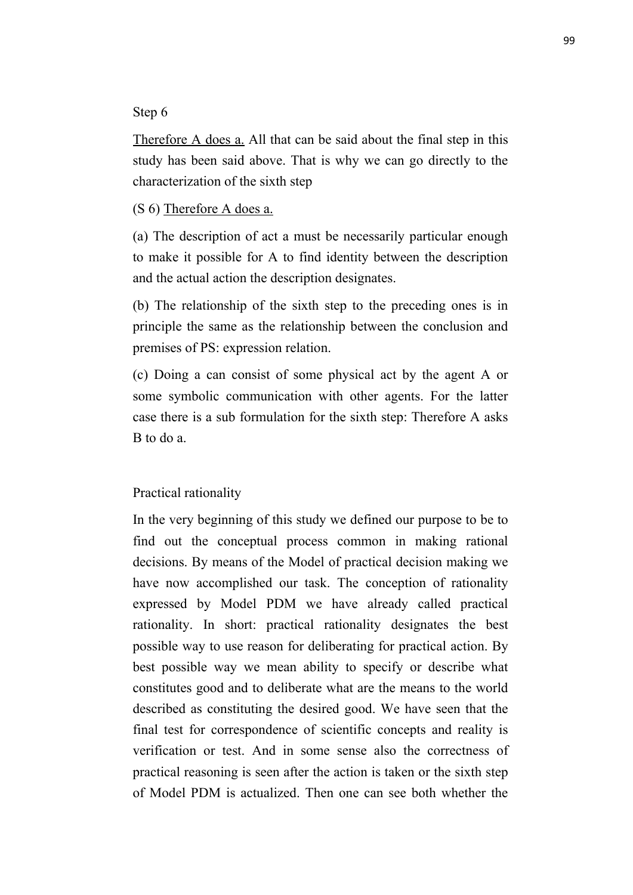Step 6

<u>Therefore A does a.</u> All that can be said about the final step in this study has been said above. That is why we can go directly to the characterization of the sixth step

(S 6) <u>Therefore A does a.</u>

(a) The description of act a must be necessarily particular enough to make it possible for A to find identity between the description and the actual action the description designates.

(b) The relationship of the sixth step to the preceding ones is in principle the same as the relationship between the conclusion and premises of PS: expression relation.

(c) Doing a can consist of some physical act by the agent A or some symbolic communication with other agents. For the latter case there is a sub formulation for the sixth step: Therefore A asks B to do a.

Practical rationality

In the very beginning of this study we defined our purpose to be to find out the conceptual process common in making rational decisions. By means of the Model of practical decision making we have now accomplished our task. The conception of rationality expressed by Model PDM we have already called practical rationality. In short: practical rationality designates the best possible way to use reason for deliberating for practical action. By best possible way we mean ability to specify or describe what constitutes good and to deliberate what are the means to the world described as constituting the desired good. We have seen that the final test for correspondence of scientific concepts and reality is verification or test. And in some sense also the correctness of practical reasoning is seen after the action is taken or the sixth step of Model PDM is actualized. Then one can see both whether the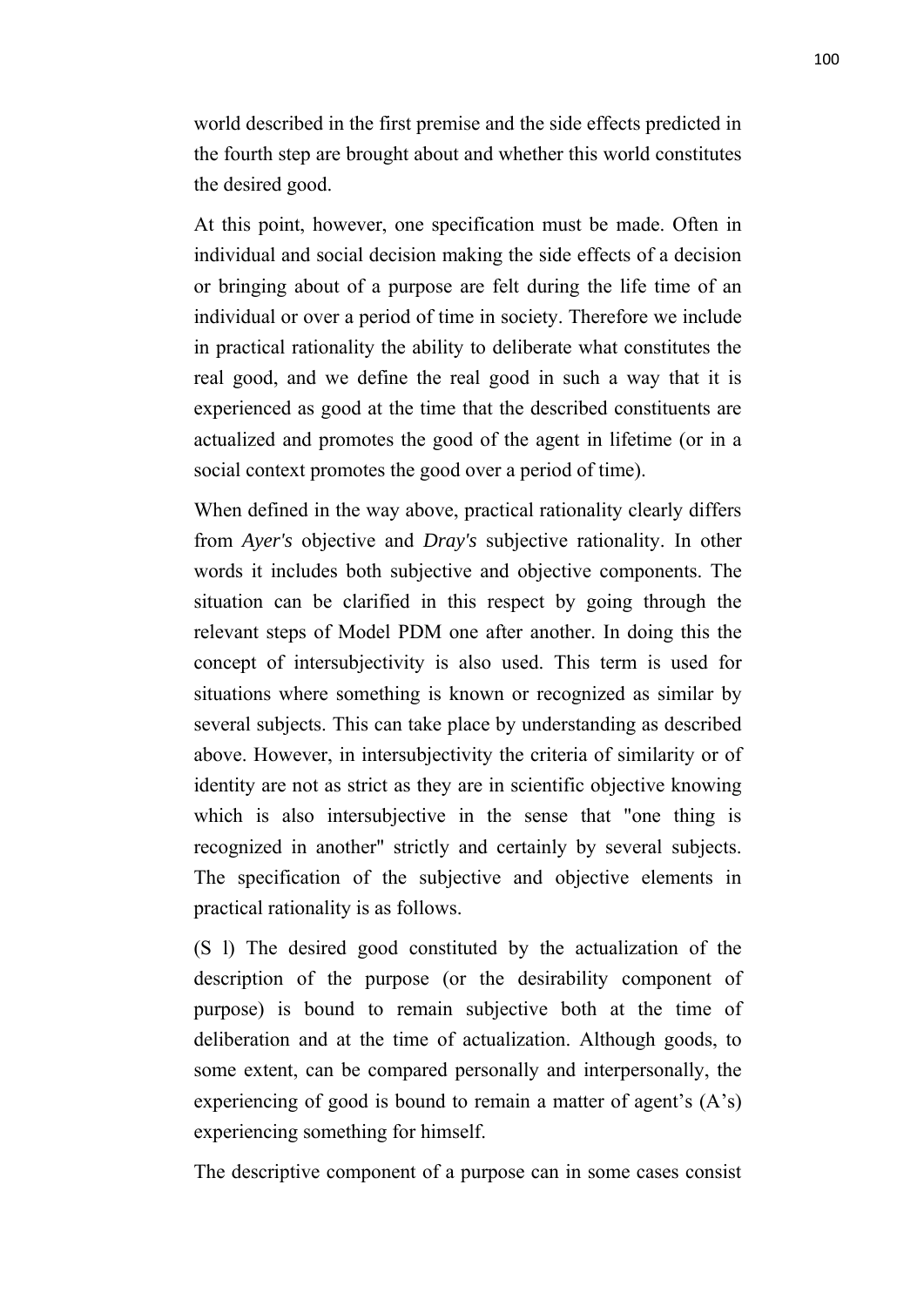world described in the first premise and the side effects predicted in the fourth step are brought about and whether this world constitutes the desired good.

At this point, however, one specification must be made. Often in individual and social decision making the side effects of a decision or bringing about of a purpose are felt during the life time of an individual or over a period of time in society. Therefore we include in practical rationality the ability to deliberate what constitutes the real good, and we define the real good in such a way that it is experienced as good at the time that the described constituents are actualized and promotes the good of the agent in lifetime (or in a social context promotes the good over a period of time).

When defined in the way above, practical rationality clearly differs from *Ayer's* objective and *Dray's* subjective rationality. In other words it includes both subjective and objective components. The situation can be clarified in this respect by going through the relevant steps of Model PDM one after another. In doing this the concept of intersubjectivity is also used. This term is used for situations where something is known or recognized as similar by several subjects. This can take place by understanding as described above. However, in intersubjectivity the criteria of similarity or of identity are not as strict as they are in scientific objective knowing which is also intersubjective in the sense that "one thing is recognized in another" strictly and certainly by several subjects. The specification of the subjective and objective elements in practical rationality is as follows.

(S l) The desired good constituted by the actualization of the description of the purpose (or the desirability component of purpose) is bound to remain subjective both at the time of deliberation and at the time of actualization. Although goods, to some extent, can be compared personally and interpersonally, the experiencing of good is bound to remain a matter of agent's (A's) experiencing something for himself.

The descriptive component of a purpose can in some cases consist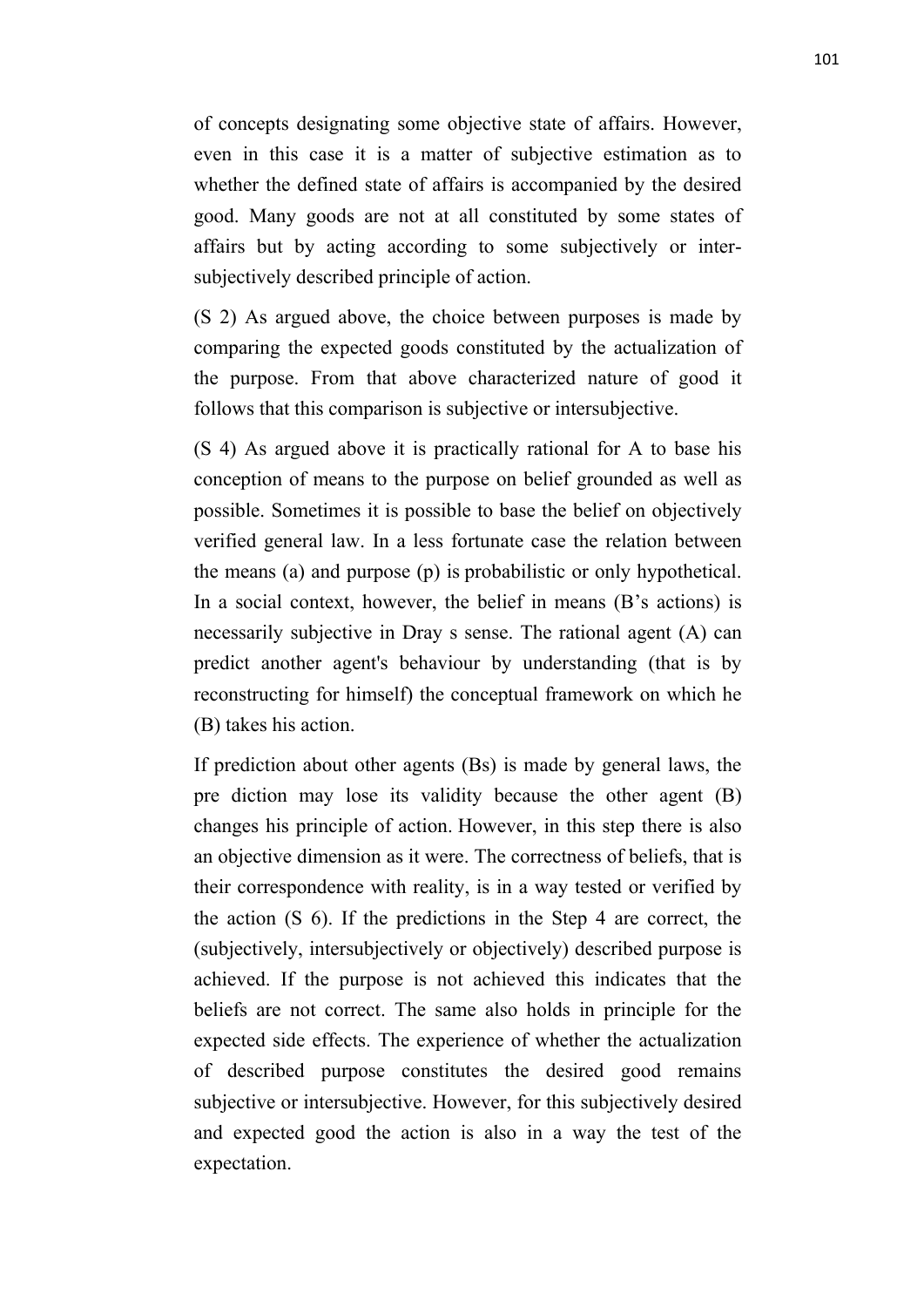of concepts designating some objective state of affairs. However, even in this case it is a matter of subjective estimation as to whether the defined state of affairs is accompanied by the desired good. Many goods are not at all constituted by some states of affairs but by acting according to some subjectively or inter-subjectively described principle of action.

(S 2) As argued above, the choice between purposes is made by comparing the expected goods constituted by the actualization of the purpose. From that above characterized nature of good it follows that this comparison is subjective or intersubjective.

(S 4) As argued above it is practically rational for A to base his conception of means to the purpose on belief grounded as well as possible. Sometimes it is possible to base the belief on objectively verified general law. In a less fortunate case the relation between the means (a) and purpose (p) is probabilistic or only hypothetical. In a social context, however, the belief in means (B's actions) is necessarily subjective in Dray s sense. The rational agent (A) can predict another agent's behaviour by understanding (that is by reconstructing for himself) the conceptual framework on which he (B) takes his action.

If prediction about other agents (Bs) is made by general laws, the pre diction may lose its validity because the other agent (B) changes his principle of action. However, in this step there is also an objective dimension as it were. The correctness of beliefs, that is their correspondence with reality, is in a way tested or verified by the action (S 6). If the predictions in the Step 4 are correct, the (subjectively, intersubjectively or objectively) described purpose is achieved. If the purpose is not achieved this indicates that the beliefs are not correct. The same also holds in principle for the expected side effects. The experience of whether the actualization of described purpose constitutes the desired good remains subjective or intersubjective. However, for this subjectively desired and expected good the action is also in a way the test of the expectation.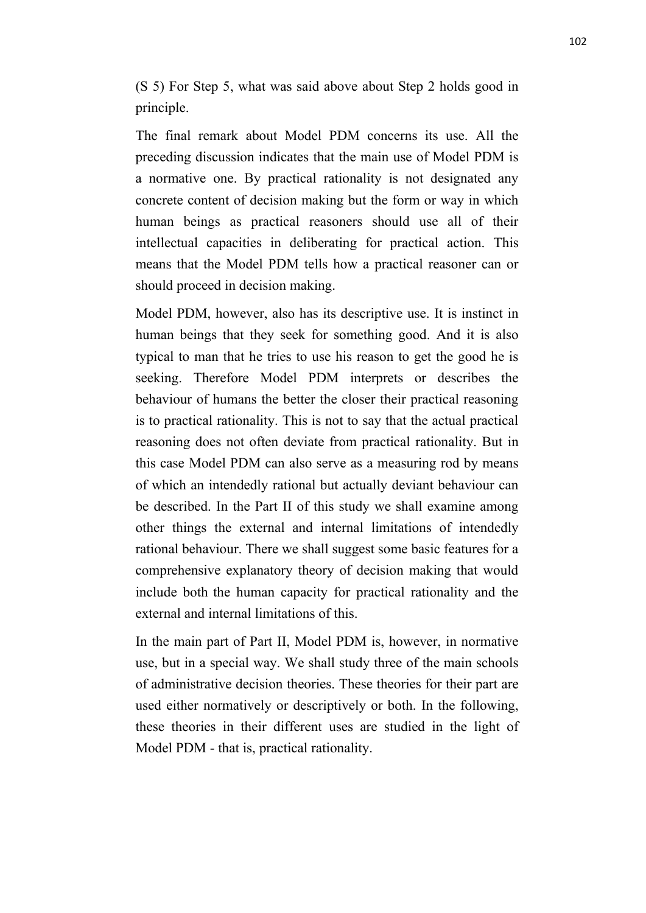(S 5) For Step 5, what was said above about Step 2 holds good in principle.

The final remark about Model PDM concerns its use. All the preceding discussion indicates that the main use of Model PDM is a normative one. By practical rationality is not designated any concrete content of decision making but the form or way in which human beings as practical reasoners should use all of their intellectual capacities in deliberating for practical action. This means that the Model PDM tells how a practical reasoner can or should proceed in decision making.

Model PDM, however, also has its descriptive use. It is instinct in human beings that they seek for something good. And it is also typical to man that he tries to use his reason to get the good he is seeking. Therefore Model PDM interprets or describes the behaviour of humans the better the closer their practical reasoning is to practical rationality. This is not to say that the actual practical reasoning does not often deviate from practical rationality. But in this case Model PDM can also serve as a measuring rod by means of which an intendedly rational but actually deviant behaviour can be described. In the Part II of this study we shall examine among other things the external and internal limitations of intendedly rational behaviour. There we shall suggest some basic features for a comprehensive explanatory theory of decision making that would include both the human capacity for practical rationality and the external and internal limitations of this.

In the main part of Part II, Model PDM is, however, in normative use, but in a special way. We shall study three of the main schools of administrative decision theories. These theories for their part are used either normatively or descriptively or both. In the following, these theories in their different uses are studied in the light of Model PDM - that is, practical rationality.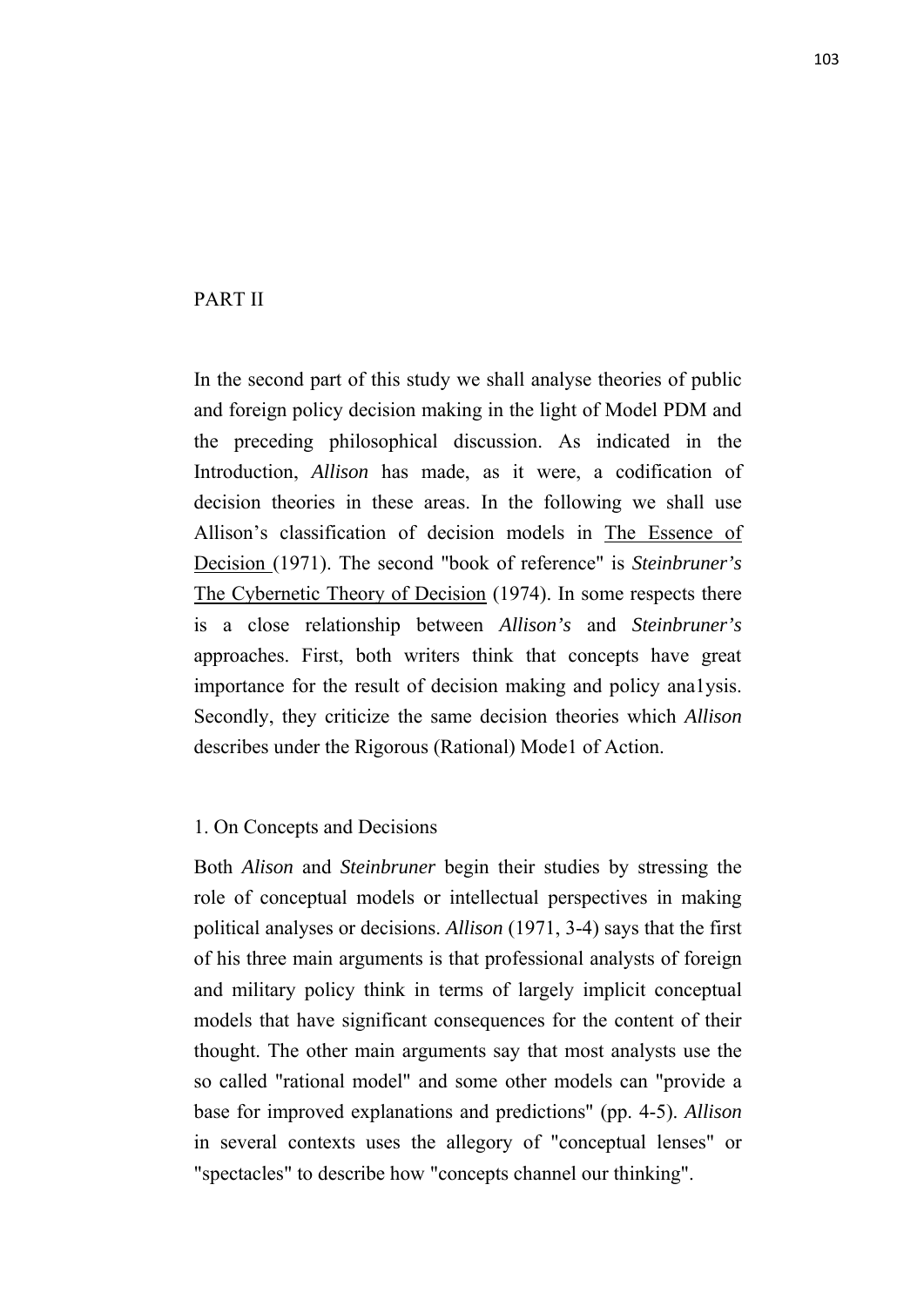# PART II

In the second part of this study we shall analyse theories of public and foreign policy decision making in the light of Model PDM and the preceding philosophical discussion. As indicated in the Introduction, *Allison* has made, as it were, a codification of decision theories in these areas. In the following we shall use Allison's classification of decision models in The Essence of Decision (1971). The second "book of reference" is *Steinbruner's* The Cybernetic Theory of Decision (1974). In some respects there is a close relationship between *Allison's* and *Steinbruner's* approaches. First, both writers think that concepts have great importance for the result of decision making and policy ana1ysis. Secondly, they criticize the same decision theories which *Allison* describes under the Rigorous (Rational) Mode1 of Action.

## 1. On Concepts and Decisions

Both *Alison* and *Steinbruner* begin their studies by stressing the role of conceptual models or intellectual perspectives in making political analyses or decisions. *Allison* (1971, 3-4) says that the first of his three main arguments is that professional analysts of foreign and military policy think in terms of largely implicit conceptual models that have significant consequences for the content of their thought. The other main arguments say that most analysts use the so called "rational model" and some other models can "provide a base for improved explanations and predictions" (pp. 4-5). *Allison* in several contexts uses the allegory of "conceptual lenses" or "spectacles" to describe how "concepts channel our thinking".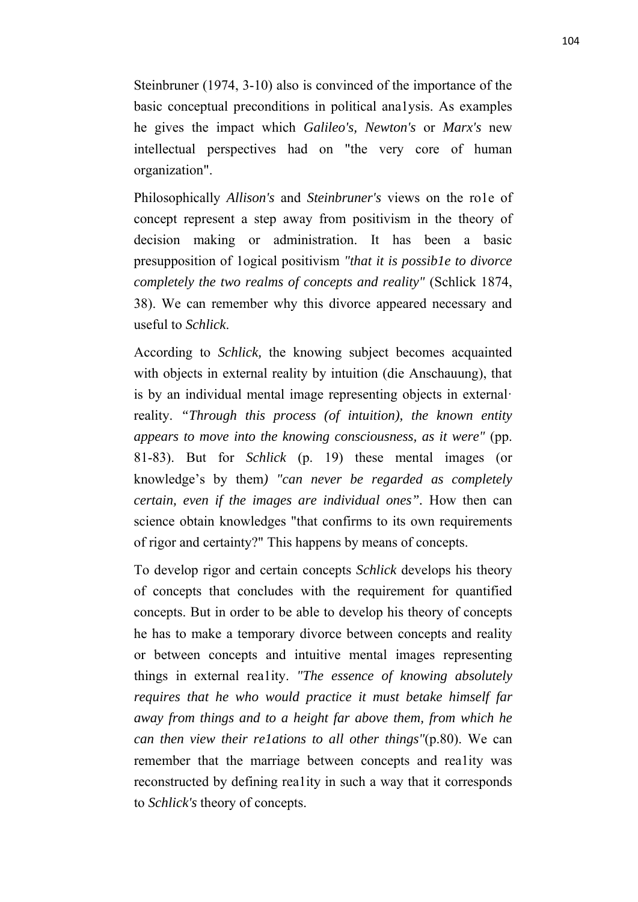Steinbruner (1974, 3-10) also is convinced of the importance of the basic conceptual preconditions in political ana1ysis. As examples he gives the impact which *Galileo's, Newton's* or *Marx's* new intellectual perspectives had on "the very core of human organization".

Philosophically *Allison's* and *Steinbruner's* views on the ro1e of concept represent a step away from positivism in the theory of decision making or administration. It has been a basic presupposition of 1ogical positivism *"that it is possib1e to divorce completely the two realms of concepts and reality"* (Schlick 1874, 38). We can remember why this divorce appeared necessary and useful to *Schlick*.

According to *Schlick,* the knowing subject becomes acquainted with objects in external reality by intuition (die Anschauung), that is by an individual mental image representing objects in external· reality. "*Through this process (of intuition), the known entity appears to move into the knowing consciousness, as it were"* (pp. 81-83). But for *Schlick* (p. 19) these mental images (or knowledge's by them*) "can never be regarded as completely certain, even if the images are individual ones".* How then can science obtain knowledges "that confirms to its own requirements of rigor and certainty?" This happens by means of concepts.

To develop rigor and certain concepts *Schlick* develops his theory of concepts that concludes with the requirement for quantified concepts. But in order to be able to develop his theory of concepts he has to make a temporary divorce between concepts and reality or between concepts and intuitive mental images representing things in external rea1ity. *"The essence of knowing absolutely requires that he who would practice it must betake himself far away from things and to a height far above them, from which he can then view their re1ations to all other things"*(p.80). We can remember that the marriage between concepts and rea1ity was reconstructed by defining rea1ity in such a way that it corresponds to *Schlick's* theory of concepts.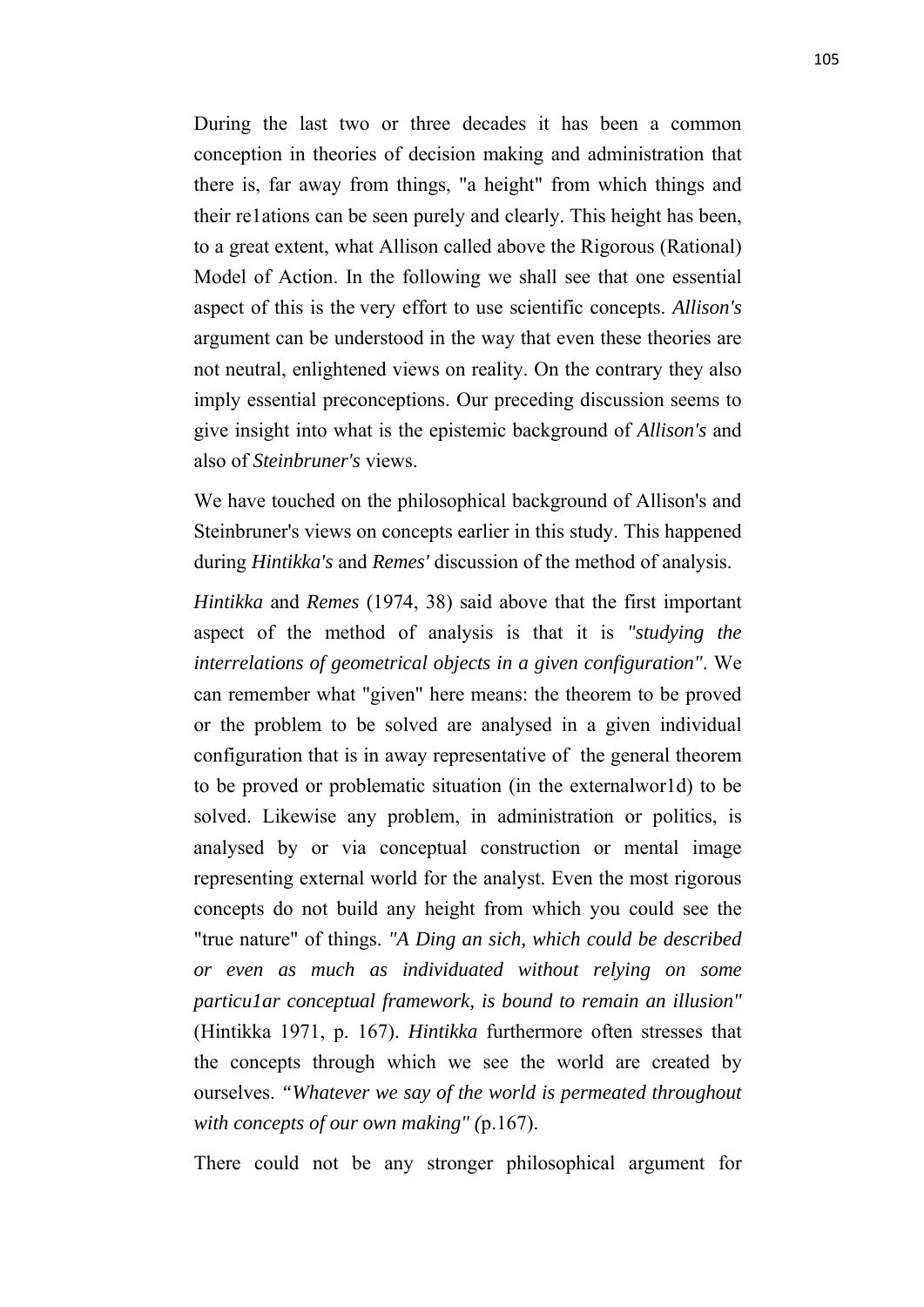During the last two or three decades it has been a common conception in theories of decision making and administration that there is, far away from things, "a height" from which things and their re1ations can be seen purely and clearly. This height has been, to a great extent, what Allison called above the Rigorous (Rational) Model of Action. In the following we shall see that one essential aspect of this is the very effort to use scientific concepts. *Allison's* argument can be understood in the way that even these theories are not neutral, enlightened views on reality. On the contrary they also imply essential preconceptions. Our preceding discussion seems to give insight into what is the epistemic background of *Allison's* and also of *Steinbruner's* views.

We have touched on the philosophical background of Allison's and Steinbruner's views on concepts earlier in this study. This happened during *Hintikka's* and *Remes'* discussion of the method of analysis.

*Hintikka* and *Remes* (1974, 38) said above that the first important aspect of the method of analysis is that it is *"studying the interrelations of geometrical objects in a given configuration"*. We can remember what "given" here means: the theorem to be proved or the problem to be solved are analysed in a given individual configuration that is in away representative of the general theorem to be proved or problematic situation (in the externalwor1d) to be solved. Likewise any problem, in administration or politics, is analysed by or via conceptual construction or mental image representing external world for the analyst. Even the most rigorous concepts do not build any height from which you could see the "true nature" of things. *"A Ding an sich, which could be described or even as much as individuated without relying on some particu1ar conceptual framework, is bound to remain an illusion"* (Hintikka 1971, p. 167). *Hintikka* furthermore often stresses that the concepts through which we see the world are created by ourselves. *"Whatever we say of the world is permeated throughout with concepts of our own making" (*p.167).

There could not be any stronger philosophical argument for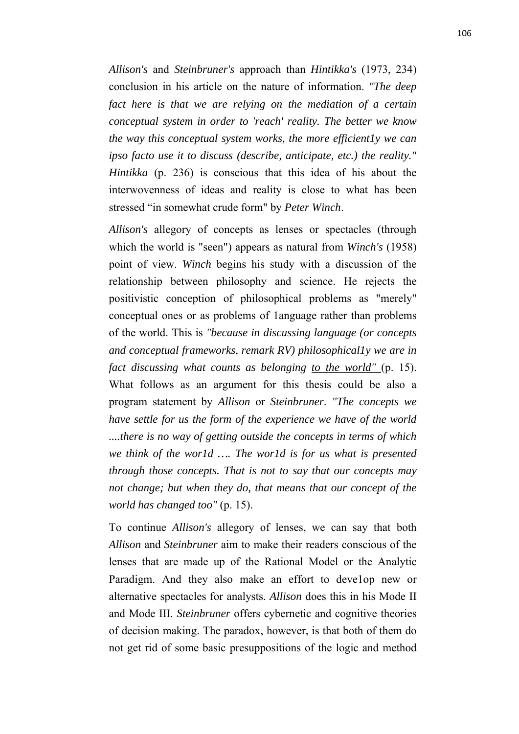*Allison's* and *Steinbruner's* approach than *Hintikka's* (1973, 234) conclusion in his article on the nature of information. *"The deep fact here is that we are relying on the mediation of a certain conceptual system in order to 'reach' reality. The better we know the way this conceptual system works, the more efficient1y we can ipso facto use it to discuss (describe, anticipate, etc.) the reality." Hintikka* (p. 236) is conscious that this idea of his about the interwovenness of ideas and reality is close to what has been stressed "in somewhat crude form" by *Peter Winch*.

*Allison's* allegory of concepts as lenses or spectacles (through which the world is "seen") appears as natural from *Winch's* (1958) point of view. *Winch* begins his study with a discussion of the relationship between philosophy and science. He rejects the positivistic conception of philosophical problems as "merely" conceptual ones or as problems of 1anguage rather than problems of the world. This is *"because in discussing language (or concepts and conceptual frameworks, remark RV) philosophical1y we are in fact discussing what counts as belonging <u>to the world"</u>* (p. 15). What follows as an argument for this thesis could be also a program statement by *Allison* or *Steinbruner*. *"The concepts we have settle for us the form of the experience we have of the world ....there is no way of getting outside the concepts in terms of which we think of the wor1d …. The wor1d is for us what is presented through those concepts. That is not to say that our concepts may not change; but when they do, that means that our concept of the world has changed too"* (p. 15).

To continue *Allison's* allegory of lenses, we can say that both *Allison* and *Steinbruner* aim to make their readers conscious of the lenses that are made up of the Rational Model or the Analytic Paradigm. And they also make an effort to deve1op new or alternative spectacles for analysts. *Allison* does this in his Mode II and Mode III. *Steinbruner* offers cybernetic and cognitive theories of decision making. The paradox, however, is that both of them do not get rid of some basic presuppositions of the logic and method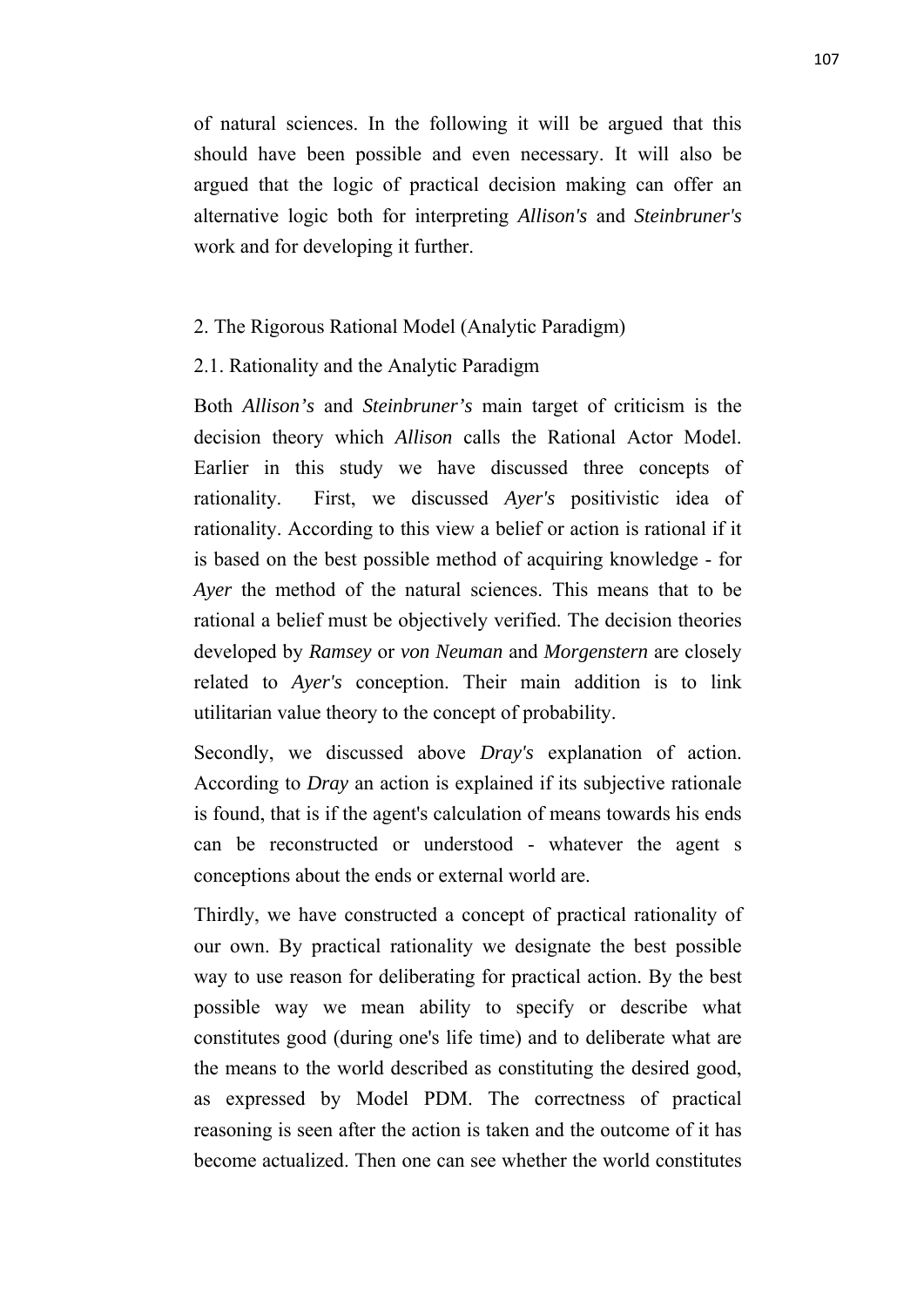of natural sciences. In the following it will be argued that this should have been possible and even necessary. It will also be argued that the logic of practical decision making can offer an alternative logic both for interpreting *Allison's* and *Steinbruner's* work and for developing it further.

## 2. The Rigorous Rational Model (Analytic Paradigm)

### 2.1. Rationality and the Analytic Paradigm

Both *Allison's* and *Steinbruner's* main target of criticism is the decision theory which *Allison* calls the Rational Actor Model. Earlier in this study we have discussed three concepts of rationality. First, we discussed *Ayer's* positivistic idea of rationality. According to this view a belief or action is rational if it is based on the best possible method of acquiring knowledge - for *Ayer* the method of the natural sciences. This means that to be rational a belief must be objectively verified. The decision theories developed by *Ramsey* or *von Neuman* and *Morgenstern* are closely related to *Ayer's* conception. Their main addition is to link utilitarian value theory to the concept of probability.

Secondly, we discussed above *Dray's* explanation of action. According to *Dray* an action is explained if its subjective rationale is found, that is if the agent's calculation of means towards his ends can be reconstructed or understood - whatever the agent s conceptions about the ends or external world are.

Thirdly, we have constructed a concept of practical rationality of our own. By practical rationality we designate the best possible way to use reason for deliberating for practical action. By the best possible way we mean ability to specify or describe what constitutes good (during one's life time) and to deliberate what are the means to the world described as constituting the desired good, as expressed by Model PDM. The correctness of practical reasoning is seen after the action is taken and the outcome of it has become actualized. Then one can see whether the world constitutes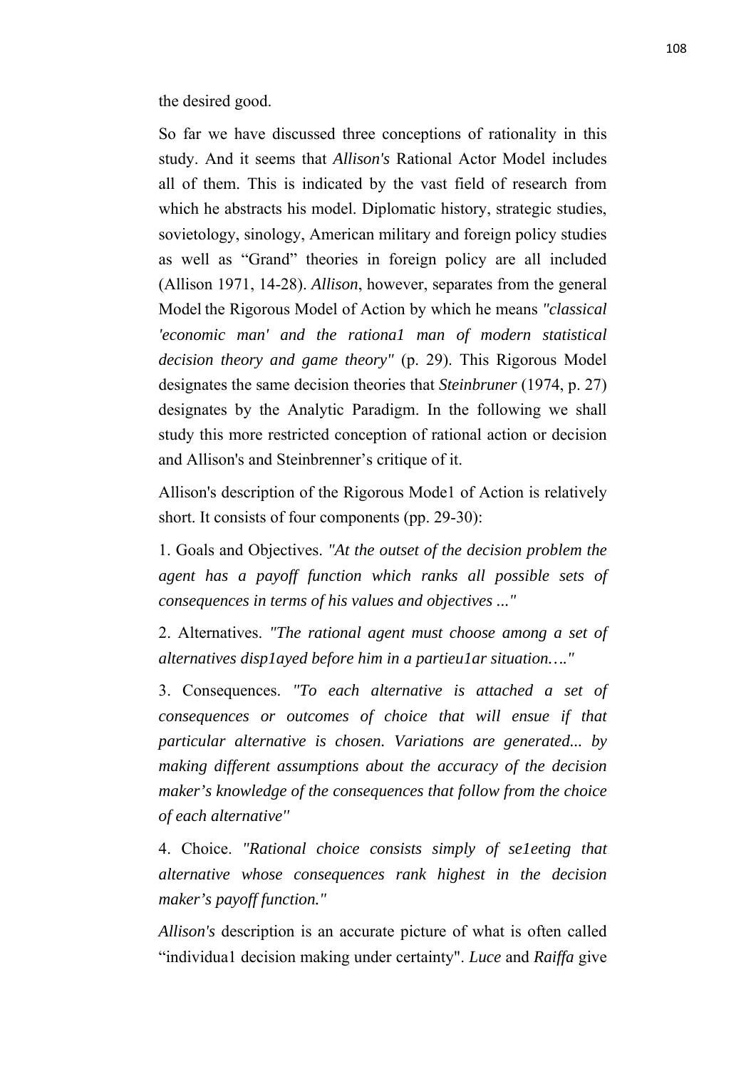the desired good.

So far we have discussed three conceptions of rationality in this study. And it seems that *Allison's* Rational Actor Model includes all of them. This is indicated by the vast field of research from which he abstracts his model. Diplomatic history, strategic studies, sovietology, sinology, American military and foreign policy studies as well as "Grand" theories in foreign policy are all included (Allison 1971, 14-28). *Allison*, however, separates from the general Model the Rigorous Model of Action by which he means *"classical 'economic man' and the rationa1 man of modern statistical decision theory and game theory"* (p. 29). This Rigorous Model designates the same decision theories that *Steinbruner* (1974, p. 27) designates by the Analytic Paradigm. In the following we shall study this more restricted conception of rational action or decision and Allison's and Steinbrenner's critique of it.

Allison's description of the Rigorous Mode1 of Action is relatively short. It consists of four components (pp. 29-30):

1. Goals and Objectives. *"At the outset of the decision problem the agent has a payoff function which ranks all possible sets of consequences in terms of his values and objectives ..."*

2. Alternatives. *"The rational agent must choose among a set of alternatives disp1ayed before him in a partieu1ar situation…."*

3. Consequences. *"To each alternative is attached a set of consequences or outcomes of choice that will ensue if that particular alternative is chosen. Variations are generated... by making different assumptions about the accuracy of the decision maker's knowledge of the consequences that follow from the choice of each alternative"*

4. Choice. *"Rational choice consists simply of se1eeting that alternative whose consequences rank highest in the decision maker's payoff function."*

*Allison's* description is an accurate picture of what is often called "individua1 decision making under certainty". *Luce* and *Raiffa* give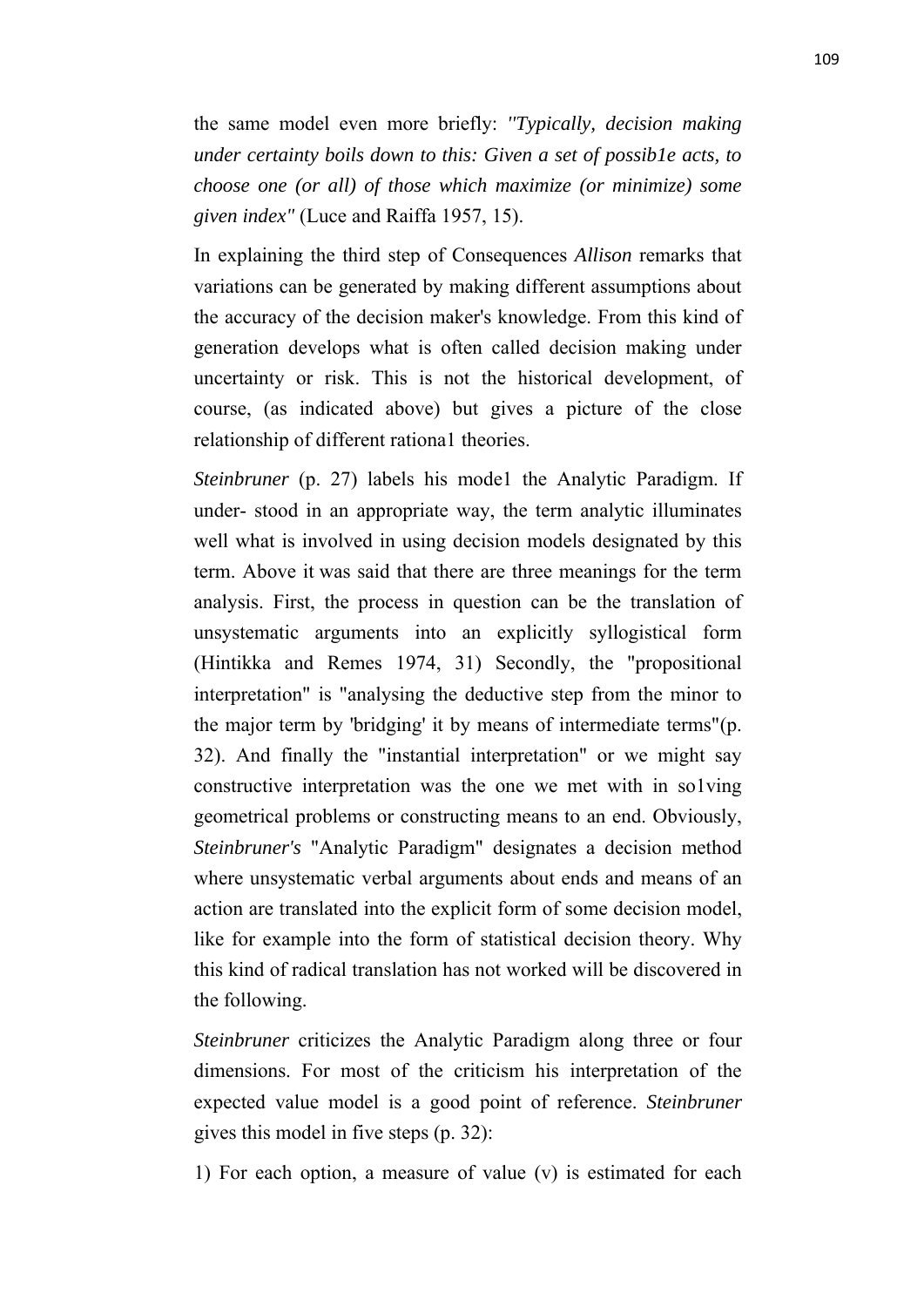the same model even more briefly: *"Typically, decision making under certainty boils down to this: Given a set of possib1e acts, to choose one (or all) of those which maximize (or minimize) some given index"* (Luce and Raiffa 1957, 15).

In explaining the third step of Consequences *Allison* remarks that variations can be generated by making different assumptions about the accuracy of the decision maker's knowledge. From this kind of generation develops what is often called decision making under uncertainty or risk. This is not the historical development, of course, (as indicated above) but gives a picture of the close relationship of different rationa1 theories.

*Steinbruner* (p. 27) labels his mode1 the Analytic Paradigm. If under- stood in an appropriate way, the term analytic illuminates well what is involved in using decision models designated by this term. Above it was said that there are three meanings for the term analysis. First, the process in question can be the translation of unsystematic arguments into an explicitly syllogistical form (Hintikka and Remes 1974, 31) Secondly, the "propositional interpretation" is "analysing the deductive step from the minor to the major term by 'bridging' it by means of intermediate terms"(p. 32). And finally the "instantial interpretation" or we might say constructive interpretation was the one we met with in so1ving geometrical problems or constructing means to an end. Obviously, *Steinbruner's* "Analytic Paradigm" designates a decision method where unsystematic verbal arguments about ends and means of an action are translated into the explicit form of some decision model, like for example into the form of statistical decision theory. Why this kind of radical translation has not worked will be discovered in the following.

*Steinbruner* criticizes the Analytic Paradigm along three or four dimensions. For most of the criticism his interpretation of the expected value model is a good point of reference. *Steinbruner* gives this model in five steps (p. 32):

1) For each option, a measure of value (v) is estimated for each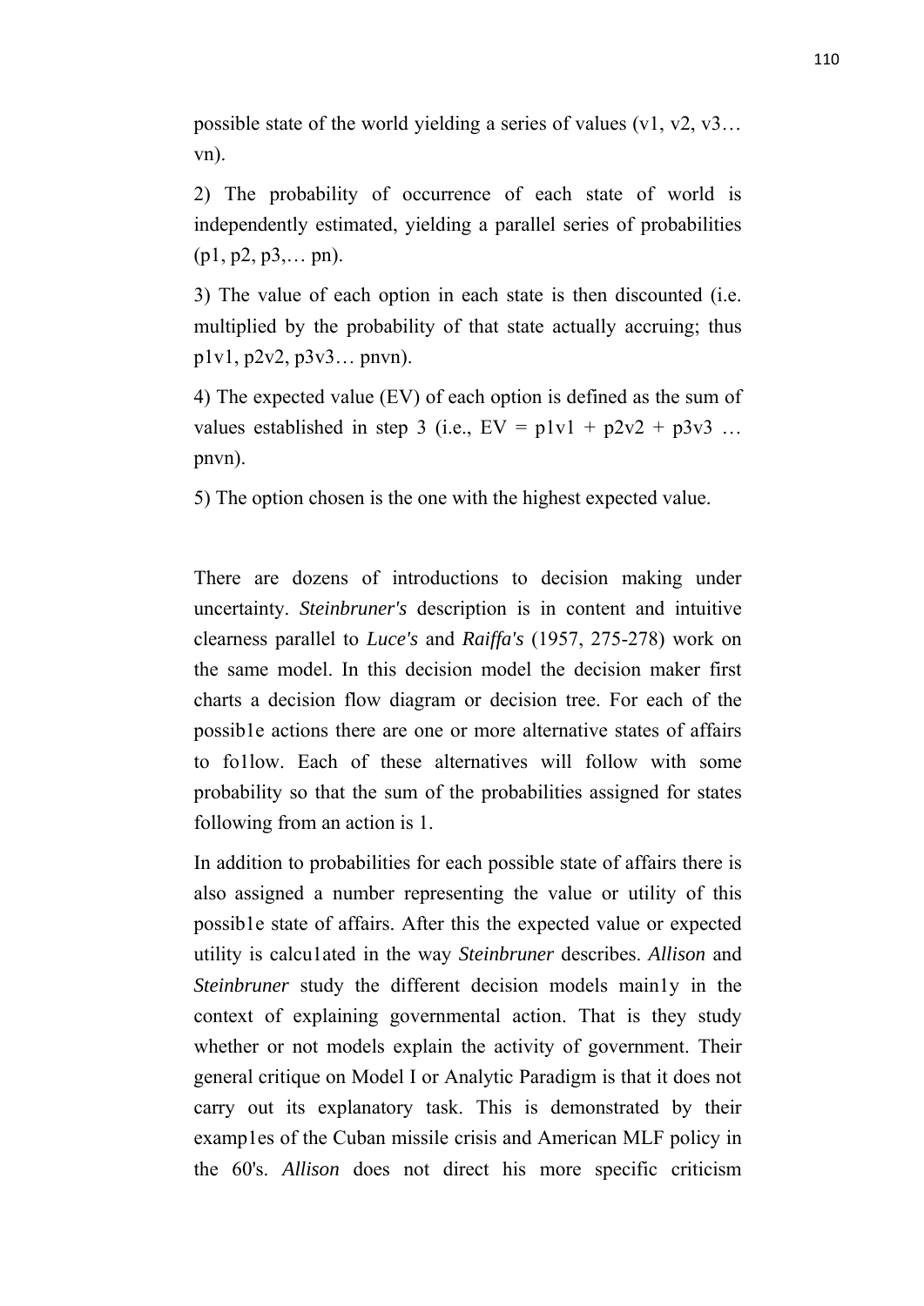possible state of the world yielding a series of values ($v_1$, $v_2$, $v_3$… $v_n$).

2) The probability of occurrence of each state of world is independently estimated, yielding a parallel series of probabilities ($p_1$, $p_2$, $p_3$,… $p_n$).

3) The value of each option in each state is then discounted (i.e. multiplied by the probability of that state actually accruing; thus $p_1v_1$, $p_2v_2$, $p_3v_3$… $p_nv_n$).

4) The expected value (EV) of each option is defined as the sum of values established in step 3 (i.e., $EV = p_1v_1 + p_2v_2 + p_3v_3 \ldots p_nv_n$).

5) The option chosen is the one with the highest expected value.

There are dozens of introductions to decision making under uncertainty. *Steinbruner's* description is in content and intuitive clearness parallel to *Luce's* and *Raiffa's* (1957, 275-278) work on the same model. In this decision model the decision maker first charts a decision flow diagram or decision tree. For each of the possib1e actions there are one or more alternative states of affairs to fo1low. Each of these alternatives will follow with some probability so that the sum of the probabilities assigned for states following from an action is 1.

In addition to probabilities for each possible state of affairs there is also assigned a number representing the value or utility of this possib1e state of affairs. After this the expected value or expected utility is calcu1ated in the way *Steinbruner* describes. *Allison* and *Steinbruner* study the different decision models main1y in the context of explaining governmental action. That is they study whether or not models explain the activity of government. Their general critique on Model I or Analytic Paradigm is that it does not carry out its explanatory task. This is demonstrated by their examp1es of the Cuban missile crisis and American MLF policy in the 60's. *Allison* does not direct his more specific criticism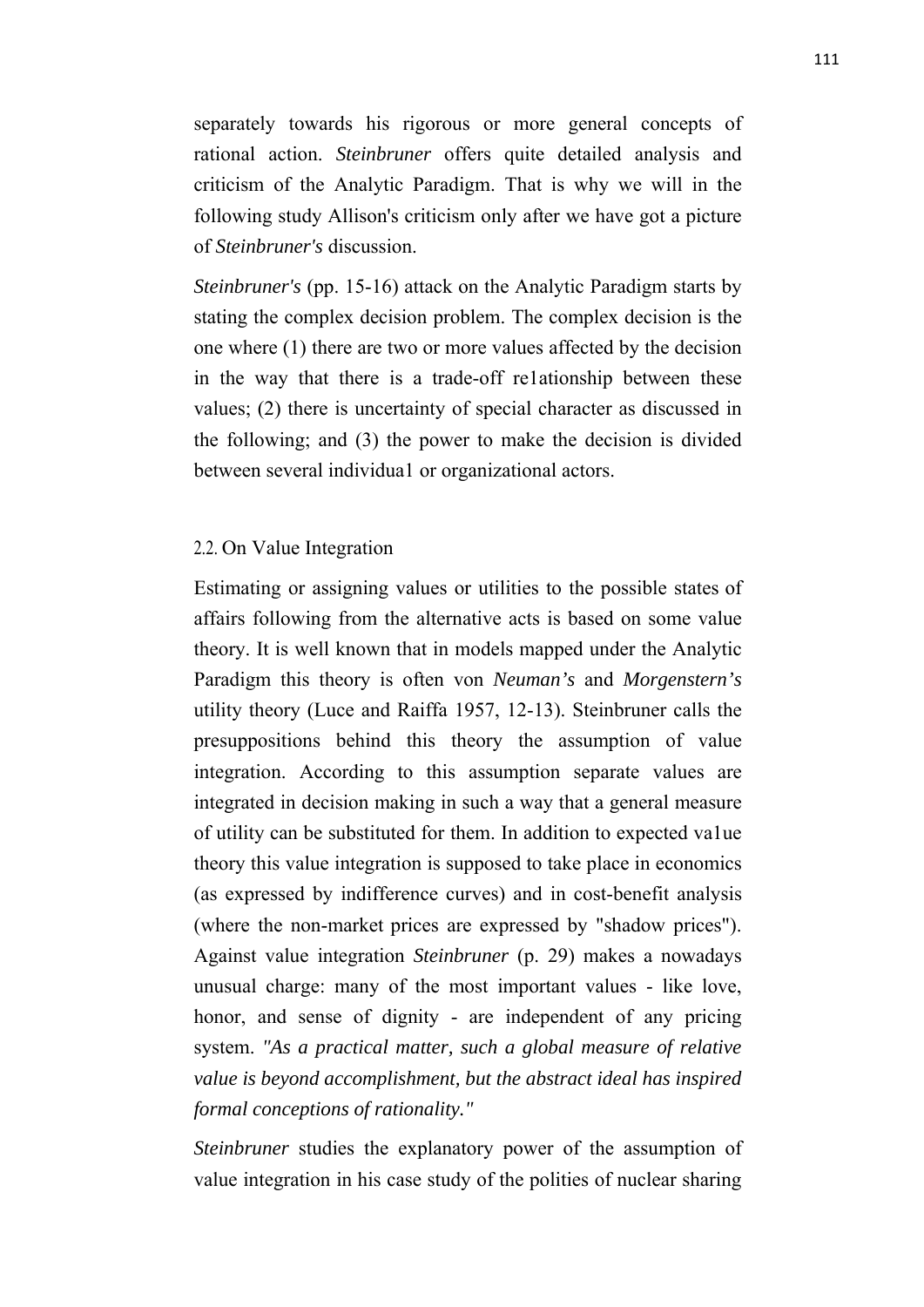separately towards his rigorous or more general concepts of rational action. *Steinbruner* offers quite detailed analysis and criticism of the Analytic Paradigm. That is why we will in the following study Allison's criticism only after we have got a picture of *Steinbruner's* discussion.

*Steinbruner's* (pp. 15-16) attack on the Analytic Paradigm starts by stating the complex decision problem. The complex decision is the one where (1) there are two or more values affected by the decision in the way that there is a trade-off re1ationship between these values; (2) there is uncertainty of special character as discussed in the following; and (3) the power to make the decision is divided between several individua1 or organizational actors.

## 2.2. On Value Integration

Estimating or assigning values or utilities to the possible states of affairs following from the alternative acts is based on some value theory. It is well known that in models mapped under the Analytic Paradigm this theory is often von *Neuman's* and *Morgenstern's* utility theory (Luce and Raiffa 1957, 12-13). Steinbruner calls the presuppositions behind this theory the assumption of value integration. According to this assumption separate values are integrated in decision making in such a way that a general measure of utility can be substituted for them. In addition to expected va1ue theory this value integration is supposed to take place in economics (as expressed by indifference curves) and in cost-benefit analysis (where the non-market prices are expressed by "shadow prices"). Against value integration *Steinbruner* (p. 29) makes a nowadays unusual charge: many of the most important values - like love, honor, and sense of dignity - are independent of any pricing system. *"As a practical matter, such a global measure of relative value is beyond accomplishment, but the abstract ideal has inspired formal conceptions of rationality."*

*Steinbruner* studies the explanatory power of the assumption of value integration in his case study of the polities of nuclear sharing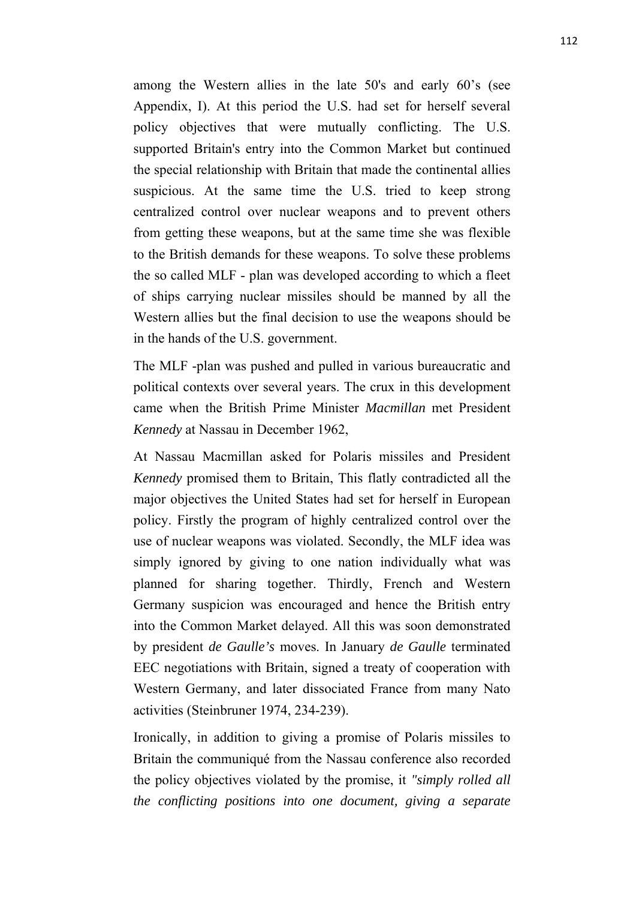among the Western allies in the late 50's and early 60's (see Appendix, I). At this period the U.S. had set for herself several policy objectives that were mutually conflicting. The U.S. supported Britain's entry into the Common Market but continued the special relationship with Britain that made the continental allies suspicious. At the same time the U.S. tried to keep strong centralized control over nuclear weapons and to prevent others from getting these weapons, but at the same time she was flexible to the British demands for these weapons. To solve these problems the so called MLF - plan was developed according to which a fleet of ships carrying nuclear missiles should be manned by all the Western allies but the final decision to use the weapons should be in the hands of the U.S. government.

The MLF -plan was pushed and pulled in various bureaucratic and political contexts over several years. The crux in this development came when the British Prime Minister *Macmillan* met President *Kennedy* at Nassau in December 1962,

At Nassau Macmillan asked for Polaris missiles and President *Kennedy* promised them to Britain, This flatly contradicted all the major objectives the United States had set for herself in European policy. Firstly the program of highly centralized control over the use of nuclear weapons was violated. Secondly, the MLF idea was simply ignored by giving to one nation individually what was planned for sharing together. Thirdly, French and Western Germany suspicion was encouraged and hence the British entry into the Common Market delayed. All this was soon demonstrated by president *de Gaulle's* moves. In January *de Gaulle* terminated EEC negotiations with Britain, signed a treaty of cooperation with Western Germany, and later dissociated France from many Nato activities (Steinbruner 1974, 234-239).

Ironically, in addition to giving a promise of Polaris missiles to Britain the communiqué from the Nassau conference also recorded the policy objectives violated by the promise, it *"simply rolled all the conflicting positions into one document, giving a separate*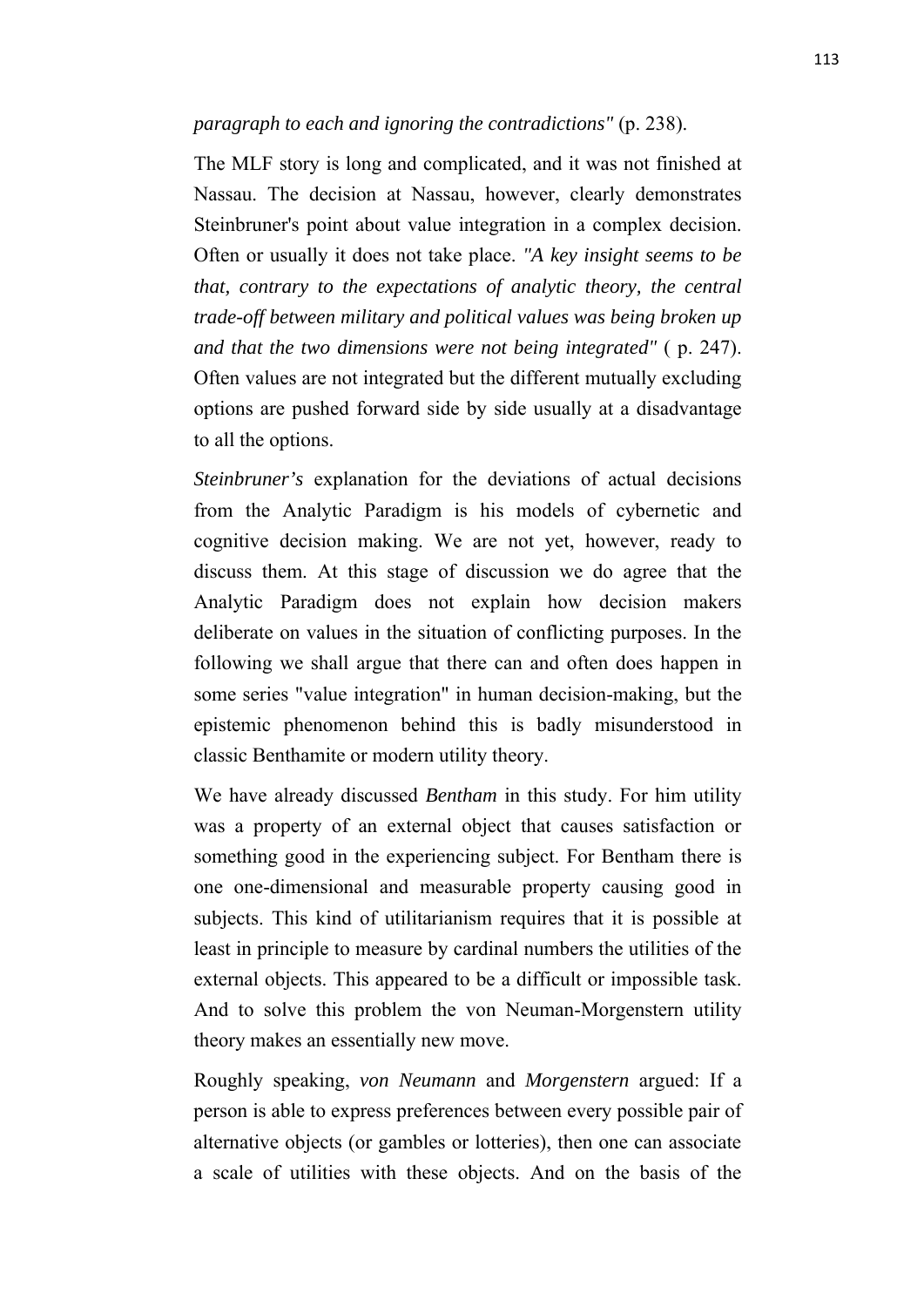*paragraph to each and ignoring the contradictions"* (p. 238).

The MLF story is long and complicated, and it was not finished at Nassau. The decision at Nassau, however, clearly demonstrates Steinbruner's point about value integration in a complex decision. Often or usually it does not take place. *"A key insight seems to be that, contrary to the expectations of analytic theory, the central trade-off between military and political values was being broken up and that the two dimensions were not being integrated"* ( p. 247). Often values are not integrated but the different mutually excluding options are pushed forward side by side usually at a disadvantage to all the options.

*Steinbruner's* explanation for the deviations of actual decisions from the Analytic Paradigm is his models of cybernetic and cognitive decision making. We are not yet, however, ready to discuss them. At this stage of discussion we do agree that the Analytic Paradigm does not explain how decision makers deliberate on values in the situation of conflicting purposes. In the following we shall argue that there can and often does happen in some series "value integration" in human decision-making, but the epistemic phenomenon behind this is badly misunderstood in classic Benthamite or modern utility theory.

We have already discussed *Bentham* in this study. For him utility was a property of an external object that causes satisfaction or something good in the experiencing subject. For Bentham there is one one-dimensional and measurable property causing good in subjects. This kind of utilitarianism requires that it is possible at least in principle to measure by cardinal numbers the utilities of the external objects. This appeared to be a difficult or impossible task. And to solve this problem the von Neuman-Morgenstern utility theory makes an essentially new move.

Roughly speaking, *von Neumann* and *Morgenstern* argued: If a person is able to express preferences between every possible pair of alternative objects (or gambles or lotteries), then one can associate a scale of utilities with these objects. And on the basis of the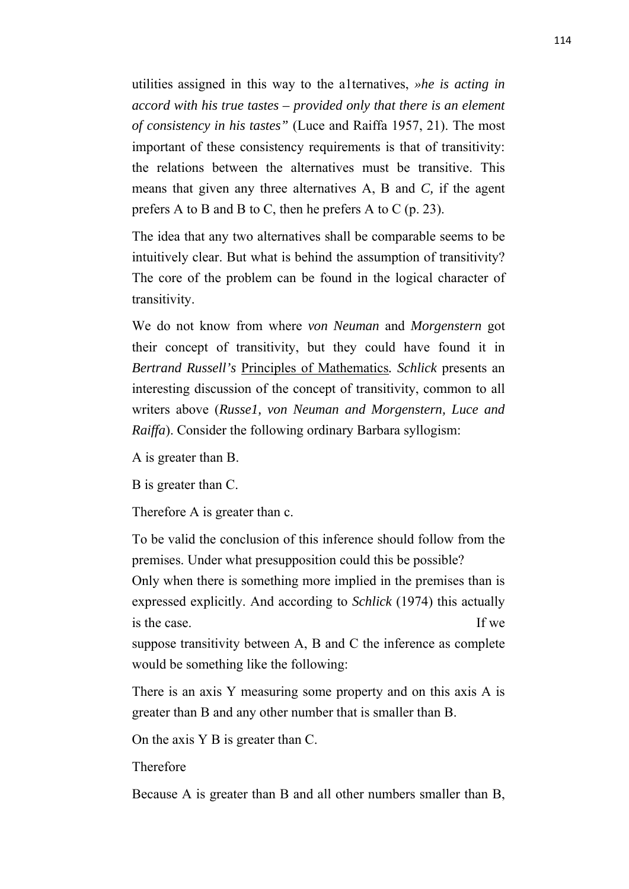utilities assigned in this way to the a1ternatives, *»he is acting in accord with his true tastes – provided only that there is an element of consistency in his tastes"* (Luce and Raiffa 1957, 21). The most important of these consistency requirements is that of transitivity: the relations between the alternatives must be transitive. This means that given any three alternatives A, B and *C,* if the agent prefers A to B and B to C, then he prefers A to C (p. 23).

The idea that any two alternatives shall be comparable seems to be intuitively clear. But what is behind the assumption of transitivity? The core of the problem can be found in the logical character of transitivity.

We do not know from where *von Neuman* and *Morgenstern* got their concept of transitivity, but they could have found it in *Bertrand Russell's* <u>Principles of Mathematics</u>*.* *Schlick* presents an interesting discussion of the concept of transitivity, common to all writers above (*Russe1, von Neuman and Morgenstern, Luce and Raiffa*). Consider the following ordinary Barbara syllogism:

A is greater than B.

B is greater than C.

Therefore A is greater than c.

To be valid the conclusion of this inference should follow from the premises. Under what presupposition could this be possible?
Only when there is something more implied in the premises than is expressed explicitly. And according to *Schlick* (1974) this actually is the case. If we suppose transitivity between A, B and C the inference as complete would be something like the following:

There is an axis Y measuring some property and on this axis A is greater than B and any other number that is smaller than B.

On the axis Y B is greater than C.

Therefore

Because A is greater than B and all other numbers smaller than B,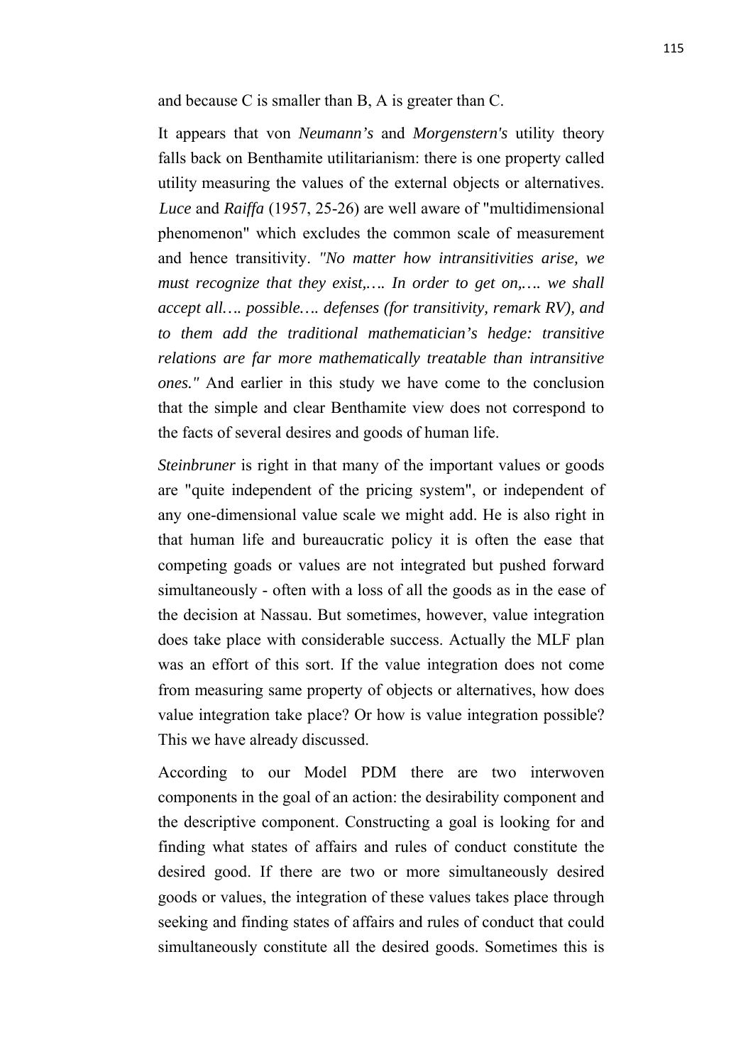and because C is smaller than B, A is greater than C.

It appears that von *Neumann's* and *Morgenstern's* utility theory falls back on Benthamite utilitarianism: there is one property called utility measuring the values of the external objects or alternatives. *Luce* and *Raiffa* (1957, 25-26) are well aware of "multidimensional phenomenon" which excludes the common scale of measurement and hence transitivity. *"No matter how intransitivities arise, we must recognize that they exist,…. In order to get on,…. we shall accept all…. possible…. defenses (for transitivity, remark RV), and to them add the traditional mathematician's hedge: transitive relations are far more mathematically treatable than intransitive ones."* And earlier in this study we have come to the conclusion that the simple and clear Benthamite view does not correspond to the facts of several desires and goods of human life.

*Steinbruner* is right in that many of the important values or goods are "quite independent of the pricing system", or independent of any one-dimensional value scale we might add. He is also right in that human life and bureaucratic policy it is often the ease that competing goads or values are not integrated but pushed forward simultaneously - often with a loss of all the goods as in the ease of the decision at Nassau. But sometimes, however, value integration does take place with considerable success. Actually the MLF plan was an effort of this sort. If the value integration does not come from measuring same property of objects or alternatives, how does value integration take place? Or how is value integration possible? This we have already discussed.

According to our Model PDM there are two interwoven components in the goal of an action: the desirability component and the descriptive component. Constructing a goal is looking for and finding what states of affairs and rules of conduct constitute the desired good. If there are two or more simultaneously desired goods or values, the integration of these values takes place through seeking and finding states of affairs and rules of conduct that could simultaneously constitute all the desired goods. Sometimes this is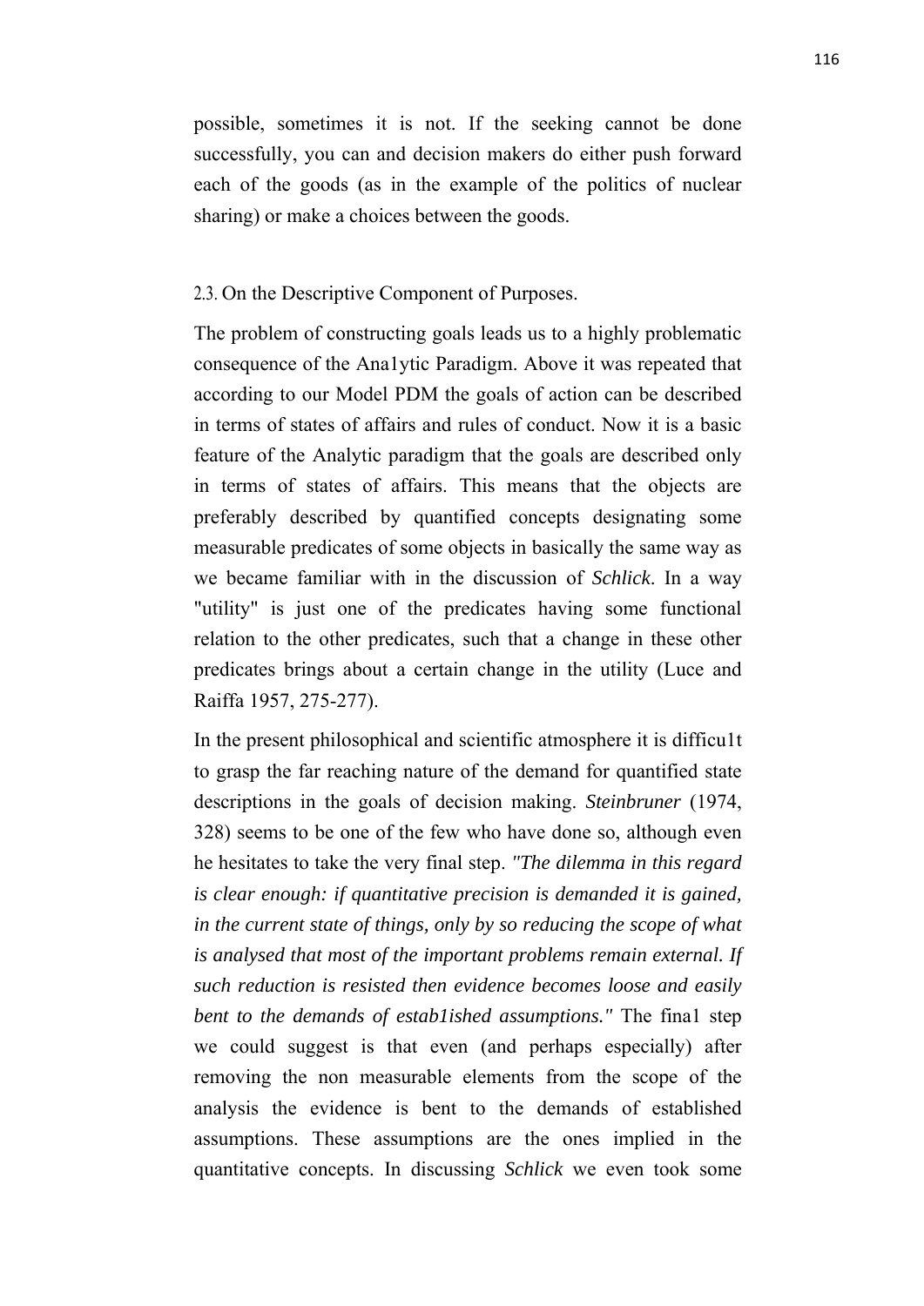possible, sometimes it is not. If the seeking cannot be done successfully, you can and decision makers do either push forward each of the goods (as in the example of the politics of nuclear sharing) or make a choices between the goods.

## 2.3. On the Descriptive Component of Purposes.

The problem of constructing goals leads us to a highly problematic consequence of the Ana1ytic Paradigm. Above it was repeated that according to our Model PDM the goals of action can be described in terms of states of affairs and rules of conduct. Now it is a basic feature of the Analytic paradigm that the goals are described only in terms of states of affairs. This means that the objects are preferably described by quantified concepts designating some measurable predicates of some objects in basically the same way as we became familiar with in the discussion of *Schlick*. In a way "utility" is just one of the predicates having some functional relation to the other predicates, such that a change in these other predicates brings about a certain change in the utility (Luce and Raiffa 1957, 275-277).

In the present philosophical and scientific atmosphere it is difficu1t to grasp the far reaching nature of the demand for quantified state descriptions in the goals of decision making. *Steinbruner* (1974, 328) seems to be one of the few who have done so, although even he hesitates to take the very final step. *"The dilemma in this regard is clear enough: if quantitative precision is demanded it is gained, in the current state of things, only by so reducing the scope of what is analysed that most of the important problems remain external. If such reduction is resisted then evidence becomes loose and easily bent to the demands of estab1ished assumptions."* The fina1 step we could suggest is that even (and perhaps especially) after removing the non measurable elements from the scope of the analysis the evidence is bent to the demands of established assumptions. These assumptions are the ones implied in the quantitative concepts. In discussing *Schlick* we even took some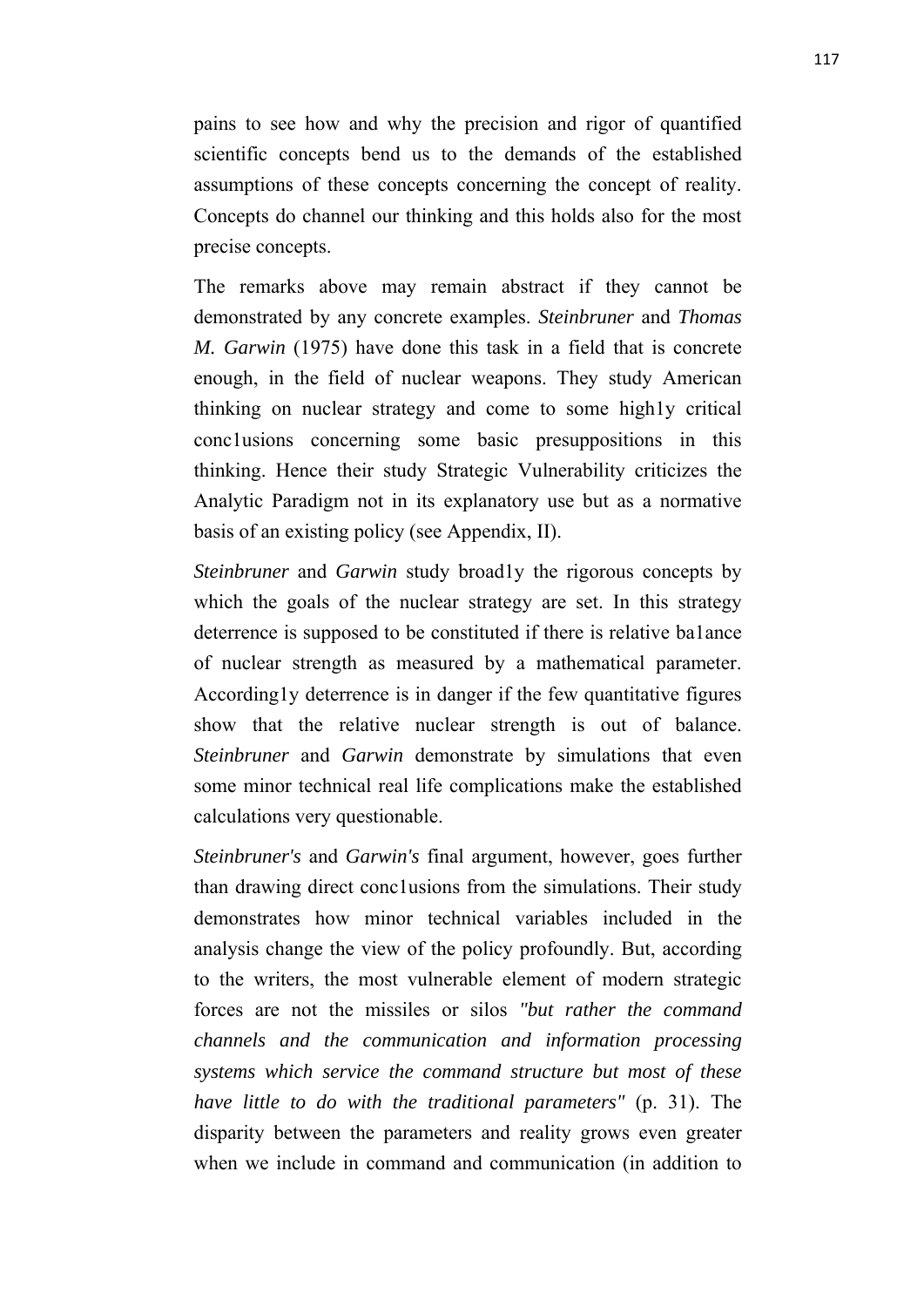pains to see how and why the precision and rigor of quantified scientific concepts bend us to the demands of the established assumptions of these concepts concerning the concept of reality. Concepts do channel our thinking and this holds also for the most precise concepts.

The remarks above may remain abstract if they cannot be demonstrated by any concrete examples. *Steinbruner* and *Thomas M. Garwin* (1975) have done this task in a field that is concrete enough, in the field of nuclear weapons. They study American thinking on nuclear strategy and come to some high1y critical conc1usions concerning some basic presuppositions in this thinking. Hence their study Strategic Vulnerability criticizes the Analytic Paradigm not in its explanatory use but as a normative basis of an existing policy (see Appendix, II).

*Steinbruner* and *Garwin* study broad1y the rigorous concepts by which the goals of the nuclear strategy are set. In this strategy deterrence is supposed to be constituted if there is relative ba1ance of nuclear strength as measured by a mathematical parameter. According1y deterrence is in danger if the few quantitative figures show that the relative nuclear strength is out of balance. *Steinbruner* and *Garwin* demonstrate by simulations that even some minor technical real life complications make the established calculations very questionable.

*Steinbruner's* and *Garwin's* final argument, however, goes further than drawing direct conc1usions from the simulations. Their study demonstrates how minor technical variables included in the analysis change the view of the policy profoundly. But, according to the writers, the most vulnerable element of modern strategic forces are not the missiles or silos *"but rather the command channels and the communication and information processing systems which service the command structure but most of these have little to do with the traditional parameters"* (p. 31). The disparity between the parameters and reality grows even greater when we include in command and communication (in addition to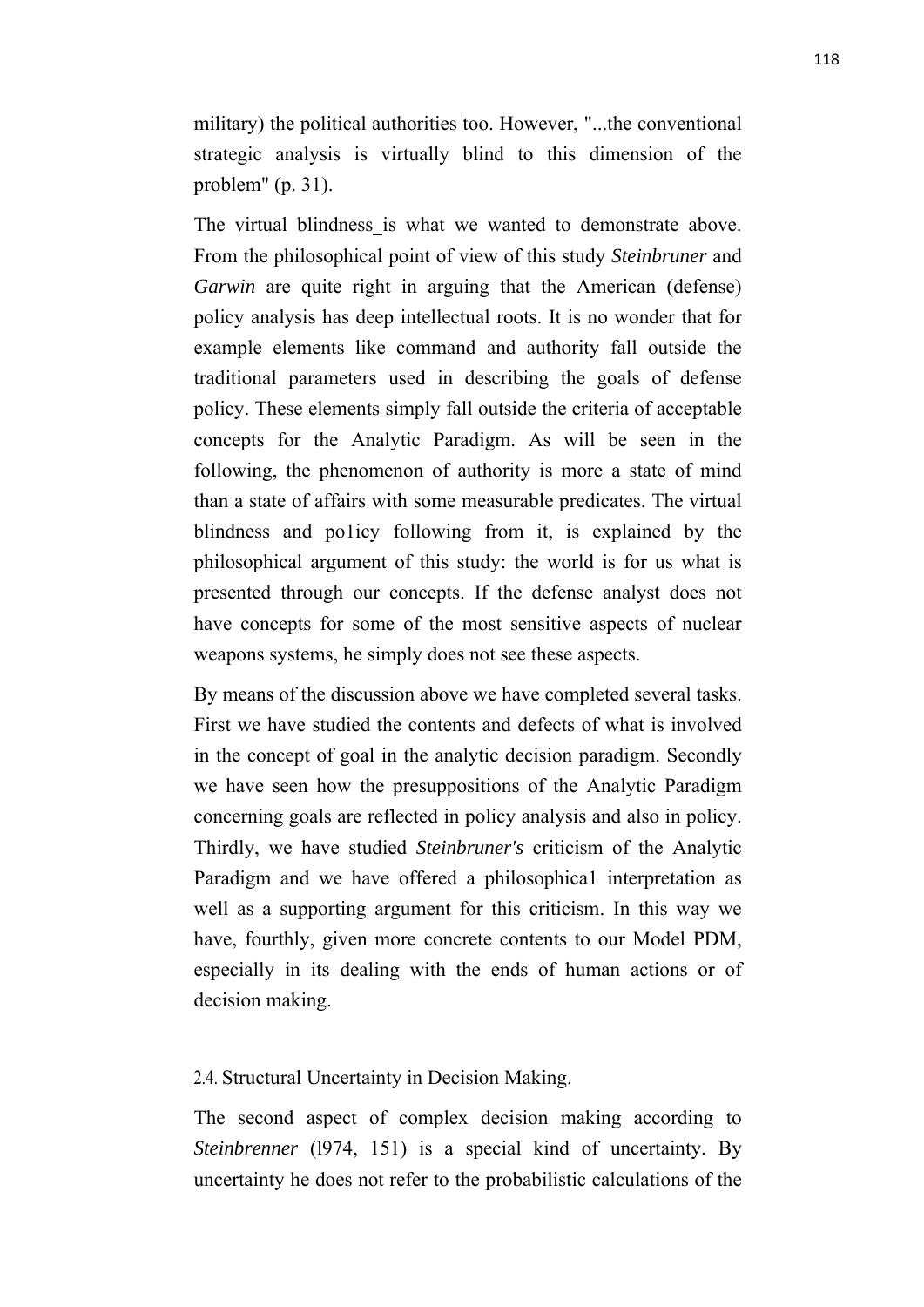military) the political authorities too. However, "...the conventional strategic analysis is virtually blind to this dimension of the problem" (p. 31).

The virtual blindness is what we wanted to demonstrate above. From the philosophical point of view of this study *Steinbruner* and *Garwin* are quite right in arguing that the American (defense) policy analysis has deep intellectual roots. It is no wonder that for example elements like command and authority fall outside the traditional parameters used in describing the goals of defense policy. These elements simply fall outside the criteria of acceptable concepts for the Analytic Paradigm. As will be seen in the following, the phenomenon of authority is more a state of mind than a state of affairs with some measurable predicates. The virtual blindness and po1icy following from it, is explained by the philosophical argument of this study: the world is for us what is presented through our concepts. If the defense analyst does not have concepts for some of the most sensitive aspects of nuclear weapons systems, he simply does not see these aspects.

By means of the discussion above we have completed several tasks. First we have studied the contents and defects of what is involved in the concept of goal in the analytic decision paradigm. Secondly we have seen how the presuppositions of the Analytic Paradigm concerning goals are reflected in policy analysis and also in policy. Thirdly, we have studied *Steinbruner's* criticism of the Analytic Paradigm and we have offered a philosophica1 interpretation as well as a supporting argument for this criticism. In this way we have, fourthly, given more concrete contents to our Model PDM, especially in its dealing with the ends of human actions or of decision making.

## 2.4. Structural Uncertainty in Decision Making.

The second aspect of complex decision making according to *Steinbrenner* (l974, 151) is a special kind of uncertainty. By uncertainty he does not refer to the probabilistic calculations of the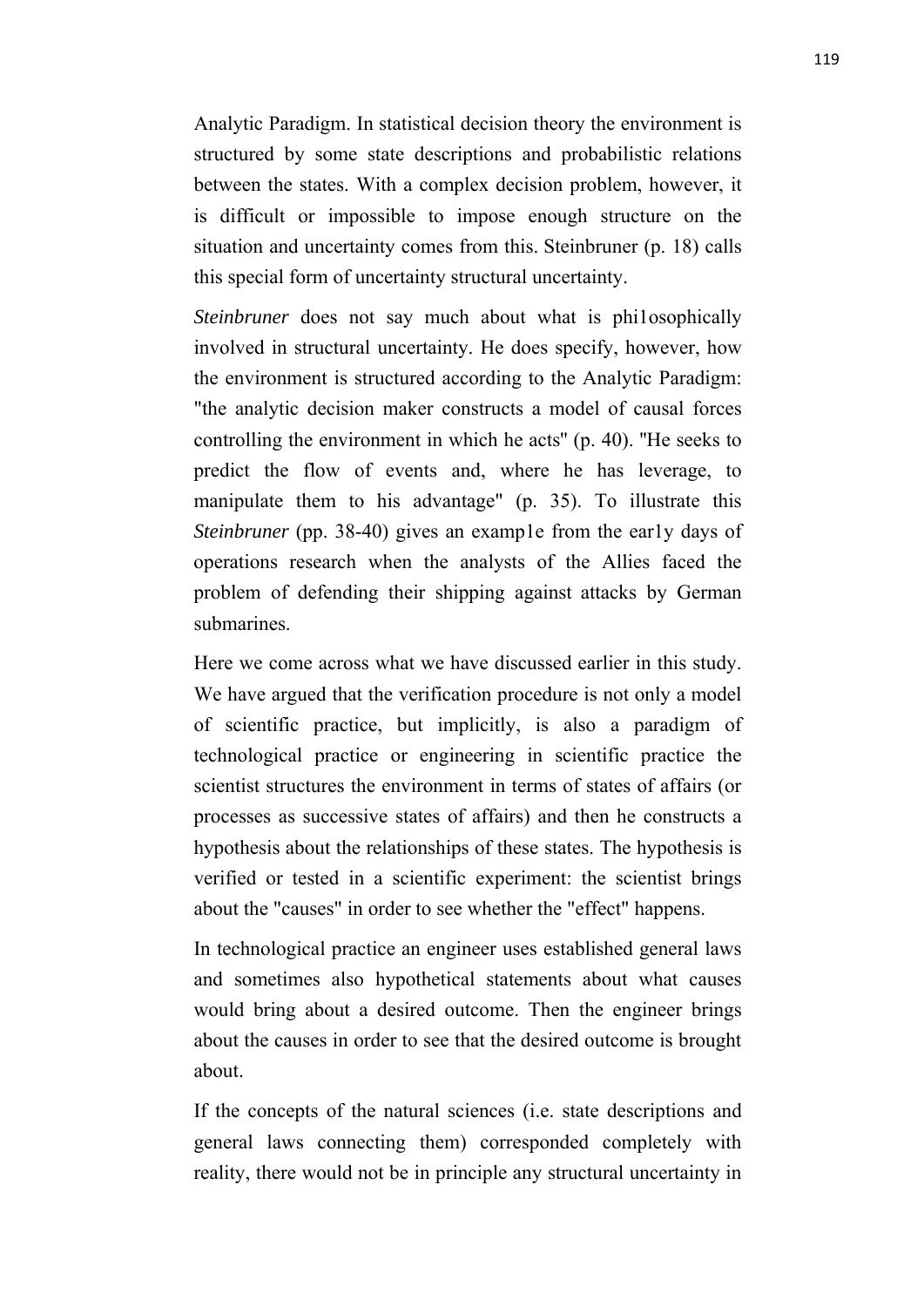Analytic Paradigm. In statistical decision theory the environment is structured by some state descriptions and probabilistic relations between the states. With a complex decision problem, however, it is difficult or impossible to impose enough structure on the situation and uncertainty comes from this. Steinbruner (p. 18) calls this special form of uncertainty structural uncertainty.

*Steinbruner* does not say much about what is phi1osophically involved in structural uncertainty. He does specify, however, how the environment is structured according to the Analytic Paradigm: "the analytic decision maker constructs a model of causal forces controlling the environment in which he acts" (p. 40). "He seeks to predict the flow of events and, where he has leverage, to manipulate them to his advantage" (p. 35). To illustrate this *Steinbruner* (pp. 38-40) gives an examp1e from the ear1y days of operations research when the analysts of the Allies faced the problem of defending their shipping against attacks by German submarines.

Here we come across what we have discussed earlier in this study. We have argued that the verification procedure is not only a model of scientific practice, but implicitly, is also a paradigm of technological practice or engineering in scientific practice the scientist structures the environment in terms of states of affairs (or processes as successive states of affairs) and then he constructs a hypothesis about the relationships of these states. The hypothesis is verified or tested in a scientific experiment: the scientist brings about the "causes" in order to see whether the "effect" happens.

In technological practice an engineer uses established general laws and sometimes also hypothetical statements about what causes would bring about a desired outcome. Then the engineer brings about the causes in order to see that the desired outcome is brought about.

If the concepts of the natural sciences (i.e. state descriptions and general laws connecting them) corresponded completely with reality, there would not be in principle any structural uncertainty in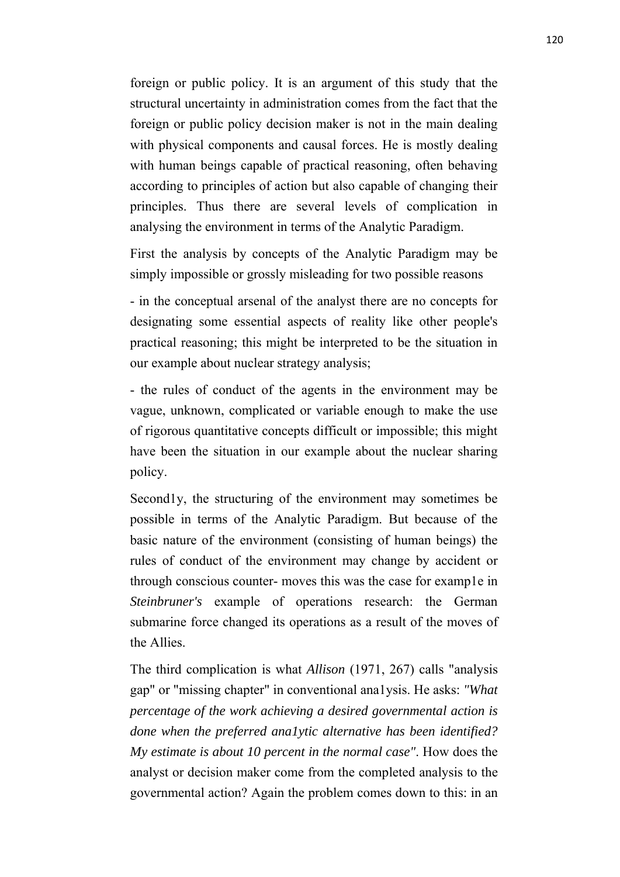foreign or public policy. It is an argument of this study that the structural uncertainty in administration comes from the fact that the foreign or public policy decision maker is not in the main dealing with physical components and causal forces. He is mostly dealing with human beings capable of practical reasoning, often behaving according to principles of action but also capable of changing their principles. Thus there are several levels of complication in analysing the environment in terms of the Analytic Paradigm.

First the analysis by concepts of the Analytic Paradigm may be simply impossible or grossly misleading for two possible reasons

- in the conceptual arsenal of the analyst there are no concepts for designating some essential aspects of reality like other people's practical reasoning; this might be interpreted to be the situation in our example about nuclear strategy analysis;

- the rules of conduct of the agents in the environment may be vague, unknown, complicated or variable enough to make the use of rigorous quantitative concepts difficult or impossible; this might have been the situation in our example about the nuclear sharing policy.

Second1y, the structuring of the environment may sometimes be possible in terms of the Analytic Paradigm. But because of the basic nature of the environment (consisting of human beings) the rules of conduct of the environment may change by accident or through conscious counter- moves this was the case for examp1e in *Steinbruner's* example of operations research: the German submarine force changed its operations as a result of the moves of the Allies.

The third complication is what *Allison* (1971, 267) calls "analysis gap" or "missing chapter" in conventional ana1ysis. He asks: *"What percentage of the work achieving a desired governmental action is done when the preferred ana1ytic alternative has been identified? My estimate is about 10 percent in the normal case"*. How does the analyst or decision maker come from the completed analysis to the governmental action? Again the problem comes down to this: in an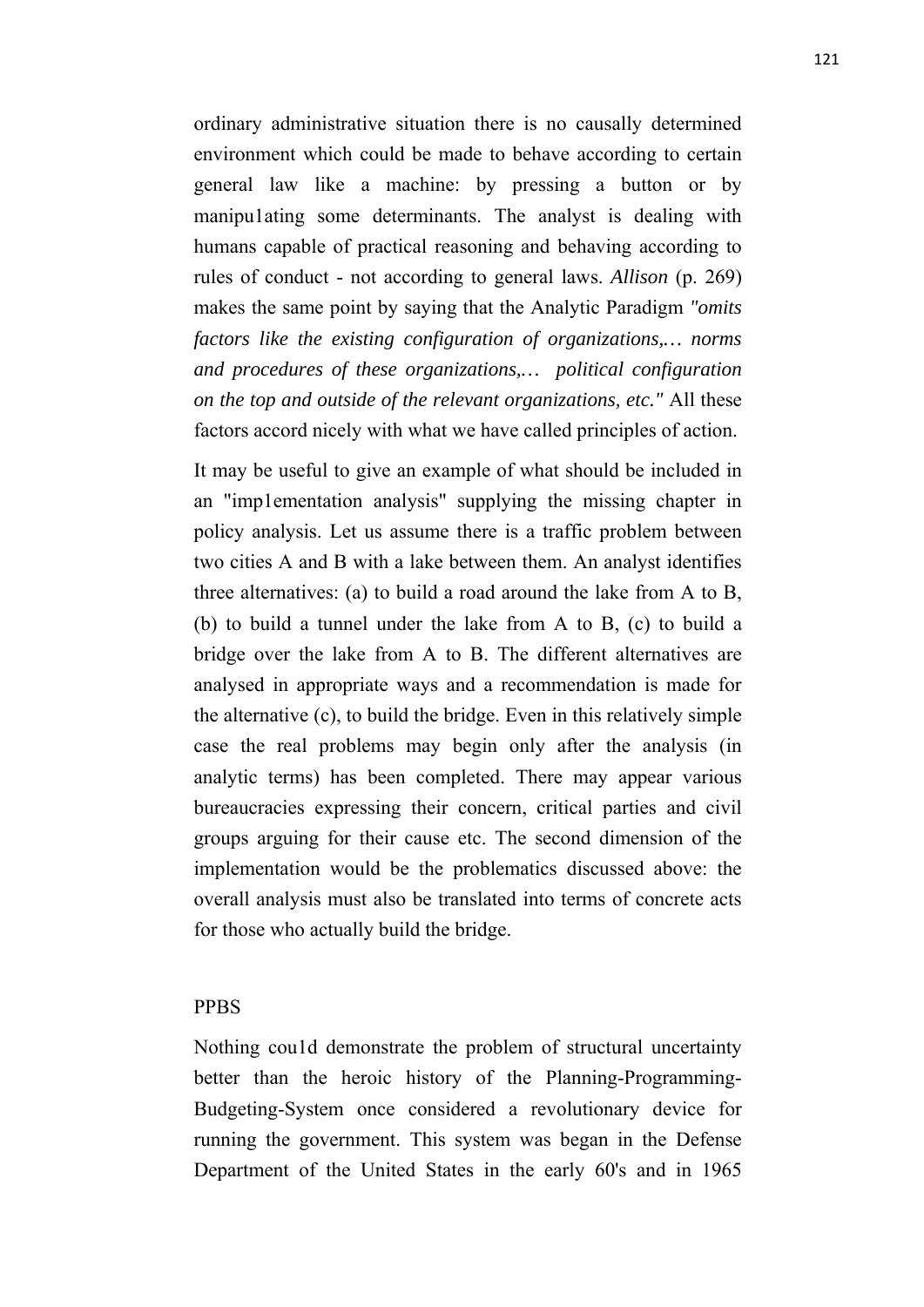ordinary administrative situation there is no causally determined environment which could be made to behave according to certain general law like a machine: by pressing a button or by manipu1ating some determinants. The analyst is dealing with humans capable of practical reasoning and behaving according to rules of conduct - not according to general laws. *Allison* (p. 269) makes the same point by saying that the Analytic Paradigm *"omits factors like the existing configuration of organizations,… norms and procedures of these organizations,… political configuration on the top and outside of the relevant organizations, etc."* All these factors accord nicely with what we have called principles of action.

It may be useful to give an example of what should be included in an "imp1ementation analysis" supplying the missing chapter in policy analysis. Let us assume there is a traffic problem between two cities A and B with a lake between them. An analyst identifies three alternatives: (a) to build a road around the lake from A to B, (b) to build a tunnel under the lake from A to B, (c) to build a bridge over the lake from A to B. The different alternatives are analysed in appropriate ways and a recommendation is made for the alternative (c), to build the bridge. Even in this relatively simple case the real problems may begin only after the analysis (in analytic terms) has been completed. There may appear various bureaucracies expressing their concern, critical parties and civil groups arguing for their cause etc. The second dimension of the implementation would be the problematics discussed above: the overall analysis must also be translated into terms of concrete acts for those who actually build the bridge.

## PPBS

Nothing cou1d demonstrate the problem of structural uncertainty better than the heroic history of the Planning-Programming-Budgeting-System once considered a revolutionary device for running the government. This system was began in the Defense Department of the United States in the early 60's and in 1965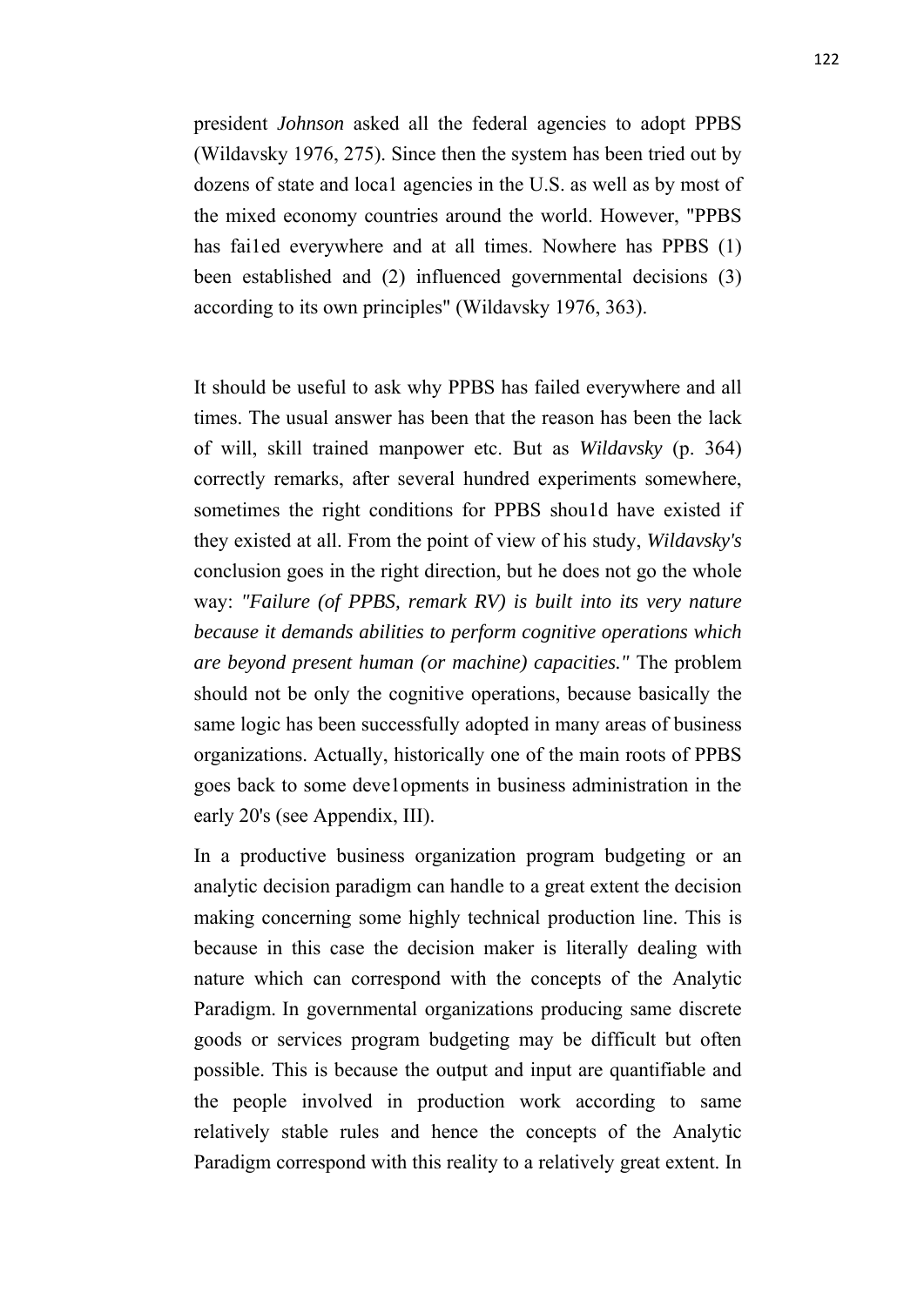president *Johnson* asked all the federal agencies to adopt PPBS (Wildavsky 1976, 275). Since then the system has been tried out by dozens of state and loca1 agencies in the U.S. as well as by most of the mixed economy countries around the world. However, "PPBS has fai1ed everywhere and at all times. Nowhere has PPBS (1) been established and (2) influenced governmental decisions (3) according to its own principles" (Wildavsky 1976, 363).

It should be useful to ask why PPBS has failed everywhere and all times. The usual answer has been that the reason has been the lack of will, skill trained manpower etc. But as *Wildavsky* (p. 364) correctly remarks, after several hundred experiments somewhere, sometimes the right conditions for PPBS shou1d have existed if they existed at all. From the point of view of his study, *Wildavsky's* conclusion goes in the right direction, but he does not go the whole way: *"Failure (of PPBS, remark RV) is built into its very nature because it demands abilities to perform cognitive operations which are beyond present human (or machine) capacities."* The problem should not be only the cognitive operations, because basically the same logic has been successfully adopted in many areas of business organizations. Actually, historically one of the main roots of PPBS goes back to some deve1opments in business administration in the early 20's (see Appendix, III).

In a productive business organization program budgeting or an analytic decision paradigm can handle to a great extent the decision making concerning some highly technical production line. This is because in this case the decision maker is literally dealing with nature which can correspond with the concepts of the Analytic Paradigm. In governmental organizations producing same discrete goods or services program budgeting may be difficult but often possible. This is because the output and input are quantifiable and the people involved in production work according to same relatively stable rules and hence the concepts of the Analytic Paradigm correspond with this reality to a relatively great extent. In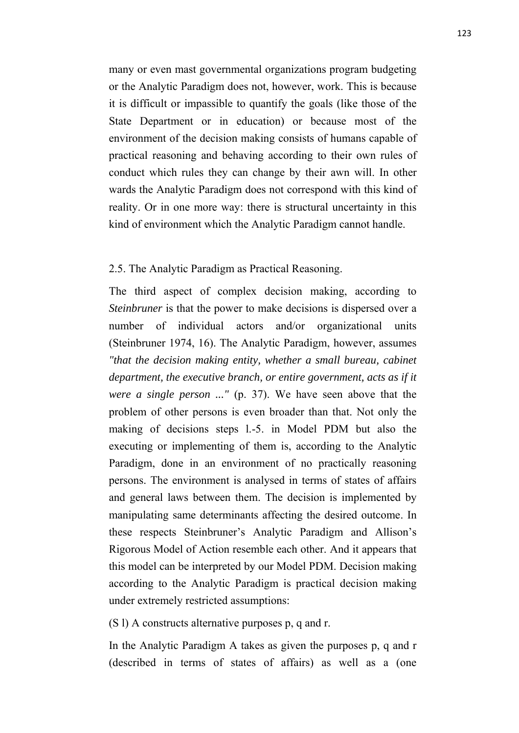many or even mast governmental organizations program budgeting or the Analytic Paradigm does not, however, work. This is because it is difficult or impassible to quantify the goals (like those of the State Department or in education) or because most of the environment of the decision making consists of humans capable of practical reasoning and behaving according to their own rules of conduct which rules they can change by their awn will. In other wards the Analytic Paradigm does not correspond with this kind of reality. Or in one more way: there is structural uncertainty in this kind of environment which the Analytic Paradigm cannot handle.

## 2.5. The Analytic Paradigm as Practical Reasoning.

The third aspect of complex decision making, according to *Steinbruner* is that the power to make decisions is dispersed over a number of individual actors and/or organizational units (Steinbruner 1974, 16). The Analytic Paradigm, however, assumes *"that the decision making entity, whether a small bureau, cabinet department, the executive branch, or entire government, acts as if it were a single person ..."* (p. 37). We have seen above that the problem of other persons is even broader than that. Not only the making of decisions steps l.-5. in Model PDM but also the executing or implementing of them is, according to the Analytic Paradigm, done in an environment of no practically reasoning persons. The environment is analysed in terms of states of affairs and general laws between them. The decision is implemented by manipulating same determinants affecting the desired outcome. In these respects Steinbruner's Analytic Paradigm and Allison's Rigorous Model of Action resemble each other. And it appears that this model can be interpreted by our Model PDM. Decision making according to the Analytic Paradigm is practical decision making under extremely restricted assumptions:

(S l) A constructs alternative purposes p, q and r.

In the Analytic Paradigm A takes as given the purposes p, q and r (described in terms of states of affairs) as well as a (one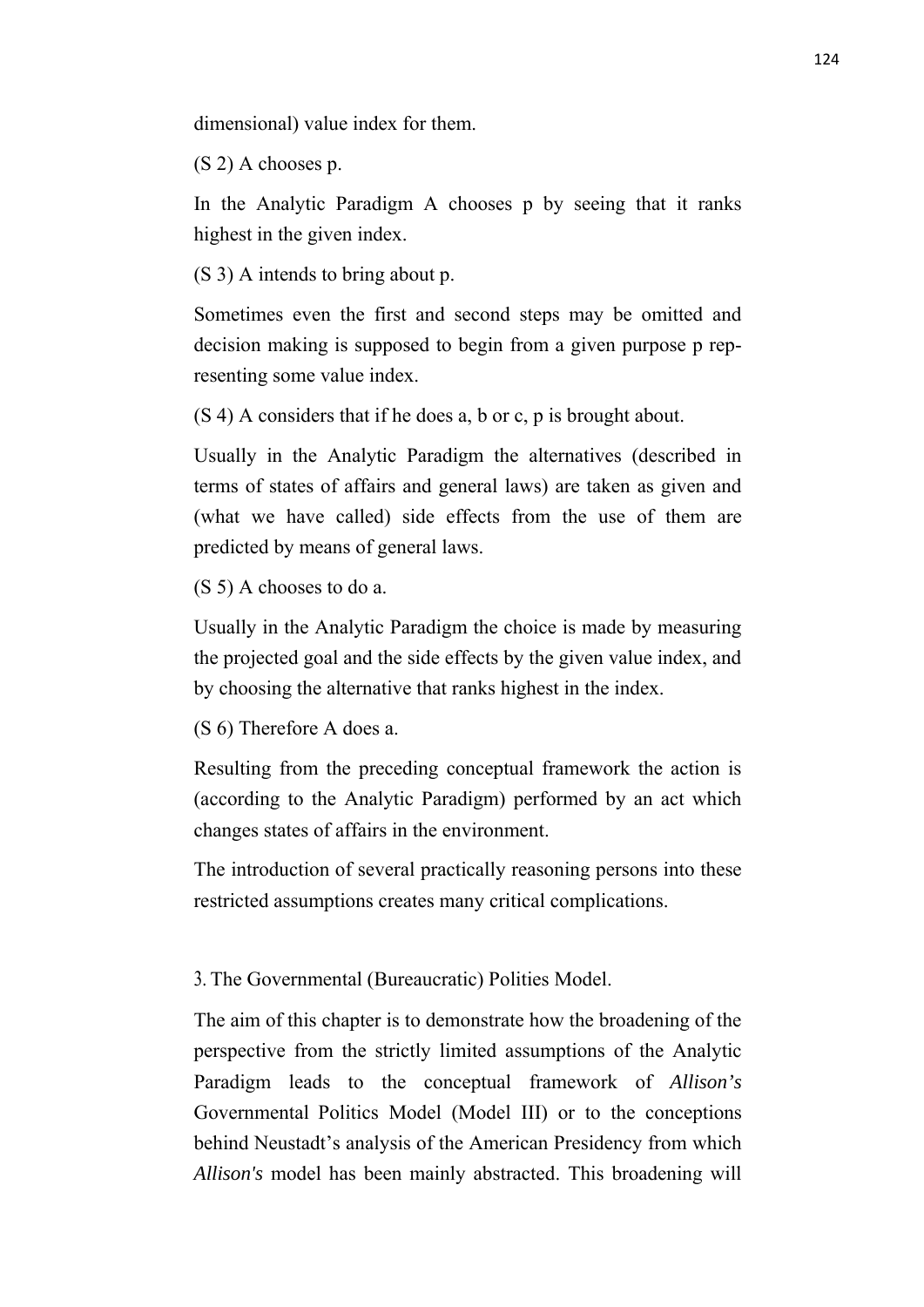dimensional) value index for them.

(S 2) A chooses p.

In the Analytic Paradigm A chooses p by seeing that it ranks highest in the given index.

(S 3) A intends to bring about p.

Sometimes even the first and second steps may be omitted and decision making is supposed to begin from a given purpose p representing some value index.

(S 4) A considers that if he does a, b or c, p is brought about.

Usually in the Analytic Paradigm the alternatives (described in terms of states of affairs and general laws) are taken as given and (what we have called) side effects from the use of them are predicted by means of general laws.

(S 5) A chooses to do a.

Usually in the Analytic Paradigm the choice is made by measuring the projected goal and the side effects by the given value index, and by choosing the alternative that ranks highest in the index.

(S 6) Therefore A does a.

Resulting from the preceding conceptual framework the action is (according to the Analytic Paradigm) performed by an act which changes states of affairs in the environment.

The introduction of several practically reasoning persons into these restricted assumptions creates many critical complications.

## 3. The Governmental (Bureaucratic) Polities Model.

The aim of this chapter is to demonstrate how the broadening of the perspective from the strictly limited assumptions of the Analytic Paradigm leads to the conceptual framework of *Allison's* Governmental Politics Model (Model III) or to the conceptions behind Neustadt's analysis of the American Presidency from which *Allison's* model has been mainly abstracted. This broadening will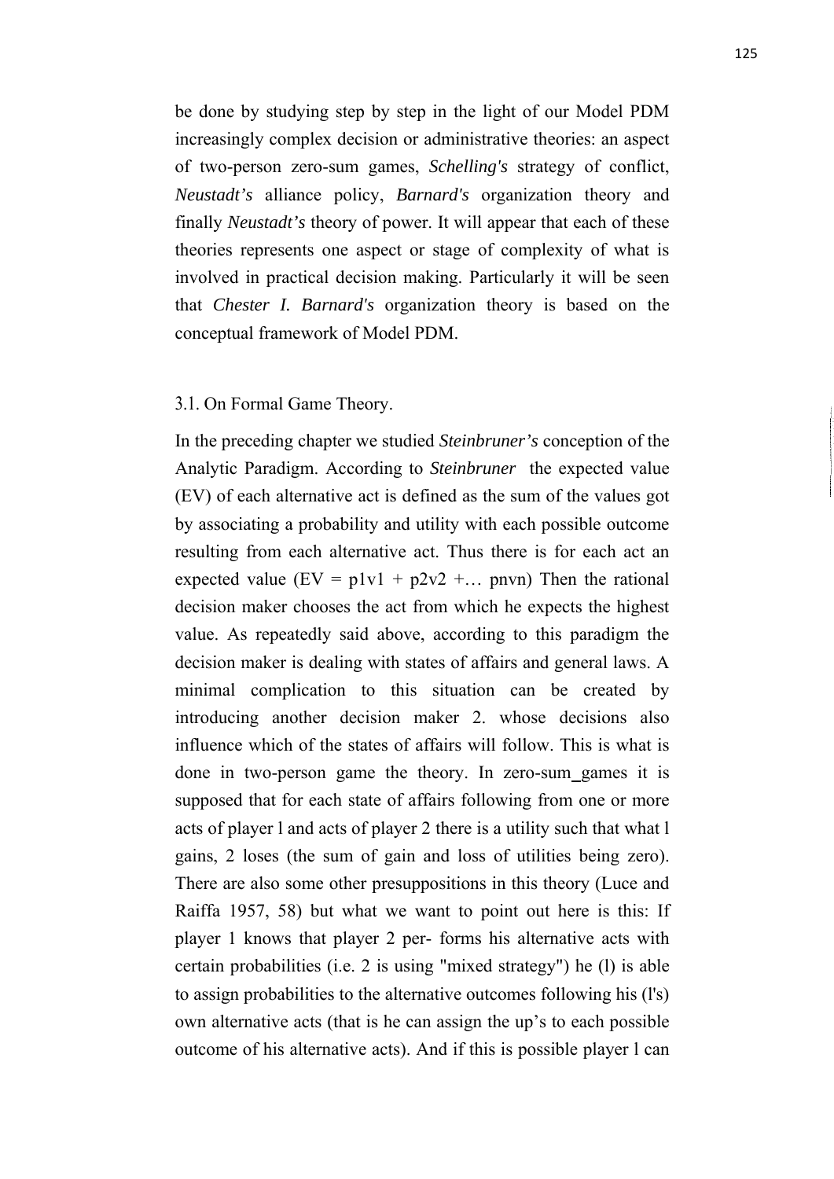be done by studying step by step in the light of our Model PDM increasingly complex decision or administrative theories: an aspect of two-person zero-sum games, *Schelling's* strategy of conflict, *Neustadt's* alliance policy, *Barnard's* organization theory and finally *Neustadt's* theory of power. It will appear that each of these theories represents one aspect or stage of complexity of what is involved in practical decision making. Particularly it will be seen that *Chester I. Barnard's* organization theory is based on the conceptual framework of Model PDM.

## 3.1. On Formal Game Theory.

In the preceding chapter we studied *Steinbruner's* conception of the Analytic Paradigm. According to *Steinbruner* the expected value (EV) of each alternative act is defined as the sum of the values got by associating a probability and utility with each possible outcome resulting from each alternative act. Thus there is for each act an expected value ($EV = p_1v_1 + p_2v_2 + \ldots p_nv_n$) Then the rational decision maker chooses the act from which he expects the highest value. As repeatedly said above, according to this paradigm the decision maker is dealing with states of affairs and general laws. A minimal complication to this situation can be created by introducing another decision maker 2. whose decisions also influence which of the states of affairs will follow. This is what is done in two-person game the theory. In zero-sum_games it is supposed that for each state of affairs following from one or more acts of player l and acts of player 2 there is a utility such that what l gains, 2 loses (the sum of gain and loss of utilities being zero). There are also some other presuppositions in this theory (Luce and Raiffa 1957, 58) but what we want to point out here is this: If player 1 knows that player 2 per- forms his alternative acts with certain probabilities (i.e. 2 is using "mixed strategy") he (l) is able to assign probabilities to the alternative outcomes following his (l's) own alternative acts (that is he can assign the up's to each possible outcome of his alternative acts). And if this is possible player l can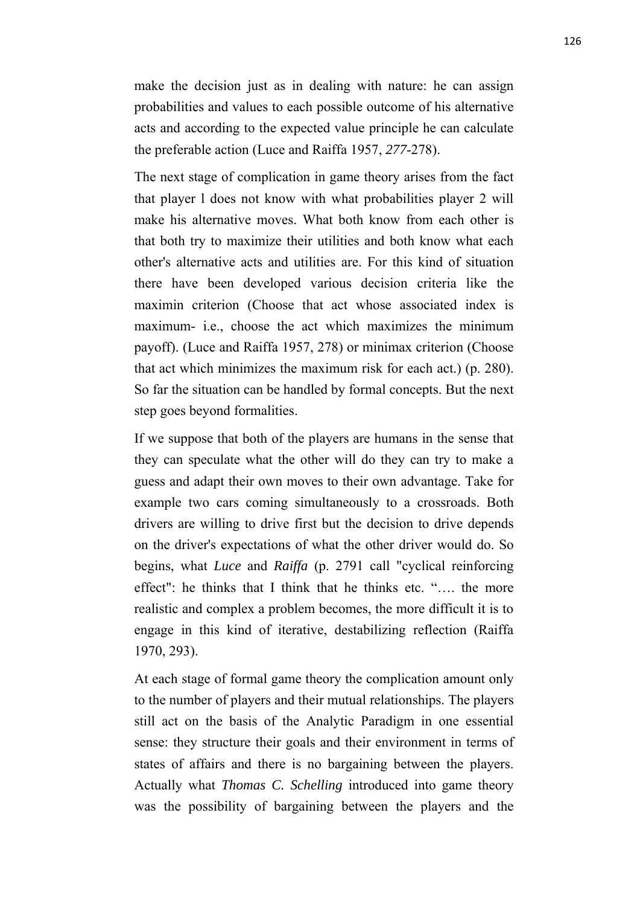make the decision just as in dealing with nature: he can assign probabilities and values to each possible outcome of his alternative acts and according to the expected value principle he can calculate the preferable action (Luce and Raiffa 1957, *277*-278).

The next stage of complication in game theory arises from the fact that player l does not know with what probabilities player 2 will make his alternative moves. What both know from each other is that both try to maximize their utilities and both know what each other's alternative acts and utilities are. For this kind of situation there have been developed various decision criteria like the maximin criterion (Choose that act whose associated index is maximum- i.e., choose the act which maximizes the minimum payoff). (Luce and Raiffa 1957, 278) or minimax criterion (Choose that act which minimizes the maximum risk for each act.) (p. 280). So far the situation can be handled by formal concepts. But the next step goes beyond formalities.

If we suppose that both of the players are humans in the sense that they can speculate what the other will do they can try to make a guess and adapt their own moves to their own advantage. Take for example two cars coming simultaneously to a crossroads. Both drivers are willing to drive first but the decision to drive depends on the driver's expectations of what the other driver would do. So begins, what *Luce* and *Raiffa* (p. 2791 call "cyclical reinforcing effect": he thinks that I think that he thinks etc. "…. the more realistic and complex a problem becomes, the more difficult it is to engage in this kind of iterative, destabilizing reflection (Raiffa 1970, 293).

At each stage of formal game theory the complication amount only to the number of players and their mutual relationships. The players still act on the basis of the Analytic Paradigm in one essential sense: they structure their goals and their environment in terms of states of affairs and there is no bargaining between the players. Actually what *Thomas C. Schelling* introduced into game theory was the possibility of bargaining between the players and the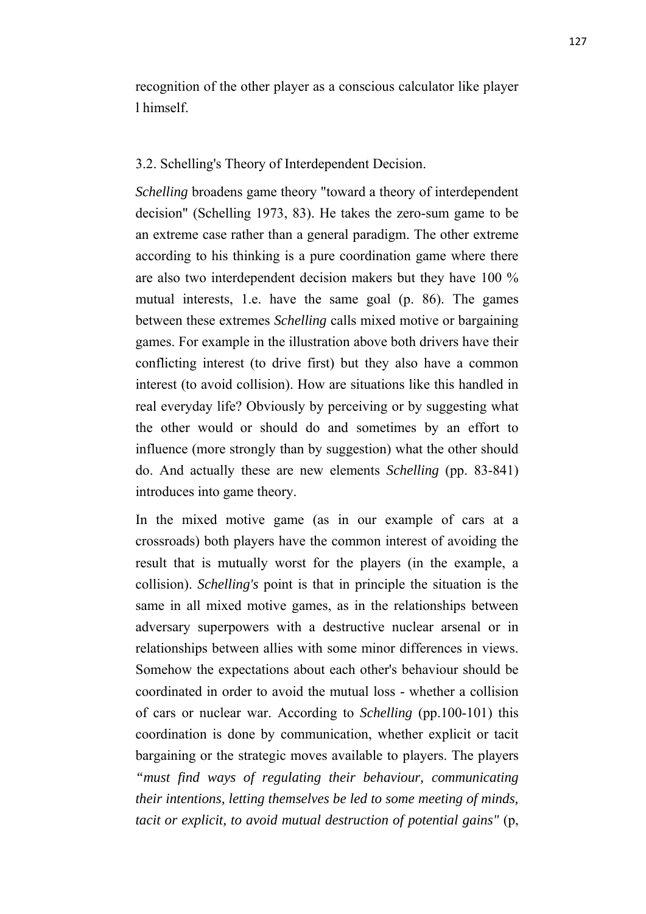recognition of the other player as a conscious calculator like player l himself.

### 3.2. Schelling's Theory of Interdependent Decision.

*Schelling* broadens game theory "toward a theory of interdependent decision" (Schelling 1973, 83). He takes the zero-sum game to be an extreme case rather than a general paradigm. The other extreme according to his thinking is a pure coordination game where there are also two interdependent decision makers but they have 100 % mutual interests, 1.e. have the same goal (p. 86). The games between these extremes *Schelling* calls mixed motive or bargaining games. For example in the illustration above both drivers have their conflicting interest (to drive first) but they also have a common interest (to avoid collision). How are situations like this handled in real everyday life? Obviously by perceiving or by suggesting what the other would or should do and sometimes by an effort to influence (more strongly than by suggestion) what the other should do. And actually these are new elements *Schelling* (pp. 83-841) introduces into game theory.

In the mixed motive game (as in our example of cars at a crossroads) both players have the common interest of avoiding the result that is mutually worst for the players (in the example, a collision). *Schelling's* point is that in principle the situation is the same in all mixed motive games, as in the relationships between adversary superpowers with a destructive nuclear arsenal or in relationships between allies with some minor differences in views. Somehow the expectations about each other's behaviour should be coordinated in order to avoid the mutual loss - whether a collision of cars or nuclear war. According to *Schelling* (pp.100-101) this coordination is done by communication, whether explicit or tacit bargaining or the strategic moves available to players. The players *"must find ways of regulating their behaviour, communicating their intentions, letting themselves be led to some meeting of minds, tacit or explicit, to avoid mutual destruction of potential gains"* (p,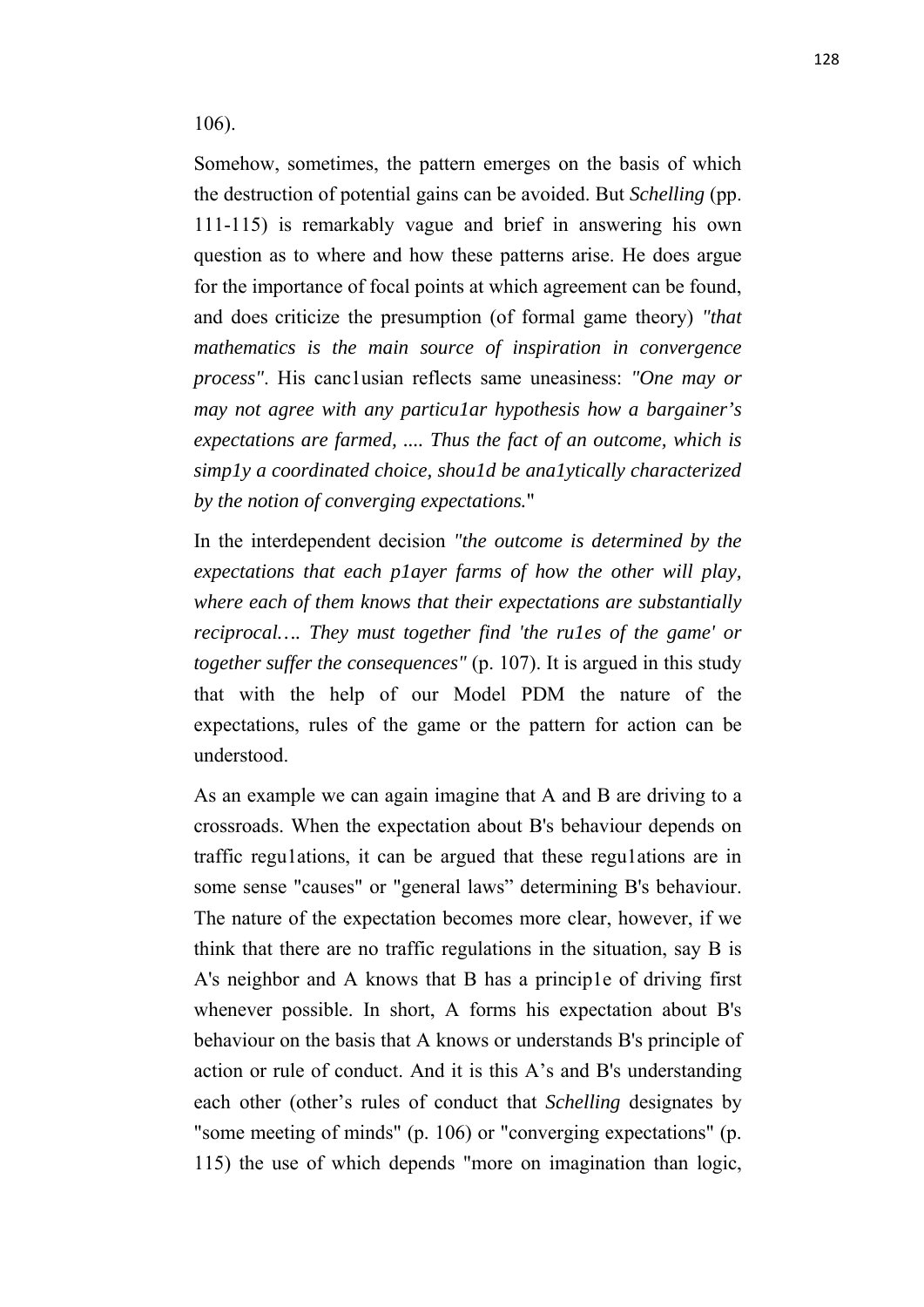106).

Somehow, sometimes, the pattern emerges on the basis of which the destruction of potential gains can be avoided. But *Schelling* (pp. 111-115) is remarkably vague and brief in answering his own question as to where and how these patterns arise. He does argue for the importance of focal points at which agreement can be found, and does criticize the presumption (of formal game theory) *"that mathematics is the main source of inspiration in convergence process"*. His canc1usian reflects same uneasiness: *"One may or may not agree with any particu1ar hypothesis how a bargainer's expectations are farmed, .... Thus the fact of an outcome, which is simp1y a coordinated choice, shou1d be ana1ytically characterized by the notion of converging expectations.*"

In the interdependent decision *"the outcome is determined by the expectations that each p1ayer farms of how the other will play, where each of them knows that their expectations are substantially reciprocal…. They must together find 'the ru1es of the game' or together suffer the consequences"* (p. 107). It is argued in this study that with the help of our Model PDM the nature of the expectations, rules of the game or the pattern for action can be understood.

As an example we can again imagine that A and B are driving to a crossroads. When the expectation about B's behaviour depends on traffic regu1ations, it can be argued that these regu1ations are in some sense "causes" or "general laws" determining B's behaviour. The nature of the expectation becomes more clear, however, if we think that there are no traffic regulations in the situation, say B is A's neighbor and A knows that B has a princip1e of driving first whenever possible. In short, A forms his expectation about B's behaviour on the basis that A knows or understands B's principle of action or rule of conduct. And it is this A's and B's understanding each other (other's rules of conduct that *Schelling* designates by "some meeting of minds" (p. 106) or "converging expectations" (p. 115) the use of which depends "more on imagination than logic,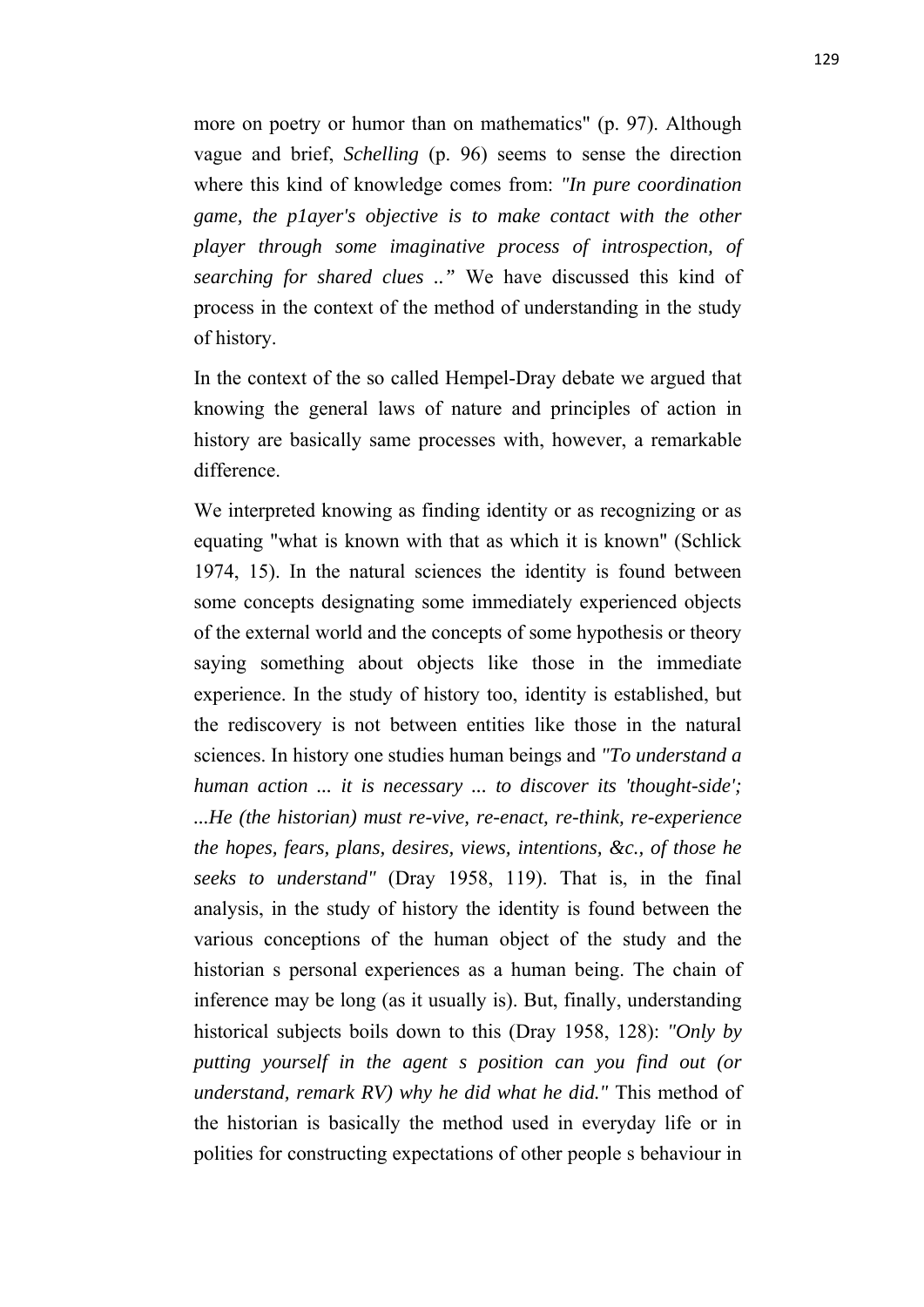more on poetry or humor than on mathematics" (p. 97). Although vague and brief, *Schelling* (p. 96) seems to sense the direction where this kind of knowledge comes from: *"In pure coordination game, the p1ayer's objective is to make contact with the other player through some imaginative process of introspection, of searching for shared clues .."* We have discussed this kind of process in the context of the method of understanding in the study of history.

In the context of the so called Hempel-Dray debate we argued that knowing the general laws of nature and principles of action in history are basically same processes with, however, a remarkable difference.

We interpreted knowing as finding identity or as recognizing or as equating "what is known with that as which it is known" (Schlick 1974, 15). In the natural sciences the identity is found between some concepts designating some immediately experienced objects of the external world and the concepts of some hypothesis or theory saying something about objects like those in the immediate experience. In the study of history too, identity is established, but the rediscovery is not between entities like those in the natural sciences. In history one studies human beings and *"To understand a human action ... it is necessary ... to discover its 'thought-side'; ...He (the historian) must re-vive, re-enact, re-think, re-experience the hopes, fears, plans, desires, views, intentions, &c., of those he seeks to understand"* (Dray 1958, 119). That is, in the final analysis, in the study of history the identity is found between the various conceptions of the human object of the study and the historian s personal experiences as a human being. The chain of inference may be long (as it usually is). But, finally, understanding historical subjects boils down to this (Dray 1958, 128): *"Only by putting yourself in the agent s position can you find out (or understand, remark RV) why he did what he did."* This method of the historian is basically the method used in everyday life or in polities for constructing expectations of other people s behaviour in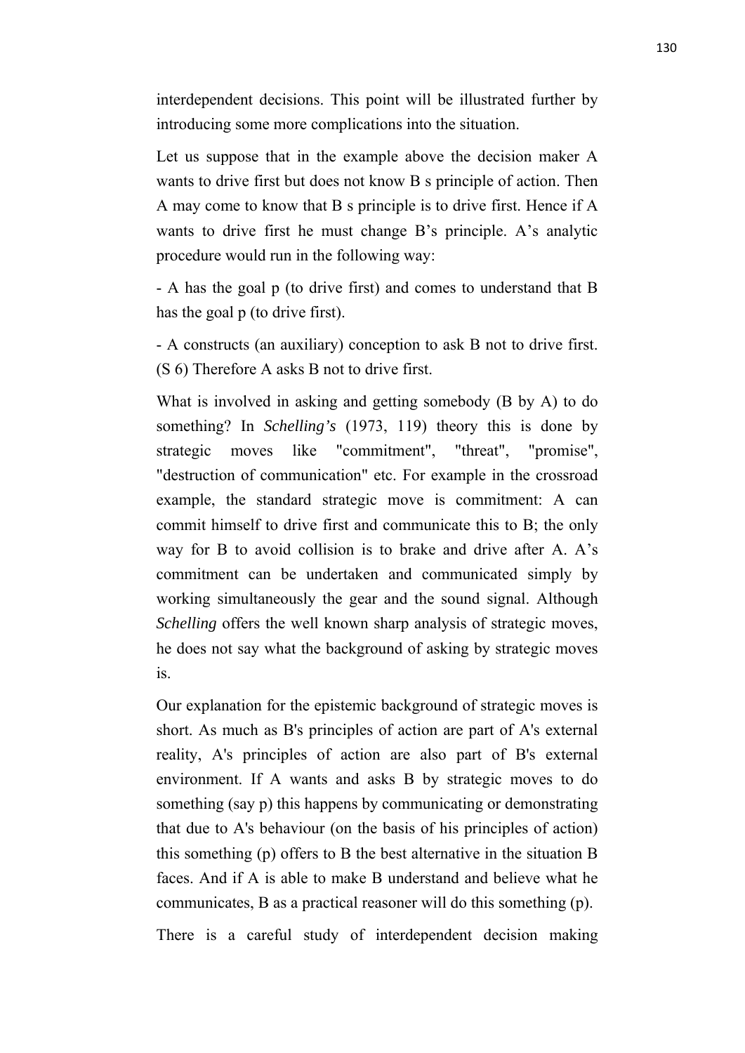interdependent decisions. This point will be illustrated further by introducing some more complications into the situation.

Let us suppose that in the example above the decision maker A wants to drive first but does not know B s principle of action. Then A may come to know that B s principle is to drive first. Hence if A wants to drive first he must change B's principle. A's analytic procedure would run in the following way:

- A has the goal p (to drive first) and comes to understand that B has the goal p (to drive first).

- A constructs (an auxiliary) conception to ask B not to drive first. (S 6) Therefore A asks B not to drive first.

What is involved in asking and getting somebody (B by A) to do something? In *Schelling's* (1973, 119) theory this is done by strategic moves like "commitment", "threat", "promise", "destruction of communication" etc. For example in the crossroad example, the standard strategic move is commitment: A can commit himself to drive first and communicate this to B; the only way for B to avoid collision is to brake and drive after A. A's commitment can be undertaken and communicated simply by working simultaneously the gear and the sound signal. Although *Schelling* offers the well known sharp analysis of strategic moves, he does not say what the background of asking by strategic moves is.

Our explanation for the epistemic background of strategic moves is short. As much as B's principles of action are part of A's external reality, A's principles of action are also part of B's external environment. If A wants and asks B by strategic moves to do something (say p) this happens by communicating or demonstrating that due to A's behaviour (on the basis of his principles of action) this something (p) offers to B the best alternative in the situation B faces. And if A is able to make B understand and believe what he communicates, B as a practical reasoner will do this something (p).

There is a careful study of interdependent decision making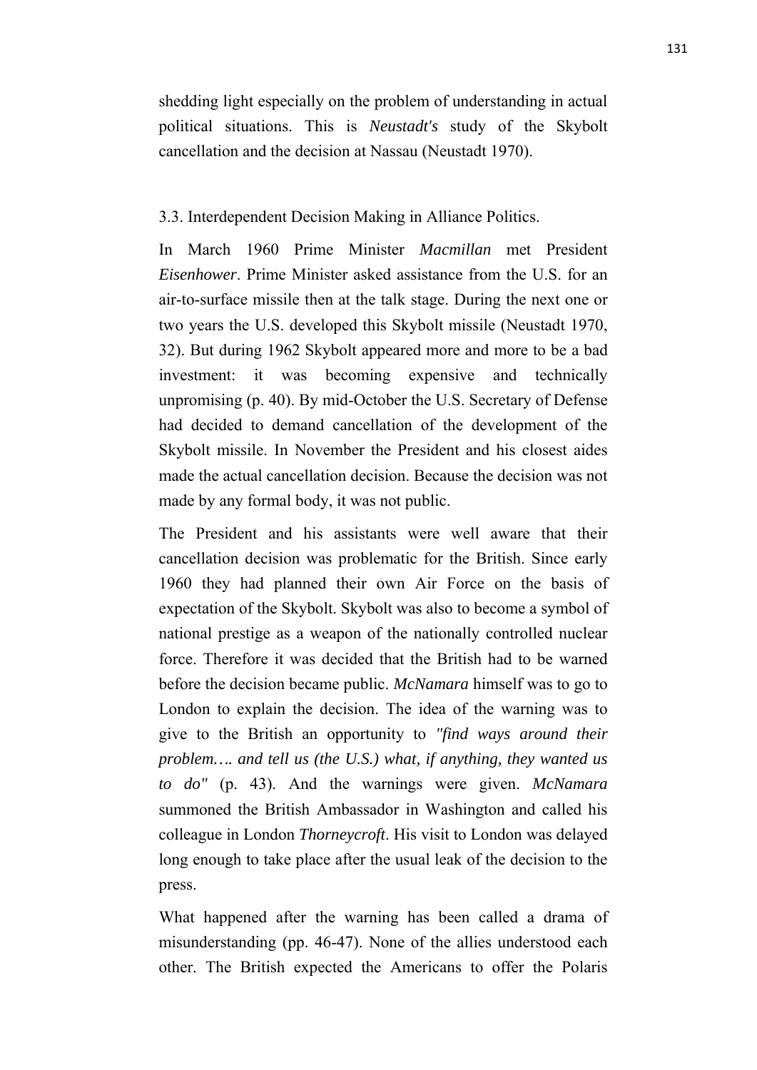shedding light especially on the problem of understanding in actual political situations. This is *Neustadt's* study of the Skybolt cancellation and the decision at Nassau (Neustadt 1970).

### 3.3. Interdependent Decision Making in Alliance Politics.

In March 1960 Prime Minister *Macmillan* met President *Eisenhower*. Prime Minister asked assistance from the U.S. for an air-to-surface missile then at the talk stage. During the next one or two years the U.S. developed this Skybolt missile (Neustadt 1970, 32). But during 1962 Skybolt appeared more and more to be a bad investment: it was becoming expensive and technically unpromising (p. 40). By mid-October the U.S. Secretary of Defense had decided to demand cancellation of the development of the Skybolt missile. In November the President and his closest aides made the actual cancellation decision. Because the decision was not made by any formal body, it was not public.

The President and his assistants were well aware that their cancellation decision was problematic for the British. Since early 1960 they had planned their own Air Force on the basis of expectation of the Skybolt. Skybolt was also to become a symbol of national prestige as a weapon of the nationally controlled nuclear force. Therefore it was decided that the British had to be warned before the decision became public. *McNamara* himself was to go to London to explain the decision. The idea of the warning was to give to the British an opportunity to *"find ways around their problem…. and tell us (the U.S.) what, if anything, they wanted us to do"* (p. 43). And the warnings were given. *McNamara* summoned the British Ambassador in Washington and called his colleague in London *Thorneycroft*. His visit to London was delayed long enough to take place after the usual leak of the decision to the press.

What happened after the warning has been called a drama of misunderstanding (pp. 46-47). None of the allies understood each other. The British expected the Americans to offer the Polaris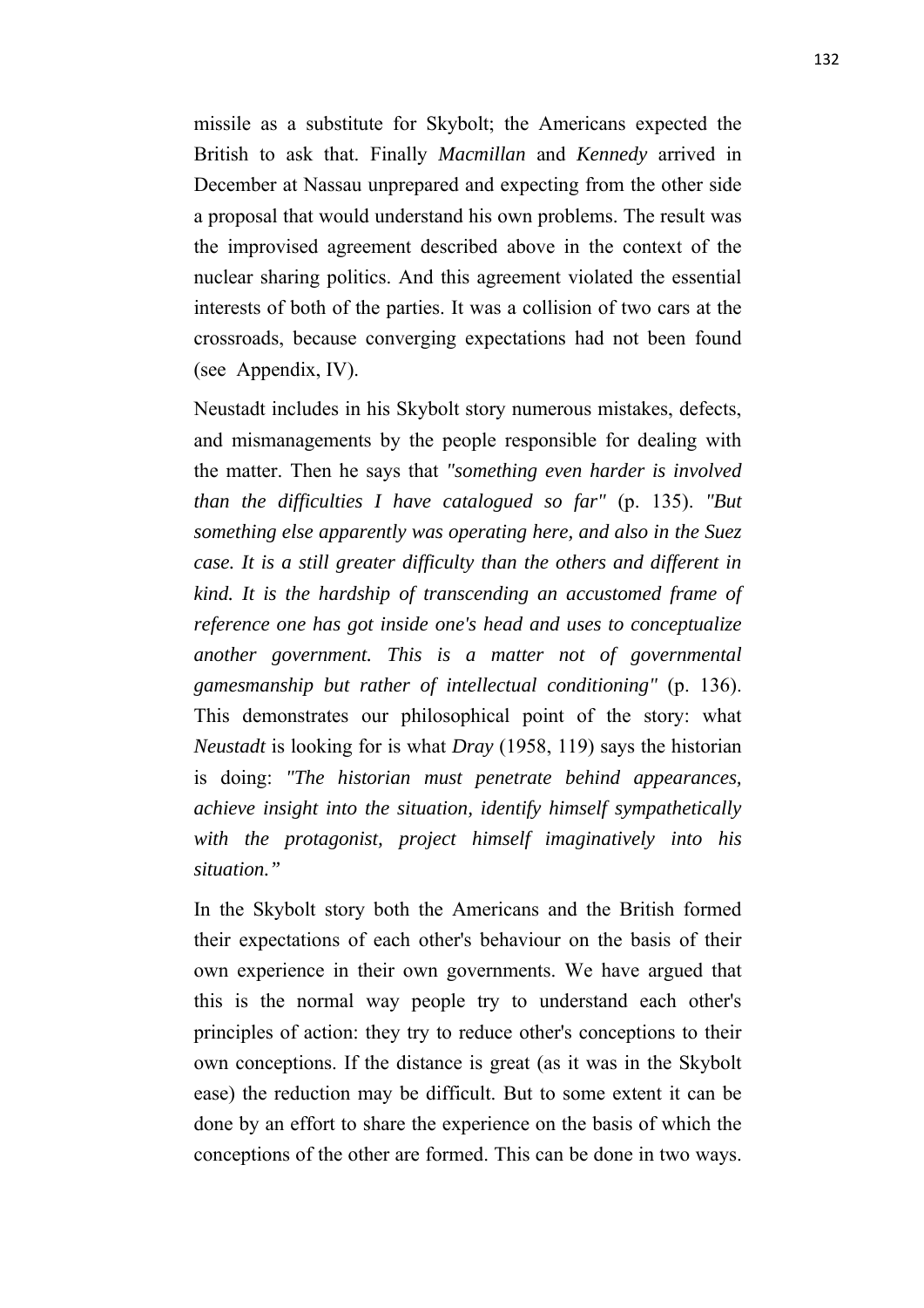missile as a substitute for Skybolt; the Americans expected the British to ask that. Finally *Macmillan* and *Kennedy* arrived in December at Nassau unprepared and expecting from the other side a proposal that would understand his own problems. The result was the improvised agreement described above in the context of the nuclear sharing politics. And this agreement violated the essential interests of both of the parties. It was a collision of two cars at the crossroads, because converging expectations had not been found (see Appendix, IV).

Neustadt includes in his Skybolt story numerous mistakes, defects, and mismanagements by the people responsible for dealing with the matter. Then he says that *"something even harder is involved than the difficulties I have catalogued so far"* (p. 135). *"But something else apparently was operating here, and also in the Suez case. It is a still greater difficulty than the others and different in kind. It is the hardship of transcending an accustomed frame of reference one has got inside one's head and uses to conceptualize another government. This is a matter not of governmental gamesmanship but rather of intellectual conditioning"* (p. 136). This demonstrates our philosophical point of the story: what *Neustadt* is looking for is what *Dray* (1958, 119) says the historian is doing: *"The historian must penetrate behind appearances, achieve insight into the situation, identify himself sympathetically with the protagonist, project himself imaginatively into his situation."*

In the Skybolt story both the Americans and the British formed their expectations of each other's behaviour on the basis of their own experience in their own governments. We have argued that this is the normal way people try to understand each other's principles of action: they try to reduce other's conceptions to their own conceptions. If the distance is great (as it was in the Skybolt ease) the reduction may be difficult. But to some extent it can be done by an effort to share the experience on the basis of which the conceptions of the other are formed. This can be done in two ways.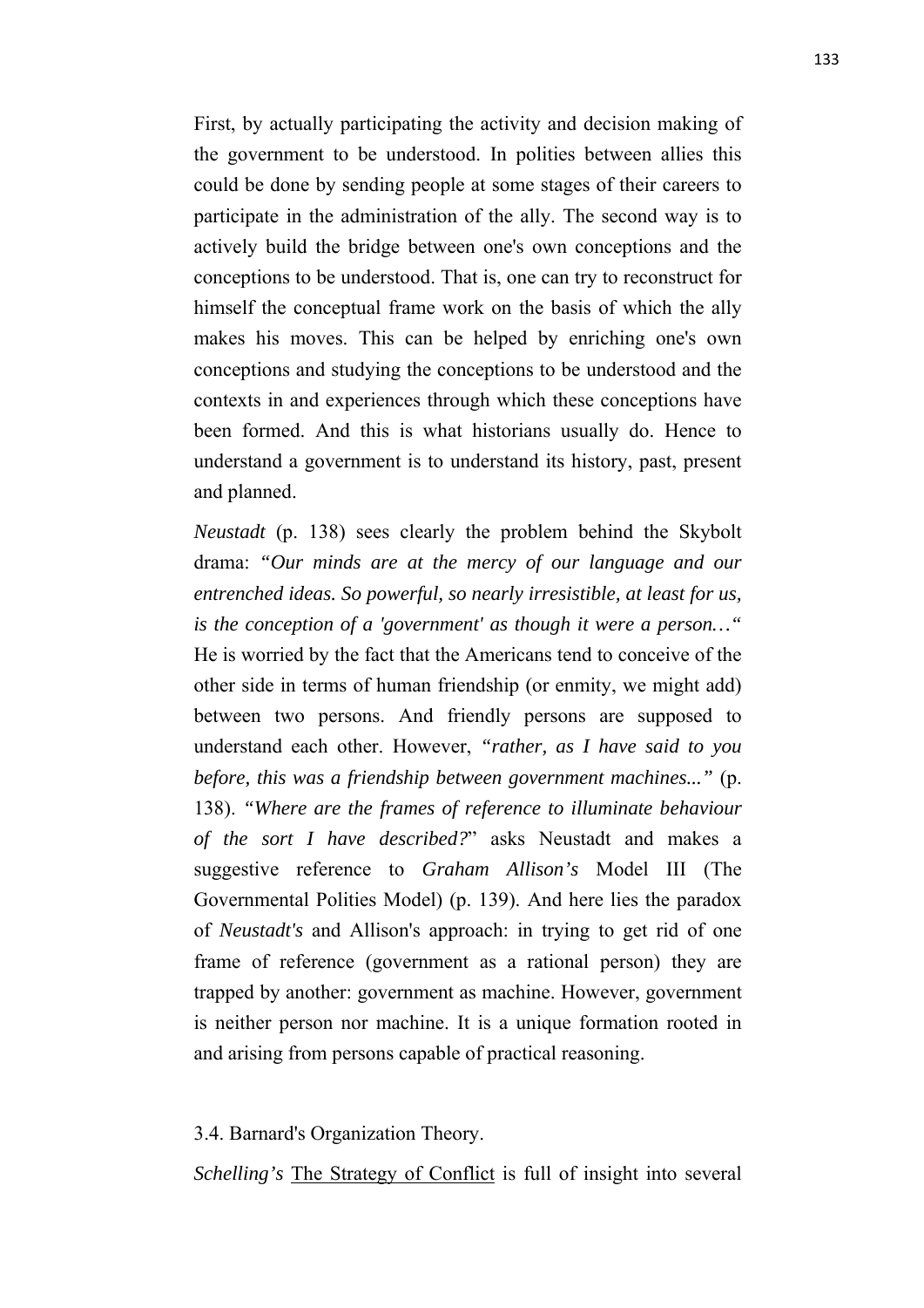First, by actually participating the activity and decision making of the government to be understood. In polities between allies this could be done by sending people at some stages of their careers to participate in the administration of the ally. The second way is to actively build the bridge between one's own conceptions and the conceptions to be understood. That is, one can try to reconstruct for himself the conceptual frame work on the basis of which the ally makes his moves. This can be helped by enriching one's own conceptions and studying the conceptions to be understood and the contexts in and experiences through which these conceptions have been formed. And this is what historians usually do. Hence to understand a government is to understand its history, past, present and planned.

*Neustadt* (p. 138) sees clearly the problem behind the Skybolt drama: *"Our minds are at the mercy of our language and our entrenched ideas. So powerful, so nearly irresistible, at least for us, is the conception of a 'government' as though it were a person…"* He is worried by the fact that the Americans tend to conceive of the other side in terms of human friendship (or enmity, we might add) between two persons. And friendly persons are supposed to understand each other. However, *"rather, as I have said to you before, this was a friendship between government machines..."* (p. 138). *"Where are the frames of reference to illuminate behaviour of the sort I have described?"* asks Neustadt and makes a suggestive reference to *Graham Allison's* Model III (The Governmental Polities Model) (p. 139). And here lies the paradox of *Neustadt's* and Allison's approach: in trying to get rid of one frame of reference (government as a rational person) they are trapped by another: government as machine. However, government is neither person nor machine. It is a unique formation rooted in and arising from persons capable of practical reasoning.

### 3.4. Barnard's Organization Theory.

*Schelling's* The Strategy of Conflict is full of insight into several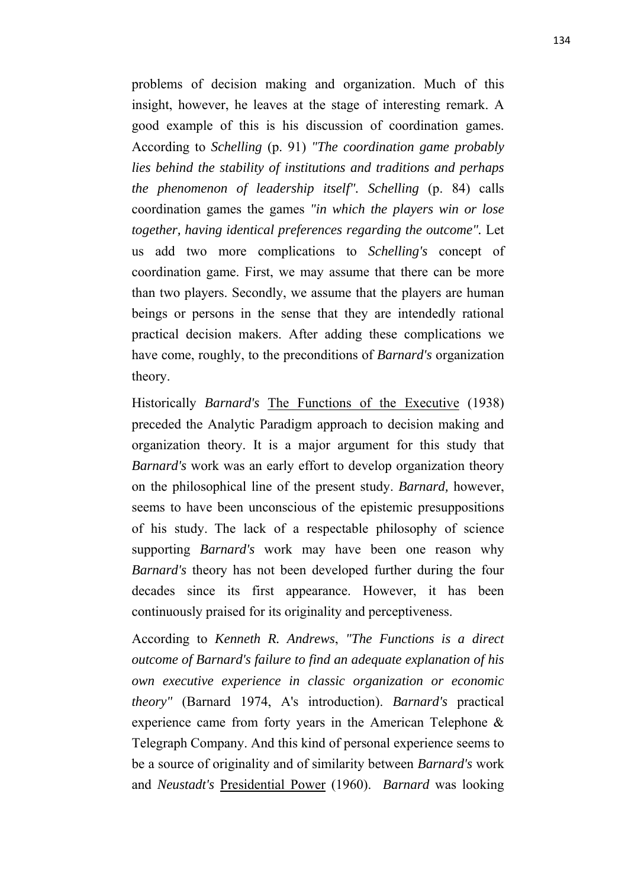problems of decision making and organization. Much of this insight, however, he leaves at the stage of interesting remark. A good example of this is his discussion of coordination games. According to *Schelling* (p. 91) *"The coordination game probably lies behind the stability of institutions and traditions and perhaps the phenomenon of leadership itself". Schelling* (p. 84) calls coordination games the games *"in which the players win or lose together, having identical preferences regarding the outcome".* Let us add two more complications to *Schelling's* concept of coordination game. First, we may assume that there can be more than two players. Secondly, we assume that the players are human beings or persons in the sense that they are intendedly rational practical decision makers. After adding these complications we have come, roughly, to the preconditions of *Barnard's* organization theory.

Historically *Barnard's* <u>The Functions of the Executive</u> (1938) preceded the Analytic Paradigm approach to decision making and organization theory. It is a major argument for this study that *Barnard's* work was an early effort to develop organization theory on the philosophical line of the present study. *Barnard,* however, seems to have been unconscious of the epistemic presuppositions of his study. The lack of a respectable philosophy of science supporting *Barnard's* work may have been one reason why *Barnard's* theory has not been developed further during the four decades since its first appearance. However, it has been continuously praised for its originality and perceptiveness.

According to *Kenneth R. Andrews*, *"The Functions is a direct outcome of Barnard's failure to find an adequate explanation of his own executive experience in classic organization or economic theory"* (Barnard 1974, A's introduction). *Barnard's* practical experience came from forty years in the American Telephone & Telegraph Company. And this kind of personal experience seems to be a source of originality and of similarity between *Barnard's* work and *Neustadt's* <u>Presidential Power</u> (1960). *Barnard* was looking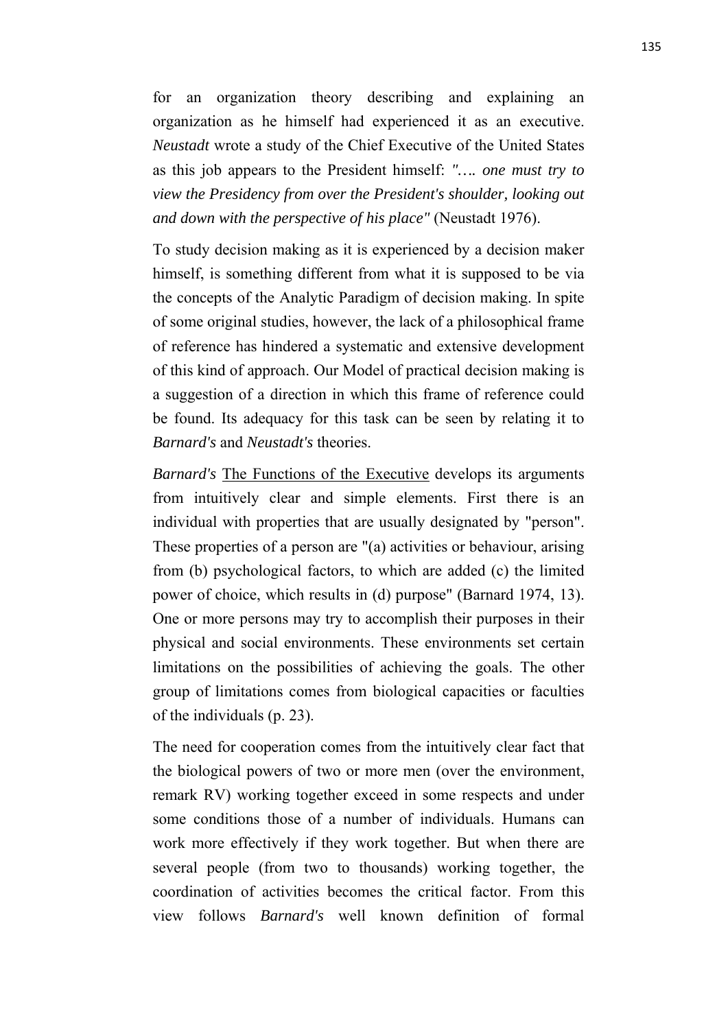for an organization theory describing and explaining an organization as he himself had experienced it as an executive. *Neustadt* wrote a study of the Chief Executive of the United States as this job appears to the President himself: *"…. one must try to view the Presidency from over the President's shoulder, looking out and down with the perspective of his place"* (Neustadt 1976).

To study decision making as it is experienced by a decision maker himself, is something different from what it is supposed to be via the concepts of the Analytic Paradigm of decision making. In spite of some original studies, however, the lack of a philosophical frame of reference has hindered a systematic and extensive development of this kind of approach. Our Model of practical decision making is a suggestion of a direction in which this frame of reference could be found. Its adequacy for this task can be seen by relating it to *Barnard's* and *Neustadt's* theories.

*Barnard's* The Functions of the Executive develops its arguments from intuitively clear and simple elements. First there is an individual with properties that are usually designated by "person". These properties of a person are "(a) activities or behaviour, arising from (b) psychological factors, to which are added (c) the limited power of choice, which results in (d) purpose" (Barnard 1974, 13). One or more persons may try to accomplish their purposes in their physical and social environments. These environments set certain limitations on the possibilities of achieving the goals. The other group of limitations comes from biological capacities or faculties of the individuals (p. 23).

The need for cooperation comes from the intuitively clear fact that the biological powers of two or more men (over the environment, remark RV) working together exceed in some respects and under some conditions those of a number of individuals. Humans can work more effectively if they work together. But when there are several people (from two to thousands) working together, the coordination of activities becomes the critical factor. From this view follows *Barnard's* well known definition of formal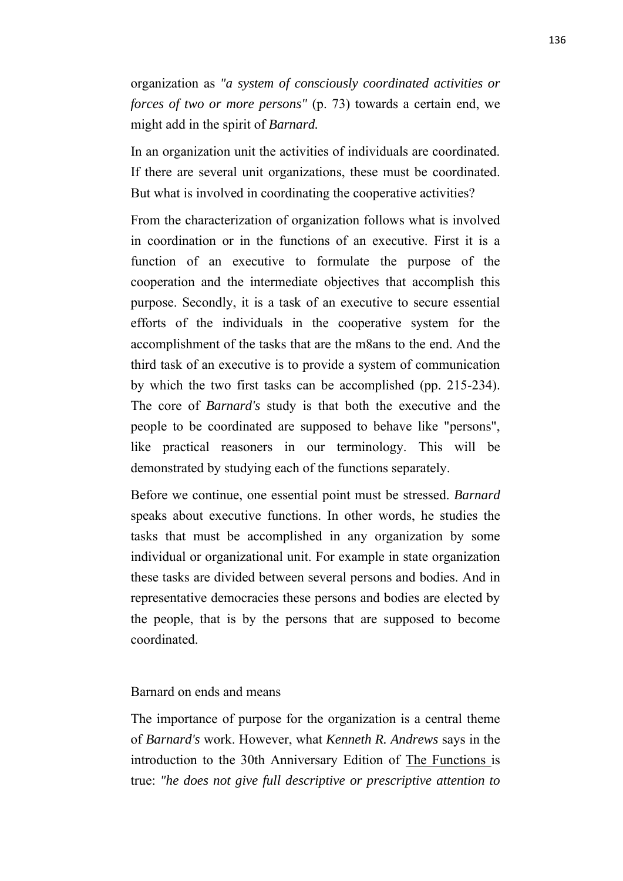organization as *"a system of consciously coordinated activities or forces of two or more persons"* (p. 73) towards a certain end, we might add in the spirit of *Barnard.*

In an organization unit the activities of individuals are coordinated. If there are several unit organizations, these must be coordinated. But what is involved in coordinating the cooperative activities?

From the characterization of organization follows what is involved in coordination or in the functions of an executive. First it is a function of an executive to formulate the purpose of the cooperation and the intermediate objectives that accomplish this purpose. Secondly, it is a task of an executive to secure essential efforts of the individuals in the cooperative system for the accomplishment of the tasks that are the m8ans to the end. And the third task of an executive is to provide a system of communication by which the two first tasks can be accomplished (pp. 215-234). The core of *Barnard's* study is that both the executive and the people to be coordinated are supposed to behave like "persons", like practical reasoners in our terminology. This will be demonstrated by studying each of the functions separately.

Before we continue, one essential point must be stressed. *Barnard* speaks about executive functions. In other words, he studies the tasks that must be accomplished in any organization by some individual or organizational unit. For example in state organization these tasks are divided between several persons and bodies. And in representative democracies these persons and bodies are elected by the people, that is by the persons that are supposed to become coordinated.

## Barnard on ends and means

The importance of purpose for the organization is a central theme of *Barnard's* work. However, what *Kenneth R. Andrews* says in the introduction to the 30th Anniversary Edition of The Functions is true: *"he does not give full descriptive or prescriptive attention to*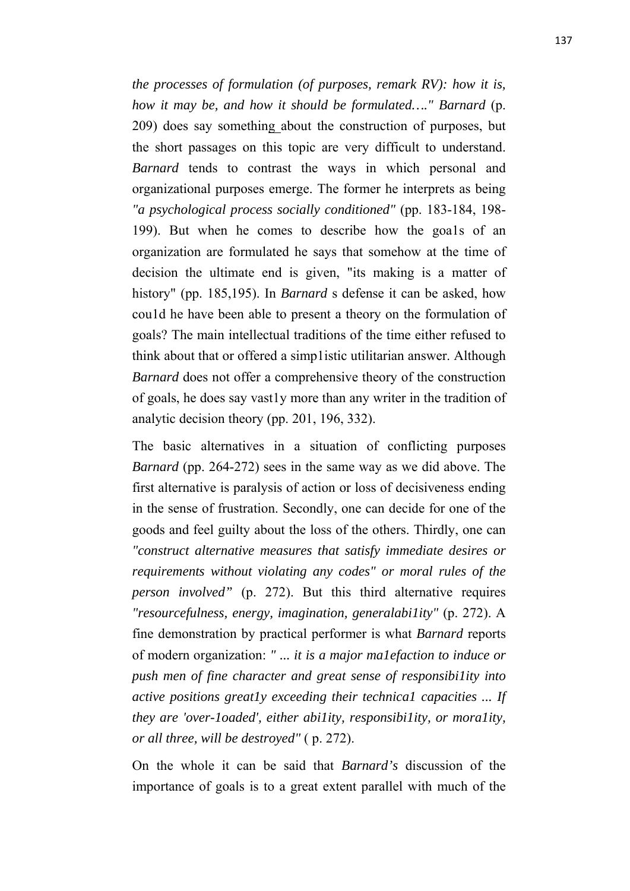*the processes of formulation (of purposes, remark RV): how it is, how it may be, and how it should be formulated…." Barnard* (p. 209) does say something about the construction of purposes, but the short passages on this topic are very difficult to understand. *Barnard* tends to contrast the ways in which personal and organizational purposes emerge. The former he interprets as being *"a psychological process socially conditioned"* (pp. 183-184, 198-199). But when he comes to describe how the goa1s of an organization are formulated he says that somehow at the time of decision the ultimate end is given, "its making is a matter of history" (pp. 185,195). In *Barnard* s defense it can be asked, how cou1d he have been able to present a theory on the formulation of goals? The main intellectual traditions of the time either refused to think about that or offered a simp1istic utilitarian answer. Although *Barnard* does not offer a comprehensive theory of the construction of goals, he does say vast1y more than any writer in the tradition of analytic decision theory (pp. 201, 196, 332).

The basic alternatives in a situation of conflicting purposes *Barnard* (pp. 264-272) sees in the same way as we did above. The first alternative is paralysis of action or loss of decisiveness ending in the sense of frustration. Secondly, one can decide for one of the goods and feel guilty about the loss of the others. Thirdly, one can *"construct alternative measures that satisfy immediate desires or requirements without violating any codes" or moral rules of the person involved"* (p. 272). But this third alternative requires *"resourcefulness, energy, imagination, generalabi1ity"* (p. 272). A fine demonstration by practical performer is what *Barnard* reports of modern organization: *" ... it is a major ma1efaction to induce or push men of fine character and great sense of responsibi1ity into active positions great1y exceeding their technica1 capacities ... If they are 'over-1oaded', either abi1ity, responsibi1ity, or mora1ity, or all three, will be destroyed"* ( p. 272).

On the whole it can be said that *Barnard's* discussion of the importance of goals is to a great extent parallel with much of the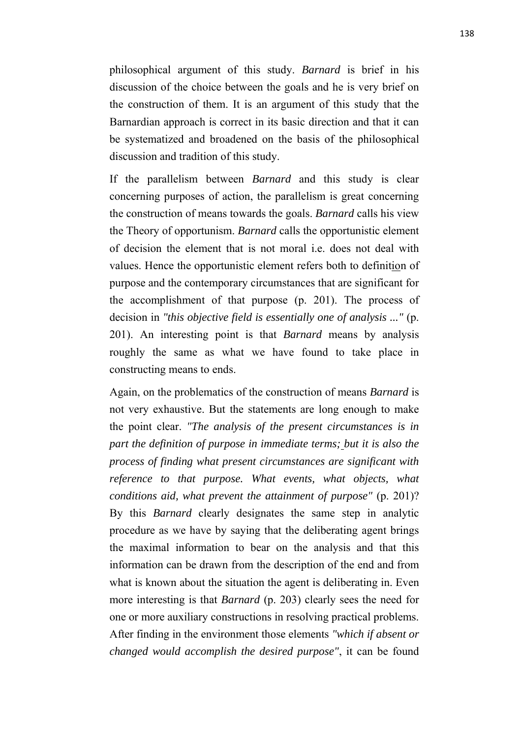philosophical argument of this study. *Barnard* is brief in his discussion of the choice between the goals and he is very brief on the construction of them. It is an argument of this study that the Barnardian approach is correct in its basic direction and that it can be systematized and broadened on the basis of the philosophical discussion and tradition of this study.

If the parallelism between *Barnard* and this study is clear concerning purposes of action, the parallelism is great concerning the construction of means towards the goals. *Barnard* calls his view the Theory of opportunism. *Barnard* calls the opportunistic element of decision the element that is not moral i.e. does not deal with values. Hence the opportunistic element refers both to definition of purpose and the contemporary circumstances that are significant for the accomplishment of that purpose (p. 201). The process of decision in *"this objective field is essentially one of analysis ..."* (p. 201). An interesting point is that *Barnard* means by analysis roughly the same as what we have found to take place in constructing means to ends.

Again, on the problematics of the construction of means *Barnard* is not very exhaustive. But the statements are long enough to make the point clear. *"The analysis of the present circumstances is in part the definition of purpose in immediate terms; but it is also the process of finding what present circumstances are significant with reference to that purpose. What events, what objects, what conditions aid, what prevent the attainment of purpose"* (p. 201)? By this *Barnard* clearly designates the same step in analytic procedure as we have by saying that the deliberating agent brings the maximal information to bear on the analysis and that this information can be drawn from the description of the end and from what is known about the situation the agent is deliberating in. Even more interesting is that *Barnard* (p. 203) clearly sees the need for one or more auxiliary constructions in resolving practical problems. After finding in the environment those elements *"which if absent or changed would accomplish the desired purpose"*, it can be found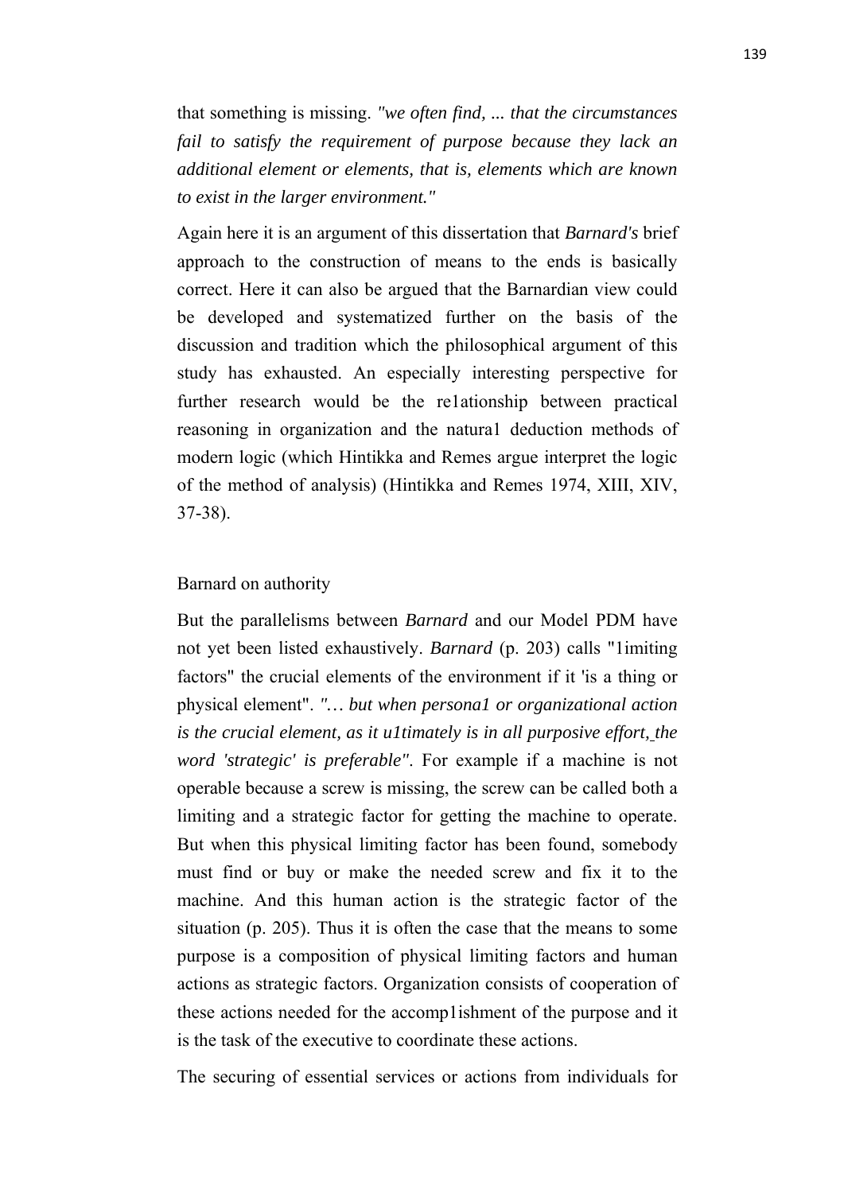that something is missing. *"we often find, ... that the circumstances fail to satisfy the requirement of purpose because they lack an additional element or elements, that is, elements which are known to exist in the larger environment."*

Again here it is an argument of this dissertation that *Barnard's* brief approach to the construction of means to the ends is basically correct. Here it can also be argued that the Barnardian view could be developed and systematized further on the basis of the discussion and tradition which the philosophical argument of this study has exhausted. An especially interesting perspective for further research would be the re1ationship between practical reasoning in organization and the natura1 deduction methods of modern logic (which Hintikka and Remes argue interpret the logic of the method of analysis) (Hintikka and Remes 1974, XIII, XIV, 37-38).

### Barnard on authority

But the parallelisms between *Barnard* and our Model PDM have not yet been listed exhaustively. *Barnard* (p. 203) calls "1imiting factors" the crucial elements of the environment if it 'is a thing or physical element". *"… but when persona1 or organizational action is the crucial element, as it u1timately is in all purposive effort, the word 'strategic' is preferable"*. For example if a machine is not operable because a screw is missing, the screw can be called both a limiting and a strategic factor for getting the machine to operate. But when this physical limiting factor has been found, somebody must find or buy or make the needed screw and fix it to the machine. And this human action is the strategic factor of the situation (p. 205). Thus it is often the case that the means to some purpose is a composition of physical limiting factors and human actions as strategic factors. Organization consists of cooperation of these actions needed for the accomp1ishment of the purpose and it is the task of the executive to coordinate these actions.

The securing of essential services or actions from individuals for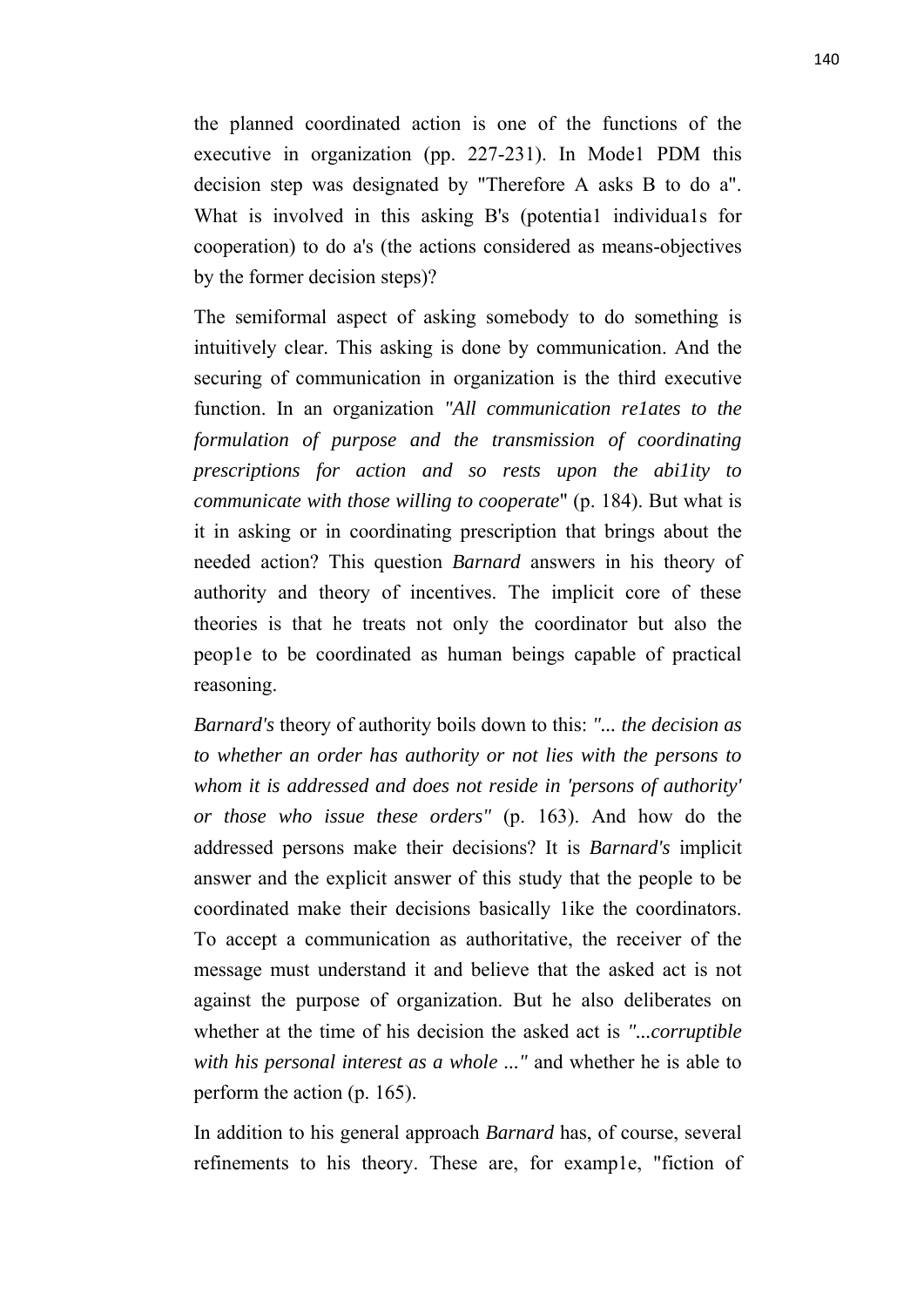the planned coordinated action is one of the functions of the executive in organization (pp. 227-231). In Mode1 PDM this decision step was designated by "Therefore A asks B to do a". What is involved in this asking B's (potentia1 individua1s for cooperation) to do a's (the actions considered as means-objectives by the former decision steps)?

The semiformal aspect of asking somebody to do something is intuitively clear. This asking is done by communication. And the securing of communication in organization is the third executive function. In an organization *"All communication re1ates to the formulation of purpose and the transmission of coordinating prescriptions for action and so rests upon the abi1ity to communicate with those willing to cooperate*" (p. 184). But what is it in asking or in coordinating prescription that brings about the needed action? This question *Barnard* answers in his theory of authority and theory of incentives. The implicit core of these theories is that he treats not only the coordinator but also the peop1e to be coordinated as human beings capable of practical reasoning.

*Barnard's* theory of authority boils down to this: *"... the decision as to whether an order has authority or not lies with the persons to whom it is addressed and does not reside in 'persons of authority' or those who issue these orders"* (p. 163). And how do the addressed persons make their decisions? It is *Barnard's* implicit answer and the explicit answer of this study that the people to be coordinated make their decisions basically 1ike the coordinators. To accept a communication as authoritative, the receiver of the message must understand it and believe that the asked act is not against the purpose of organization. But he also deliberates on whether at the time of his decision the asked act is *"...corruptible with his personal interest as a whole ..."* and whether he is able to perform the action (p. 165).

In addition to his general approach *Barnard* has, of course, several refinements to his theory. These are, for examp1e, "fiction of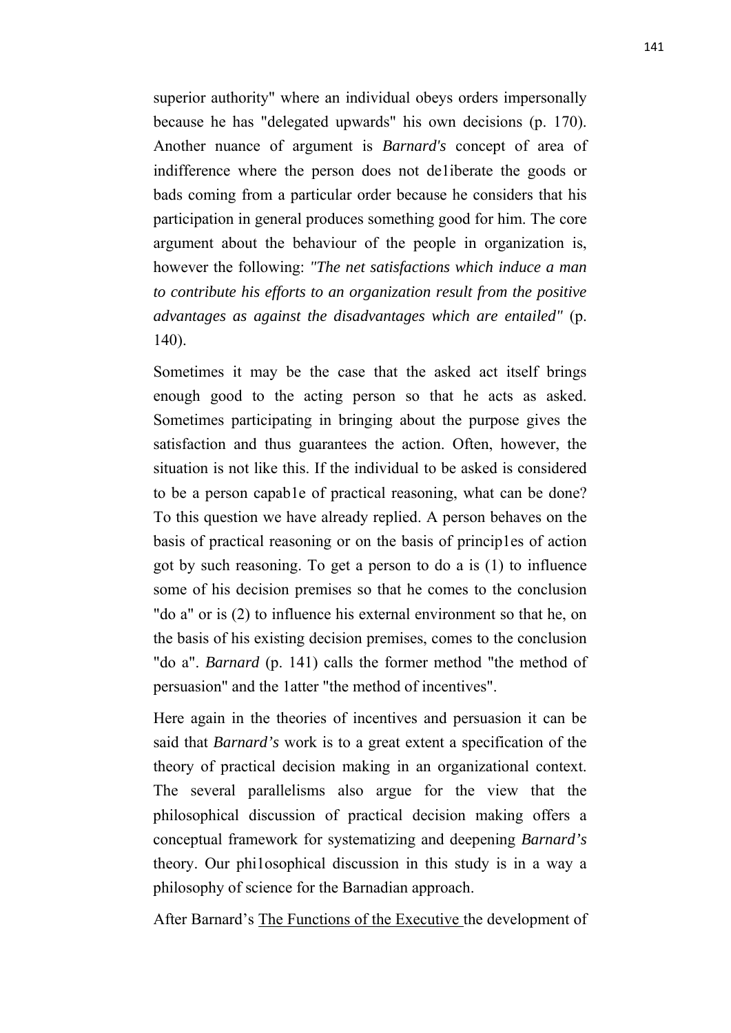superior authority" where an individual obeys orders impersonally because he has "delegated upwards" his own decisions (p. 170). Another nuance of argument is *Barnard's* concept of area of indifference where the person does not de1iberate the goods or bads coming from a particular order because he considers that his participation in general produces something good for him. The core argument about the behaviour of the people in organization is, however the following: *"The net satisfactions which induce a man to contribute his efforts to an organization result from the positive advantages as against the disadvantages which are entailed"* (p. 140).

Sometimes it may be the case that the asked act itself brings enough good to the acting person so that he acts as asked. Sometimes participating in bringing about the purpose gives the satisfaction and thus guarantees the action. Often, however, the situation is not like this. If the individual to be asked is considered to be a person capab1e of practical reasoning, what can be done? To this question we have already replied. A person behaves on the basis of practical reasoning or on the basis of princip1es of action got by such reasoning. To get a person to do a is (1) to influence some of his decision premises so that he comes to the conclusion "do a" or is (2) to influence his external environment so that he, on the basis of his existing decision premises, comes to the conclusion "do a". *Barnard* (p. 141) calls the former method "the method of persuasion" and the 1atter "the method of incentives".

Here again in the theories of incentives and persuasion it can be said that *Barnard's* work is to a great extent a specification of the theory of practical decision making in an organizational context. The several parallelisms also argue for the view that the philosophical discussion of practical decision making offers a conceptual framework for systematizing and deepening *Barnard's* theory. Our phi1osophical discussion in this study is in a way a philosophy of science for the Barnadian approach.

After Barnard's The Functions of the Executive the development of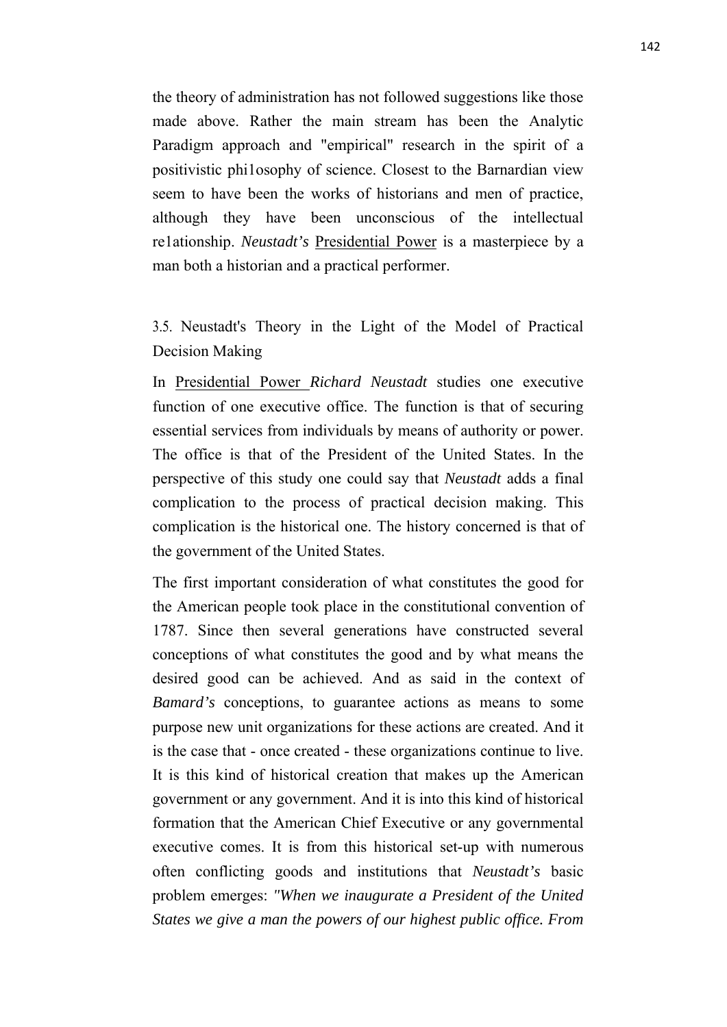the theory of administration has not followed suggestions like those made above. Rather the main stream has been the Analytic Paradigm approach and "empirical" research in the spirit of a positivistic phi1osophy of science. Closest to the Barnardian view seem to have been the works of historians and men of practice, although they have been unconscious of the intellectual re1ationship. *Neustadt's* Presidential Power is a masterpiece by a man both a historian and a practical performer.

### 3.5. Neustadt's Theory in the Light of the Model of Practical Decision Making

In Presidential Power *Richard Neustadt* studies one executive function of one executive office. The function is that of securing essential services from individuals by means of authority or power. The office is that of the President of the United States. In the perspective of this study one could say that *Neustadt* adds a final complication to the process of practical decision making. This complication is the historical one. The history concerned is that of the government of the United States.

The first important consideration of what constitutes the good for the American people took place in the constitutional convention of 1787. Since then several generations have constructed several conceptions of what constitutes the good and by what means the desired good can be achieved. And as said in the context of *Bamard's* conceptions, to guarantee actions as means to some purpose new unit organizations for these actions are created. And it is the case that - once created - these organizations continue to live. It is this kind of historical creation that makes up the American government or any government. And it is into this kind of historical formation that the American Chief Executive or any governmental executive comes. It is from this historical set-up with numerous often conflicting goods and institutions that *Neustadt's* basic problem emerges: *"When we inaugurate a President of the United States we give a man the powers of our highest public office. From*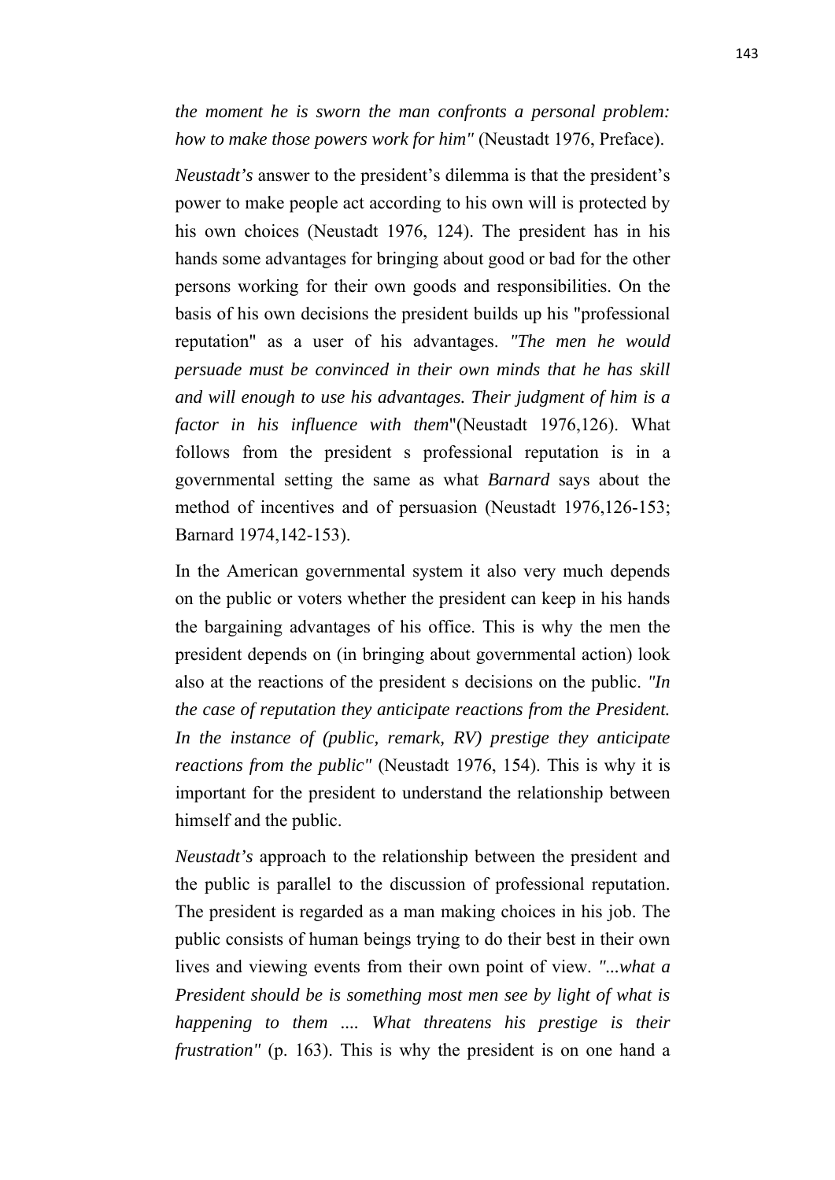*the moment he is sworn the man confronts a personal problem: how to make those powers work for him"* (Neustadt 1976, Preface).

*Neustadt's* answer to the president's dilemma is that the president's power to make people act according to his own will is protected by his own choices (Neustadt 1976, 124). The president has in his hands some advantages for bringing about good or bad for the other persons working for their own goods and responsibilities. On the basis of his own decisions the president builds up his "professional reputation" as a user of his advantages. *"The men he would persuade must be convinced in their own minds that he has skill and will enough to use his advantages. Their judgment of him is a factor in his influence with them*"(Neustadt 1976,126). What follows from the president s professional reputation is in a governmental setting the same as what *Barnard* says about the method of incentives and of persuasion (Neustadt 1976,126-153; Barnard 1974,142-153).

In the American governmental system it also very much depends on the public or voters whether the president can keep in his hands the bargaining advantages of his office. This is why the men the president depends on (in bringing about governmental action) look also at the reactions of the president s decisions on the public. *"In the case of reputation they anticipate reactions from the President. In the instance of (public, remark, RV) prestige they anticipate reactions from the public"* (Neustadt 1976, 154). This is why it is important for the president to understand the relationship between himself and the public.

*Neustadt's* approach to the relationship between the president and the public is parallel to the discussion of professional reputation. The president is regarded as a man making choices in his job. The public consists of human beings trying to do their best in their own lives and viewing events from their own point of view. *"...what a President should be is something most men see by light of what is happening to them .... What threatens his prestige is their frustration"* (p. 163). This is why the president is on one hand a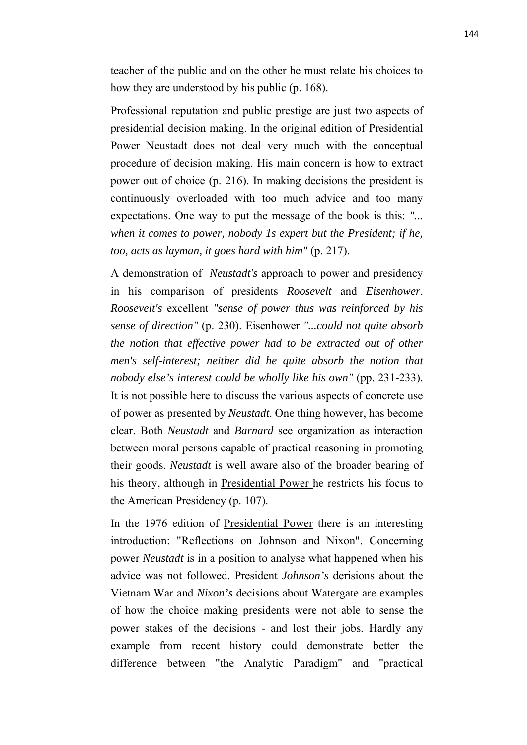teacher of the public and on the other he must relate his choices to how they are understood by his public (p. 168).

Professional reputation and public prestige are just two aspects of presidential decision making. In the original edition of Presidential Power Neustadt does not deal very much with the conceptual procedure of decision making. His main concern is how to extract power out of choice (p. 216). In making decisions the president is continuously overloaded with too much advice and too many expectations. One way to put the message of the book is this: *"... when it comes to power, nobody 1s expert but the President; if he, too, acts as layman, it goes hard with him"* (p. 217).

A demonstration of *Neustadt's* approach to power and presidency in his comparison of presidents *Roosevelt* and *Eisenhower*. *Roosevelt's* excellent *"sense of power thus was reinforced by his sense of direction"* (p. 230). Eisenhower *"...could not quite absorb the notion that effective power had to be extracted out of other men's self-interest; neither did he quite absorb the notion that nobody else's interest could be wholly like his own"* (pp. 231-233). It is not possible here to discuss the various aspects of concrete use of power as presented by *Neustadt*. One thing however, has become clear. Both *Neustadt* and *Barnard* see organization as interaction between moral persons capable of practical reasoning in promoting their goods. *Neustadt* is well aware also of the broader bearing of his theory, although in Presidential Power he restricts his focus to the American Presidency (p. 107).

In the 1976 edition of Presidential Power there is an interesting introduction: "Reflections on Johnson and Nixon". Concerning power *Neustadt* is in a position to analyse what happened when his advice was not followed. President *Johnson's* derisions about the Vietnam War and *Nixon's* decisions about Watergate are examples of how the choice making presidents were not able to sense the power stakes of the decisions - and lost their jobs. Hardly any example from recent history could demonstrate better the difference between "the Analytic Paradigm" and "practical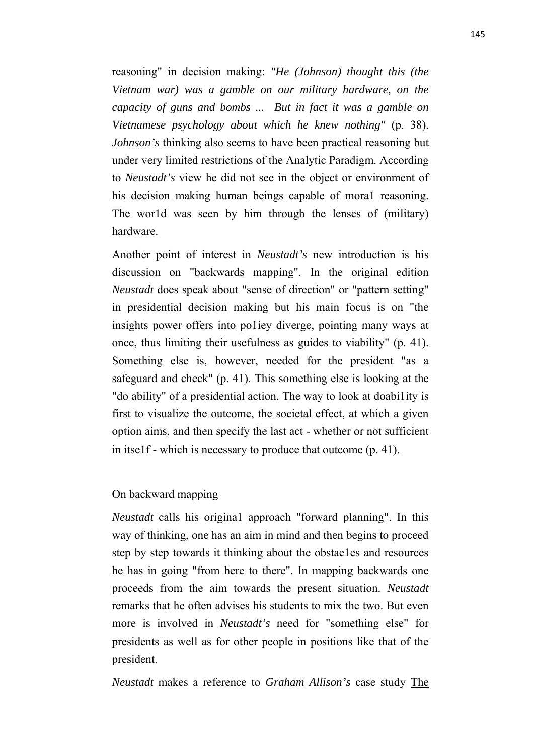reasoning" in decision making: *"He (Johnson) thought this (the Vietnam war) was a gamble on our military hardware, on the capacity of guns and bombs ... But in fact it was a gamble on Vietnamese psychology about which he knew nothing"* (p. 38). *Johnson's* thinking also seems to have been practical reasoning but under very limited restrictions of the Analytic Paradigm. According to *Neustadt's* view he did not see in the object or environment of his decision making human beings capable of mora1 reasoning. The wor1d was seen by him through the lenses of (military) hardware.

Another point of interest in *Neustadt's* new introduction is his discussion on "backwards mapping". In the original edition *Neustadt* does speak about "sense of direction" or "pattern setting" in presidential decision making but his main focus is on "the insights power offers into po1iey diverge, pointing many ways at once, thus limiting their usefulness as guides to viability" (p. 41). Something else is, however, needed for the president "as a safeguard and check" (p. 41). This something else is looking at the "do ability" of a presidential action. The way to look at doabi1ity is first to visualize the outcome, the societal effect, at which a given option aims, and then specify the last act - whether or not sufficient in itse1f - which is necessary to produce that outcome (p. 41).

On backward mapping

*Neustadt* calls his origina1 approach "forward planning". In this way of thinking, one has an aim in mind and then begins to proceed step by step towards it thinking about the obstae1es and resources he has in going "from here to there". In mapping backwards one proceeds from the aim towards the present situation. *Neustadt* remarks that he often advises his students to mix the two. But even more is involved in *Neustadt's* need for "something else" for presidents as well as for other people in positions like that of the president.

*Neustadt* makes a reference to *Graham Allison's* case study The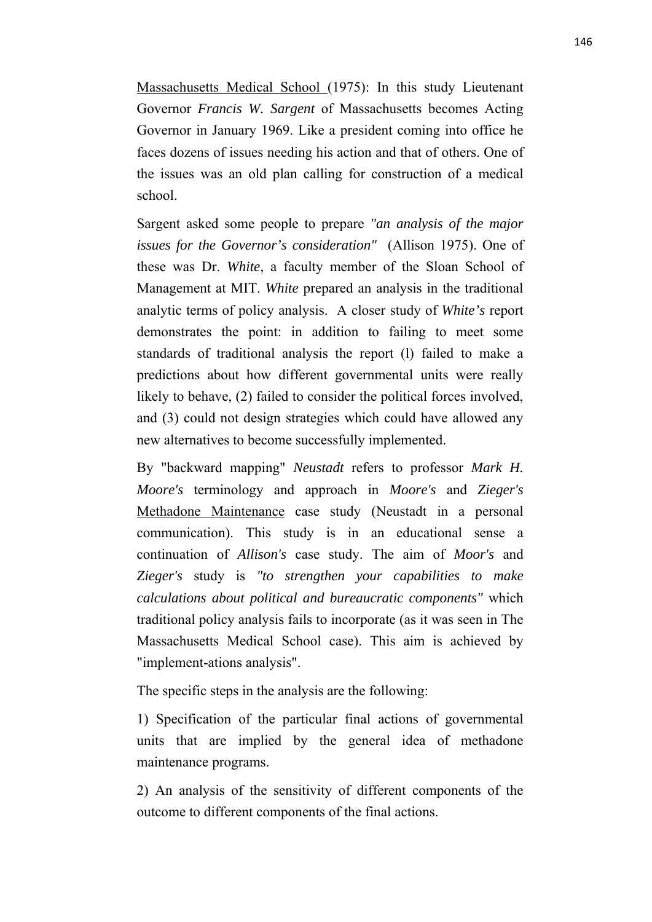<u>Massachusetts Medical School</u> (1975): In this study Lieutenant Governor *Francis W. Sargent* of Massachusetts becomes Acting Governor in January 1969. Like a president coming into office he faces dozens of issues needing his action and that of others. One of the issues was an old plan calling for construction of a medical school.

Sargent asked some people to prepare *"an analysis of the major issues for the Governor's consideration"* (Allison 1975). One of these was Dr. *White*, a faculty member of the Sloan School of Management at MIT. *White* prepared an analysis in the traditional analytic terms of policy analysis. A closer study of *White's* report demonstrates the point: in addition to failing to meet some standards of traditional analysis the report (l) failed to make a predictions about how different governmental units were really likely to behave, (2) failed to consider the political forces involved, and (3) could not design strategies which could have allowed any new alternatives to become successfully implemented.

By "backward mapping" *Neustadt* refers to professor *Mark H. Moore's* terminology and approach in *Moore's* and *Zieger's* <u>Methadone Maintenance</u> case study (Neustadt in a personal communication). This study is in an educational sense a continuation of *Allison's* case study. The aim of *Moor's* and *Zieger's* study is *"to strengthen your capabilities to make calculations about political and bureaucratic components"* which traditional policy analysis fails to incorporate (as it was seen in The Massachusetts Medical School case). This aim is achieved by "implement-ations analysis".

The specific steps in the analysis are the following:

1) Specification of the particular final actions of governmental units that are implied by the general idea of methadone maintenance programs.

2) An analysis of the sensitivity of different components of the outcome to different components of the final actions.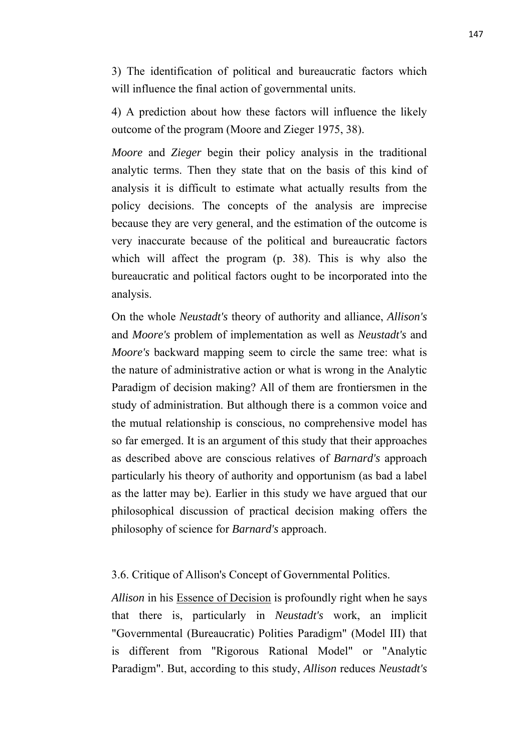3) The identification of political and bureaucratic factors which will influence the final action of governmental units.

4) A prediction about how these factors will influence the likely outcome of the program (Moore and Zieger 1975, 38).

*Moore* and *Zieger* begin their policy analysis in the traditional analytic terms. Then they state that on the basis of this kind of analysis it is difficult to estimate what actually results from the policy decisions. The concepts of the analysis are imprecise because they are very general, and the estimation of the outcome is very inaccurate because of the political and bureaucratic factors which will affect the program (p. 38). This is why also the bureaucratic and political factors ought to be incorporated into the analysis.

On the whole *Neustadt's* theory of authority and alliance, *Allison's* and *Moore's* problem of implementation as well as *Neustadt's* and *Moore's* backward mapping seem to circle the same tree: what is the nature of administrative action or what is wrong in the Analytic Paradigm of decision making? All of them are frontiersmen in the study of administration. But although there is a common voice and the mutual relationship is conscious, no comprehensive model has so far emerged. It is an argument of this study that their approaches as described above are conscious relatives of *Barnard's* approach particularly his theory of authority and opportunism (as bad a label as the latter may be). Earlier in this study we have argued that our philosophical discussion of practical decision making offers the philosophy of science for *Barnard's* approach.

### 3.6. Critique of Allison's Concept of Governmental Politics.

*Allison* in his Essence of Decision is profoundly right when he says that there is, particularly in *Neustadt's* work, an implicit "Governmental (Bureaucratic) Polities Paradigm" (Model III) that is different from "Rigorous Rational Model" or "Analytic Paradigm". But, according to this study, *Allison* reduces *Neustadt's*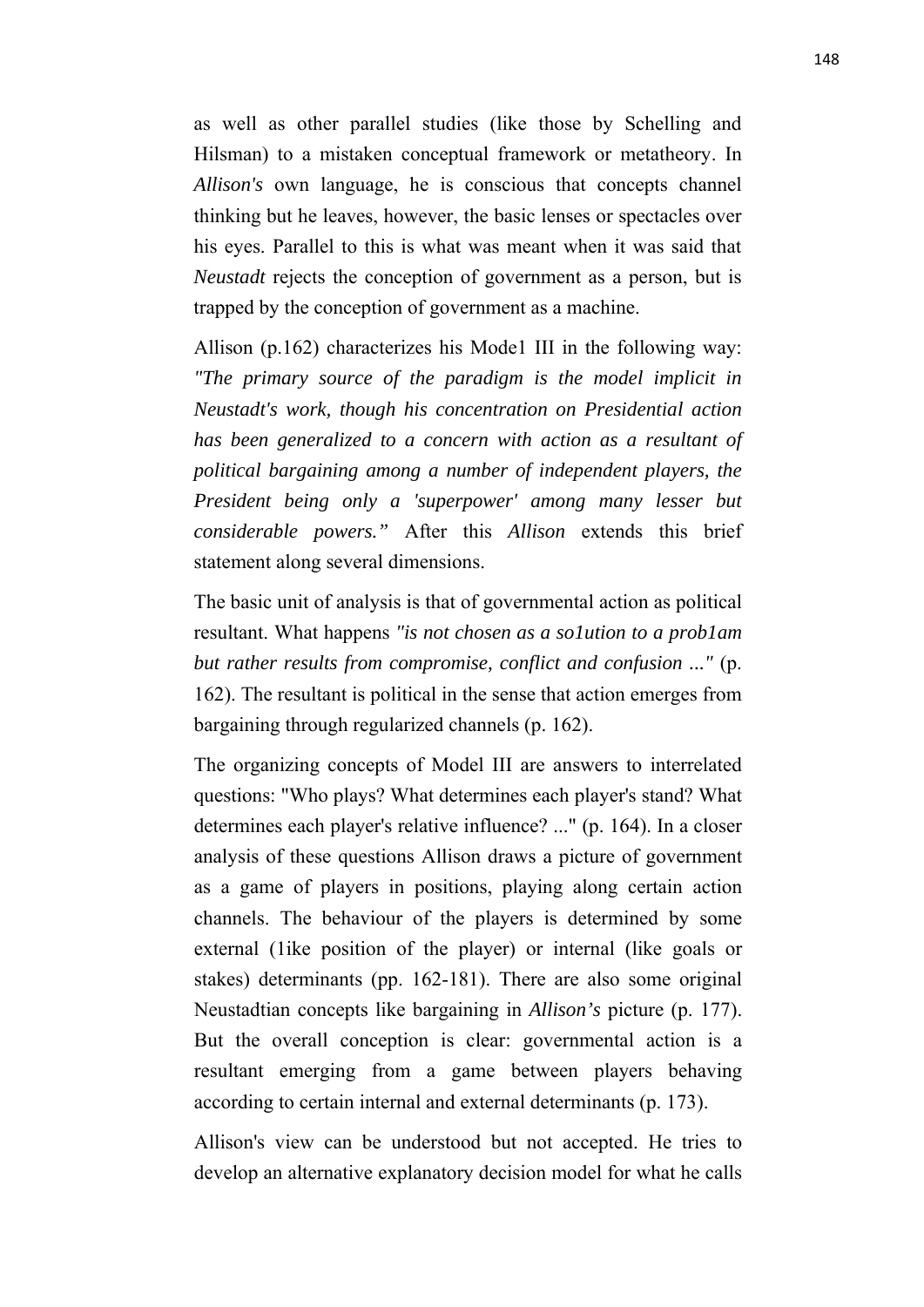as well as other parallel studies (like those by Schelling and Hilsman) to a mistaken conceptual framework or metatheory. In *Allison's* own language, he is conscious that concepts channel thinking but he leaves, however, the basic lenses or spectacles over his eyes. Parallel to this is what was meant when it was said that *Neustadt* rejects the conception of government as a person, but is trapped by the conception of government as a machine.

Allison (p.162) characterizes his Mode1 III in the following way: *"The primary source of the paradigm is the model implicit in Neustadt's work, though his concentration on Presidential action has been generalized to a concern with action as a resultant of political bargaining among a number of independent players, the President being only a 'superpower' among many lesser but considerable powers."* After this *Allison* extends this brief statement along several dimensions.

The basic unit of analysis is that of governmental action as political resultant. What happens *"is not chosen as a so1ution to a prob1am but rather results from compromise, conflict and confusion ..."* (p. 162). The resultant is political in the sense that action emerges from bargaining through regularized channels (p. 162).

The organizing concepts of Model III are answers to interrelated questions: "Who plays? What determines each player's stand? What determines each player's relative influence? ..." (p. 164). In a closer analysis of these questions Allison draws a picture of government as a game of players in positions, playing along certain action channels. The behaviour of the players is determined by some external (1ike position of the player) or internal (like goals or stakes) determinants (pp. 162-181). There are also some original Neustadtian concepts like bargaining in *Allison's* picture (p. 177). But the overall conception is clear: governmental action is a resultant emerging from a game between players behaving according to certain internal and external determinants (p. 173).

Allison's view can be understood but not accepted. He tries to develop an alternative explanatory decision model for what he calls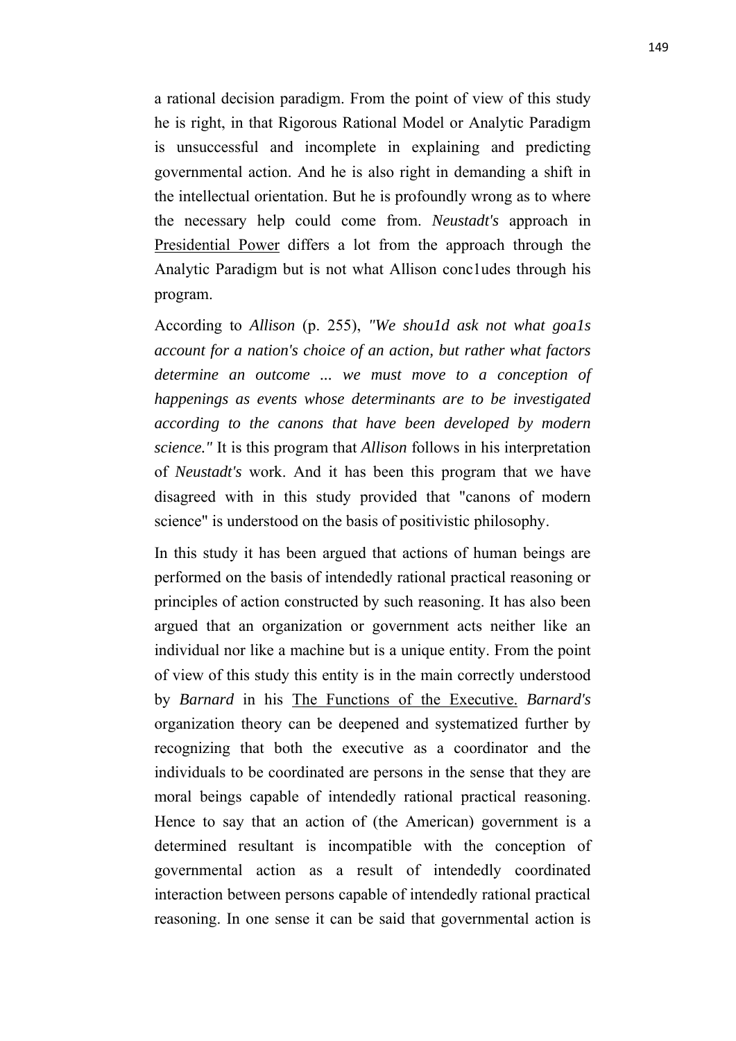a rational decision paradigm. From the point of view of this study he is right, in that Rigorous Rational Model or Analytic Paradigm is unsuccessful and incomplete in explaining and predicting governmental action. And he is also right in demanding a shift in the intellectual orientation. But he is profoundly wrong as to where the necessary help could come from. *Neustadt's* approach in Presidential Power differs a lot from the approach through the Analytic Paradigm but is not what Allison conc1udes through his program.

According to *Allison* (p. 255), *"We shou1d ask not what goa1s account for a nation's choice of an action, but rather what factors determine an outcome ... we must move to a conception of happenings as events whose determinants are to be investigated according to the canons that have been developed by modern science."* It is this program that *Allison* follows in his interpretation of *Neustadt's* work. And it has been this program that we have disagreed with in this study provided that "canons of modern science" is understood on the basis of positivistic philosophy.

In this study it has been argued that actions of human beings are performed on the basis of intendedly rational practical reasoning or principles of action constructed by such reasoning. It has also been argued that an organization or government acts neither like an individual nor like a machine but is a unique entity. From the point of view of this study this entity is in the main correctly understood by *Barnard* in his The Functions of the Executive. *Barnard's* organization theory can be deepened and systematized further by recognizing that both the executive as a coordinator and the individuals to be coordinated are persons in the sense that they are moral beings capable of intendedly rational practical reasoning. Hence to say that an action of (the American) government is a determined resultant is incompatible with the conception of governmental action as a result of intendedly coordinated interaction between persons capable of intendedly rational practical reasoning. In one sense it can be said that governmental action is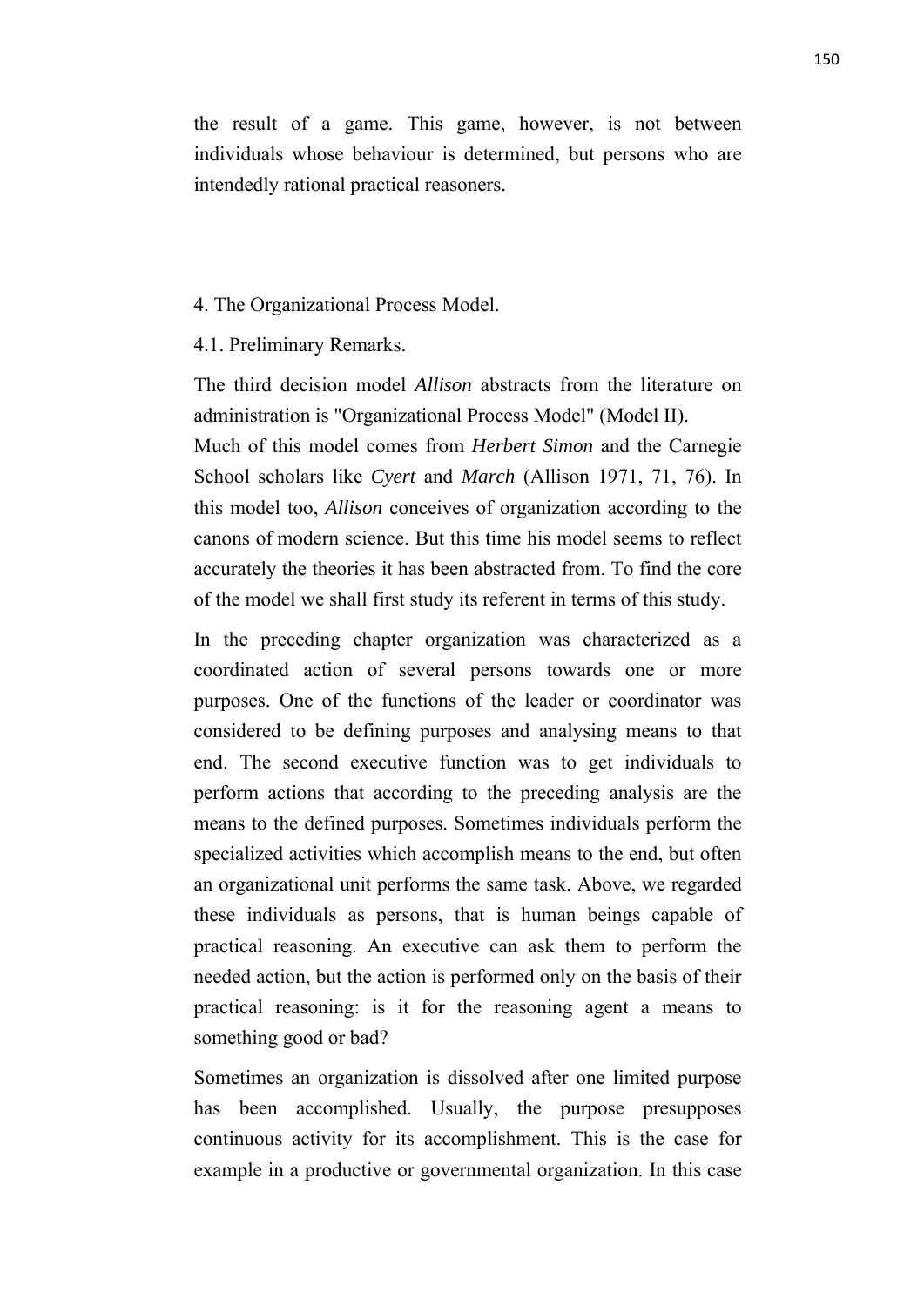the result of a game. This game, however, is not between individuals whose behaviour is determined, but persons who are intendedly rational practical reasoners.

## 4. The Organizational Process Model.

### 4.1. Preliminary Remarks.

The third decision model *Allison* abstracts from the literature on administration is "Organizational Process Model" (Model II).
Much of this model comes from *Herbert Simon* and the Carnegie School scholars like *Cyert* and *March* (Allison 1971, 71, 76). In this model too, *Allison* conceives of organization according to the canons of modern science. But this time his model seems to reflect accurately the theories it has been abstracted from. To find the core of the model we shall first study its referent in terms of this study.

In the preceding chapter organization was characterized as a coordinated action of several persons towards one or more purposes. One of the functions of the leader or coordinator was considered to be defining purposes and analysing means to that end. The second executive function was to get individuals to perform actions that according to the preceding analysis are the means to the defined purposes. Sometimes individuals perform the specialized activities which accomplish means to the end, but often an organizational unit performs the same task. Above, we regarded these individuals as persons, that is human beings capable of practical reasoning. An executive can ask them to perform the needed action, but the action is performed only on the basis of their practical reasoning: is it for the reasoning agent a means to something good or bad?

Sometimes an organization is dissolved after one limited purpose has been accomplished. Usually, the purpose presupposes continuous activity for its accomplishment. This is the case for example in a productive or governmental organization. In this case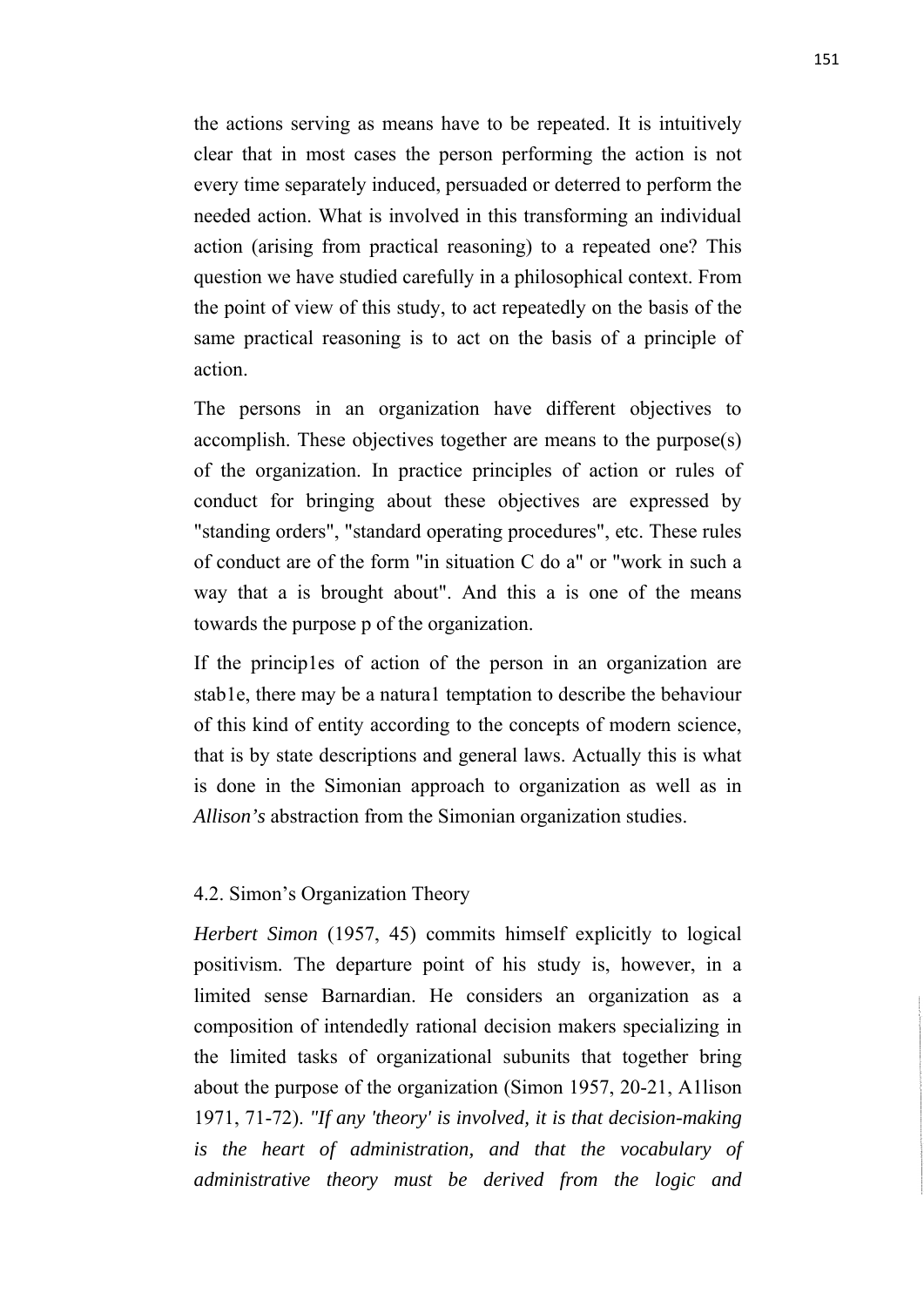the actions serving as means have to be repeated. It is intuitively clear that in most cases the person performing the action is not every time separately induced, persuaded or deterred to perform the needed action. What is involved in this transforming an individual action (arising from practical reasoning) to a repeated one? This question we have studied carefully in a philosophical context. From the point of view of this study, to act repeatedly on the basis of the same practical reasoning is to act on the basis of a principle of action.

The persons in an organization have different objectives to accomplish. These objectives together are means to the purpose(s) of the organization. In practice principles of action or rules of conduct for bringing about these objectives are expressed by "standing orders", "standard operating procedures", etc. These rules of conduct are of the form "in situation C do a" or "work in such a way that a is brought about". And this a is one of the means towards the purpose p of the organization.

If the princip1es of action of the person in an organization are stab1e, there may be a natura1 temptation to describe the behaviour of this kind of entity according to the concepts of modern science, that is by state descriptions and general laws. Actually this is what is done in the Simonian approach to organization as well as in *Allison's* abstraction from the Simonian organization studies.

## 4.2. Simon's Organization Theory

*Herbert Simon* (1957, 45) commits himself explicitly to logical positivism. The departure point of his study is, however, in a limited sense Barnardian. He considers an organization as a composition of intendedly rational decision makers specializing in the limited tasks of organizational subunits that together bring about the purpose of the organization (Simon 1957, 20-21, A1lison 1971, 71-72). *"If any 'theory' is involved, it is that decision-making is the heart of administration, and that the vocabulary of administrative theory must be derived from the logic and*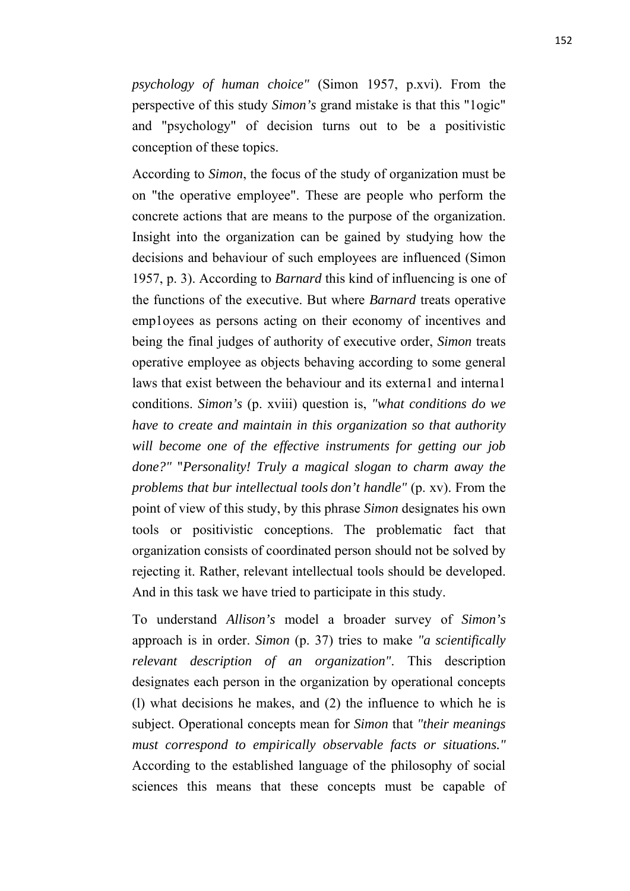*psychology of human choice"* (Simon 1957, p.xvi). From the perspective of this study *Simon's* grand mistake is that this "1ogic" and "psychology" of decision turns out to be a positivistic conception of these topics.

According to *Simon*, the focus of the study of organization must be on "the operative employee". These are people who perform the concrete actions that are means to the purpose of the organization. Insight into the organization can be gained by studying how the decisions and behaviour of such employees are influenced (Simon 1957, p. 3). According to *Barnard* this kind of influencing is one of the functions of the executive. But where *Barnard* treats operative emp1oyees as persons acting on their economy of incentives and being the final judges of authority of executive order, *Simon* treats operative employee as objects behaving according to some general laws that exist between the behaviour and its externa1 and interna1 conditions. *Simon's* (p. xviii) question is, *"what conditions do we have to create and maintain in this organization so that authority will become one of the effective instruments for getting our job done?"* "*Personality! Truly a magical slogan to charm away the problems that bur intellectual tools don't handle"* (p. xv). From the point of view of this study, by this phrase *Simon* designates his own tools or positivistic conceptions. The problematic fact that organization consists of coordinated person should not be solved by rejecting it. Rather, relevant intellectual tools should be developed. And in this task we have tried to participate in this study.

To understand *Allison's* model a broader survey of *Simon's* approach is in order. *Simon* (p. 37) tries to make *"a scientifically relevant description of an organization"*. This description designates each person in the organization by operational concepts (l) what decisions he makes, and (2) the influence to which he is subject. Operational concepts mean for *Simon* that *"their meanings must correspond to empirically observable facts or situations."* According to the established language of the philosophy of social sciences this means that these concepts must be capable of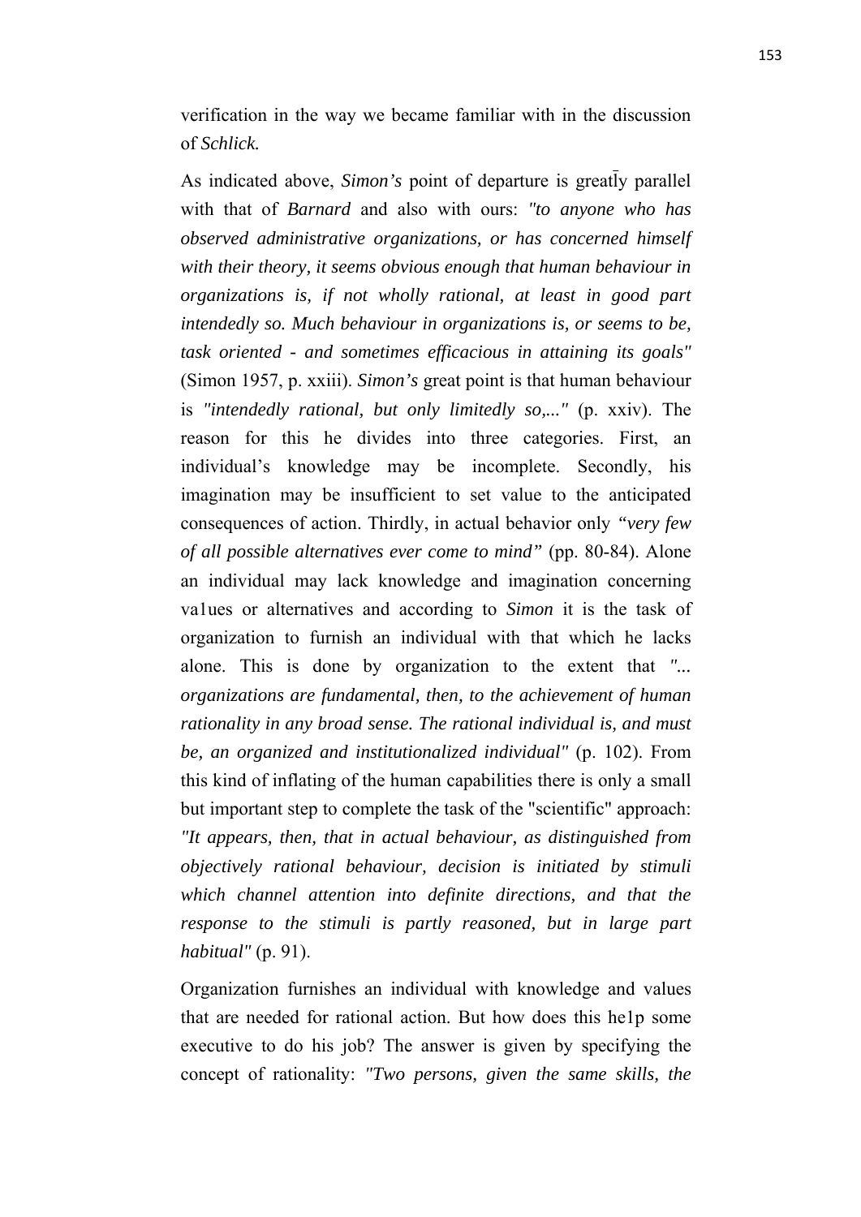verification in the way we became familiar with in the discussion of *Schlick.*

As indicated above, *Simon's* point of departure is greatly parallel with that of *Barnard* and also with ours: *"to anyone who has observed administrative organizations, or has concerned himself with their theory, it seems obvious enough that human behaviour in organizations is, if not wholly rational, at least in good part intendedly so. Much behaviour in organizations is, or seems to be, task oriented - and sometimes efficacious in attaining its goals"* (Simon 1957, p. xxiii). *Simon's* great point is that human behaviour is *"intendedly rational, but only limitedly so,..."* (p. xxiv). The reason for this he divides into three categories. First, an individual's knowledge may be incomplete. Secondly, his imagination may be insufficient to set value to the anticipated consequences of action. Thirdly, in actual behavior only *"very few of all possible alternatives ever come to mind"* (pp. 80-84). Alone an individual may lack knowledge and imagination concerning va1ues or alternatives and according to *Simon* it is the task of organization to furnish an individual with that which he lacks alone. This is done by organization to the extent that *"... organizations are fundamental, then, to the achievement of human rationality in any broad sense. The rational individual is, and must be, an organized and institutionalized individual"* (p. 102). From this kind of inflating of the human capabilities there is only a small but important step to complete the task of the "scientific" approach: *"It appears, then, that in actual behaviour, as distinguished from objectively rational behaviour, decision is initiated by stimuli which channel attention into definite directions, and that the response to the stimuli is partly reasoned, but in large part habitual"* (p. 91).

Organization furnishes an individual with knowledge and values that are needed for rational action. But how does this he1p some executive to do his job? The answer is given by specifying the concept of rationality: *"Two persons, given the same skills, the*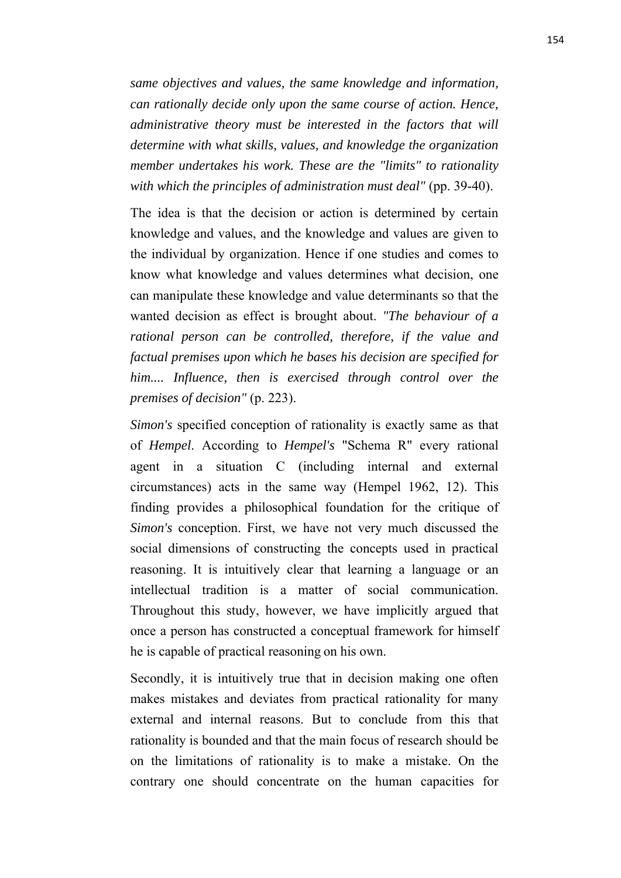*same objectives and values, the same knowledge and information, can rationally decide only upon the same course of action. Hence, administrative theory must be interested in the factors that will determine with what skills, values, and knowledge the organization member undertakes his work. These are the "limits" to rationality with which the principles of administration must deal"* (pp. 39-40).

The idea is that the decision or action is determined by certain knowledge and values, and the knowledge and values are given to the individual by organization. Hence if one studies and comes to know what knowledge and values determines what decision, one can manipulate these knowledge and value determinants so that the wanted decision as effect is brought about. *"The behaviour of a rational person can be controlled, therefore, if the value and factual premises upon which he bases his decision are specified for him.... Influence, then is exercised through control over the premises of decision"* (p. 223).

*Simon's* specified conception of rationality is exactly same as that of *Hempel*. According to *Hempel's* "Schema R" every rational agent in a situation C (including internal and external circumstances) acts in the same way (Hempel 1962, 12). This finding provides a philosophical foundation for the critique of *Simon's* conception. First, we have not very much discussed the social dimensions of constructing the concepts used in practical reasoning. It is intuitively clear that learning a language or an intellectual tradition is a matter of social communication. Throughout this study, however, we have implicitly argued that once a person has constructed a conceptual framework for himself he is capable of practical reasoning on his own.

Secondly, it is intuitively true that in decision making one often makes mistakes and deviates from practical rationality for many external and internal reasons. But to conclude from this that rationality is bounded and that the main focus of research should be on the limitations of rationality is to make a mistake. On the contrary one should concentrate on the human capacities for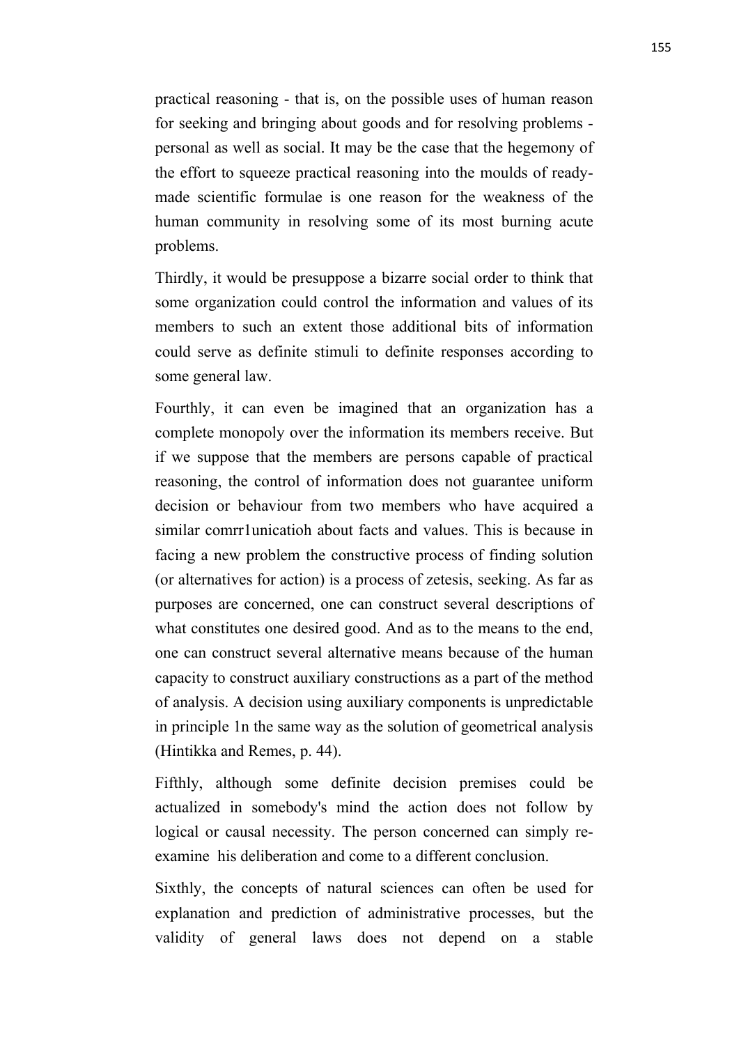practical reasoning - that is, on the possible uses of human reason for seeking and bringing about goods and for resolving problems - personal as well as social. It may be the case that the hegemony of the effort to squeeze practical reasoning into the moulds of ready-made scientific formulae is one reason for the weakness of the human community in resolving some of its most burning acute problems.

Thirdly, it would be presuppose a bizarre social order to think that some organization could control the information and values of its members to such an extent those additional bits of information could serve as definite stimuli to definite responses according to some general law.

Fourthly, it can even be imagined that an organization has a complete monopoly over the information its members receive. But if we suppose that the members are persons capable of practical reasoning, the control of information does not guarantee uniform decision or behaviour from two members who have acquired a similar comrr1unicatioh about facts and values. This is because in facing a new problem the constructive process of finding solution (or alternatives for action) is a process of zetesis, seeking. As far as purposes are concerned, one can construct several descriptions of what constitutes one desired good. And as to the means to the end, one can construct several alternative means because of the human capacity to construct auxiliary constructions as a part of the method of analysis. A decision using auxiliary components is unpredictable in principle 1n the same way as the solution of geometrical analysis (Hintikka and Remes, p. 44).

Fifthly, although some definite decision premises could be actualized in somebody's mind the action does not follow by logical or causal necessity. The person concerned can simply re-examine his deliberation and come to a different conclusion.

Sixthly, the concepts of natural sciences can often be used for explanation and prediction of administrative processes, but the validity of general laws does not depend on a stable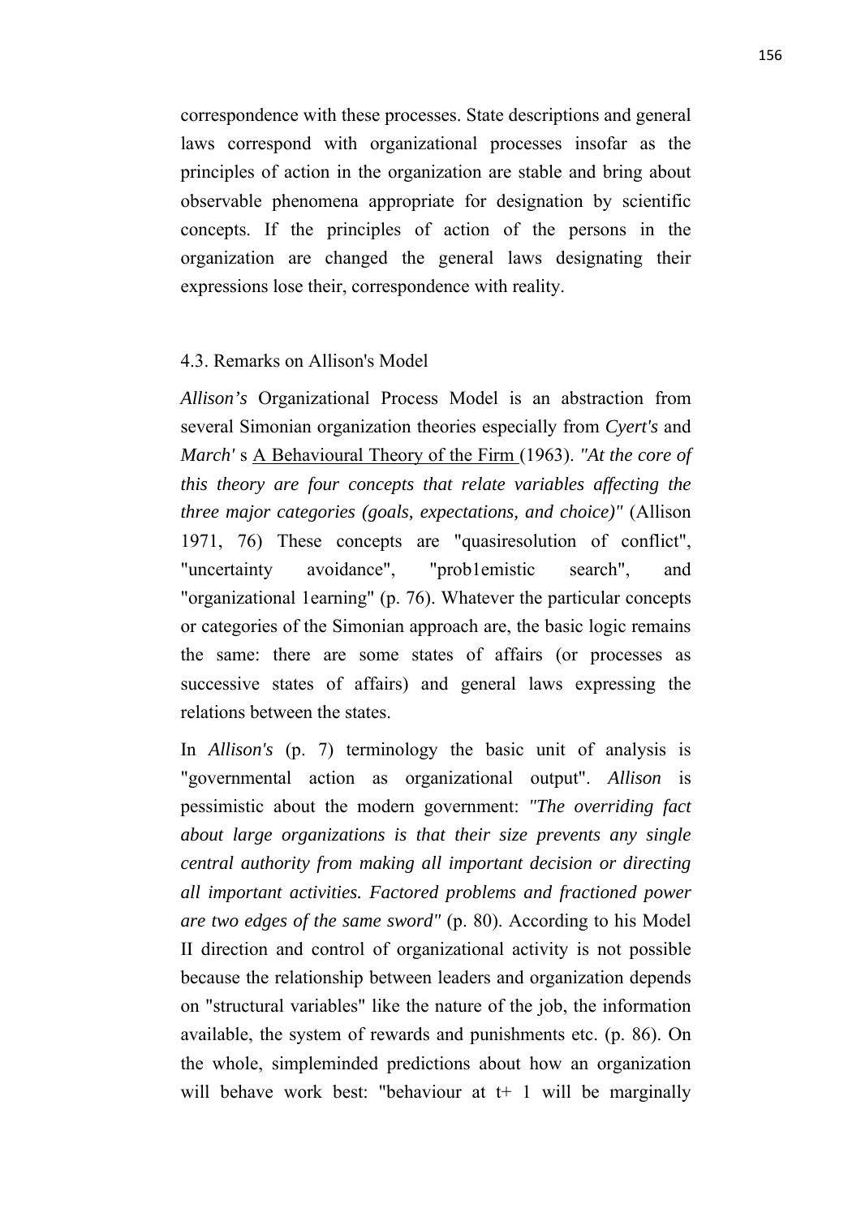correspondence with these processes. State descriptions and general laws correspond with organizational processes insofar as the principles of action in the organization are stable and bring about observable phenomena appropriate for designation by scientific concepts. If the principles of action of the persons in the organization are changed the general laws designating their expressions lose their, correspondence with reality.

## 4.3. Remarks on Allison's Model

*Allison's* Organizational Process Model is an abstraction from several Simonian organization theories especially from *Cyert's* and *March'* s A Behavioural Theory of the Firm (1963). *"At the core of this theory are four concepts that relate variables affecting the three major categories (goals, expectations, and choice)"* (Allison 1971, 76) These concepts are "quasiresolution of conflict", "uncertainty avoidance", "prob1emistic search", and "organizational 1earning" (p. 76). Whatever the particular concepts or categories of the Simonian approach are, the basic logic remains the same: there are some states of affairs (or processes as successive states of affairs) and general laws expressing the relations between the states.

In *Allison's* (p. 7) terminology the basic unit of analysis is "governmental action as organizational output". *Allison* is pessimistic about the modern government: *"The overriding fact about large organizations is that their size prevents any single central authority from making all important decision or directing all important activities. Factored problems and fractioned power are two edges of the same sword"* (p. 80). According to his Model II direction and control of organizational activity is not possible because the relationship between leaders and organization depends on "structural variables" like the nature of the job, the information available, the system of rewards and punishments etc. (p. 86). On the whole, simpleminded predictions about how an organization will behave work best: "behaviour at t+ 1 will be marginally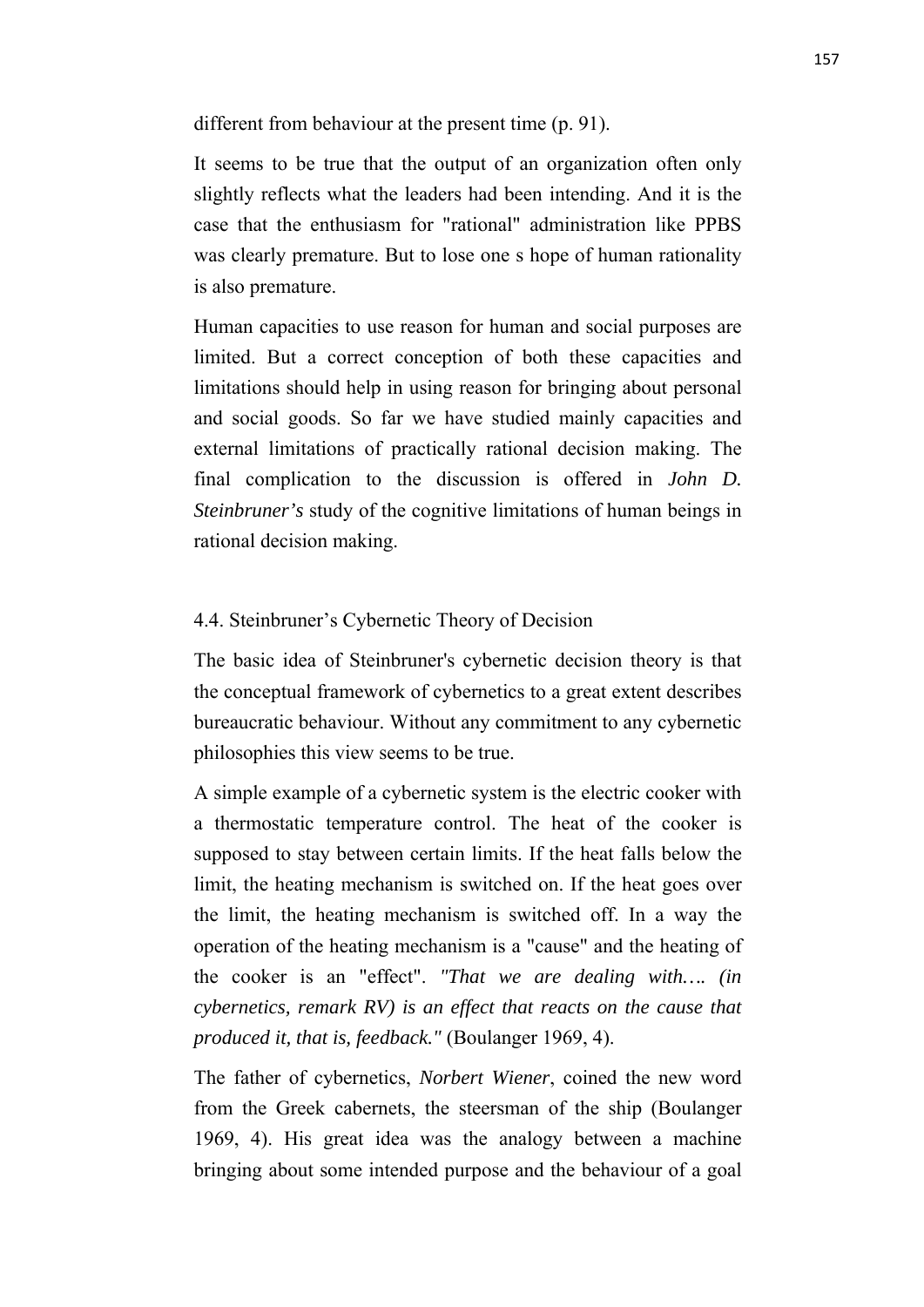different from behaviour at the present time (p. 91).

It seems to be true that the output of an organization often only slightly reflects what the leaders had been intending. And it is the case that the enthusiasm for "rational" administration like PPBS was clearly premature. But to lose one s hope of human rationality is also premature.

Human capacities to use reason for human and social purposes are limited. But a correct conception of both these capacities and limitations should help in using reason for bringing about personal and social goods. So far we have studied mainly capacities and external limitations of practically rational decision making. The final complication to the discussion is offered in *John D. Steinbruner's* study of the cognitive limitations of human beings in rational decision making.

## 4.4. Steinbruner's Cybernetic Theory of Decision

The basic idea of Steinbruner's cybernetic decision theory is that the conceptual framework of cybernetics to a great extent describes bureaucratic behaviour. Without any commitment to any cybernetic philosophies this view seems to be true.

A simple example of a cybernetic system is the electric cooker with a thermostatic temperature control. The heat of the cooker is supposed to stay between certain limits. If the heat falls below the limit, the heating mechanism is switched on. If the heat goes over the limit, the heating mechanism is switched off. In a way the operation of the heating mechanism is a "cause" and the heating of the cooker is an "effect". *"That we are dealing with…. (in cybernetics, remark RV) is an effect that reacts on the cause that produced it, that is, feedback."* (Boulanger 1969, 4).

The father of cybernetics, *Norbert Wiener*, coined the new word from the Greek cabernets, the steersman of the ship (Boulanger 1969, 4). His great idea was the analogy between a machine bringing about some intended purpose and the behaviour of a goal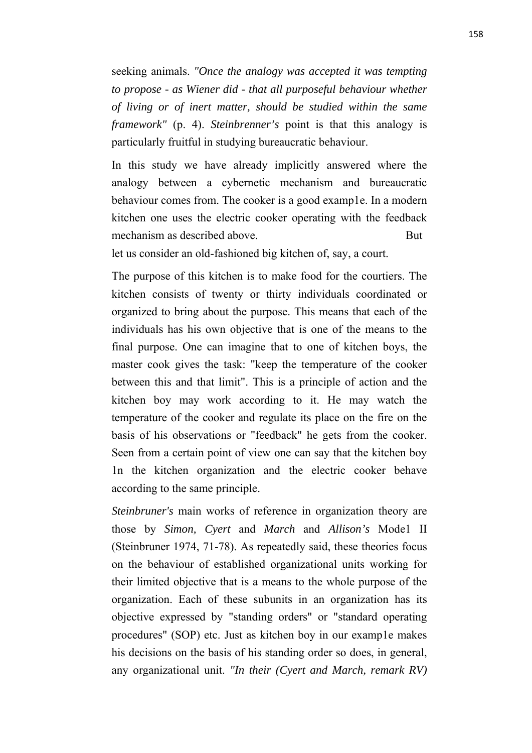seeking animals. *"Once the analogy was accepted it was tempting to propose - as Wiener did - that all purposeful behaviour whether of living or of inert matter, should be studied within the same framework"* (p. 4). *Steinbrenner's* point is that this analogy is particularly fruitful in studying bureaucratic behaviour.

In this study we have already implicitly answered where the analogy between a cybernetic mechanism and bureaucratic behaviour comes from. The cooker is a good examp1e. In a modern kitchen one uses the electric cooker operating with the feedback mechanism as described above. But let us consider an old-fashioned big kitchen of, say, a court.

The purpose of this kitchen is to make food for the courtiers. The kitchen consists of twenty or thirty individuals coordinated or organized to bring about the purpose. This means that each of the individuals has his own objective that is one of the means to the final purpose. One can imagine that to one of kitchen boys, the master cook gives the task: "keep the temperature of the cooker between this and that limit". This is a principle of action and the kitchen boy may work according to it. He may watch the temperature of the cooker and regulate its place on the fire on the basis of his observations or "feedback" he gets from the cooker. Seen from a certain point of view one can say that the kitchen boy 1n the kitchen organization and the electric cooker behave according to the same principle.

*Steinbruner's* main works of reference in organization theory are those by *Simon, Cyert* and *March* and *Allison's* Mode1 II (Steinbruner 1974, 71-78). As repeatedly said, these theories focus on the behaviour of established organizational units working for their limited objective that is a means to the whole purpose of the organization. Each of these subunits in an organization has its objective expressed by "standing orders" or "standard operating procedures" (SOP) etc. Just as kitchen boy in our examp1e makes his decisions on the basis of his standing order so does, in general, any organizational unit. *"In their (Cyert and March, remark RV)*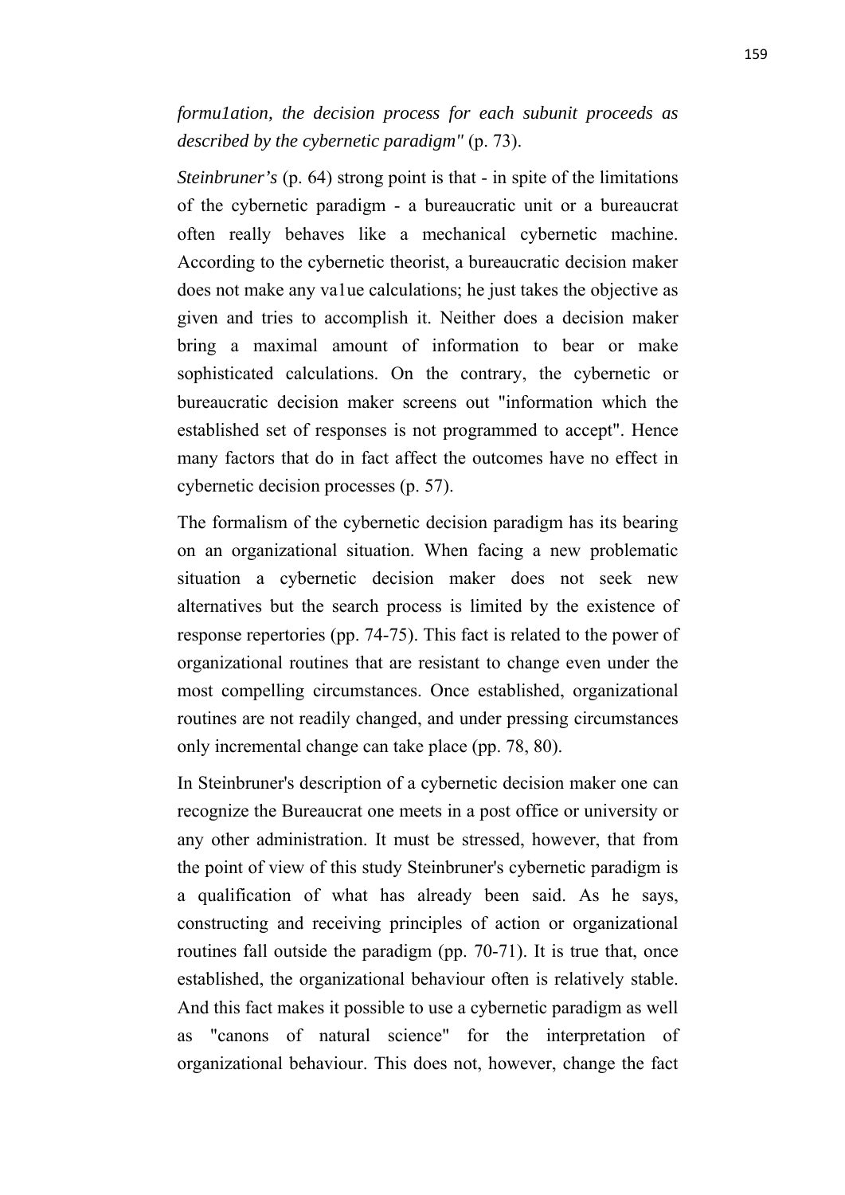*formu1ation, the decision process for each subunit proceeds as described by the cybernetic paradigm"* (p. 73).

*Steinbruner's* (p. 64) strong point is that - in spite of the limitations of the cybernetic paradigm - a bureaucratic unit or a bureaucrat often really behaves like a mechanical cybernetic machine. According to the cybernetic theorist, a bureaucratic decision maker does not make any va1ue calculations; he just takes the objective as given and tries to accomplish it. Neither does a decision maker bring a maximal amount of information to bear or make sophisticated calculations. On the contrary, the cybernetic or bureaucratic decision maker screens out "information which the established set of responses is not programmed to accept". Hence many factors that do in fact affect the outcomes have no effect in cybernetic decision processes (p. 57).

The formalism of the cybernetic decision paradigm has its bearing on an organizational situation. When facing a new problematic situation a cybernetic decision maker does not seek new alternatives but the search process is limited by the existence of response repertories (pp. 74-75). This fact is related to the power of organizational routines that are resistant to change even under the most compelling circumstances. Once established, organizational routines are not readily changed, and under pressing circumstances only incremental change can take place (pp. 78, 80).

In Steinbruner's description of a cybernetic decision maker one can recognize the Bureaucrat one meets in a post office or university or any other administration. It must be stressed, however, that from the point of view of this study Steinbruner's cybernetic paradigm is a qualification of what has already been said. As he says, constructing and receiving principles of action or organizational routines fall outside the paradigm (pp. 70-71). It is true that, once established, the organizational behaviour often is relatively stable. And this fact makes it possible to use a cybernetic paradigm as well as "canons of natural science" for the interpretation of organizational behaviour. This does not, however, change the fact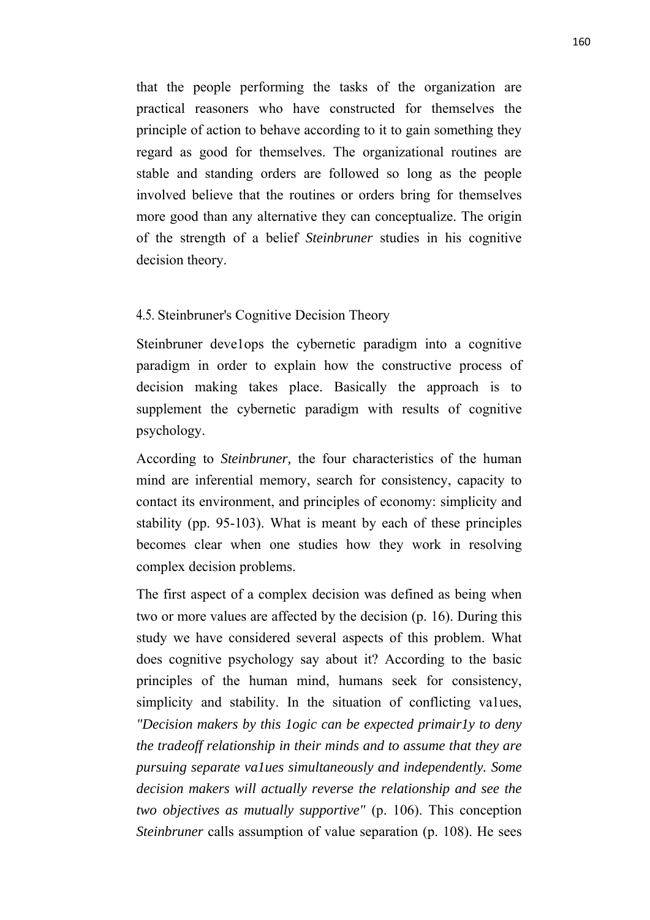that the people performing the tasks of the organization are practical reasoners who have constructed for themselves the principle of action to behave according to it to gain something they regard as good for themselves. The organizational routines are stable and standing orders are followed so long as the people involved believe that the routines or orders bring for themselves more good than any alternative they can conceptualize. The origin of the strength of a belief *Steinbruner* studies in his cognitive decision theory.

## 4.5. Steinbruner's Cognitive Decision Theory

Steinbruner deve1ops the cybernetic paradigm into a cognitive paradigm in order to explain how the constructive process of decision making takes place. Basically the approach is to supplement the cybernetic paradigm with results of cognitive psychology.

According to *Steinbruner,* the four characteristics of the human mind are inferential memory, search for consistency, capacity to contact its environment, and principles of economy: simplicity and stability (pp. 95-103). What is meant by each of these principles becomes clear when one studies how they work in resolving complex decision problems.

The first aspect of a complex decision was defined as being when two or more values are affected by the decision (p. 16). During this study we have considered several aspects of this problem. What does cognitive psychology say about it? According to the basic principles of the human mind, humans seek for consistency, simplicity and stability. In the situation of conflicting va1ues, *"Decision makers by this 1ogic can be expected primair1y to deny the tradeoff relationship in their minds and to assume that they are pursuing separate va1ues simultaneously and independently. Some decision makers will actually reverse the relationship and see the two objectives as mutually supportive"* (p. 106). This conception *Steinbruner* calls assumption of value separation (p. 108). He sees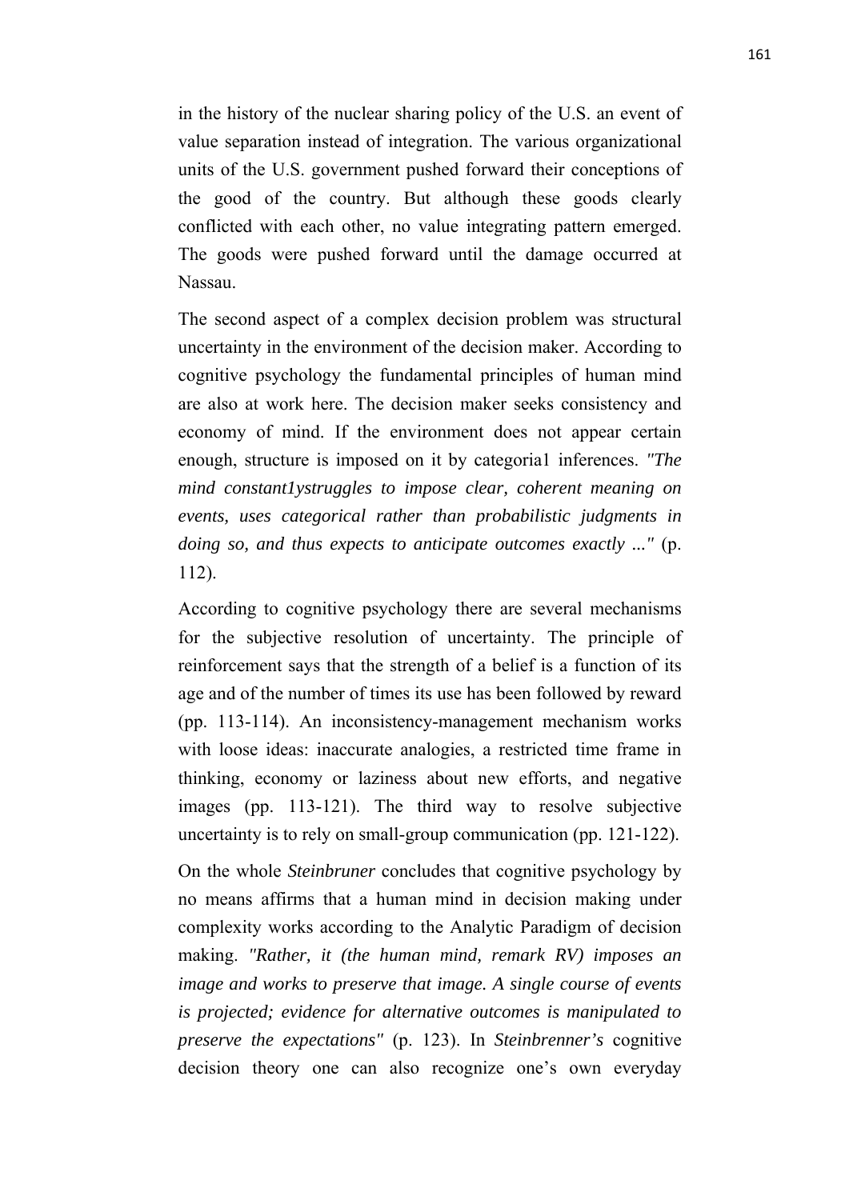in the history of the nuclear sharing policy of the U.S. an event of value separation instead of integration. The various organizational units of the U.S. government pushed forward their conceptions of the good of the country. But although these goods clearly conflicted with each other, no value integrating pattern emerged. The goods were pushed forward until the damage occurred at Nassau.

The second aspect of a complex decision problem was structural uncertainty in the environment of the decision maker. According to cognitive psychology the fundamental principles of human mind are also at work here. The decision maker seeks consistency and economy of mind. If the environment does not appear certain enough, structure is imposed on it by categoria1 inferences. *"The mind constant1ystruggles to impose clear, coherent meaning on events, uses categorical rather than probabilistic judgments in doing so, and thus expects to anticipate outcomes exactly ..."* (p. 112).

According to cognitive psychology there are several mechanisms for the subjective resolution of uncertainty. The principle of reinforcement says that the strength of a belief is a function of its age and of the number of times its use has been followed by reward (pp. 113-114). An inconsistency-management mechanism works with loose ideas: inaccurate analogies, a restricted time frame in thinking, economy or laziness about new efforts, and negative images (pp. 113-121). The third way to resolve subjective uncertainty is to rely on small-group communication (pp. 121-122).

On the whole *Steinbruner* concludes that cognitive psychology by no means affirms that a human mind in decision making under complexity works according to the Analytic Paradigm of decision making. *"Rather, it (the human mind, remark RV) imposes an image and works to preserve that image. A single course of events is projected; evidence for alternative outcomes is manipulated to preserve the expectations"* (p. 123). In *Steinbrenner's* cognitive decision theory one can also recognize one's own everyday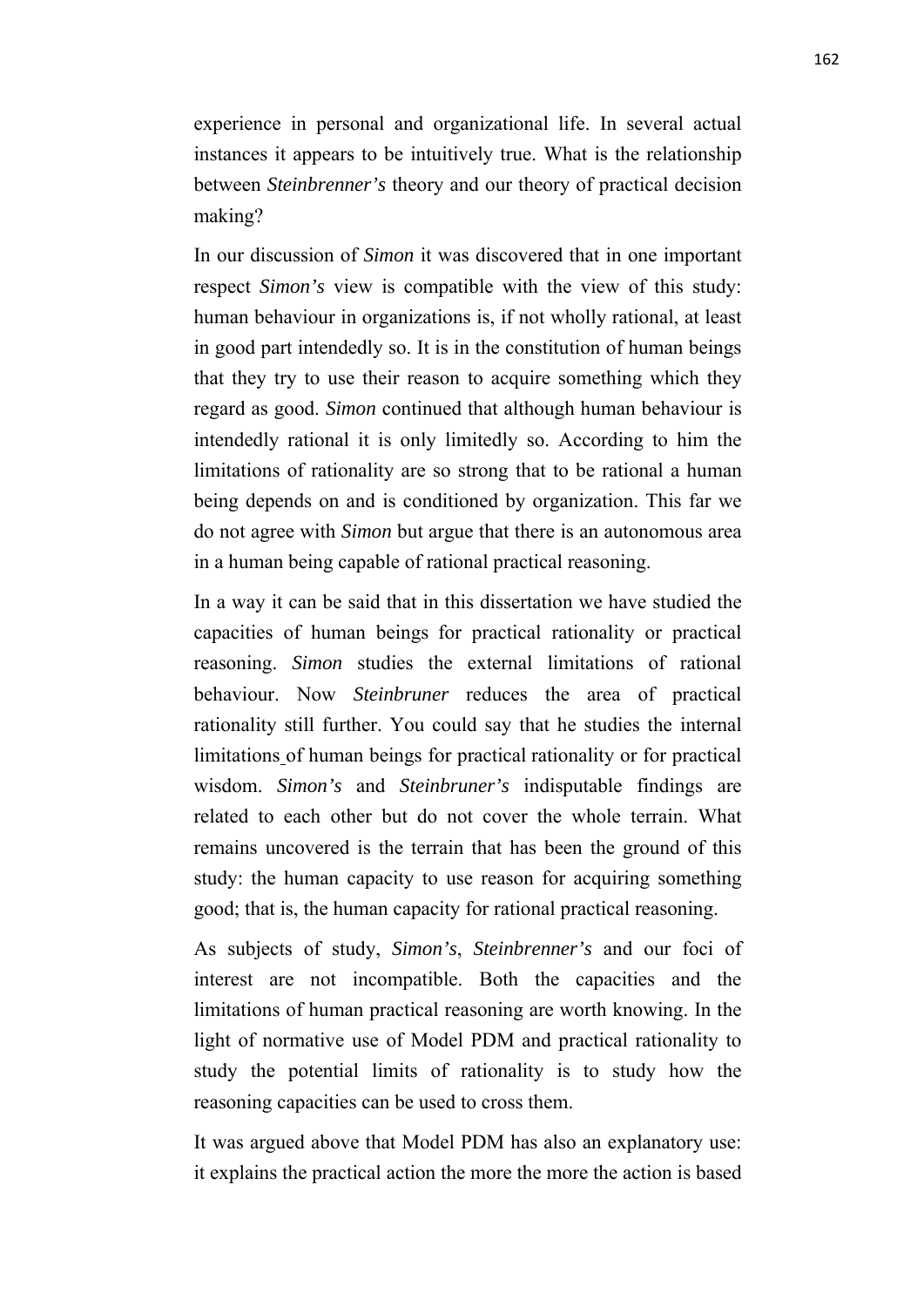experience in personal and organizational life. In several actual instances it appears to be intuitively true. What is the relationship between *Steinbrenner's* theory and our theory of practical decision making?

In our discussion of *Simon* it was discovered that in one important respect *Simon's* view is compatible with the view of this study: human behaviour in organizations is, if not wholly rational, at least in good part intendedly so. It is in the constitution of human beings that they try to use their reason to acquire something which they regard as good. *Simon* continued that although human behaviour is intendedly rational it is only limitedly so. According to him the limitations of rationality are so strong that to be rational a human being depends on and is conditioned by organization. This far we do not agree with *Simon* but argue that there is an autonomous area in a human being capable of rational practical reasoning.

In a way it can be said that in this dissertation we have studied the capacities of human beings for practical rationality or practical reasoning. *Simon* studies the external limitations of rational behaviour. Now *Steinbruner* reduces the area of practical rationality still further. You could say that he studies the internal limitations of human beings for practical rationality or for practical wisdom. *Simon's* and *Steinbruner's* indisputable findings are related to each other but do not cover the whole terrain. What remains uncovered is the terrain that has been the ground of this study: the human capacity to use reason for acquiring something good; that is, the human capacity for rational practical reasoning.

As subjects of study, *Simon's*, *Steinbrenner's* and our foci of interest are not incompatible. Both the capacities and the limitations of human practical reasoning are worth knowing. In the light of normative use of Model PDM and practical rationality to study the potential limits of rationality is to study how the reasoning capacities can be used to cross them.

It was argued above that Model PDM has also an explanatory use: it explains the practical action the more the more the action is based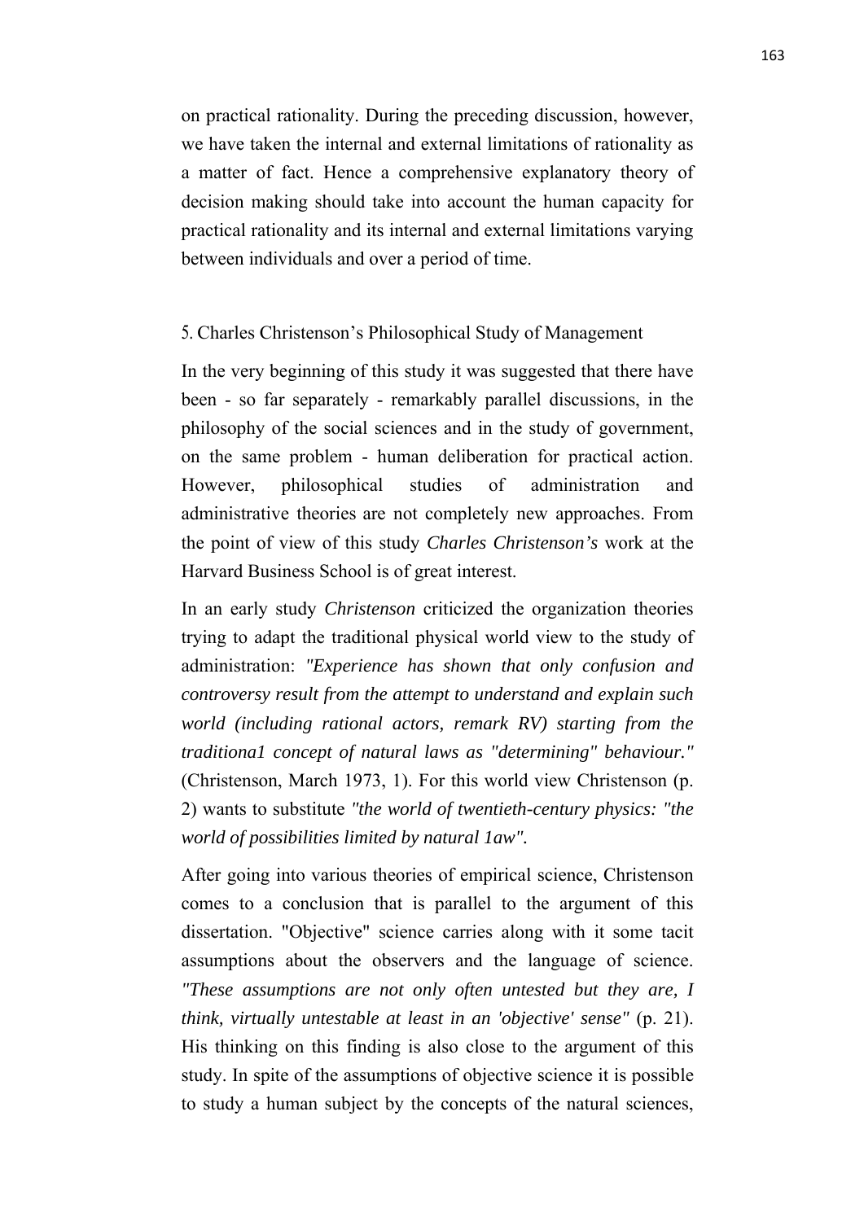on practical rationality. During the preceding discussion, however, we have taken the internal and external limitations of rationality as a matter of fact. Hence a comprehensive explanatory theory of decision making should take into account the human capacity for practical rationality and its internal and external limitations varying between individuals and over a period of time.

## 5. Charles Christenson's Philosophical Study of Management

In the very beginning of this study it was suggested that there have been - so far separately - remarkably parallel discussions, in the philosophy of the social sciences and in the study of government, on the same problem - human deliberation for practical action. However, philosophical studies of administration and administrative theories are not completely new approaches. From the point of view of this study *Charles Christenson's* work at the Harvard Business School is of great interest.

In an early study *Christenson* criticized the organization theories trying to adapt the traditional physical world view to the study of administration: *"Experience has shown that only confusion and controversy result from the attempt to understand and explain such world (including rational actors, remark RV) starting from the traditiona1 concept of natural laws as "determining" behaviour."* (Christenson, March 1973, 1). For this world view Christenson (p. 2) wants to substitute *"the world of twentieth-century physics: "the world of possibilities limited by natural 1aw".*

After going into various theories of empirical science, Christenson comes to a conclusion that is parallel to the argument of this dissertation. "Objective" science carries along with it some tacit assumptions about the observers and the language of science. *"These assumptions are not only often untested but they are, I think, virtually untestable at least in an 'objective' sense"* (p. 21). His thinking on this finding is also close to the argument of this study. In spite of the assumptions of objective science it is possible to study a human subject by the concepts of the natural sciences,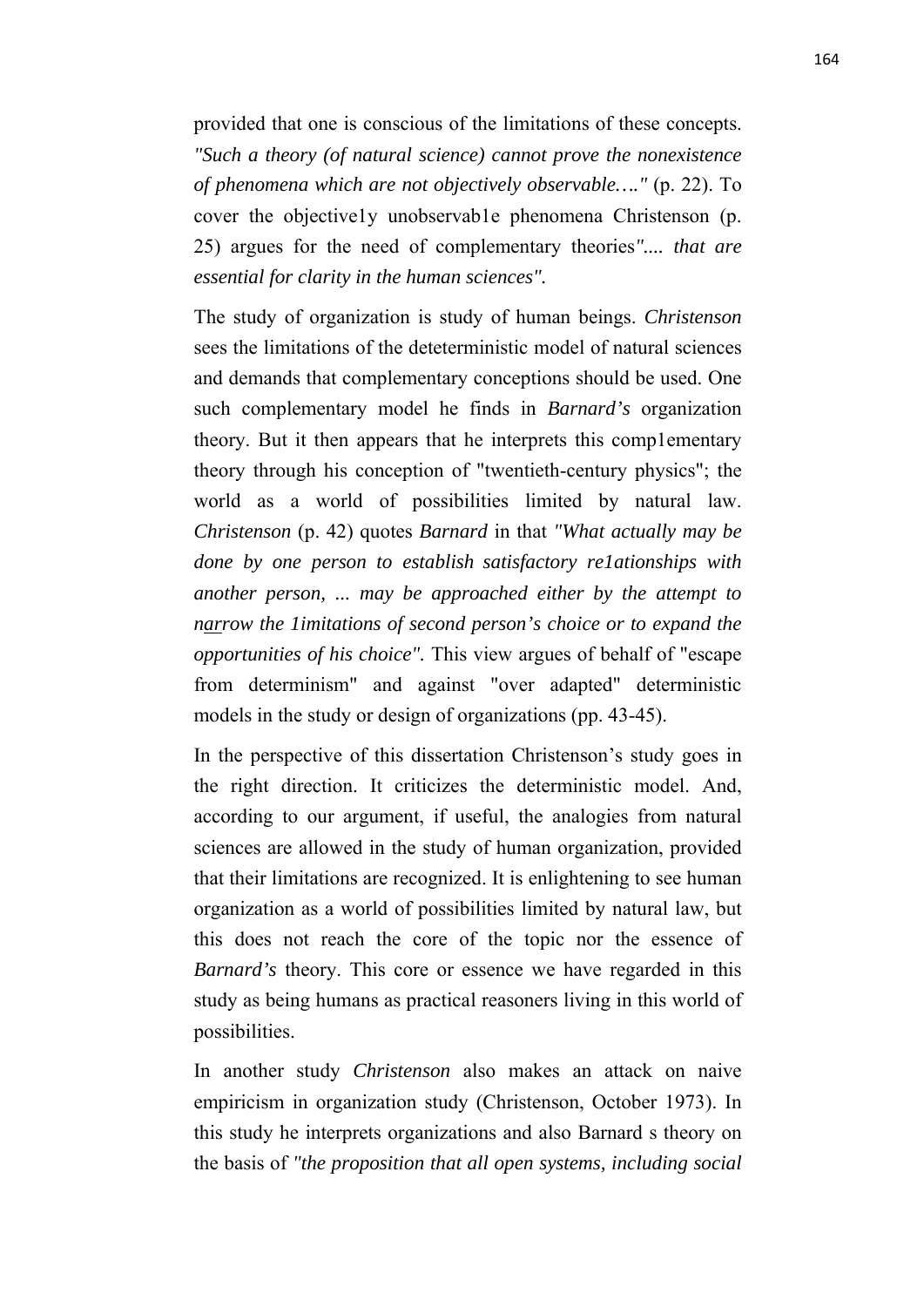provided that one is conscious of the limitations of these concepts. *"Such a theory (of natural science) cannot prove the nonexistence of phenomena which are not objectively observable…."* (p. 22). To cover the objective1y unobservab1e phenomena Christenson (p. 25) argues for the need of complementary theories*".... that are essential for clarity in the human sciences".*

The study of organization is study of human beings. *Christenson* sees the limitations of the deteterministic model of natural sciences and demands that complementary conceptions should be used. One such complementary model he finds in *Barnard's* organization theory. But it then appears that he interprets this comp1ementary theory through his conception of "twentieth-century physics"; the world as a world of possibilities limited by natural law. *Christenson* (p. 42) quotes *Barnard* in that *"What actually may be done by one person to establish satisfactory re1ationships with another person, ... may be approached either by the attempt to narrow the 1imitations of second person's choice or to expand the opportunities of his choice".* This view argues of behalf of "escape from determinism" and against "over adapted" deterministic models in the study or design of organizations (pp. 43-45).

In the perspective of this dissertation Christenson's study goes in the right direction. It criticizes the deterministic model. And, according to our argument, if useful, the analogies from natural sciences are allowed in the study of human organization, provided that their limitations are recognized. It is enlightening to see human organization as a world of possibilities limited by natural law, but this does not reach the core of the topic nor the essence of *Barnard's* theory. This core or essence we have regarded in this study as being humans as practical reasoners living in this world of possibilities.

In another study *Christenson* also makes an attack on naive empiricism in organization study (Christenson, October 1973). In this study he interprets organizations and also Barnard s theory on the basis of *"the proposition that all open systems, including social*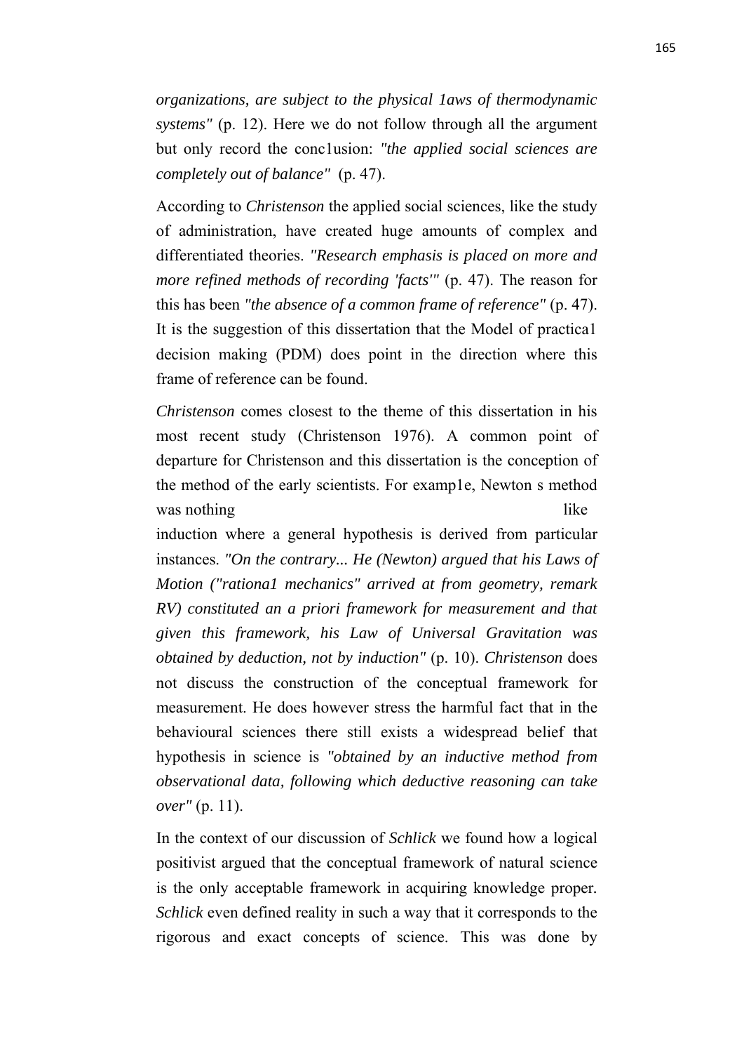*organizations, are subject to the physical 1aws of thermodynamic systems"* (p. 12). Here we do not follow through all the argument but only record the conc1usion: *"the applied social sciences are completely out of balance"* (p. 47).

According to *Christenson* the applied social sciences, like the study of administration, have created huge amounts of complex and differentiated theories. *"Research emphasis is placed on more and more refined methods of recording 'facts'"* (p. 47). The reason for this has been *"the absence of a common frame of reference"* (p. 47). It is the suggestion of this dissertation that the Model of practica1 decision making (PDM) does point in the direction where this frame of reference can be found.

*Christenson* comes closest to the theme of this dissertation in his most recent study (Christenson 1976). A common point of departure for Christenson and this dissertation is the conception of the method of the early scientists. For examp1e, Newton s method was nothing like induction where a general hypothesis is derived from particular instances. *"On the contrary... He (Newton) argued that his Laws of Motion ("rationa1 mechanics" arrived at from geometry, remark RV) constituted an a priori framework for measurement and that given this framework, his Law of Universal Gravitation was obtained by deduction, not by induction"* (p. 10). *Christenson* does not discuss the construction of the conceptual framework for measurement. He does however stress the harmful fact that in the behavioural sciences there still exists a widespread belief that hypothesis in science is *"obtained by an inductive method from observational data, following which deductive reasoning can take over"* (p. 11).

In the context of our discussion of *Schlick* we found how a logical positivist argued that the conceptual framework of natural science is the only acceptable framework in acquiring knowledge proper. *Schlick* even defined reality in such a way that it corresponds to the rigorous and exact concepts of science. This was done by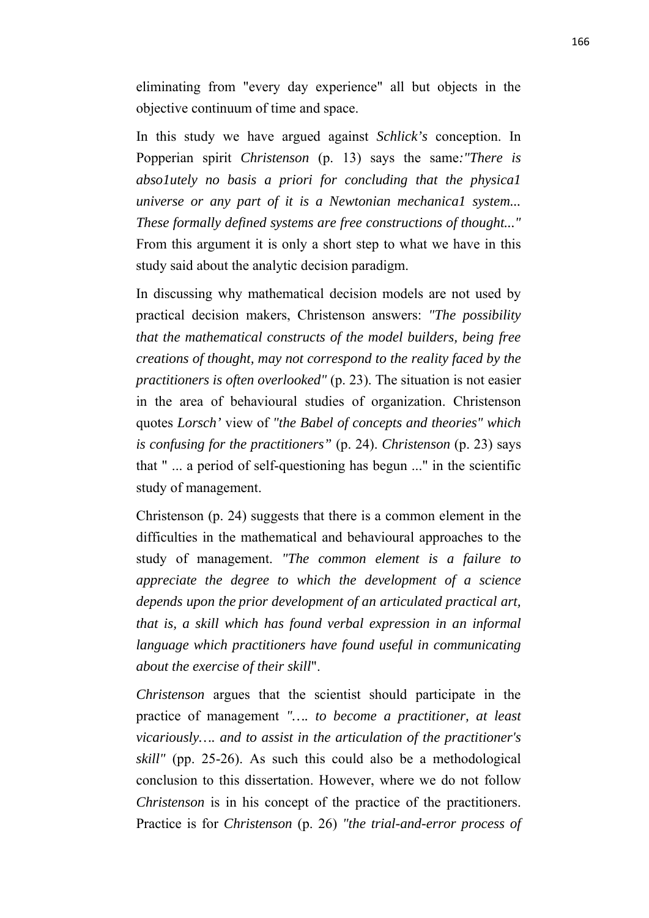eliminating from "every day experience" all but objects in the objective continuum of time and space.

In this study we have argued against *Schlick's* conception. In Popperian spirit *Christenson* (p. 13) says the same*:"There is abso1utely no basis a priori for concluding that the physica1 universe or any part of it is a Newtonian mechanica1 system... These formally defined systems are free constructions of thought..."* From this argument it is only a short step to what we have in this study said about the analytic decision paradigm.

In discussing why mathematical decision models are not used by practical decision makers, Christenson answers: *"The possibility that the mathematical constructs of the model builders, being free creations of thought, may not correspond to the reality faced by the practitioners is often overlooked"* (p. 23). The situation is not easier in the area of behavioural studies of organization. Christenson quotes *Lorsch'* view of *"the Babel of concepts and theories" which is confusing for the practitioners"* (p. 24). *Christenson* (p. 23) says that " ... a period of self-questioning has begun ..." in the scientific study of management.

Christenson (p. 24) suggests that there is a common element in the difficulties in the mathematical and behavioural approaches to the study of management. *"The common element is a failure to appreciate the degree to which the development of a science depends upon the prior development of an articulated practical art, that is, a skill which has found verbal expression in an informal language which practitioners have found useful in communicating about the exercise of their skill*".

*Christenson* argues that the scientist should participate in the practice of management *"…. to become a practitioner, at least vicariously…. and to assist in the articulation of the practitioner's skill"* (pp. 25-26). As such this could also be a methodological conclusion to this dissertation. However, where we do not follow *Christenson* is in his concept of the practice of the practitioners. Practice is for *Christenson* (p. 26) *"the trial-and-error process of*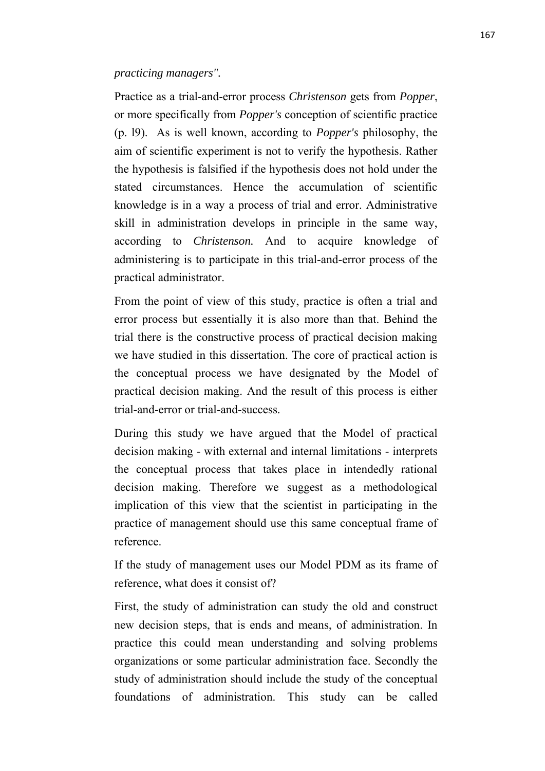*practicing managers".*

Practice as a trial-and-error process *Christenson* gets from *Popper*, or more specifically from *Popper's* conception of scientific practice (p. l9). As is well known, according to *Popper's* philosophy, the aim of scientific experiment is not to verify the hypothesis. Rather the hypothesis is falsified if the hypothesis does not hold under the stated circumstances. Hence the accumulation of scientific knowledge is in a way a process of trial and error. Administrative skill in administration develops in principle in the same way, according to *Christenson.* And to acquire knowledge of administering is to participate in this trial-and-error process of the practical administrator.

From the point of view of this study, practice is often a trial and error process but essentially it is also more than that. Behind the trial there is the constructive process of practical decision making we have studied in this dissertation. The core of practical action is the conceptual process we have designated by the Model of practical decision making. And the result of this process is either trial-and-error or trial-and-success.

During this study we have argued that the Model of practical decision making - with external and internal limitations - interprets the conceptual process that takes place in intendedly rational decision making. Therefore we suggest as a methodological implication of this view that the scientist in participating in the practice of management should use this same conceptual frame of reference.

If the study of management uses our Model PDM as its frame of reference, what does it consist of?

First, the study of administration can study the old and construct new decision steps, that is ends and means, of administration. In practice this could mean understanding and solving problems organizations or some particular administration face. Secondly the study of administration should include the study of the conceptual foundations of administration. This study can be called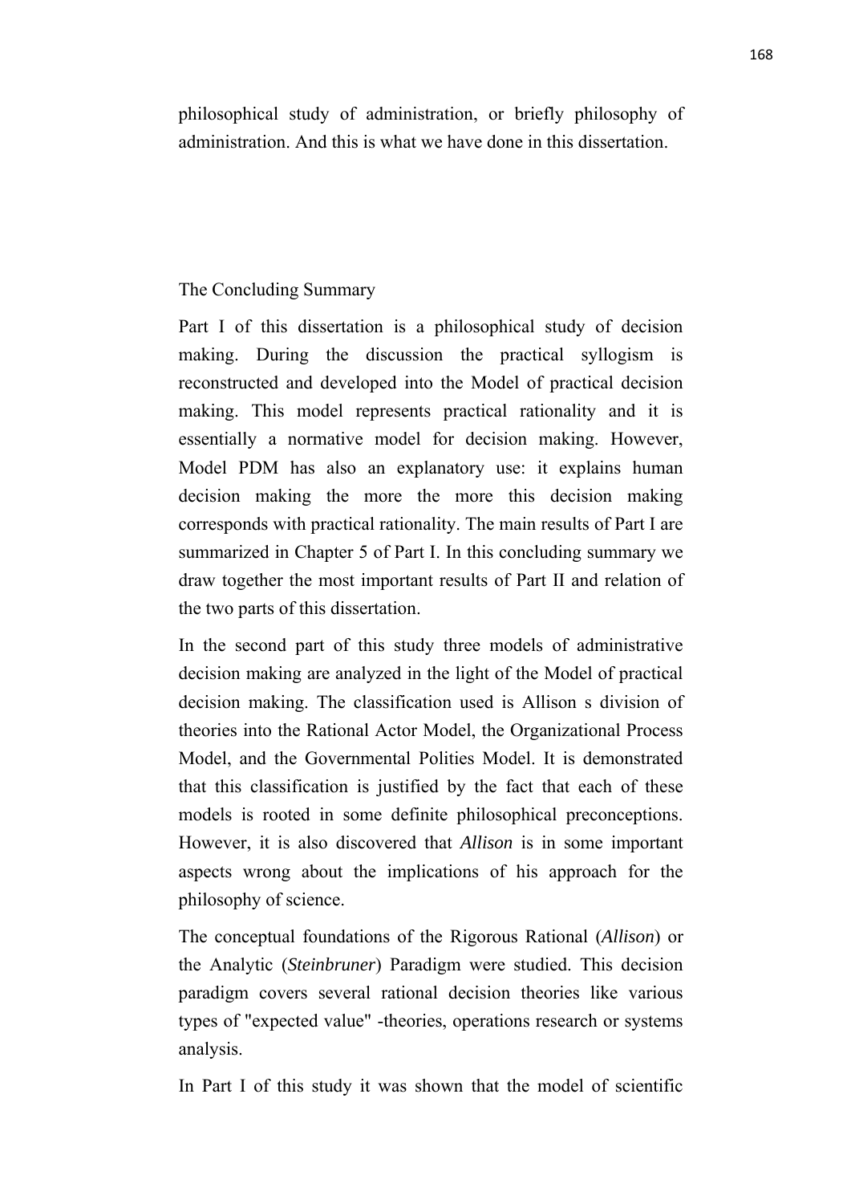philosophical study of administration, or briefly philosophy of administration. And this is what we have done in this dissertation.

## The Concluding Summary

Part I of this dissertation is a philosophical study of decision making. During the discussion the practical syllogism is reconstructed and developed into the Model of practical decision making. This model represents practical rationality and it is essentially a normative model for decision making. However, Model PDM has also an explanatory use: it explains human decision making the more the more this decision making corresponds with practical rationality. The main results of Part I are summarized in Chapter 5 of Part I. In this concluding summary we draw together the most important results of Part II and relation of the two parts of this dissertation.

In the second part of this study three models of administrative decision making are analyzed in the light of the Model of practical decision making. The classification used is Allison s division of theories into the Rational Actor Model, the Organizational Process Model, and the Governmental Polities Model. It is demonstrated that this classification is justified by the fact that each of these models is rooted in some definite philosophical preconceptions. However, it is also discovered that *Allison* is in some important aspects wrong about the implications of his approach for the philosophy of science.

The conceptual foundations of the Rigorous Rational (*Allison*) or the Analytic (*Steinbruner*) Paradigm were studied. This decision paradigm covers several rational decision theories like various types of "expected value" -theories, operations research or systems analysis.

In Part I of this study it was shown that the model of scientific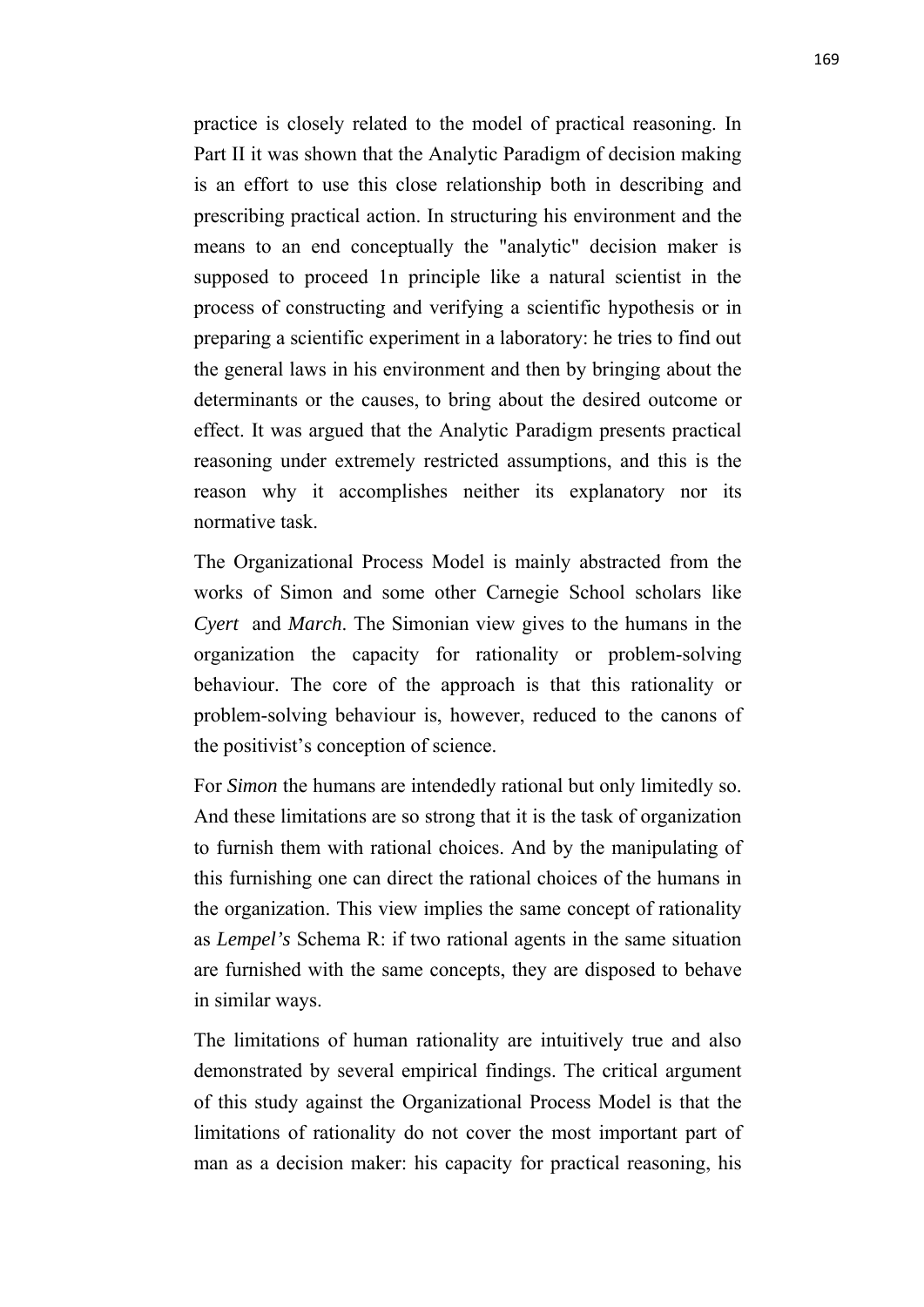practice is closely related to the model of practical reasoning. In Part II it was shown that the Analytic Paradigm of decision making is an effort to use this close relationship both in describing and prescribing practical action. In structuring his environment and the means to an end conceptually the "analytic" decision maker is supposed to proceed 1n principle like a natural scientist in the process of constructing and verifying a scientific hypothesis or in preparing a scientific experiment in a laboratory: he tries to find out the general laws in his environment and then by bringing about the determinants or the causes, to bring about the desired outcome or effect. It was argued that the Analytic Paradigm presents practical reasoning under extremely restricted assumptions, and this is the reason why it accomplishes neither its explanatory nor its normative task.

The Organizational Process Model is mainly abstracted from the works of Simon and some other Carnegie School scholars like *Cyert* and *March*. The Simonian view gives to the humans in the organization the capacity for rationality or problem-solving behaviour. The core of the approach is that this rationality or problem-solving behaviour is, however, reduced to the canons of the positivist's conception of science.

For *Simon* the humans are intendedly rational but only limitedly so. And these limitations are so strong that it is the task of organization to furnish them with rational choices. And by the manipulating of this furnishing one can direct the rational choices of the humans in the organization. This view implies the same concept of rationality as *Lempel's* Schema R: if two rational agents in the same situation are furnished with the same concepts, they are disposed to behave in similar ways.

The limitations of human rationality are intuitively true and also demonstrated by several empirical findings. The critical argument of this study against the Organizational Process Model is that the limitations of rationality do not cover the most important part of man as a decision maker: his capacity for practical reasoning, his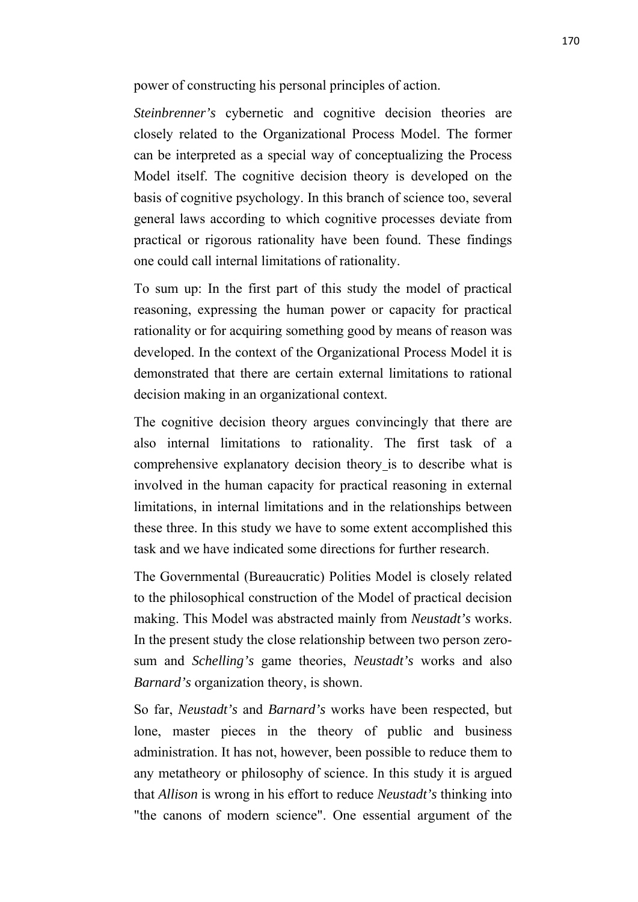power of constructing his personal principles of action.

*Steinbrenner's* cybernetic and cognitive decision theories are closely related to the Organizational Process Model. The former can be interpreted as a special way of conceptualizing the Process Model itself. The cognitive decision theory is developed on the basis of cognitive psychology. In this branch of science too, several general laws according to which cognitive processes deviate from practical or rigorous rationality have been found. These findings one could call internal limitations of rationality.

To sum up: In the first part of this study the model of practical reasoning, expressing the human power or capacity for practical rationality or for acquiring something good by means of reason was developed. In the context of the Organizational Process Model it is demonstrated that there are certain external limitations to rational decision making in an organizational context.

The cognitive decision theory argues convincingly that there are also internal limitations to rationality. The first task of a comprehensive explanatory decision theory is to describe what is involved in the human capacity for practical reasoning in external limitations, in internal limitations and in the relationships between these three. In this study we have to some extent accomplished this task and we have indicated some directions for further research.

The Governmental (Bureaucratic) Polities Model is closely related to the philosophical construction of the Model of practical decision making. This Model was abstracted mainly from *Neustadt's* works. In the present study the close relationship between two person zero-sum and *Schelling's* game theories, *Neustadt's* works and also *Barnard's* organization theory, is shown.

So far, *Neustadt's* and *Barnard's* works have been respected, but lone, master pieces in the theory of public and business administration. It has not, however, been possible to reduce them to any metatheory or philosophy of science. In this study it is argued that *Allison* is wrong in his effort to reduce *Neustadt's* thinking into "the canons of modern science". One essential argument of the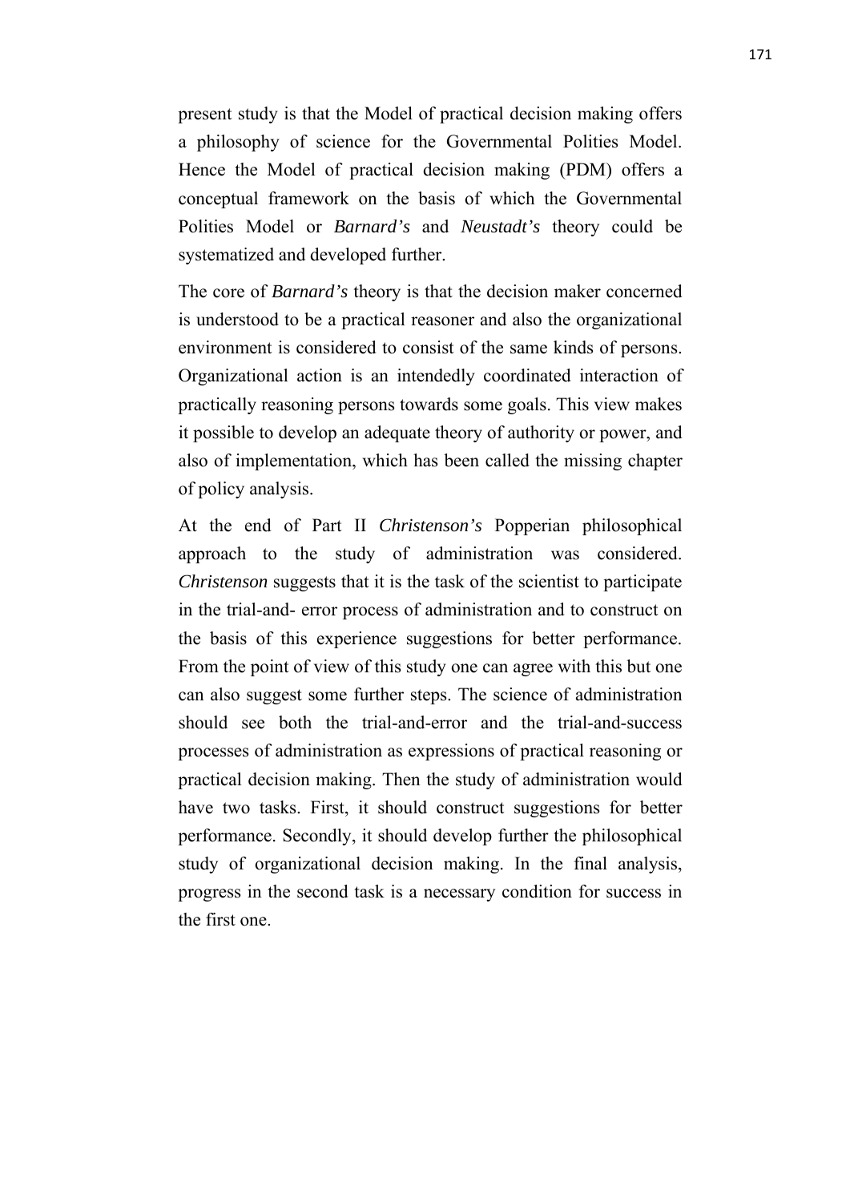present study is that the Model of practical decision making offers a philosophy of science for the Governmental Polities Model. Hence the Model of practical decision making (PDM) offers a conceptual framework on the basis of which the Governmental Polities Model or *Barnard's* and *Neustadt's* theory could be systematized and developed further.

The core of *Barnard's* theory is that the decision maker concerned is understood to be a practical reasoner and also the organizational environment is considered to consist of the same kinds of persons. Organizational action is an intendedly coordinated interaction of practically reasoning persons towards some goals. This view makes it possible to develop an adequate theory of authority or power, and also of implementation, which has been called the missing chapter of policy analysis.

At the end of Part II *Christenson's* Popperian philosophical approach to the study of administration was considered. *Christenson* suggests that it is the task of the scientist to participate in the trial-and- error process of administration and to construct on the basis of this experience suggestions for better performance. From the point of view of this study one can agree with this but one can also suggest some further steps. The science of administration should see both the trial-and-error and the trial-and-success processes of administration as expressions of practical reasoning or practical decision making. Then the study of administration would have two tasks. First, it should construct suggestions for better performance. Secondly, it should develop further the philosophical study of organizational decision making. In the final analysis, progress in the second task is a necessary condition for success in the first one.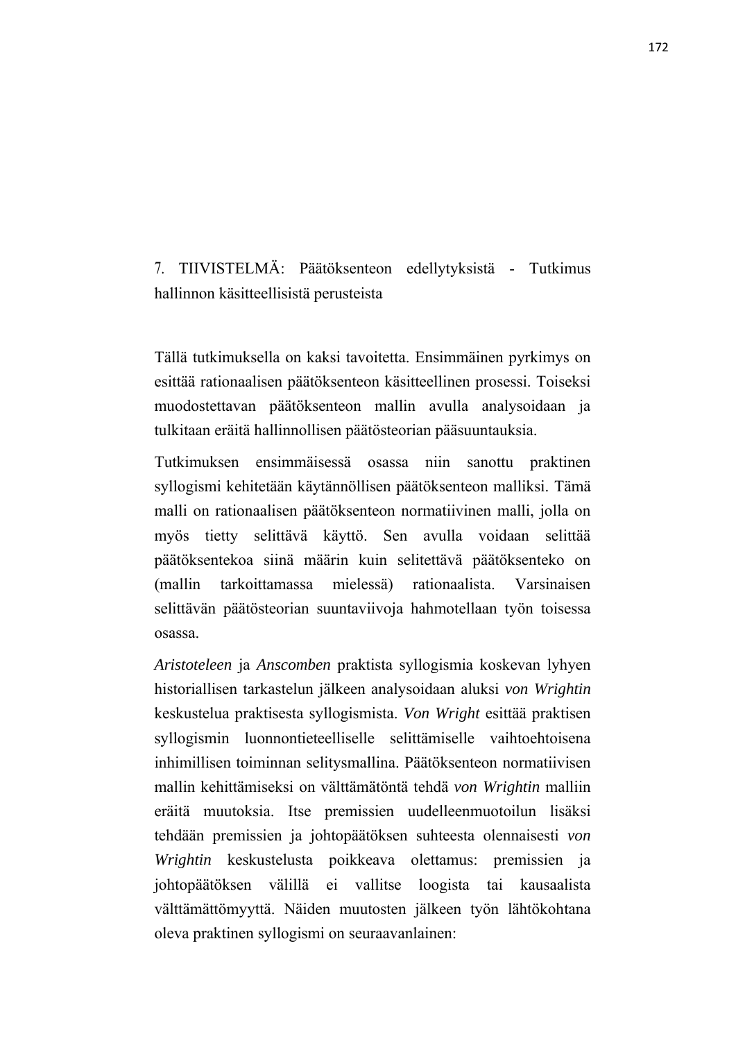# 7. TIIVISTELMÄ: Päätöksenteon edellytyksistä - Tutkimus hallinnon käsitteellisistä perusteista

Tällä tutkimuksella on kaksi tavoitetta. Ensimmäinen pyrkimys on esittää rationaalisen päätöksenteon käsitteellinen prosessi. Toiseksi muodostettavan päätöksenteon mallin avulla analysoidaan ja tulkitaan eräitä hallinnollisen päätösteorian pääsuuntauksia.

Tutkimuksen ensimmäisessä osassa niin sanottu praktinen syllogismi kehitetään käytännöllisen päätöksenteon malliksi. Tämä malli on rationaalisen päätöksenteon normatiivinen malli, jolla on myös tietty selittävä käyttö. Sen avulla voidaan selittää päätöksentekoa siinä määrin kuin selitettävä päätöksenteko on (mallin tarkoittamassa mielessä) rationaalista. Varsinaisen selittävän päätösteorian suuntaviivoja hahmotellaan työn toisessa osassa.

*Aristoteleen* ja *Anscomben* praktista syllogismia koskevan lyhyen historiallisen tarkastelun jälkeen analysoidaan aluksi *von Wrightin* keskustelua praktisesta syllogismista. *Von Wright* esittää praktisen syllogismin luonnontieteelliselle selittämiselle vaihtoehtoisena inhimillisen toiminnan selitysmallina. Päätöksenteon normatiivisen mallin kehittämiseksi on välttämätöntä tehdä *von Wrightin* malliin eräitä muutoksia. Itse premissien uudelleenmuotoilun lisäksi tehdään premissien ja johtopäätöksen suhteesta olennaisesti *von Wrightin* keskustelusta poikkeava olettamus: premissien ja johtopäätöksen välillä ei vallitse loogista tai kausaalista välttämättömyyttä. Näiden muutosten jälkeen työn lähtökohtana oleva praktinen syllogismi on seuraavanlainen: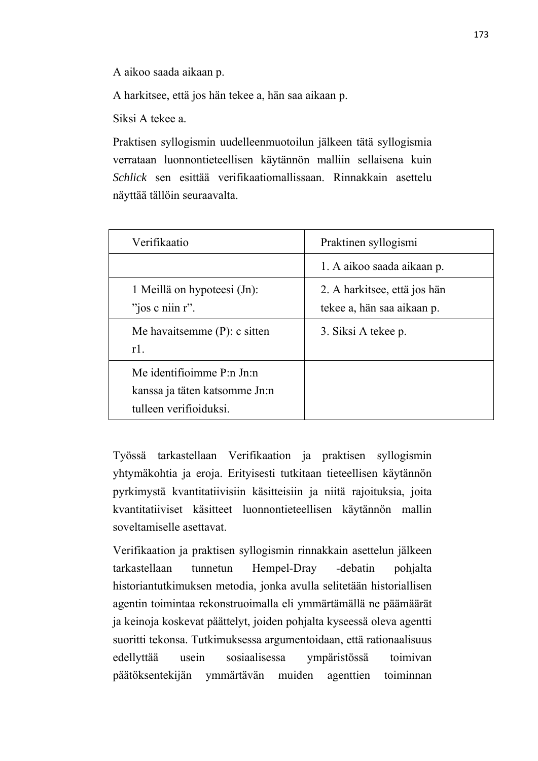A aikoo saada aikaan p.

A harkitsee, että jos hän tekee a, hän saa aikaan p.

Siksi A tekee a.

Praktisen syllogismin uudelleenmuotoilun jälkeen tätä syllogismia verrataan luonnontieteellisen käytännön malliin sellaisena kuin *Schlick* sen esittää verifikaatiomallissaan. Rinnakkain asettelu näyttää tällöin seuraavalta.

| Verifikaatio | Praktinen syllogismi |
|---|---|
| | 1. A aikoo saada aikaan p. |
| 1 Meillä on hypoteesi (Jn): ”jos c niin r”. | 2. A harkitsee, että jos hän tekee a, hän saa aikaan p. |
| Me havaitsemme (P): c sitten r1. | 3. Siksi A tekee p. |
| Me identifioimme P:n Jn:n kanssa ja täten katsomme Jn:n tulleen verifioiduksi. | |

Työssä tarkastellaan Verifikaation ja praktisen syllogismin yhtymäkohtia ja eroja. Erityisesti tutkitaan tieteellisen käytännön pyrkimystä kvantitatiivisiin käsitteisiin ja niitä rajoituksia, joita kvantitatiiviset käsitteet luonnontieteellisen käytännön mallin soveltamiselle asettavat.

Verifikaation ja praktisen syllogismin rinnakkain asettelun jälkeen tarkastellaan tunnetun Hempel-Dray -debatin pohjalta historiantutkimuksen metodia, jonka avulla selitetään historiallisen agentin toimintaa rekonstruoimalla eli ymmärtämällä ne päämäärät ja keinoja koskevat päättelyt, joiden pohjalta kyseessä oleva agentti suoritti tekonsa. Tutkimuksessa argumentoidaan, että rationaalisuus edellyttää usein sosiaalisessa ympäristössä toimivan päätöksentekijän ymmärtävän muiden agenttien toiminnan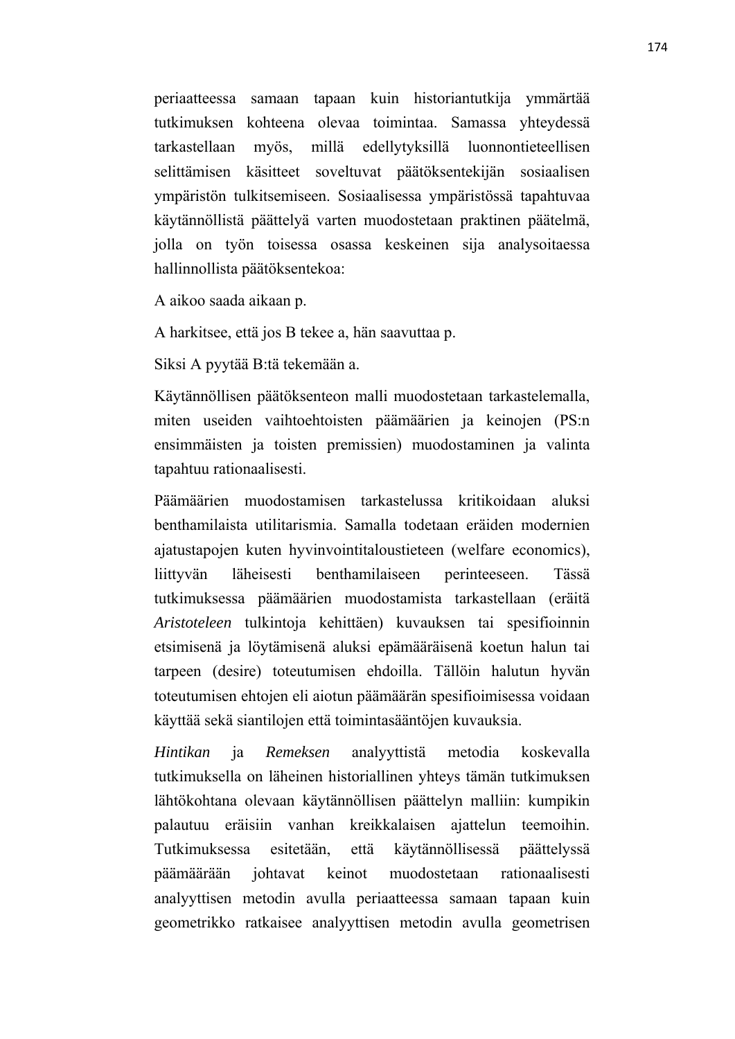periaatteessa samaan tapaan kuin historiantutkija ymmärtää tutkimuksen kohteena olevaa toimintaa. Samassa yhteydessä tarkastellaan myös, millä edellytyksillä luonnontieteellisen selittämisen käsitteet soveltuvat päätöksentekijän sosiaalisen ympäristön tulkitsemiseen. Sosiaalisessa ympäristössä tapahtuvaa käytännöllistä päättelyä varten muodostetaan praktinen päätelmä, jolla on työn toisessa osassa keskeinen sija analysoitaessa hallinnollista päätöksentekoa:

A aikoo saada aikaan p.

A harkitsee, että jos B tekee a, hän saavuttaa p.

Siksi A pyytää B:tä tekemään a.

Käytännöllisen päätöksenteon malli muodostetaan tarkastelemalla, miten useiden vaihtoehtoisten päämäärien ja keinojen (PS:n ensimmäisten ja toisten premissien) muodostaminen ja valinta tapahtuu rationaalisesti.

Päämäärien muodostamisen tarkastelussa kritikoidaan aluksi benthamilaista utilitarismia. Samalla todetaan eräiden modernien ajatustapojen kuten hyvinvointitaloustieteen (welfare economics), liittyvän läheisesti benthamilaiseen perinteeseen. Tässä tutkimuksessa päämäärien muodostamista tarkastellaan (eräitä *Aristoteleen* tulkintoja kehittäen) kuvauksen tai spesifioinnin etsimisenä ja löytämisenä aluksi epämääräisenä koetun halun tai tarpeen (desire) toteutumisen ehdoilla. Tällöin halutun hyvän toteutumisen ehtojen eli aiotun päämäärän spesifioimisessa voidaan käyttää sekä siantilojen että toimintasääntöjen kuvauksia.

*Hintikan* ja *Remeksen* analyyttistä metodia koskevalla tutkimuksella on läheinen historiallinen yhteys tämän tutkimuksen lähtökohtana olevaan käytännöllisen päättelyn malliin: kumpikin palautuu eräisiin vanhan kreikkalaisen ajattelun teemoihin. Tutkimuksessa esitetään, että käytännöllisessä päättelyssä päämäärään johtavat keinot muodostetaan rationaalisesti analyyttisen metodin avulla periaatteessa samaan tapaan kuin geometrikko ratkaisee analyyttisen metodin avulla geometrisen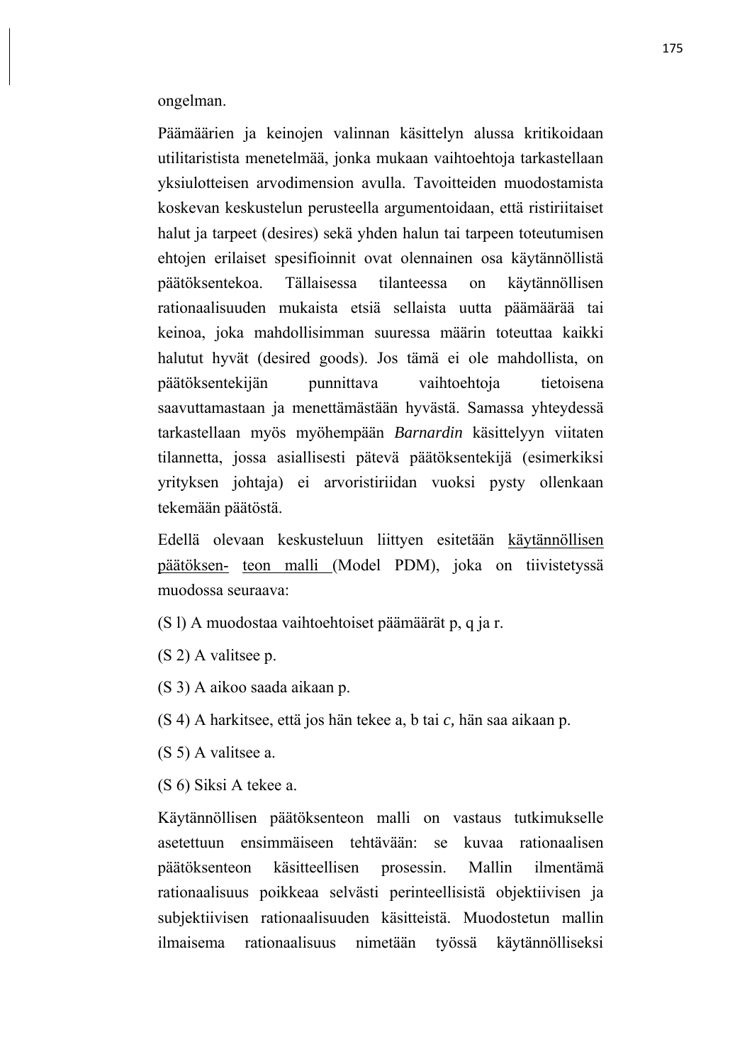ongelman.

Päämäärien ja keinojen valinnan käsittelyn alussa kritikoidaan utilitaristista menetelmää, jonka mukaan vaihtoehtoja tarkastellaan yksiulotteisen arvodimension avulla. Tavoitteiden muodostamista koskevan keskustelun perusteella argumentoidaan, että ristiriitaiset halut ja tarpeet (desires) sekä yhden halun tai tarpeen toteutumisen ehtojen erilaiset spesifioinnit ovat olennainen osa käytännöllistä päätöksentekoa. Tällaisessa tilanteessa on käytännöllisen rationaalisuuden mukaista etsiä sellaista uutta päämäärää tai keinoa, joka mahdollisimman suuressa määrin toteuttaa kaikki halutut hyvät (desired goods). Jos tämä ei ole mahdollista, on päätöksentekijän punnittava vaihtoehtoja tietoisena saavuttamastaan ja menettämästään hyvästä. Samassa yhteydessä tarkastellaan myös myöhempään *Barnardin* käsittelyyn viitaten tilannetta, jossa asiallisesti pätevä päätöksentekijä (esimerkiksi yrityksen johtaja) ei arvoristiriidan vuoksi pysty ollenkaan tekemään päätöstä.

Edellä olevaan keskusteluun liittyen esitetään käytännöllisen päätöksen- teon malli (Model PDM), joka on tiivistetyssä muodossa seuraava:

(S l) A muodostaa vaihtoehtoiset pämäärät p, q ja r.

(S 2) A valitsee p.

(S 3) A aikoo saada aikaan p.

(S 4) A harkitsee, että jos hän tekee a, b tai *c*, hän saa aikaan p.

(S 5) A valitsee a.

(S 6) Siksi A tekee a.

Käytännöllisen päätöksenteon malli on vastaus tutkimukselle asetettuun ensimmäiseen tehtävään: se kuvaa rationaalisen päätöksenteon käsitteellisen prosessin. Mallin ilmentämä rationaalisuus poikkeaa selvästi perinteellisistä objektiivisen ja subjektiivisen rationaalisuuden käsitteistä. Muodostetun mallin ilmaisema rationaalisuus nimetään työssä käytännölliseksi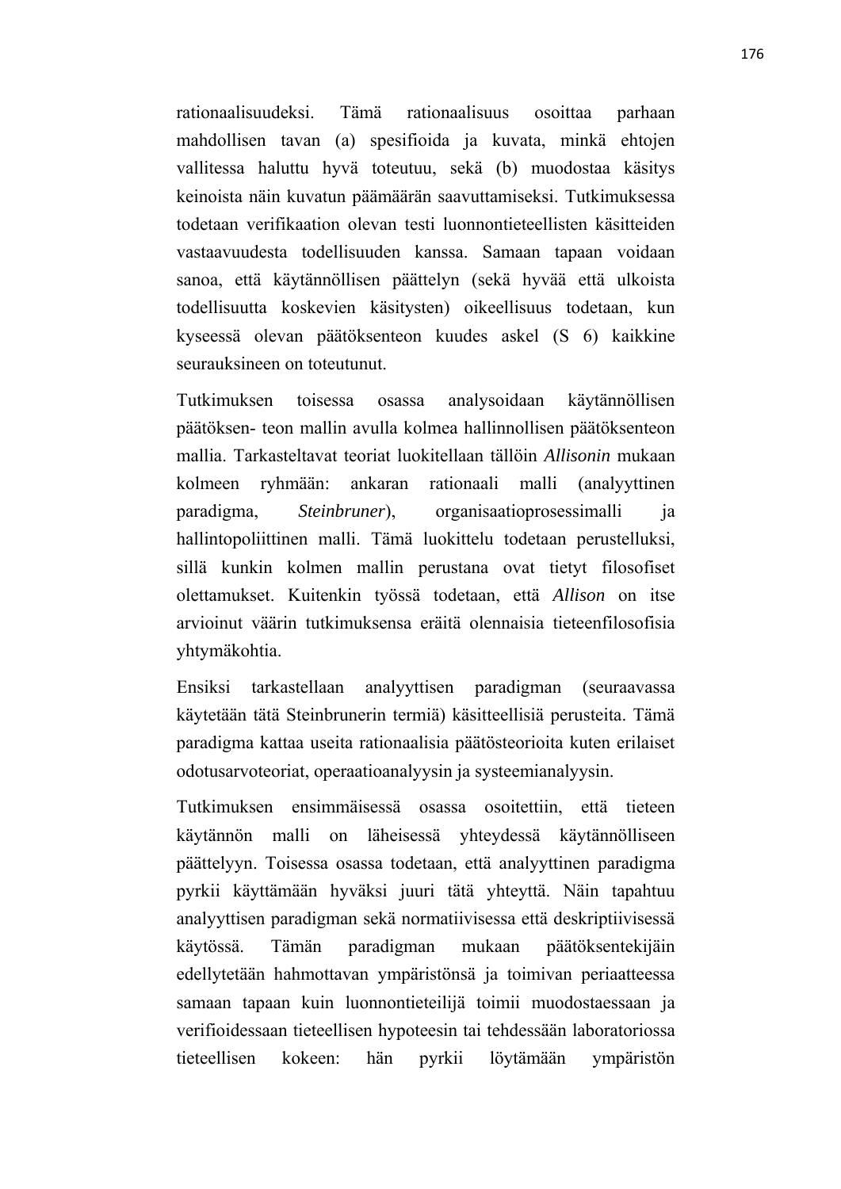rationaalisuudeksi. Tämä rationaalisuus osoittaa parhaan mahdollisen tavan (a) spesifioida ja kuvata, minkä ehtojen vallitessa haluttu hyvä toteutuu, sekä (b) muodostaa käsitys keinoista näin kuvatun päämäärän saavuttamiseksi. Tutkimuksessa todetaan verifikaation olevan testi luonnontieteellisten käsitteiden vastaavuudesta todellisuuden kanssa. Samaan tapaan voidaan sanoa, että käytännöllisen päättelyn (sekä hyvää että ulkoista todellisuutta koskevien käsitysten) oikeellisuus todetaan, kun kyseessä olevan päätöksenteon kuudes askel (S 6) kaikkine seurauksineen on toteutunut.

Tutkimuksen toisessa osassa analysoidaan käytännöllisen päätöksen- teon mallin avulla kolmea hallinnollisen päätöksenteon mallia. Tarkasteltavat teoriat luokitellaan tällöin *Allisonin* mukaan kolmeen ryhmään: ankaran rationaali malli (analyyttinen paradigma, *Steinbruner*), organisaatioprosessimalli ja hallintopoliittinen malli. Tämä luokittelu todetaan perustelluksi, sillä kunkin kolmen mallin perustana ovat tietyt filosofiset olettamukset. Kuitenkin työssä todetaan, että *Allison* on itse arvioinut väärin tutkimuksensa eräitä olennaisia tieteenfilosofisia yhtymäkohtia.

Ensiksi tarkastellaan analyyttisen paradigman (seuraavassa käytetään tätä Steinbrunerin termiä) käsitteellisiä perusteita. Tämä paradigma kattaa useita rationaalisia päätösteorioita kuten erilaiset odotusarvoteoriat, operaatioanalyysin ja systeemianalyysin.

Tutkimuksen ensimmäisessä osassa osoitettiin, että tieteen käytännön malli on läheisessä yhteydessä käytännölliseen päättelyyn. Toisessa osassa todetaan, että analyyttinen paradigma pyrkii käyttämään hyväksi juuri tätä yhteyttä. Näin tapahtuu analyyttisen paradigman sekä normatiivisessa että deskriptiivisessä käytössä. Tämän paradigman mukaan päätöksentekijäin edellytetään hahmottavan ympäristönsä ja toimivan periaatteessa samaan tapaan kuin luonnontieteilijä toimii muodostaessaan ja verifioidessaan tieteellisen hypoteesin tai tehdessään laboratoriossa tieteellisen kokeen: hän pyrkii löytämään ympäristön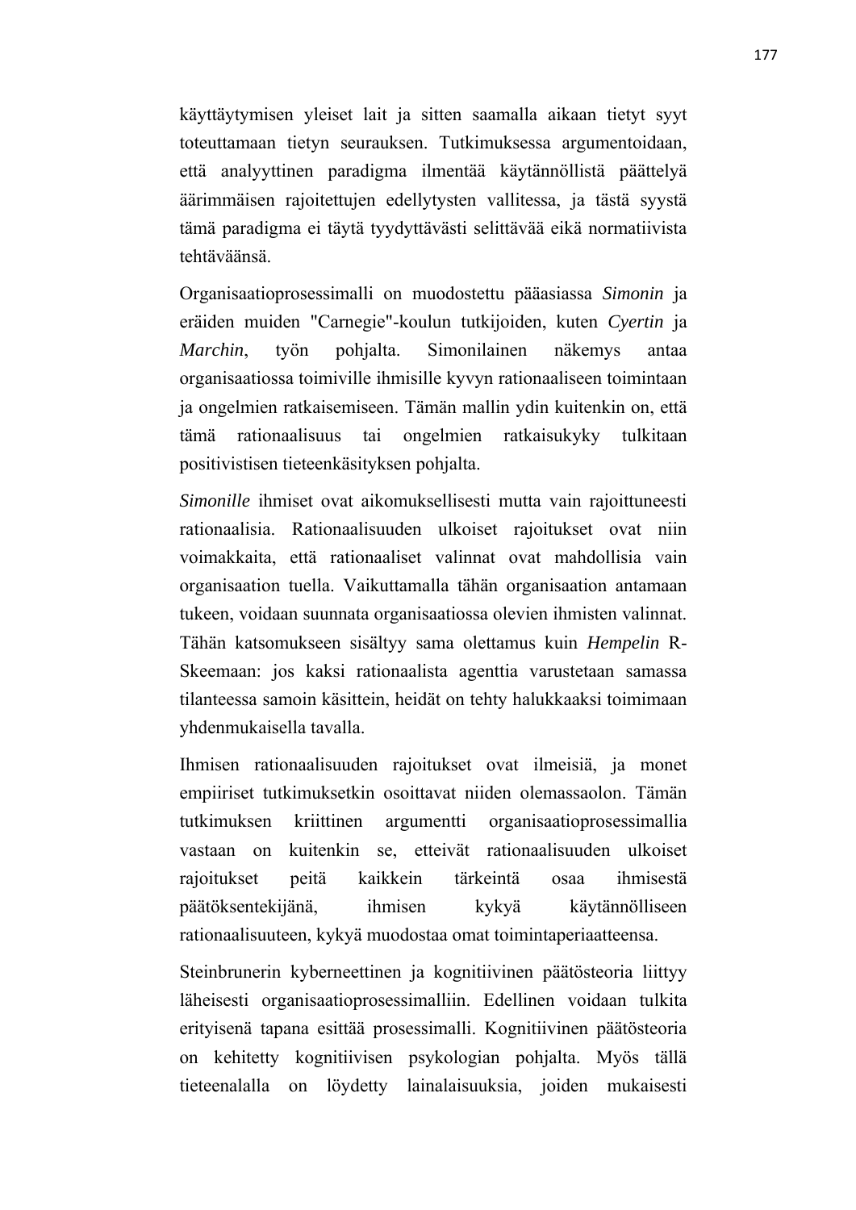käyttäytymisen yleiset lait ja sitten saamalla aikaan tietyt syyt toteuttamaan tietyn seurauksen. Tutkimuksessa argumentoidaan, että analyyttinen paradigma ilmentää käytännöllistä päättelyä äärimmäisen rajoitettujen edellytysten vallitessa, ja tästä syystä tämä paradigma ei täytä tyydyttävästi selittävää eikä normatiivista tehtäväänsä.

Organisaatioprosessimalli on muodostettu pääasiassa *Simonin* ja eräiden muiden "Carnegie"-koulun tutkijoiden, kuten *Cyertin* ja *Marchin*, työn pohjalta. Simonilainen näkemys antaa organisaatiossa toimiville ihmisille kyvyn rationaaliseen toimintaan ja ongelmien ratkaisemiseen. Tämän mallin ydin kuitenkin on, että tämä rationaalisuus tai ongelmien ratkaisukyky tulkitaan positivistisen tieteenkäsityksen pohjalta.

*Simonille* ihmiset ovat aikomuksellisesti mutta vain rajoittuneesti rationaalisia. Rationaalisuuden ulkoiset rajoitukset ovat niin voimakkaita, että rationaaliset valinnat ovat mahdollisia vain organisaation tuella. Vaikuttamalla tähän organisaation antamaan tukeen, voidaan suunnata organisaatiossa olevien ihmisten valinnat. Tähän katsomukseen sisältyy sama olettamus kuin *Hempelin* R-Skeemaan: jos kaksi rationaalista agenttia varustetaan samassa tilanteessa samoin käsittein, heidät on tehty halukkaaksi toimimaan yhdenmukaisella tavalla.

Ihmisen rationaalisuuden rajoitukset ovat ilmeisiä, ja monet empiiriset tutkimuksetkin osoittavat niiden olemassaolon. Tämän tutkimuksen kriittinen argumentti organisaatioprosessimallia vastaan on kuitenkin se, etteivät rationaalisuuden ulkoiset rajoitukset peitä kaikkein tärkeintä osaa ihmisestä päätöksentekijänä, ihmisen kykyä käytännölliseen rationaalisuuteen, kykyä muodostaa omat toimintaperiaatteensa.

Steinbrunerin kyberneettinen ja kognitiivinen päätösteoria liittyy läheisesti organisaatioprosessimalliin. Edellinen voidaan tulkita erityisenä tapana esittää prosessimalli. Kognitiivinen päätösteoria on kehitetty kognitiivisen psykologian pohjalta. Myös tällä tieteenalalla on löydetty lainalaisuuksia, joiden mukaisesti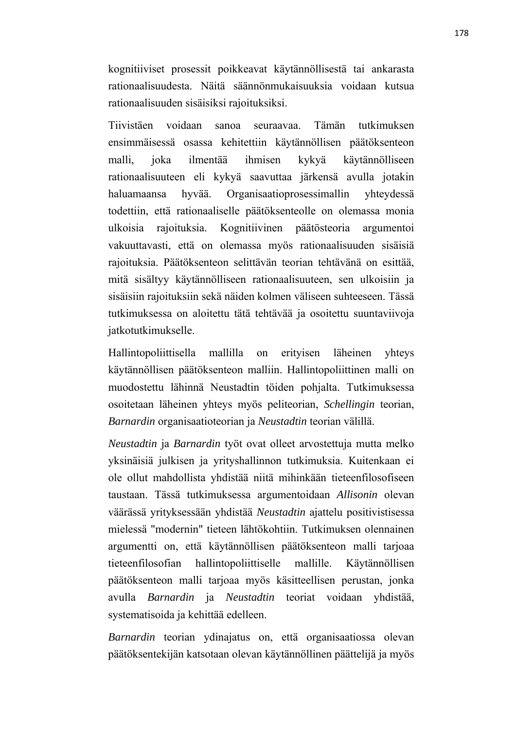kognitiiviset prosessit poikkeavat käytännöllisestä tai ankarasta rationaalisuudesta. Näitä säännönmukaisuuksia voidaan kutsua rationaalisuuden sisäisiksi rajoituksiksi.

Tiivistäen voidaan sanoa seuraavaa. Tämän tutkimuksen ensimmäisessä osassa kehitettiin käytännöllisen päätöksenteon malli, joka ilmentää ihmisen kykyä käytännölliseen rationaalisuuteen eli kykyä saavuttaa järkensä avulla jotakin haluamaansa hyvää. Organisaatioprosessimallin yhteydessä todettiin, että rationaaliselle päätöksenteolle on olemassa monia ulkoisia rajoituksia. Kognitiivinen päätösteoria argumentoi vakuuttavasti, että on olemassa myös rationaalisuuden sisäisiä rajoituksia. Päätöksenteon selittävän teorian tehtävänä on esittää, mitä sisältyy käytännölliseen rationaalisuuteen, sen ulkoisiin ja sisäisiin rajoituksiin sekä näiden kolmen väliseen suhteeseen. Tässä tutkimuksessa on aloitettu tätä tehtävää ja osoitettu suuntaviivoja jatkotutkimukselle.

Hallintopoliittisella mallilla on erityisen läheinen yhteys käytännöllisen päätöksenteon malliin. Hallintopoliittinen malli on muodostettu lähinnä Neustadtin töiden pohjalta. Tutkimuksessa osoitetaan läheinen yhteys myös peliteorian, *Schellingin* teorian, *Barnardin* organisaatioteorian ja *Neustadtin* teorian välillä.

*Neustadtin* ja *Barnardin* työt ovat olleet arvostettuja mutta melko yksinäisiä julkisen ja yrityshallinnon tutkimuksia. Kuitenkaan ei ole ollut mahdollista yhdistää niitä mihinkään tieteenfilosofiseen taustaan. Tässä tutkimuksessa argumentoidaan *Allisonin* olevan väärässä yrityksessään yhdistää *Neustadtin* ajattelu positivistisessa mielessä "modernin" tieteen lähtökohtiin. Tutkimuksen olennainen argumentti on, että käytännöllisen päätöksenteon malli tarjoaa tieteenfilosofian hallintopoliittiselle mallille. Käytännöllisen päätöksenteon malli tarjoaa myös käsitteellisen perustan, jonka avulla *Barnardin* ja *Neustadtin* teoriat voidaan yhdistää, systematisoida ja kehittää edelleen.

*Barnardin* teorian ydinajatus on, että organisaatiossa olevan päätöksentekijän katsotaan olevan käytännöllinen päättelijä ja myös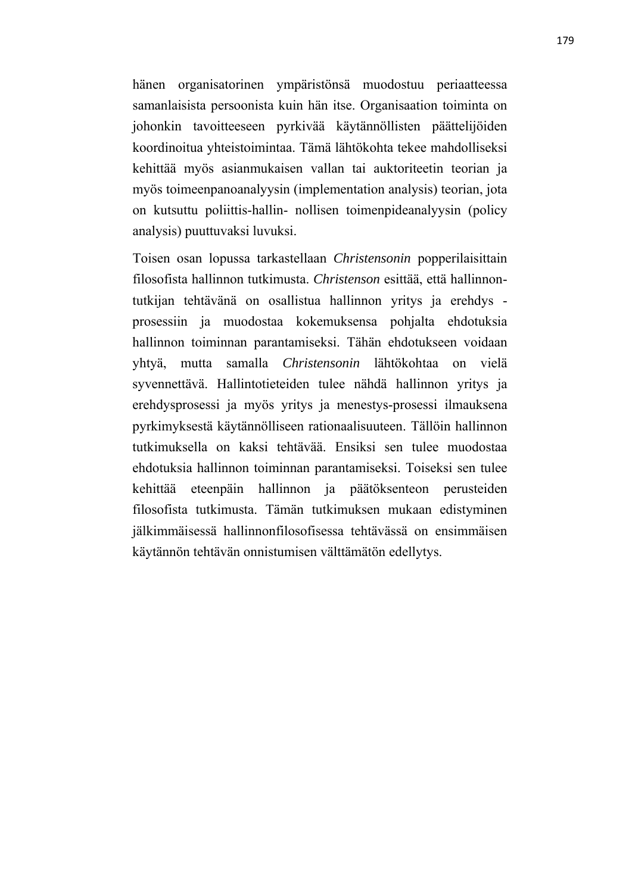hänen organisatorinen ympäristönsä muodostuu periaatteessa samanlaisista persoonista kuin hän itse. Organisaation toiminta on johonkin tavoitteeseen pyrkivää käytännöllisten päättelijöiden koordinoitua yhteistoimintaa. Tämä lähtökohta tekee mahdolliseksi kehittää myös asianmukaisen vallan tai auktoriteetin teorian ja myös toimeenpanoanalyysin (implementation analysis) teorian, jota on kutsuttu poliittis-hallin- nollisen toimenpideanalyysin (policy analysis) puuttuvaksi luvuksi.

Toisen osan lopussa tarkastellaan *Christensonin* popperilaisittain filosofista hallinnon tutkimusta. *Christenson* esittää, että hallinnon-tutkijan tehtävänä on osallistua hallinnon yritys ja erehdys -prosessiin ja muodostaa kokemuksensa pohjalta ehdotuksia hallinnon toiminnan parantamiseksi. Tähän ehdotukseen voidaan yhtyä, mutta samalla *Christensonin* lähtökohtaa on vielä syvennettävä. Hallintotieteiden tulee nähdä hallinnon yritys ja erehdysprosessi ja myös yritys ja menestys-prosessi ilmauksena pyrkimyksestä käytännölliseen rationaalisuuteen. Tällöin hallinnon tutkimuksella on kaksi tehtävää. Ensiksi sen tulee muodostaa ehdotuksia hallinnon toiminnan parantamiseksi. Toiseksi sen tulee kehittää eteenpäin hallinnon ja päätöksenteon perusteiden filosofista tutkimusta. Tämän tutkimuksen mukaan edistyminen jälkimmäisessä hallinnonfilosofisessa tehtävässä on ensimmäisen käytännön tehtävän onnistumisen välttämätön edellytys.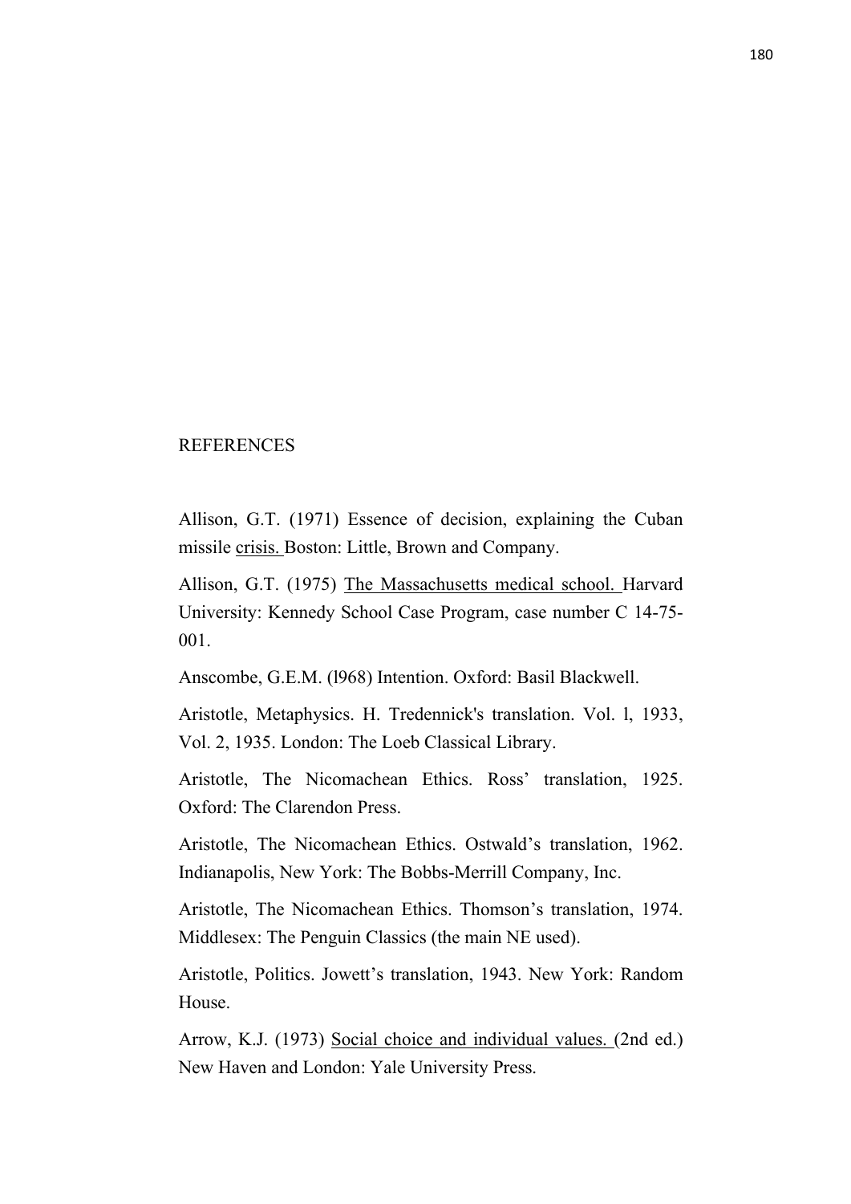# REFERENCES

Allison, G.T. (1971) Essence of decision, explaining the Cuban missile crisis. Boston: Little, Brown and Company.

Allison, G.T. (1975) The Massachusetts medical school. Harvard University: Kennedy School Case Program, case number C 14-75-001.

Anscombe, G.E.M. (l968) Intention. Oxford: Basil Blackwell.

Aristotle, Metaphysics. H. Tredennick's translation. Vol. l, 1933, Vol. 2, 1935. London: The Loeb Classical Library.

Aristotle, The Nicomachean Ethics. Ross' translation, 1925. Oxford: The Clarendon Press.

Aristotle, The Nicomachean Ethics. Ostwald's translation, 1962. Indianapolis, New York: The Bobbs-Merrill Company, Inc.

Aristotle, The Nicomachean Ethics. Thomson's translation, 1974. Middlesex: The Penguin Classics (the main NE used).

Aristotle, Politics. Jowett's translation, 1943. New York: Random House.

Arrow, K.J. (1973) Social choice and individual values. (2nd ed.) New Haven and London: Yale University Press.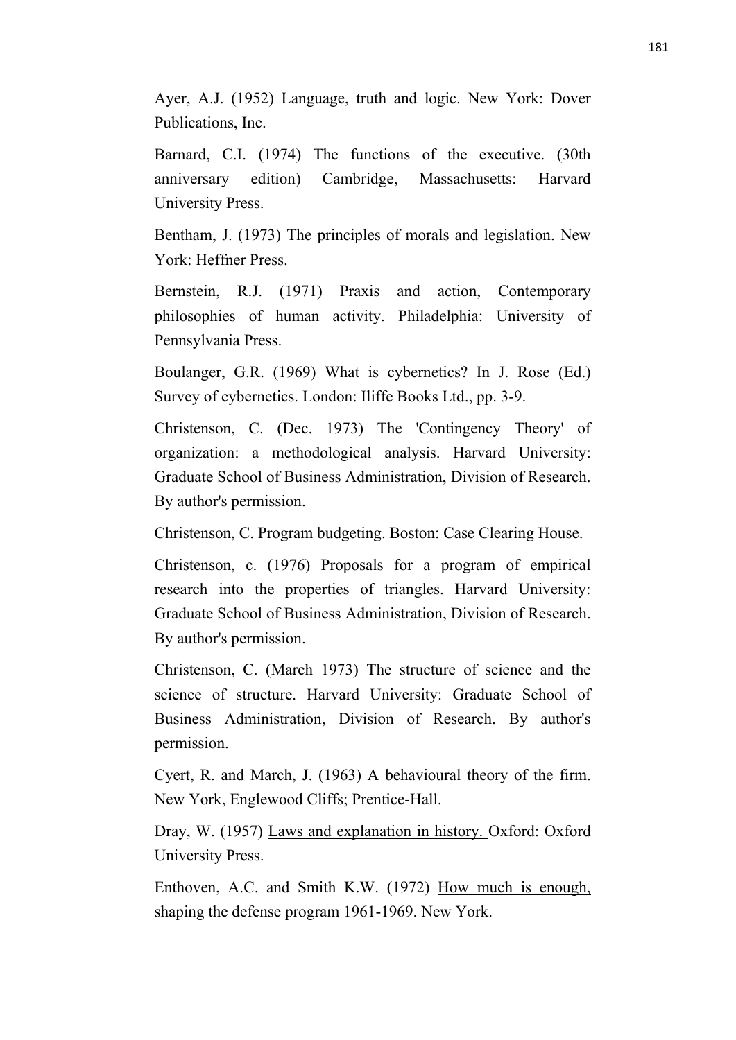Ayer, A.J. (1952) Language, truth and logic. New York: Dover Publications, Inc.

Barnard, C.I. (1974) <u>The functions of the executive.</u> (30th anniversary edition) Cambridge, Massachusetts: Harvard University Press.

Bentham, J. (1973) The principles of morals and legislation. New York: Heffner Press.

Bernstein, R.J. (1971) Praxis and action, Contemporary philosophies of human activity. Philadelphia: University of Pennsylvania Press.

Boulanger, G.R. (1969) What is cybernetics? In J. Rose (Ed.) Survey of cybernetics. London: Iliffe Books Ltd., pp. 3-9.

Christenson, C. (Dec. 1973) The 'Contingency Theory' of organization: a methodological analysis. Harvard University: Graduate School of Business Administration, Division of Research. By author's permission.

Christenson, C. Program budgeting. Boston: Case Clearing House.

Christenson, c. (1976) Proposals for a program of empirical research into the properties of triangles. Harvard University: Graduate School of Business Administration, Division of Research. By author's permission.

Christenson, C. (March 1973) The structure of science and the science of structure. Harvard University: Graduate School of Business Administration, Division of Research. By author's permission.

Cyert, R. and March, J. (1963) A behavioural theory of the firm. New York, Englewood Cliffs; Prentice-Hall.

Dray, W. (1957) <u>Laws and explanation in history.</u> Oxford: Oxford University Press.

Enthoven, A.C. and Smith K.W. (1972) <u>How much is enough, shaping the</u> defense program 1961-1969. New York.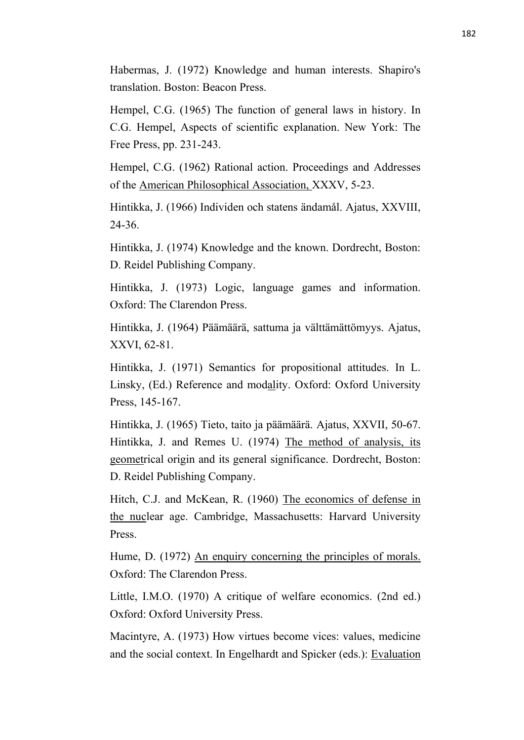Habermas, J. (1972) Knowledge and human interests. Shapiro's translation. Boston: Beacon Press.

Hempel, C.G. (1965) The function of general laws in history. In C.G. Hempel, Aspects of scientific explanation. New York: The Free Press, pp. 231-243.

Hempel, C.G. (1962) Rational action. Proceedings and Addresses of the American Philosophical Association, XXXV, 5-23.

Hintikka, J. (1966) Individen och statens ändamål. Ajatus, XXVIII, 24-36.

Hintikka, J. (1974) Knowledge and the known. Dordrecht, Boston: D. Reidel Publishing Company.

Hintikka, J. (1973) Logic, language games and information. Oxford: The Clarendon Press.

Hintikka, J. (1964) Päämäärä, sattuma ja välttämättömyys. Ajatus, XXVI, 62-81.

Hintikka, J. (1971) Semantics for propositional attitudes. In L. Linsky, (Ed.) Reference and modality. Oxford: Oxford University Press, 145-167.

Hintikka, J. (1965) Tieto, taito ja päämäärä. Ajatus, XXVII, 50-67.
Hintikka, J. and Remes U. (1974) The method of analysis, its geometrical origin and its general significance. Dordrecht, Boston: D. Reidel Publishing Company.

Hitch, C.J. and McKean, R. (1960) The economics of defense in the nuclear age. Cambridge, Massachusetts: Harvard University Press.

Hume, D. (1972) An enquiry concerning the principles of morals. Oxford: The Clarendon Press.

Little, I.M.O. (1970) A critique of welfare economics. (2nd ed.) Oxford: Oxford University Press.

Macintyre, A. (1973) How virtues become vices: values, medicine and the social context. In Engelhardt and Spicker (eds.): Evaluation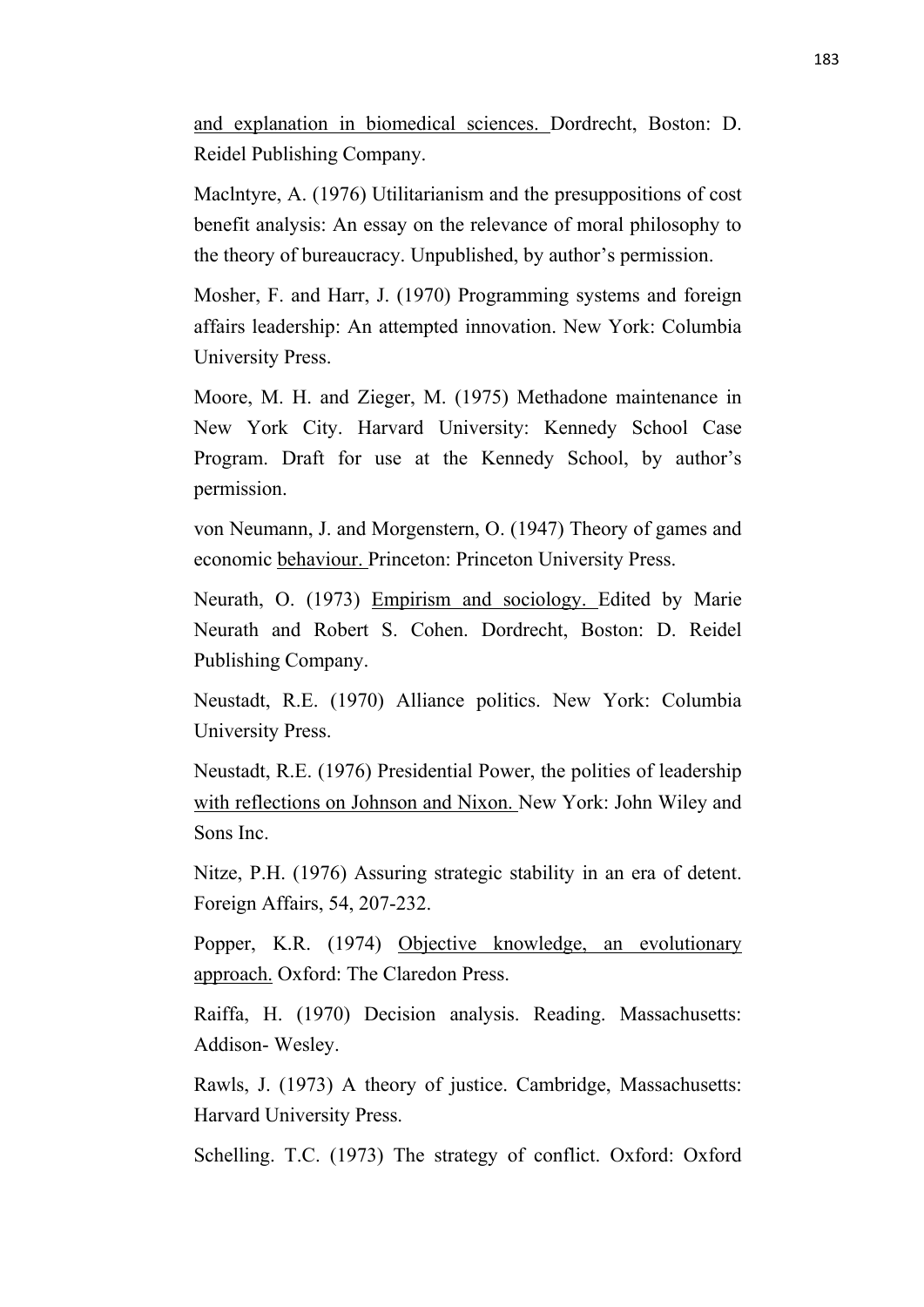and explanation in biomedical sciences. Dordrecht, Boston: D. Reidel Publishing Company.

Maclntyre, A. (1976) Utilitarianism and the presuppositions of cost benefit analysis: An essay on the relevance of moral philosophy to the theory of bureaucracy. Unpublished, by author's permission.

Mosher, F. and Harr, J. (1970) Programming systems and foreign affairs leadership: An attempted innovation. New York: Columbia University Press.

Moore, M. H. and Zieger, M. (1975) Methadone maintenance in New York City. Harvard University: Kennedy School Case Program. Draft for use at the Kennedy School, by author's permission.

von Neumann, J. and Morgenstern, O. (1947) Theory of games and economic behaviour. Princeton: Princeton University Press.

Neurath, O. (1973) Empirism and sociology. Edited by Marie Neurath and Robert S. Cohen. Dordrecht, Boston: D. Reidel Publishing Company.

Neustadt, R.E. (1970) Alliance politics. New York: Columbia University Press.

Neustadt, R.E. (1976) Presidential Power, the polities of leadership with reflections on Johnson and Nixon. New York: John Wiley and Sons Inc.

Nitze, P.H. (1976) Assuring strategic stability in an era of detent. Foreign Affairs, 54, 207-232.

Popper, K.R. (1974) Objective knowledge, an evolutionary approach. Oxford: The Claredon Press.

Raiffa, H. (1970) Decision analysis. Reading. Massachusetts: Addison- Wesley.

Rawls, J. (1973) A theory of justice. Cambridge, Massachusetts: Harvard University Press.

Schelling. T.C. (1973) The strategy of conflict. Oxford: Oxford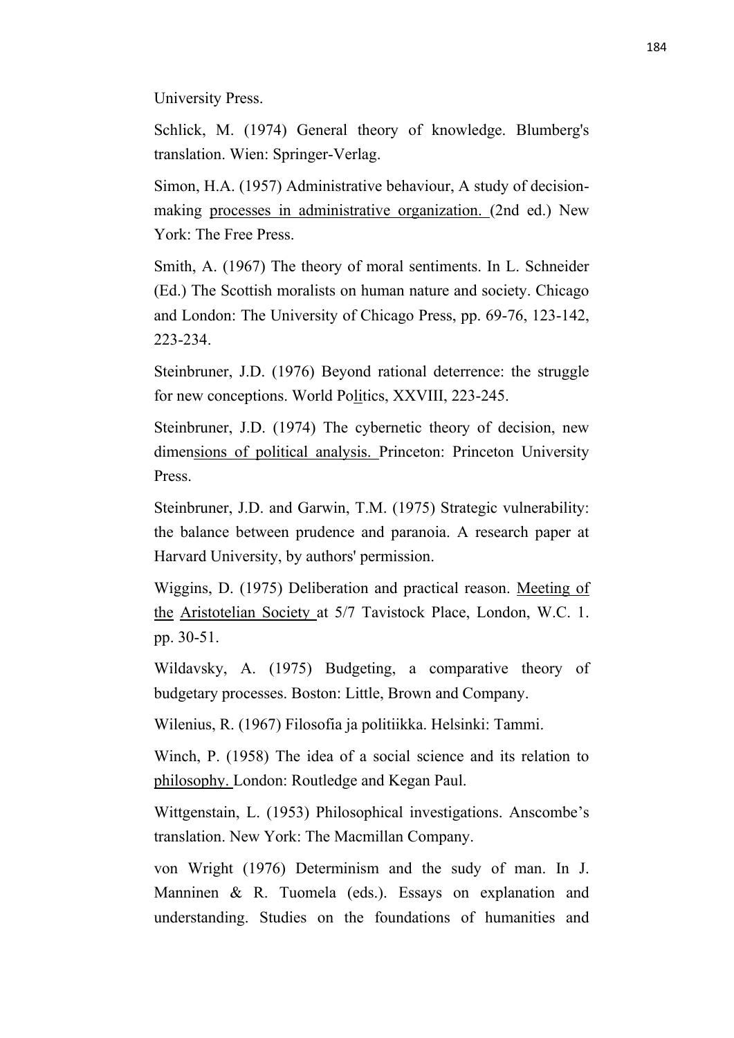University Press.

Schlick, M. (1974) General theory of knowledge. Blumberg's translation. Wien: Springer-Verlag.

Simon, H.A. (1957) Administrative behaviour, A study of decision-making processes in administrative organization. (2nd ed.) New York: The Free Press.

Smith, A. (1967) The theory of moral sentiments. In L. Schneider (Ed.) The Scottish moralists on human nature and society. Chicago and London: The University of Chicago Press, pp. 69-76, 123-142, 223-234.

Steinbruner, J.D. (1976) Beyond rational deterrence: the struggle for new conceptions. World Politics, XXVIII, 223-245.

Steinbruner, J.D. (1974) The cybernetic theory of decision, new dimensions of political analysis. Princeton: Princeton University Press.

Steinbruner, J.D. and Garwin, T.M. (1975) Strategic vulnerability: the balance between prudence and paranoia. A research paper at Harvard University, by authors' permission.

Wiggins, D. (1975) Deliberation and practical reason. Meeting of the Aristotelian Society at 5/7 Tavistock Place, London, W.C. 1. pp. 30-51.

Wildavsky, A. (1975) Budgeting, a comparative theory of budgetary processes. Boston: Little, Brown and Company.

Wilenius, R. (1967) Filosofia ja politiikka. Helsinki: Tammi.

Winch, P. (1958) The idea of a social science and its relation to philosophy. London: Routledge and Kegan Paul.

Wittgenstain, L. (1953) Philosophical investigations. Anscombe's translation. New York: The Macmillan Company.

von Wright (1976) Determinism and the sudy of man. In J. Manninen & R. Tuomela (eds.). Essays on explanation and understanding. Studies on the foundations of humanities and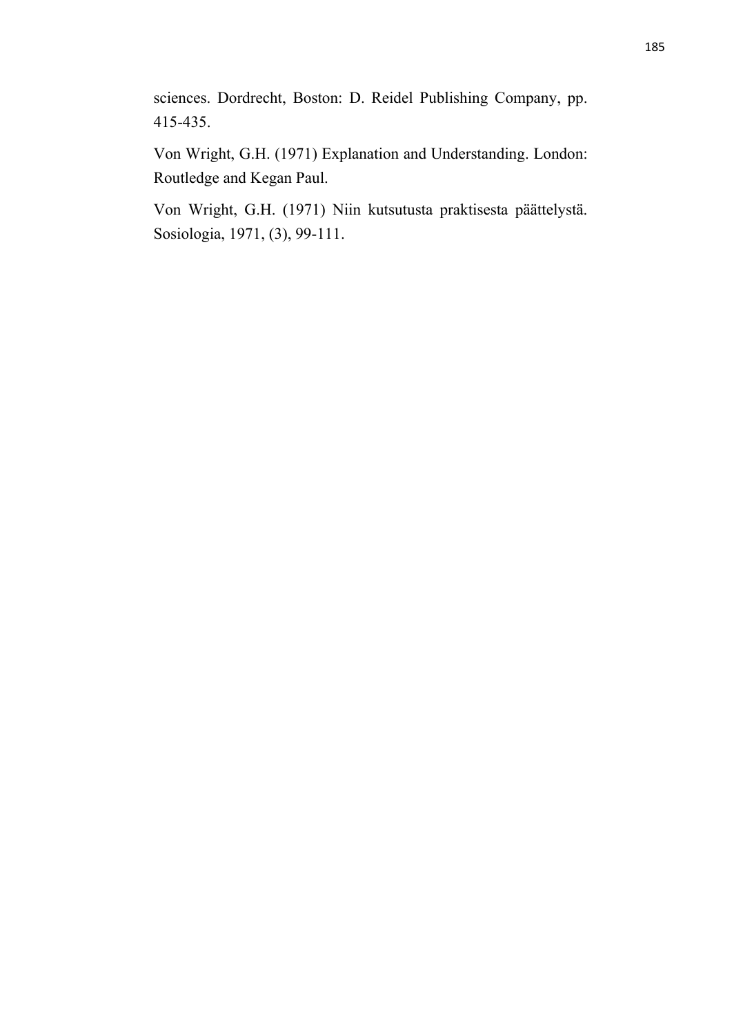sciences. Dordrecht, Boston: D. Reidel Publishing Company, pp. 415-435.

Von Wright, G.H. (1971) Explanation and Understanding. London: Routledge and Kegan Paul.

Von Wright, G.H. (1971) Niin kutsutusta praktisesta päättelystä. Sosiologia, 1971, (3), 99-111.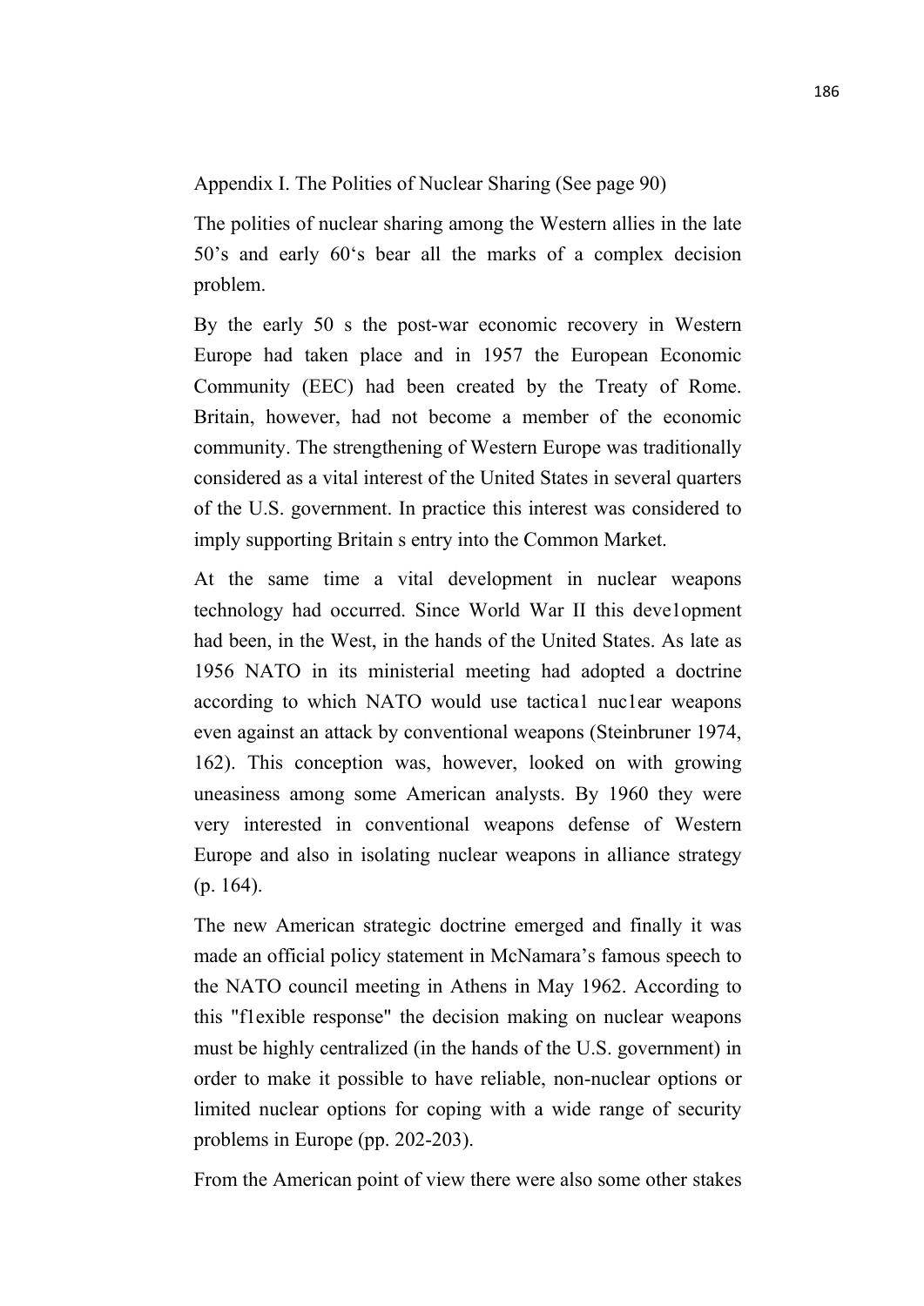## Appendix I. The Polities of Nuclear Sharing (See page 90)

The polities of nuclear sharing among the Western allies in the late 50's and early 60's bear all the marks of a complex decision problem.

By the early 50 s the post-war economic recovery in Western Europe had taken place and in 1957 the European Economic Community (EEC) had been created by the Treaty of Rome. Britain, however, had not become a member of the economic community. The strengthening of Western Europe was traditionally considered as a vital interest of the United States in several quarters of the U.S. government. In practice this interest was considered to imply supporting Britain s entry into the Common Market.

At the same time a vital development in nuclear weapons technology had occurred. Since World War II this deve1opment had been, in the West, in the hands of the United States. As late as 1956 NATO in its ministerial meeting had adopted a doctrine according to which NATO would use tactica1 nuc1ear weapons even against an attack by conventional weapons (Steinbruner 1974, 162). This conception was, however, looked on with growing uneasiness among some American analysts. By 1960 they were very interested in conventional weapons defense of Western Europe and also in isolating nuclear weapons in alliance strategy (p. 164).

The new American strategic doctrine emerged and finally it was made an official policy statement in McNamara's famous speech to the NATO council meeting in Athens in May 1962. According to this "f1exible response" the decision making on nuclear weapons must be highly centralized (in the hands of the U.S. government) in order to make it possible to have reliable, non-nuclear options or limited nuclear options for coping with a wide range of security problems in Europe (pp. 202-203).

From the American point of view there were also some other stakes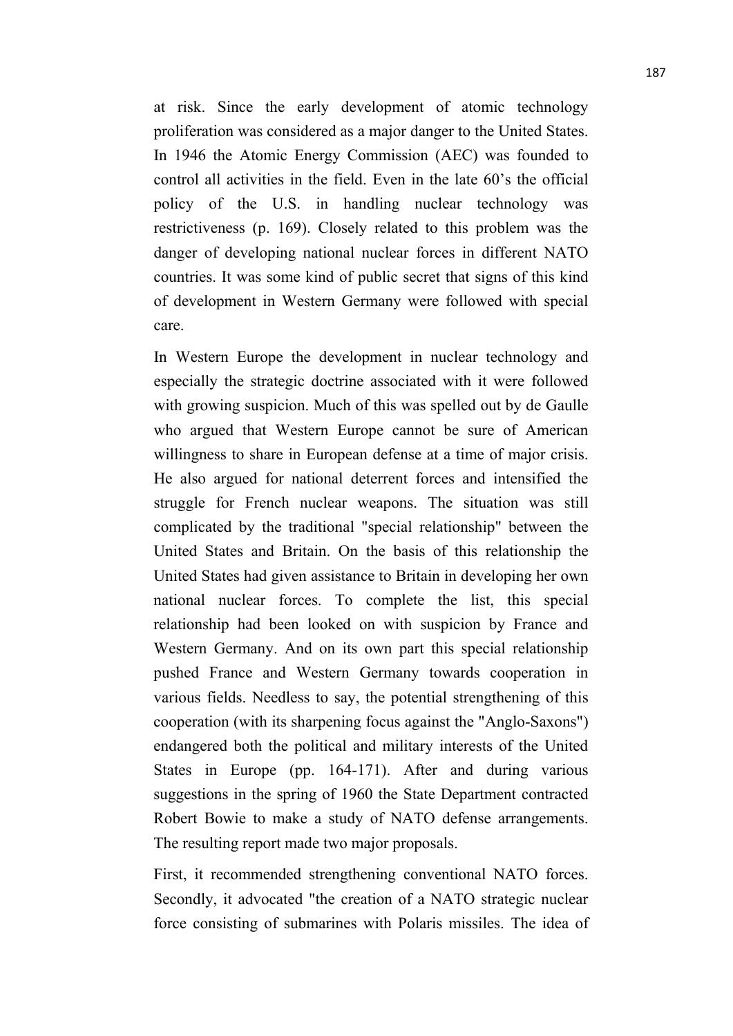at risk. Since the early development of atomic technology proliferation was considered as a major danger to the United States. In 1946 the Atomic Energy Commission (AEC) was founded to control all activities in the field. Even in the late 60's the official policy of the U.S. in handling nuclear technology was restrictiveness (p. 169). Closely related to this problem was the danger of developing national nuclear forces in different NATO countries. It was some kind of public secret that signs of this kind of development in Western Germany were followed with special care.

In Western Europe the development in nuclear technology and especially the strategic doctrine associated with it were followed with growing suspicion. Much of this was spelled out by de Gaulle who argued that Western Europe cannot be sure of American willingness to share in European defense at a time of major crisis. He also argued for national deterrent forces and intensified the struggle for French nuclear weapons. The situation was still complicated by the traditional "special relationship" between the United States and Britain. On the basis of this relationship the United States had given assistance to Britain in developing her own national nuclear forces. To complete the list, this special relationship had been looked on with suspicion by France and Western Germany. And on its own part this special relationship pushed France and Western Germany towards cooperation in various fields. Needless to say, the potential strengthening of this cooperation (with its sharpening focus against the "Anglo-Saxons") endangered both the political and military interests of the United States in Europe (pp. 164-171). After and during various suggestions in the spring of 1960 the State Department contracted Robert Bowie to make a study of NATO defense arrangements. The resulting report made two major proposals.

First, it recommended strengthening conventional NATO forces. Secondly, it advocated "the creation of a NATO strategic nuclear force consisting of submarines with Polaris missiles. The idea of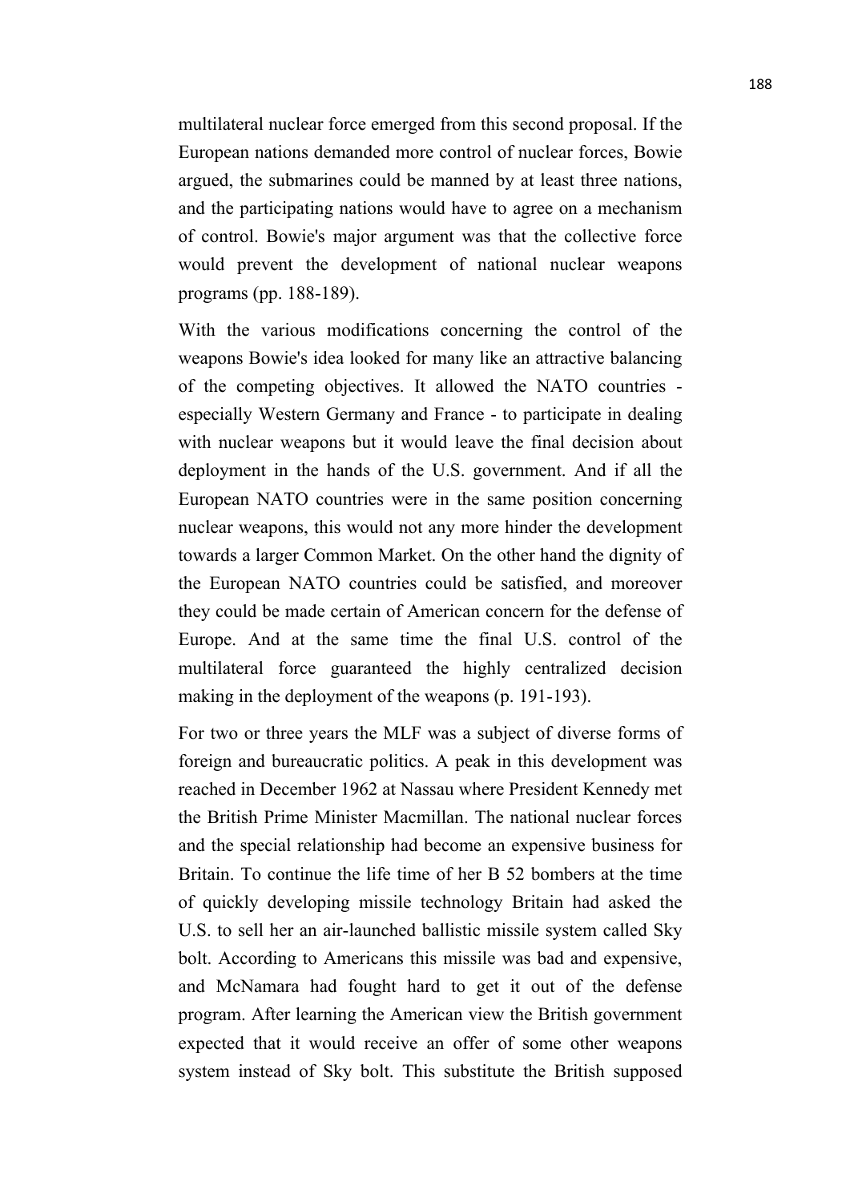multilateral nuclear force emerged from this second proposal. If the European nations demanded more control of nuclear forces, Bowie argued, the submarines could be manned by at least three nations, and the participating nations would have to agree on a mechanism of control. Bowie's major argument was that the collective force would prevent the development of national nuclear weapons programs (pp. 188-189).

With the various modifications concerning the control of the weapons Bowie's idea looked for many like an attractive balancing of the competing objectives. It allowed the NATO countries - especially Western Germany and France - to participate in dealing with nuclear weapons but it would leave the final decision about deployment in the hands of the U.S. government. And if all the European NATO countries were in the same position concerning nuclear weapons, this would not any more hinder the development towards a larger Common Market. On the other hand the dignity of the European NATO countries could be satisfied, and moreover they could be made certain of American concern for the defense of Europe. And at the same time the final U.S. control of the multilateral force guaranteed the highly centralized decision making in the deployment of the weapons (p. 191-193).

For two or three years the MLF was a subject of diverse forms of foreign and bureaucratic politics. A peak in this development was reached in December 1962 at Nassau where President Kennedy met the British Prime Minister Macmillan. The national nuclear forces and the special relationship had become an expensive business for Britain. To continue the life time of her B 52 bombers at the time of quickly developing missile technology Britain had asked the U.S. to sell her an air-launched ballistic missile system called Sky bolt. According to Americans this missile was bad and expensive, and McNamara had fought hard to get it out of the defense program. After learning the American view the British government expected that it would receive an offer of some other weapons system instead of Sky bolt. This substitute the British supposed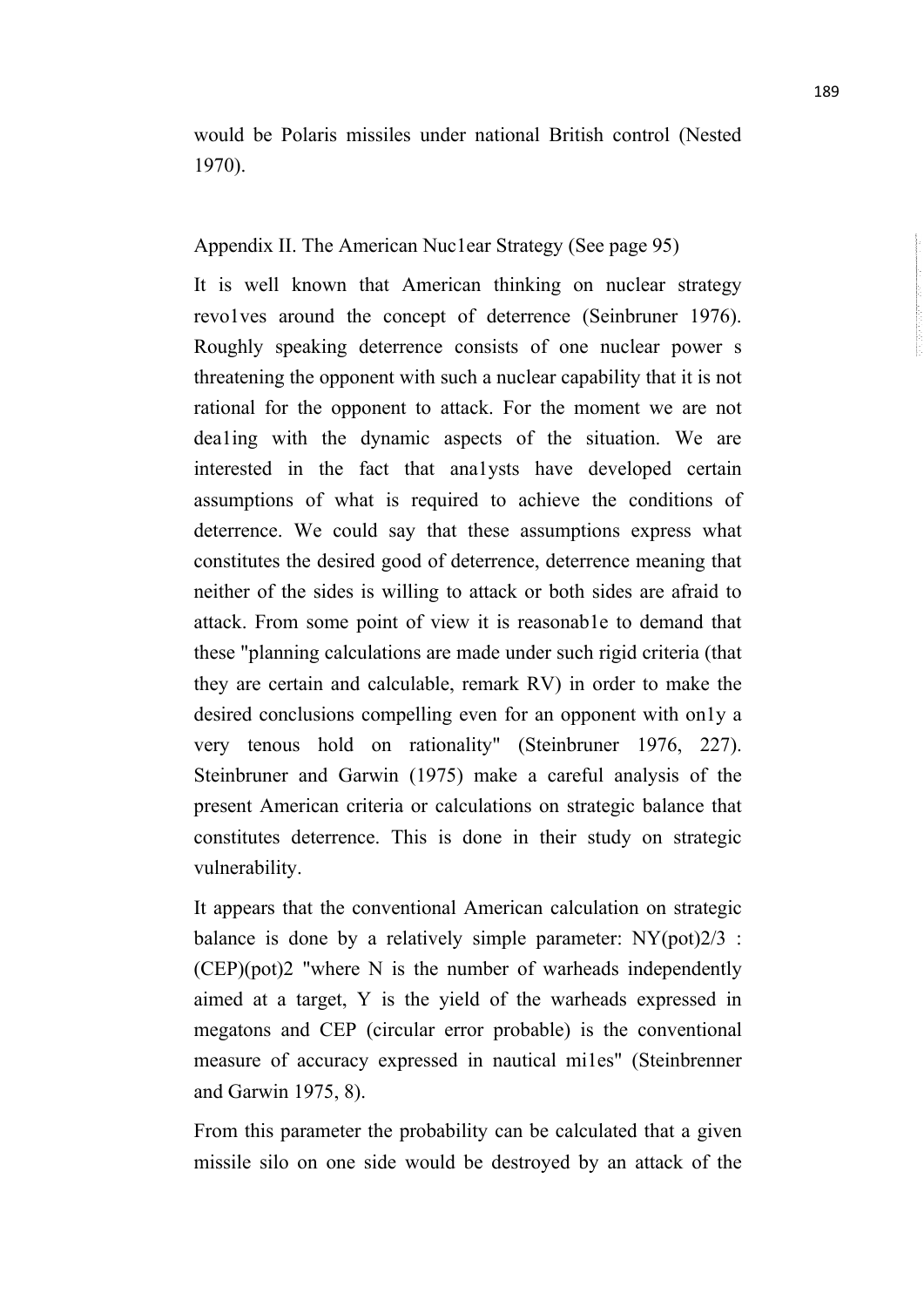would be Polaris missiles under national British control (Nested 1970).

## Appendix II. The American Nuc1ear Strategy (See page 95)

It is well known that American thinking on nuclear strategy revo1ves around the concept of deterrence (Seinbruner 1976). Roughly speaking deterrence consists of one nuclear power s threatening the opponent with such a nuclear capability that it is not rational for the opponent to attack. For the moment we are not dea1ing with the dynamic aspects of the situation. We are interested in the fact that ana1ysts have developed certain assumptions of what is required to achieve the conditions of deterrence. We could say that these assumptions express what constitutes the desired good of deterrence, deterrence meaning that neither of the sides is willing to attack or both sides are afraid to attack. From some point of view it is reasonab1e to demand that these "planning calculations are made under such rigid criteria (that they are certain and calculable, remark RV) in order to make the desired conclusions compelling even for an opponent with on1y a very tenous hold on rationality" (Steinbruner 1976, 227). Steinbruner and Garwin (1975) make a careful analysis of the present American criteria or calculations on strategic balance that constitutes deterrence. This is done in their study on strategic vulnerability.

It appears that the conventional American calculation on strategic balance is done by a relatively simple parameter: NY(pot)2/3 : (CEP)(pot)2 "where N is the number of warheads independently aimed at a target, Y is the yield of the warheads expressed in megatons and CEP (circular error probable) is the conventional measure of accuracy expressed in nautical mi1es" (Steinbrenner and Garwin 1975, 8).

From this parameter the probability can be calculated that a given missile silo on one side would be destroyed by an attack of the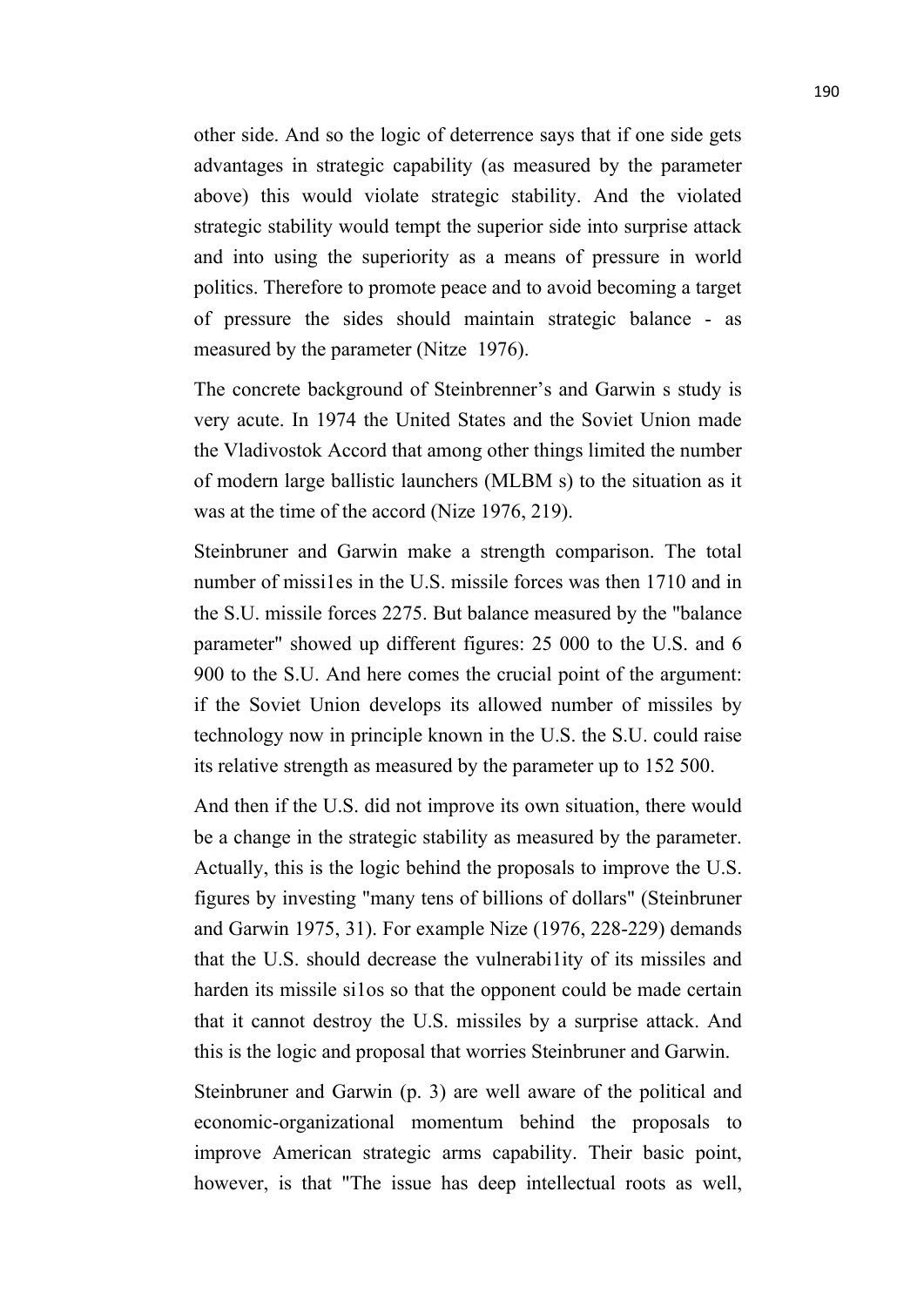other side. And so the logic of deterrence says that if one side gets advantages in strategic capability (as measured by the parameter above) this would violate strategic stability. And the violated strategic stability would tempt the superior side into surprise attack and into using the superiority as a means of pressure in world politics. Therefore to promote peace and to avoid becoming a target of pressure the sides should maintain strategic balance - as measured by the parameter (Nitze 1976).

The concrete background of Steinbrenner's and Garwin s study is very acute. In 1974 the United States and the Soviet Union made the Vladivostok Accord that among other things limited the number of modern large ballistic launchers (MLBM s) to the situation as it was at the time of the accord (Nize 1976, 219).

Steinbruner and Garwin make a strength comparison. The total number of missi1es in the U.S. missile forces was then 1710 and in the S.U. missile forces 2275. But balance measured by the "balance parameter" showed up different figures: 25 000 to the U.S. and 6 900 to the S.U. And here comes the crucial point of the argument: if the Soviet Union develops its allowed number of missiles by technology now in principle known in the U.S. the S.U. could raise its relative strength as measured by the parameter up to 152 500.

And then if the U.S. did not improve its own situation, there would be a change in the strategic stability as measured by the parameter. Actually, this is the logic behind the proposals to improve the U.S. figures by investing "many tens of billions of dollars" (Steinbruner and Garwin 1975, 31). For example Nize (1976, 228-229) demands that the U.S. should decrease the vulnerabi1ity of its missiles and harden its missile si1os so that the opponent could be made certain that it cannot destroy the U.S. missiles by a surprise attack. And this is the logic and proposal that worries Steinbruner and Garwin.

Steinbruner and Garwin (p. 3) are well aware of the political and economic-organizational momentum behind the proposals to improve American strategic arms capability. Their basic point, however, is that "The issue has deep intellectual roots as well,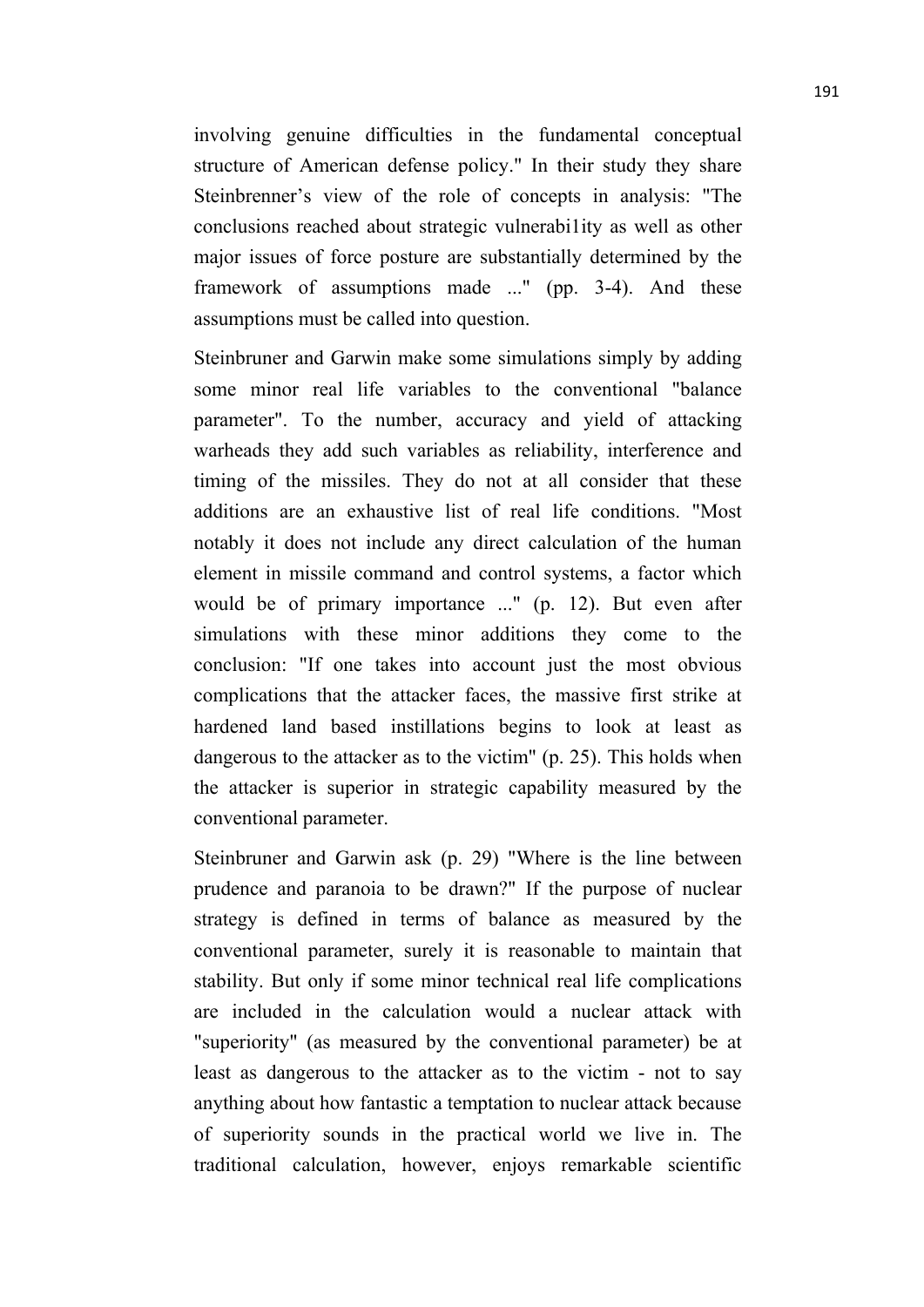involving genuine difficulties in the fundamental conceptual structure of American defense policy." In their study they share Steinbrenner's view of the role of concepts in analysis: "The conclusions reached about strategic vulnerabi1ity as well as other major issues of force posture are substantially determined by the framework of assumptions made ..." (pp. 3-4). And these assumptions must be called into question.

Steinbruner and Garwin make some simulations simply by adding some minor real life variables to the conventional "balance parameter". To the number, accuracy and yield of attacking warheads they add such variables as reliability, interference and timing of the missiles. They do not at all consider that these additions are an exhaustive list of real life conditions. "Most notably it does not include any direct calculation of the human element in missile command and control systems, a factor which would be of primary importance ..." (p. 12). But even after simulations with these minor additions they come to the conclusion: "If one takes into account just the most obvious complications that the attacker faces, the massive first strike at hardened land based instillations begins to look at least as dangerous to the attacker as to the victim" (p. 25). This holds when the attacker is superior in strategic capability measured by the conventional parameter.

Steinbruner and Garwin ask (p. 29) "Where is the line between prudence and paranoia to be drawn?" If the purpose of nuclear strategy is defined in terms of balance as measured by the conventional parameter, surely it is reasonable to maintain that stability. But only if some minor technical real life complications are included in the calculation would a nuclear attack with "superiority" (as measured by the conventional parameter) be at least as dangerous to the attacker as to the victim - not to say anything about how fantastic a temptation to nuclear attack because of superiority sounds in the practical world we live in. The traditional calculation, however, enjoys remarkable scientific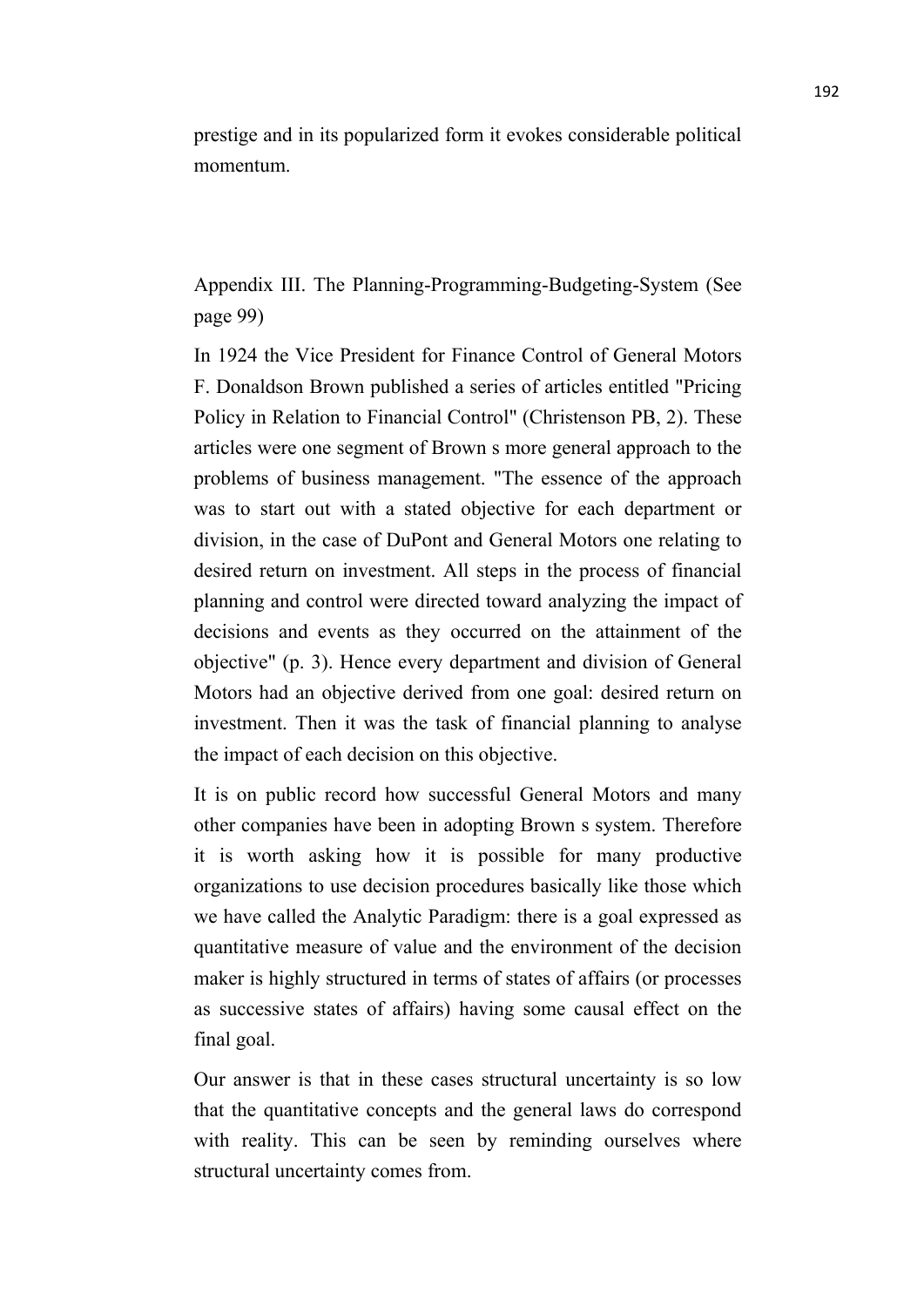prestige and in its popularized form it evokes considerable political momentum.

## Appendix III. The Planning-Programming-Budgeting-System (See page 99)

In 1924 the Vice President for Finance Control of General Motors F. Donaldson Brown published a series of articles entitled "Pricing Policy in Relation to Financial Control" (Christenson PB, 2). These articles were one segment of Brown s more general approach to the problems of business management. "The essence of the approach was to start out with a stated objective for each department or division, in the case of DuPont and General Motors one relating to desired return on investment. All steps in the process of financial planning and control were directed toward analyzing the impact of decisions and events as they occurred on the attainment of the objective" (p. 3). Hence every department and division of General Motors had an objective derived from one goal: desired return on investment. Then it was the task of financial planning to analyse the impact of each decision on this objective.

It is on public record how successful General Motors and many other companies have been in adopting Brown s system. Therefore it is worth asking how it is possible for many productive organizations to use decision procedures basically like those which we have called the Analytic Paradigm: there is a goal expressed as quantitative measure of value and the environment of the decision maker is highly structured in terms of states of affairs (or processes as successive states of affairs) having some causal effect on the final goal.

Our answer is that in these cases structural uncertainty is so low that the quantitative concepts and the general laws do correspond with reality. This can be seen by reminding ourselves where structural uncertainty comes from.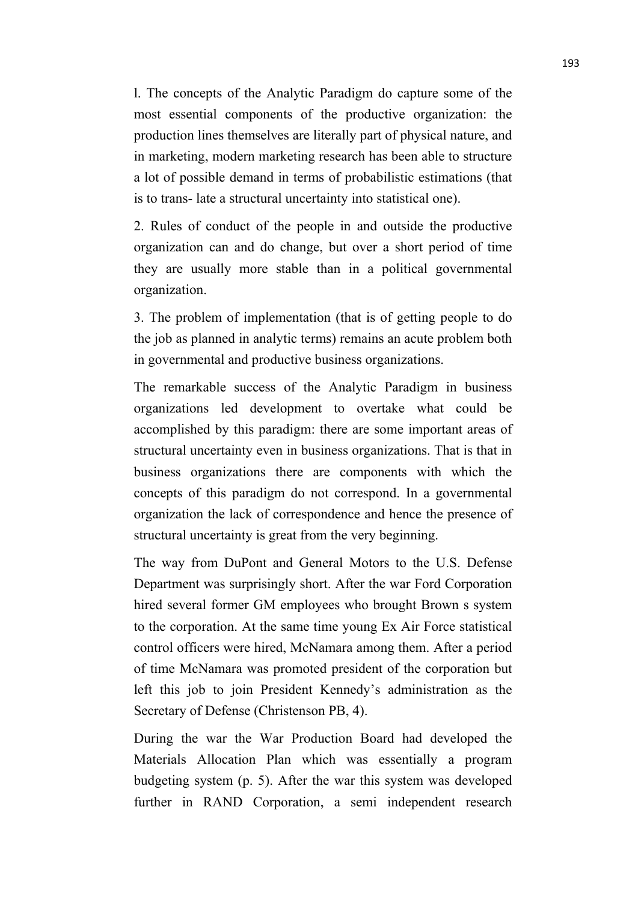l. The concepts of the Analytic Paradigm do capture some of the most essential components of the productive organization: the production lines themselves are literally part of physical nature, and in marketing, modern marketing research has been able to structure a lot of possible demand in terms of probabilistic estimations (that is to trans- late a structural uncertainty into statistical one).

2. Rules of conduct of the people in and outside the productive organization can and do change, but over a short period of time they are usually more stable than in a political governmental organization.

3. The problem of implementation (that is of getting people to do the job as planned in analytic terms) remains an acute problem both in governmental and productive business organizations.

The remarkable success of the Analytic Paradigm in business organizations led development to overtake what could be accomplished by this paradigm: there are some important areas of structural uncertainty even in business organizations. That is that in business organizations there are components with which the concepts of this paradigm do not correspond. In a governmental organization the lack of correspondence and hence the presence of structural uncertainty is great from the very beginning.

The way from DuPont and General Motors to the U.S. Defense Department was surprisingly short. After the war Ford Corporation hired several former GM employees who brought Brown s system to the corporation. At the same time young Ex Air Force statistical control officers were hired, McNamara among them. After a period of time McNamara was promoted president of the corporation but left this job to join President Kennedy's administration as the Secretary of Defense (Christenson PB, 4).

During the war the War Production Board had developed the Materials Allocation Plan which was essentially a program budgeting system (p. 5). After the war this system was developed further in RAND Corporation, a semi independent research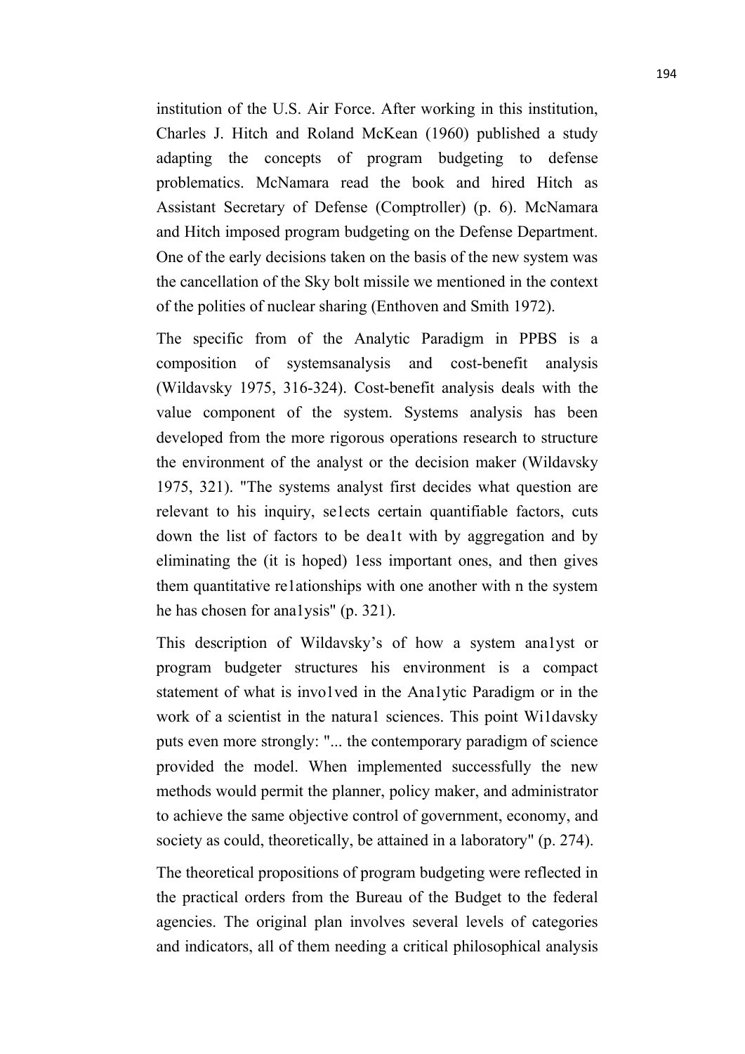institution of the U.S. Air Force. After working in this institution, Charles J. Hitch and Roland McKean (1960) published a study adapting the concepts of program budgeting to defense problematics. McNamara read the book and hired Hitch as Assistant Secretary of Defense (Comptroller) (p. 6). McNamara and Hitch imposed program budgeting on the Defense Department. One of the early decisions taken on the basis of the new system was the cancellation of the Sky bolt missile we mentioned in the context of the polities of nuclear sharing (Enthoven and Smith 1972).

The specific from of the Analytic Paradigm in PPBS is a composition of systemsanalysis and cost-benefit analysis (Wildavsky 1975, 316-324). Cost-benefit analysis deals with the value component of the system. Systems analysis has been developed from the more rigorous operations research to structure the environment of the analyst or the decision maker (Wildavsky 1975, 321). "The systems analyst first decides what question are relevant to his inquiry, se1ects certain quantifiable factors, cuts down the list of factors to be dea1t with by aggregation and by eliminating the (it is hoped) 1ess important ones, and then gives them quantitative re1ationships with one another with n the system he has chosen for ana1ysis" (p. 321).

This description of Wildavsky's of how a system ana1yst or program budgeter structures his environment is a compact statement of what is invo1ved in the Ana1ytic Paradigm or in the work of a scientist in the natura1 sciences. This point Wi1davsky puts even more strongly: "... the contemporary paradigm of science provided the model. When implemented successfully the new methods would permit the planner, policy maker, and administrator to achieve the same objective control of government, economy, and society as could, theoretically, be attained in a laboratory" (p. 274).

The theoretical propositions of program budgeting were reflected in the practical orders from the Bureau of the Budget to the federal agencies. The original plan involves several levels of categories and indicators, all of them needing a critical philosophical analysis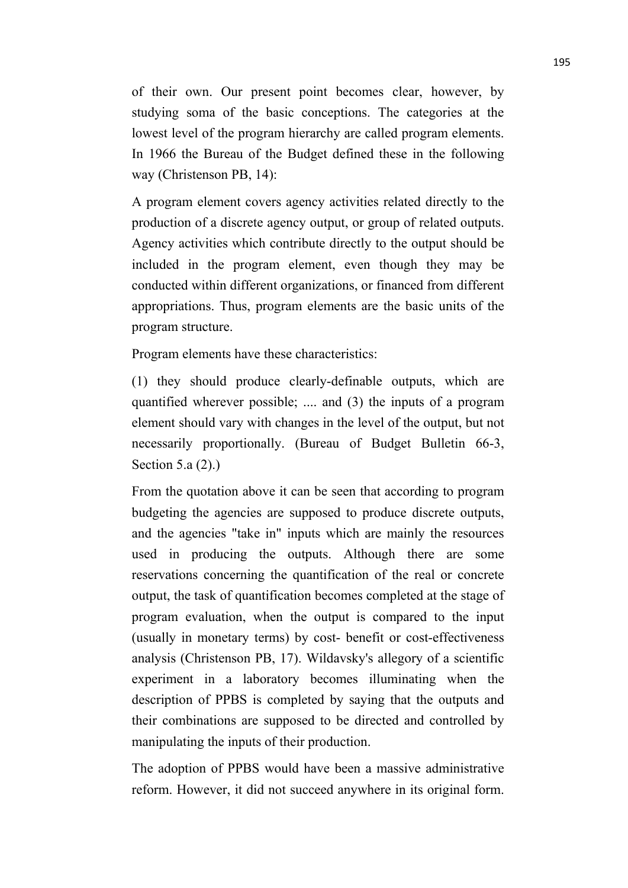of their own. Our present point becomes clear, however, by studying soma of the basic conceptions. The categories at the lowest level of the program hierarchy are called program elements. In 1966 the Bureau of the Budget defined these in the following way (Christenson PB, 14):

A program element covers agency activities related directly to the production of a discrete agency output, or group of related outputs. Agency activities which contribute directly to the output should be included in the program element, even though they may be conducted within different organizations, or financed from different appropriations. Thus, program elements are the basic units of the program structure.

Program elements have these characteristics:

(1) they should produce clearly-definable outputs, which are quantified wherever possible; .... and (3) the inputs of a program element should vary with changes in the level of the output, but not necessarily proportionally. (Bureau of Budget Bulletin 66-3, Section 5.a (2).)

From the quotation above it can be seen that according to program budgeting the agencies are supposed to produce discrete outputs, and the agencies "take in" inputs which are mainly the resources used in producing the outputs. Although there are some reservations concerning the quantification of the real or concrete output, the task of quantification becomes completed at the stage of program evaluation, when the output is compared to the input (usually in monetary terms) by cost- benefit or cost-effectiveness analysis (Christenson PB, 17). Wildavsky's allegory of a scientific experiment in a laboratory becomes illuminating when the description of PPBS is completed by saying that the outputs and their combinations are supposed to be directed and controlled by manipulating the inputs of their production.

The adoption of PPBS would have been a massive administrative reform. However, it did not succeed anywhere in its original form.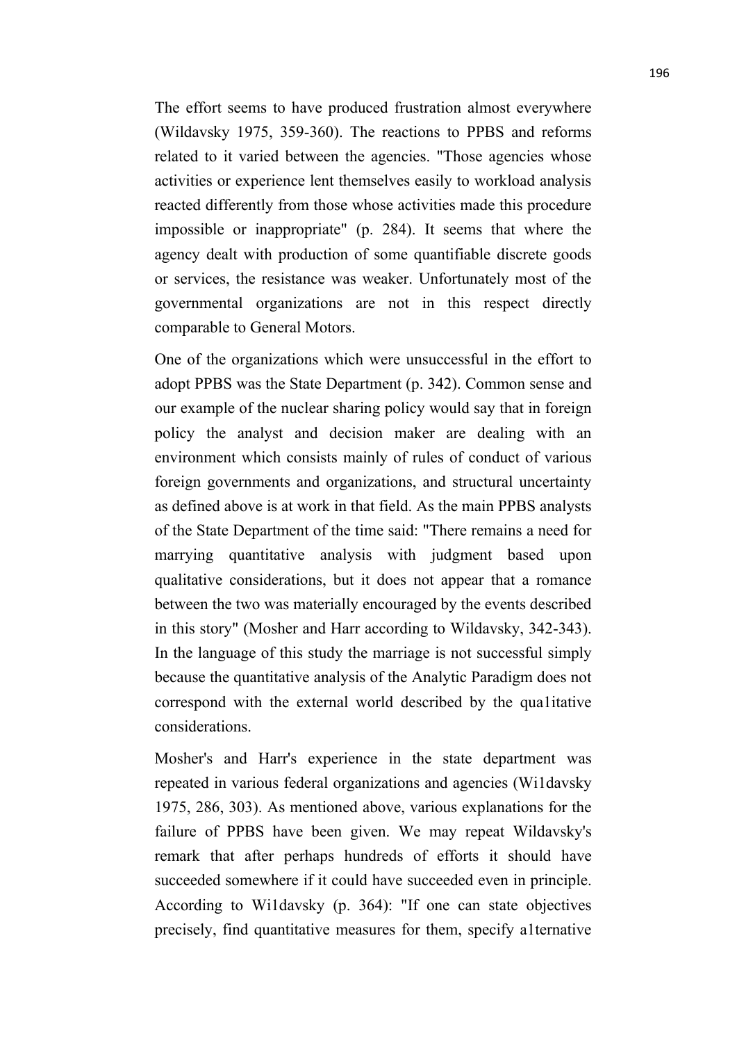The effort seems to have produced frustration almost everywhere (Wildavsky 1975, 359-360). The reactions to PPBS and reforms related to it varied between the agencies. "Those agencies whose activities or experience lent themselves easily to workload analysis reacted differently from those whose activities made this procedure impossible or inappropriate" (p. 284). It seems that where the agency dealt with production of some quantifiable discrete goods or services, the resistance was weaker. Unfortunately most of the governmental organizations are not in this respect directly comparable to General Motors.

One of the organizations which were unsuccessful in the effort to adopt PPBS was the State Department (p. 342). Common sense and our example of the nuclear sharing policy would say that in foreign policy the analyst and decision maker are dealing with an environment which consists mainly of rules of conduct of various foreign governments and organizations, and structural uncertainty as defined above is at work in that field. As the main PPBS analysts of the State Department of the time said: "There remains a need for marrying quantitative analysis with judgment based upon qualitative considerations, but it does not appear that a romance between the two was materially encouraged by the events described in this story" (Mosher and Harr according to Wildavsky, 342-343). In the language of this study the marriage is not successful simply because the quantitative analysis of the Analytic Paradigm does not correspond with the external world described by the qua1itative considerations.

Mosher's and Harr's experience in the state department was repeated in various federal organizations and agencies (Wi1davsky 1975, 286, 303). As mentioned above, various explanations for the failure of PPBS have been given. We may repeat Wildavsky's remark that after perhaps hundreds of efforts it should have succeeded somewhere if it could have succeeded even in principle. According to Wi1davsky (p. 364): "If one can state objectives precisely, find quantitative measures for them, specify a1ternative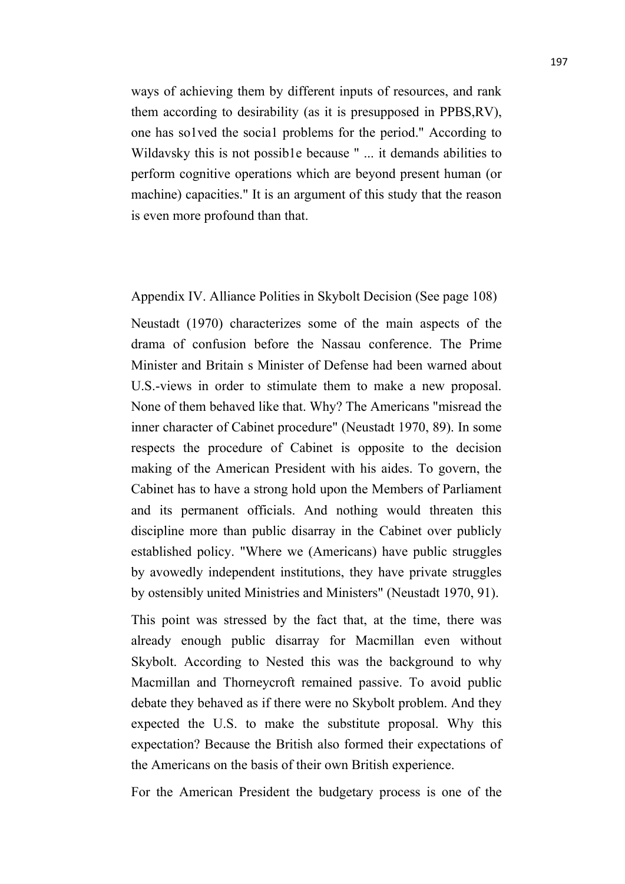ways of achieving them by different inputs of resources, and rank them according to desirability (as it is presupposed in PPBS,RV), one has so1ved the socia1 problems for the period." According to Wildavsky this is not possib1e because " ... it demands abilities to perform cognitive operations which are beyond present human (or machine) capacities." It is an argument of this study that the reason is even more profound than that.

## Appendix IV. Alliance Polities in Skybolt Decision (See page 108)

Neustadt (1970) characterizes some of the main aspects of the drama of confusion before the Nassau conference. The Prime Minister and Britain s Minister of Defense had been warned about U.S.-views in order to stimulate them to make a new proposal. None of them behaved like that. Why? The Americans "misread the inner character of Cabinet procedure" (Neustadt 1970, 89). In some respects the procedure of Cabinet is opposite to the decision making of the American President with his aides. To govern, the Cabinet has to have a strong hold upon the Members of Parliament and its permanent officials. And nothing would threaten this discipline more than public disarray in the Cabinet over publicly established policy. "Where we (Americans) have public struggles by avowedly independent institutions, they have private struggles by ostensibly united Ministries and Ministers" (Neustadt 1970, 91).

This point was stressed by the fact that, at the time, there was already enough public disarray for Macmillan even without Skybolt. According to Nested this was the background to why Macmillan and Thorneycroft remained passive. To avoid public debate they behaved as if there were no Skybolt problem. And they expected the U.S. to make the substitute proposal. Why this expectation? Because the British also formed their expectations of the Americans on the basis of their own British experience.

For the American President the budgetary process is one of the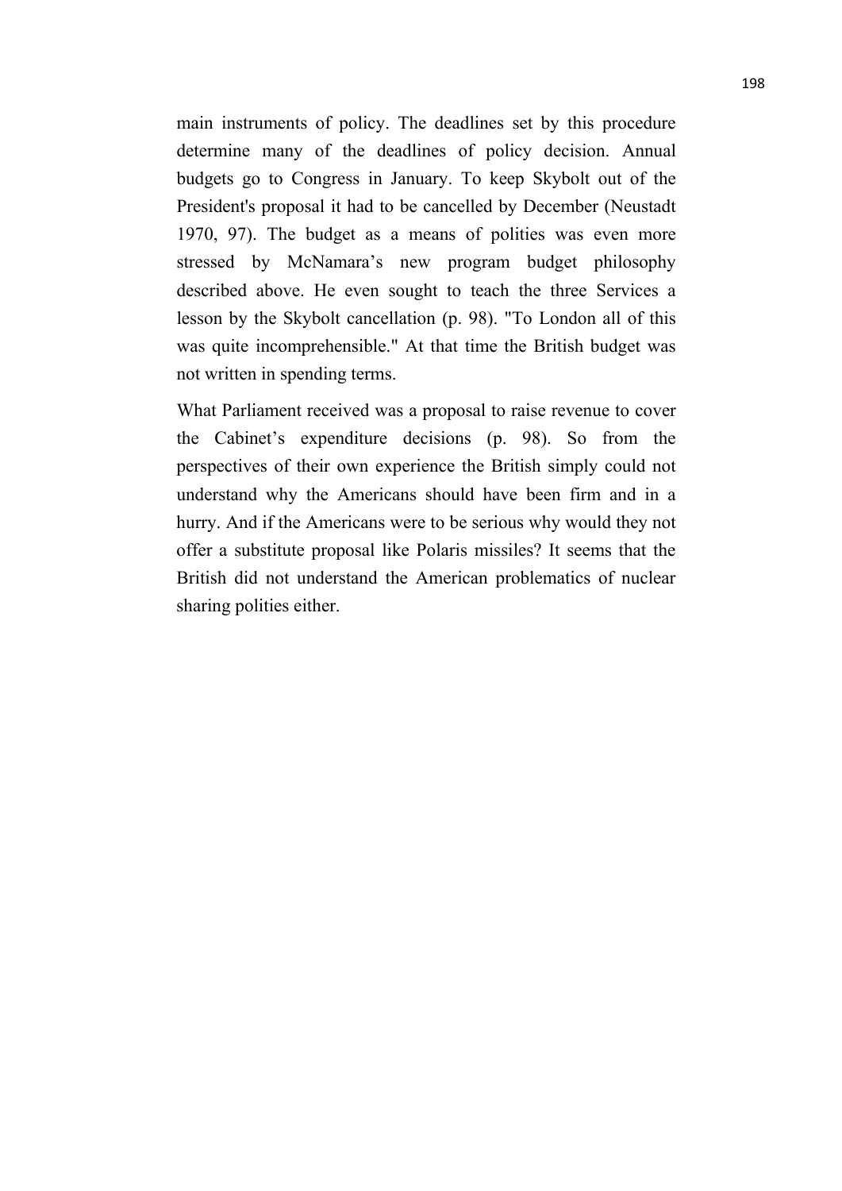main instruments of policy. The deadlines set by this procedure determine many of the deadlines of policy decision. Annual budgets go to Congress in January. To keep Skybolt out of the President's proposal it had to be cancelled by December (Neustadt 1970, 97). The budget as a means of polities was even more stressed by McNamara's new program budget philosophy described above. He even sought to teach the three Services a lesson by the Skybolt cancellation (p. 98). "To London all of this was quite incomprehensible." At that time the British budget was not written in spending terms.

What Parliament received was a proposal to raise revenue to cover the Cabinet's expenditure decisions (p. 98). So from the perspectives of their own experience the British simply could not understand why the Americans should have been firm and in a hurry. And if the Americans were to be serious why would they not offer a substitute proposal like Polaris missiles? It seems that the British did not understand the American problematics of nuclear sharing polities either.